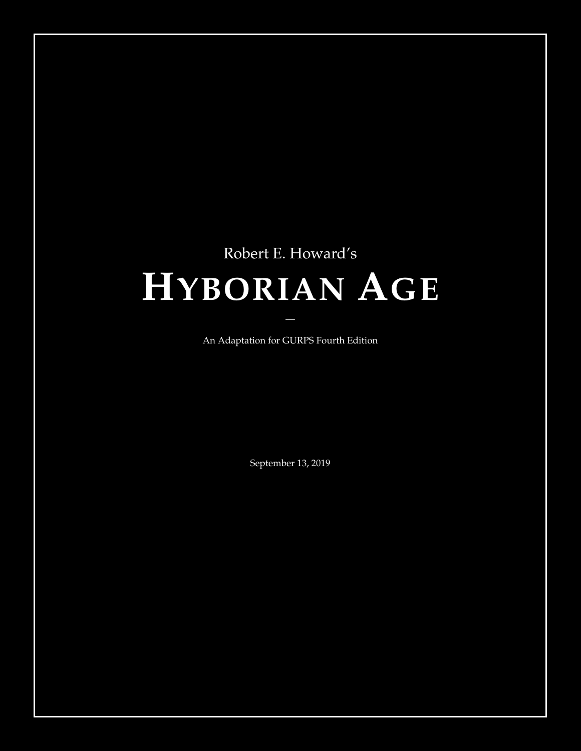Robert E. Howard's

# Hyborian Age

—

An Adaptation for GURPS Fourth Edition

September 13, 2019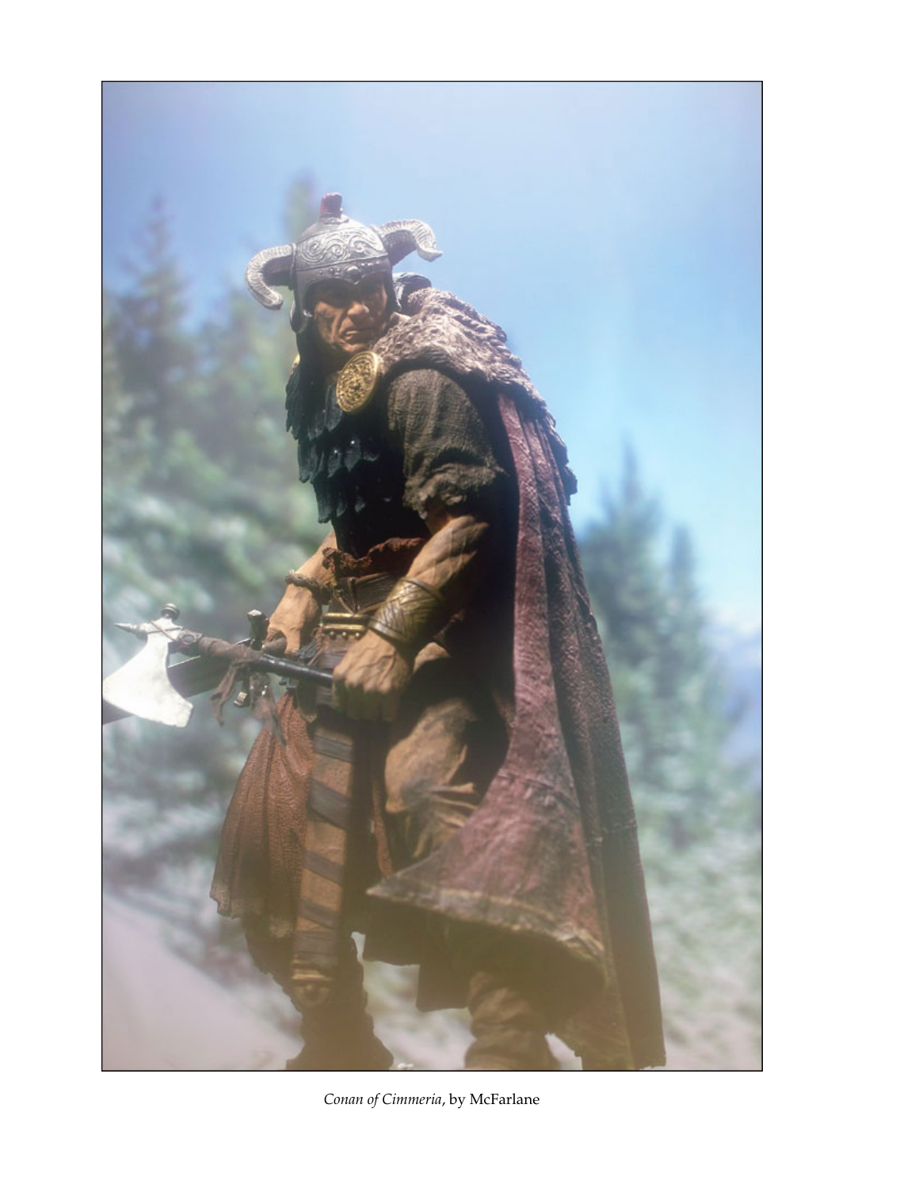*Conan of Cimmeria*, by McFarlane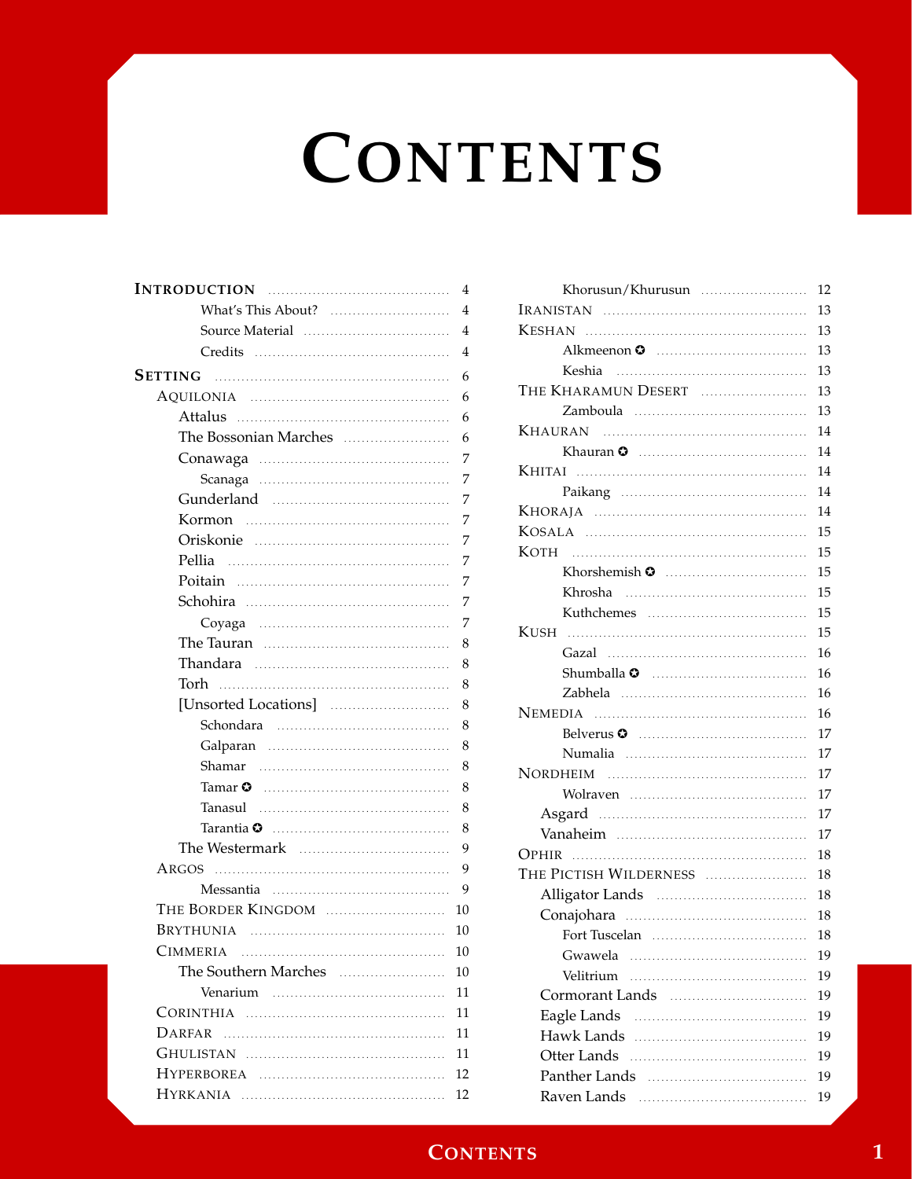# CONTENTS

- INTRODUCTION ........ 4
  - What's This About? ........ 4
  - Source Material ........ 4
  - Credits ........ 4
- SETTING ........ 6
  - AQUILONIA ........ 6
    - Attalus ........ 6
    - The Bossonian Marches ........ 6
    - Conawaga ........ 7
      - Scanaga ........ 7
    - Gunderland ........ 7
    - Kormon ........ 7
    - Oriskonie ........ 7
    - Pellia ........ 7
    - Poitain ........ 7
    - Schohira ........ 7
      - Coyaga ........ 7
    - The Tauran ........ 8
    - Thandara ........ 8
    - Torh ........ 8
    - [Unsorted Locations] ........ 8
      - Schondara ........ 8
      - Galparan ........ 8
      - Shamar ........ 8
      - Tamar ✪ ........ 8
      - Tanasul ........ 8
      - Tarantia ✪ ........ 8
    - The Westermark ........ 9
  - ARGOS ........ 9
    - Messantia ........ 9
  - THE BORDER KINGDOM ........ 10
  - BRYTHUNIA ........ 10
  - CIMMERIA ........ 10
    - The Southern Marches ........ 10
      - Venarium ........ 11
  - CORINTHIA ........ 11
  - DARFAR ........ 11
  - GHULISTAN ........ 11
  - HYPERBOREA ........ 12
  - HYRKANIA ........ 12
    - Khorusun/Khurusun ........ 12
  - IRANISTAN ........ 13
  - KESHAN ........ 13
    - Alkmeenon ✪ ........ 13
    - Keshia ........ 13
  - THE KHARAMUN DESERT ........ 13
    - Zamboula ........ 13
  - KHAURAN ........ 14
    - Khauran ✪ ........ 14
  - KHITAI ........ 14
    - Paikang ........ 14
  - KHORAJA ........ 14
  - KOSALA ........ 15
  - KOTH ........ 15
    - Khorshemish ✪ ........ 15
    - Khrosha ........ 15
    - Kuthchemes ........ 15
  - KUSH ........ 15
    - Gazal ........ 16
    - Shumballa ✪ ........ 16
    - Zabhela ........ 16
  - NEMEDIA ........ 16
    - Belverus ✪ ........ 17
    - Numalia ........ 17
  - NORDHEIM ........ 17
    - Wolraven ........ 17
    - Asgard ........ 17
    - Vanaheim ........ 17
  - OPHIR ........ 18
  - THE PICTISH WILDERNESS ........ 18
    - Alligator Lands ........ 18
    - Conajohara ........ 18
      - Fort Tuscelan ........ 18
      - Gwawela ........ 19
      - Velitrium ........ 19
    - Cormorant Lands ........ 19
    - Eagle Lands ........ 19
    - Hawk Lands ........ 19
    - Otter Lands ........ 19
    - Panther Lands ........ 19
    - Raven Lands ........ 19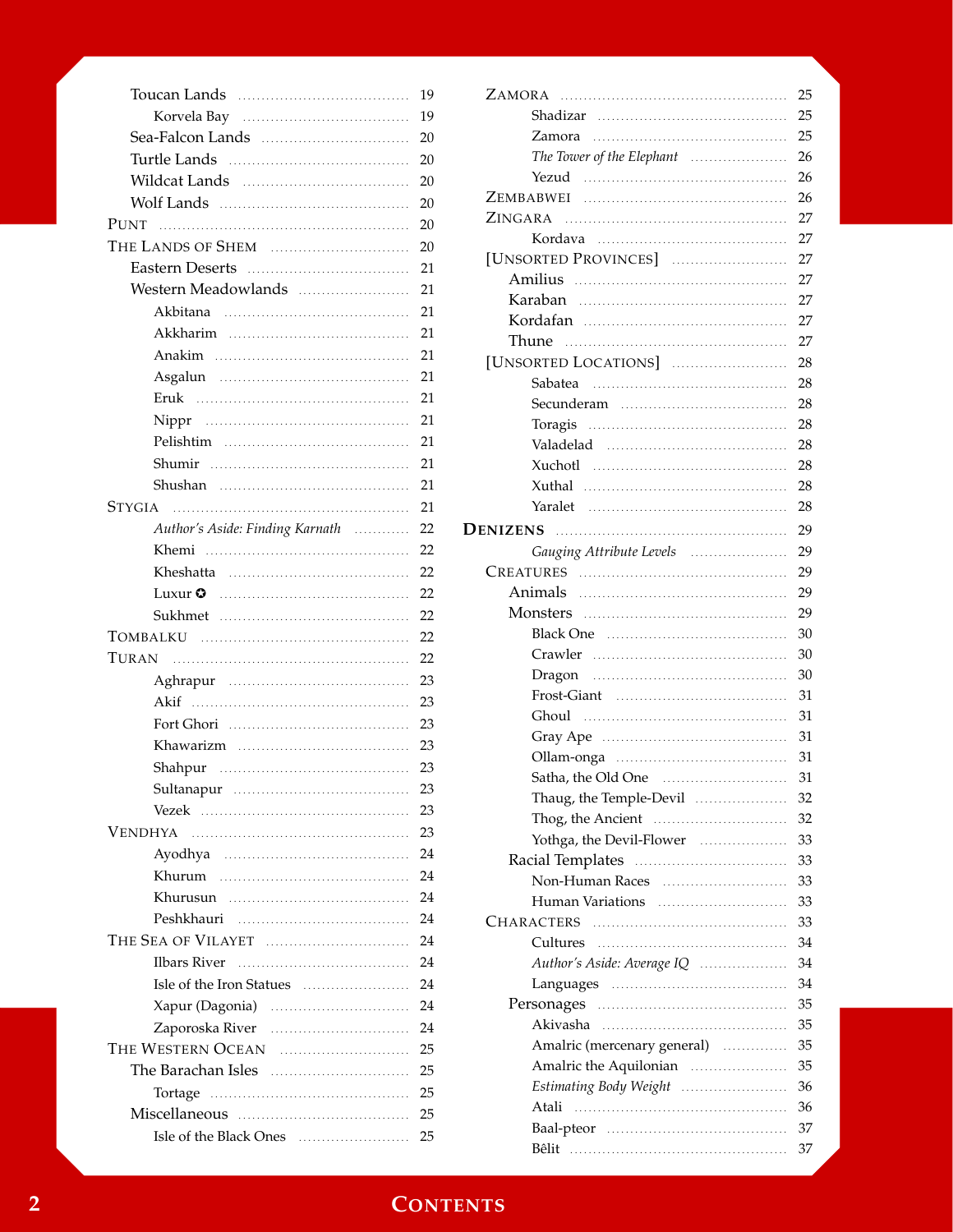- Toucan Lands ..... 19
  - Korvela Bay ..... 19
- Sea-Falcon Lands ..... 20
- Turtle Lands ..... 20
- Wildcat Lands ..... 20
- Wolf Lands ..... 20

PUNT ..... 20

THE LANDS OF SHEM ..... 20

- Eastern Deserts ..... 21
- Western Meadowlands ..... 21
  - Akbitana ..... 21
  - Akkharim ..... 21
  - Anakim ..... 21
  - Asgalun ..... 21
  - Eruk ..... 21
  - Nippr ..... 21
  - Pelishtim ..... 21
  - Shumir ..... 21
  - Shushan ..... 21

STYGIA ..... 21

- *Author's Aside: Finding Karnath* ..... 22
- Khemi ..... 22
- Kheshatta ..... 22
- Luxur ✪ ..... 22
- Sukhmet ..... 22

TOMBALKU ..... 22

TURAN ..... 22

- Aghrapur ..... 23
- Akif ..... 23
- Fort Ghori ..... 23
- Khawarizm ..... 23
- Shahpur ..... 23
- Sultanapur ..... 23
- Vezek ..... 23

VENDHYA ..... 23

- Ayodhya ..... 24
- Khurum ..... 24
- Khurusun ..... 24
- Peshkhauri ..... 24

THE SEA OF VILAYET ..... 24

- Ilbars River ..... 24
- Isle of the Iron Statues ..... 24
- Xapur (Dagonia) ..... 24
- Zaporoska River ..... 24

THE WESTERN OCEAN ..... 25

- The Barachan Isles ..... 25
  - Tortage ..... 25
- Miscellaneous ..... 25
  - Isle of the Black Ones ..... 25

ZAMORA ..... 25

- Shadizar ..... 25
- Zamora ..... 25
- *The Tower of the Elephant* ..... 26
- Yezud ..... 26

ZEMBABWEI ..... 26

ZINGARA ..... 27

- Kordava ..... 27

[UNSORTED PROVINCES] ..... 27

- Amilius ..... 27
- Karaban ..... 27
- Kordafan ..... 27
- Thune ..... 27

[UNSORTED LOCATIONS] ..... 28

- Sabatea ..... 28
- Secunderam ..... 28
- Toragis ..... 28
- Valadelad ..... 28
- Xuchotl ..... 28
- Xuthal ..... 28
- Yaralet ..... 28

## DENIZENS ..... 29

- *Gauging Attribute Levels* ..... 29

CREATURES ..... 29

- Animals ..... 29
- Monsters ..... 29
  - Black One ..... 30
  - Crawler ..... 30
  - Dragon ..... 30
  - Frost-Giant ..... 31
  - Ghoul ..... 31
  - Gray Ape ..... 31
  - Ollam-onga ..... 31
  - Satha, the Old One ..... 31
  - Thaug, the Temple-Devil ..... 32
  - Thog, the Ancient ..... 32
  - Yothga, the Devil-Flower ..... 33
- Racial Templates ..... 33
  - Non-Human Races ..... 33
  - Human Variations ..... 33

CHARACTERS ..... 33

- Cultures ..... 34
- *Author's Aside: Average IQ* ..... 34
- Languages ..... 34
- Personages ..... 35
  - Akivasha ..... 35
  - Amalric (mercenary general) ..... 35
  - Amalric the Aquilonian ..... 35
  - *Estimating Body Weight* ..... 36
  - Atali ..... 36
  - Baal-pteor ..... 37
  - Bêlit ..... 37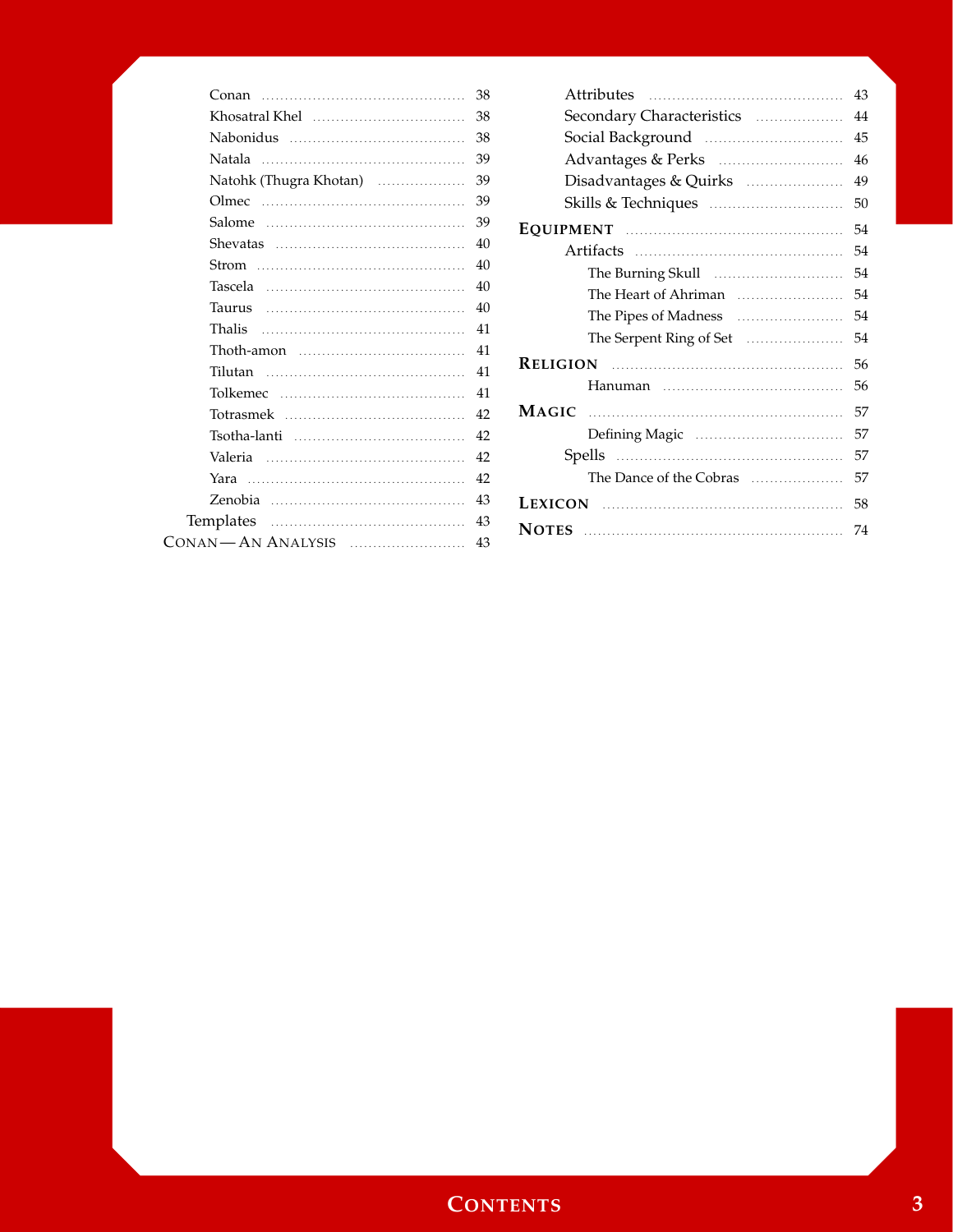- Conan ........ 38
- Khosatral Khel ........ 38
- Nabonidus ........ 38
- Natala ........ 39
- Natohk (Thugra Khotan) ........ 39
- Olmec ........ 39
- Salome ........ 39
- Shevatas ........ 40
- Strom ........ 40
- Tascela ........ 40
- Taurus ........ 40
- Thalis ........ 41
- Thoth-amon ........ 41
- Tilutan ........ 41
- Tolkemec ........ 41
- Totrasmek ........ 42
- Tsotha-lanti ........ 42
- Valeria ........ 42
- Yara ........ 42
- Zenobia ........ 43

Templates ........ 43

CONAN — AN ANALYSIS ........ 43

- Attributes ........ 43
- Secondary Characteristics ........ 44
- Social Background ........ 45
- Advantages & Perks ........ 46
- Disadvantages & Quirks ........ 49
- Skills & Techniques ........ 50

EQUIPMENT ........ 54

- Artifacts ........ 54
  - The Burning Skull ........ 54
  - The Heart of Ahriman ........ 54
  - The Pipes of Madness ........ 54
  - The Serpent Ring of Set ........ 54

RELIGION ........ 56

- Hanuman ........ 56

MAGIC ........ 57

- Defining Magic ........ 57
- Spells ........ 57
  - The Dance of the Cobras ........ 57

LEXICON ........ 58

NOTES ........ 74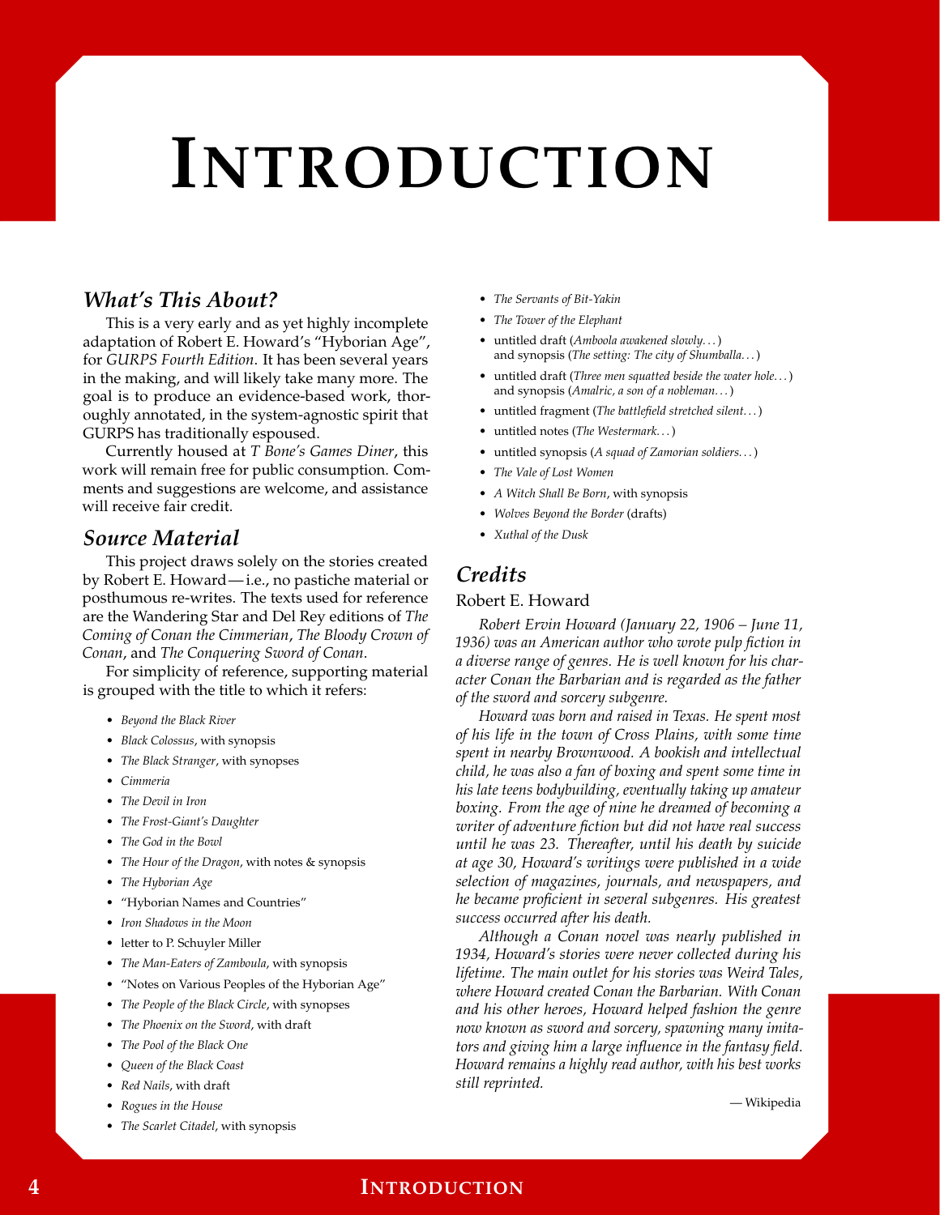# Introduction

## What's This About?

This is a very early and as yet highly incomplete adaptation of Robert E. Howard's "Hyborian Age", for *GURPS Fourth Edition*. It has been several years in the making, and will likely take many more. The goal is to produce an evidence-based work, thoroughly annotated, in the system-agnostic spirit that GURPS has traditionally espoused.

Currently housed at *T Bone's Games Diner*, this work will remain free for public consumption. Comments and suggestions are welcome, and assistance will receive fair credit.

## Source Material

This project draws solely on the stories created by Robert E. Howard—i.e., no pastiche material or posthumous re-writes. The texts used for reference are the Wandering Star and Del Rey editions of *The Coming of Conan the Cimmerian*, *The Bloody Crown of Conan*, and *The Conquering Sword of Conan*.

For simplicity of reference, supporting material is grouped with the title to which it refers:

- *Beyond the Black River*
- *Black Colossus*, with synopsis
- *The Black Stranger*, with synopses
- *Cimmeria*
- *The Devil in Iron*
- *The Frost-Giant's Daughter*
- *The God in the Bowl*
- *The Hour of the Dragon*, with notes & synopsis
- *The Hyborian Age*
- "Hyborian Names and Countries"
- *Iron Shadows in the Moon*
- letter to P. Schuyler Miller
- *The Man-Eaters of Zamboula*, with synopsis
- "Notes on Various Peoples of the Hyborian Age"
- *The People of the Black Circle*, with synopses
- *The Phoenix on the Sword*, with draft
- *The Pool of the Black One*
- *Queen of the Black Coast*
- *Red Nails*, with draft
- *Rogues in the House*
- *The Scarlet Citadel*, with synopsis
- *The Servants of Bit-Yakin*
- *The Tower of the Elephant*
- untitled draft (*Amboola awakened slowly…*) and synopsis (*The setting: The city of Shumballa…*)
- untitled draft (*Three men squatted beside the water hole…*) and synopsis (*Amalric, a son of a nobleman…*)
- untitled fragment (*The battlefield stretched silent…*)
- untitled notes (*The Westermark…*)
- untitled synopsis (*A squad of Zamorian soldiers…*)
- *The Vale of Lost Women*
- *A Witch Shall Be Born*, with synopsis
- *Wolves Beyond the Border* (drafts)
- *Xuthal of the Dusk*

## Credits

### Robert E. Howard

*Robert Ervin Howard (January 22, 1906 – June 11, 1936) was an American author who wrote pulp fiction in a diverse range of genres. He is well known for his character Conan the Barbarian and is regarded as the father of the sword and sorcery subgenre.*

*Howard was born and raised in Texas. He spent most of his life in the town of Cross Plains, with some time spent in nearby Brownwood. A bookish and intellectual child, he was also a fan of boxing and spent some time in his late teens bodybuilding, eventually taking up amateur boxing. From the age of nine he dreamed of becoming a writer of adventure fiction but did not have real success until he was 23. Thereafter, until his death by suicide at age 30, Howard's writings were published in a wide selection of magazines, journals, and newspapers, and he became proficient in several subgenres. His greatest success occurred after his death.*

*Although a Conan novel was nearly published in 1934, Howard's stories were never collected during his lifetime. The main outlet for his stories was Weird Tales, where Howard created Conan the Barbarian. With Conan and his other heroes, Howard helped fashion the genre now known as sword and sorcery, spawning many imitators and giving him a large influence in the fantasy field. Howard remains a highly read author, with his best works still reprinted.*

— Wikipedia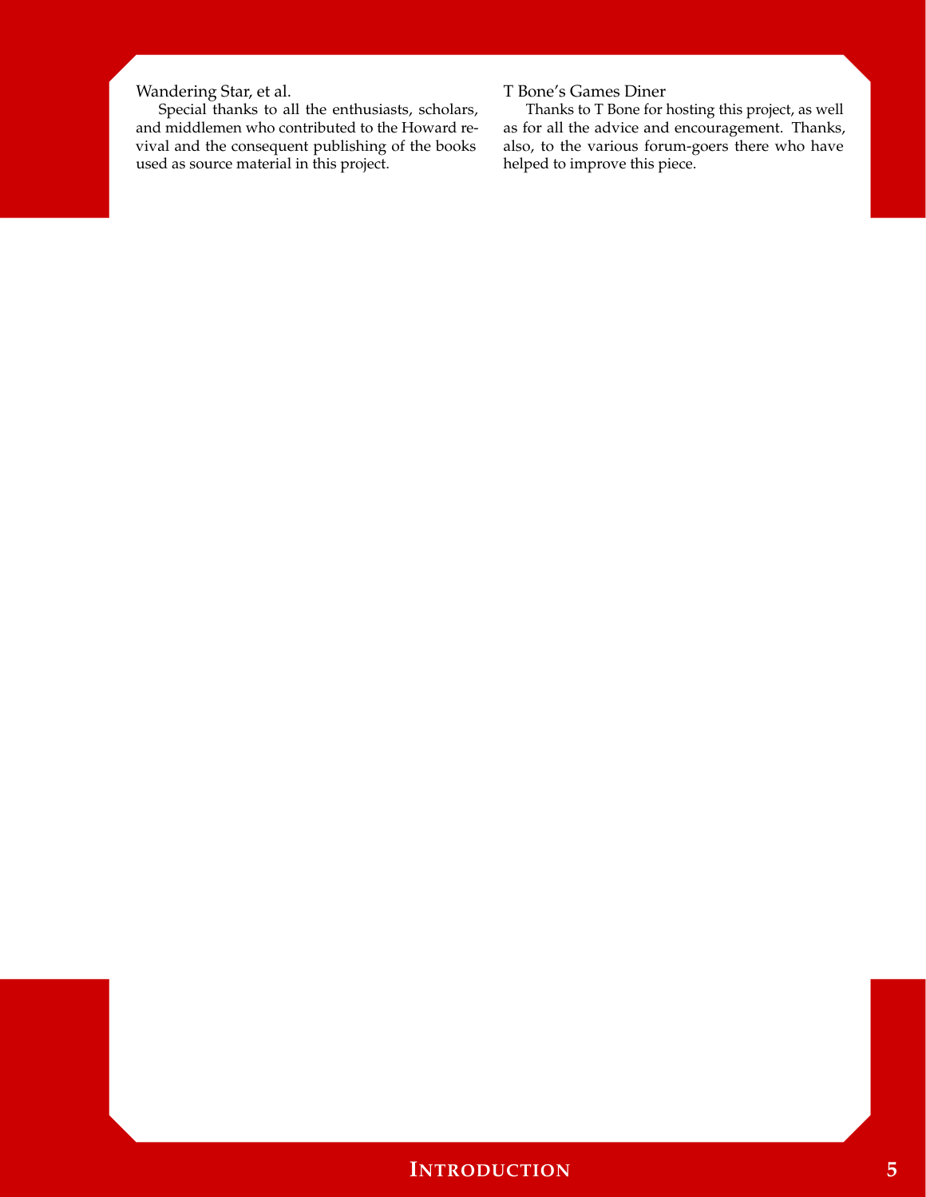Wandering Star, et al.

Special thanks to all the enthusiasts, scholars, and middlemen who contributed to the Howard revival and the consequent publishing of the books used as source material in this project.

T Bone's Games Diner

Thanks to T Bone for hosting this project, as well as for all the advice and encouragement. Thanks, also, to the various forum-goers there who have helped to improve this piece.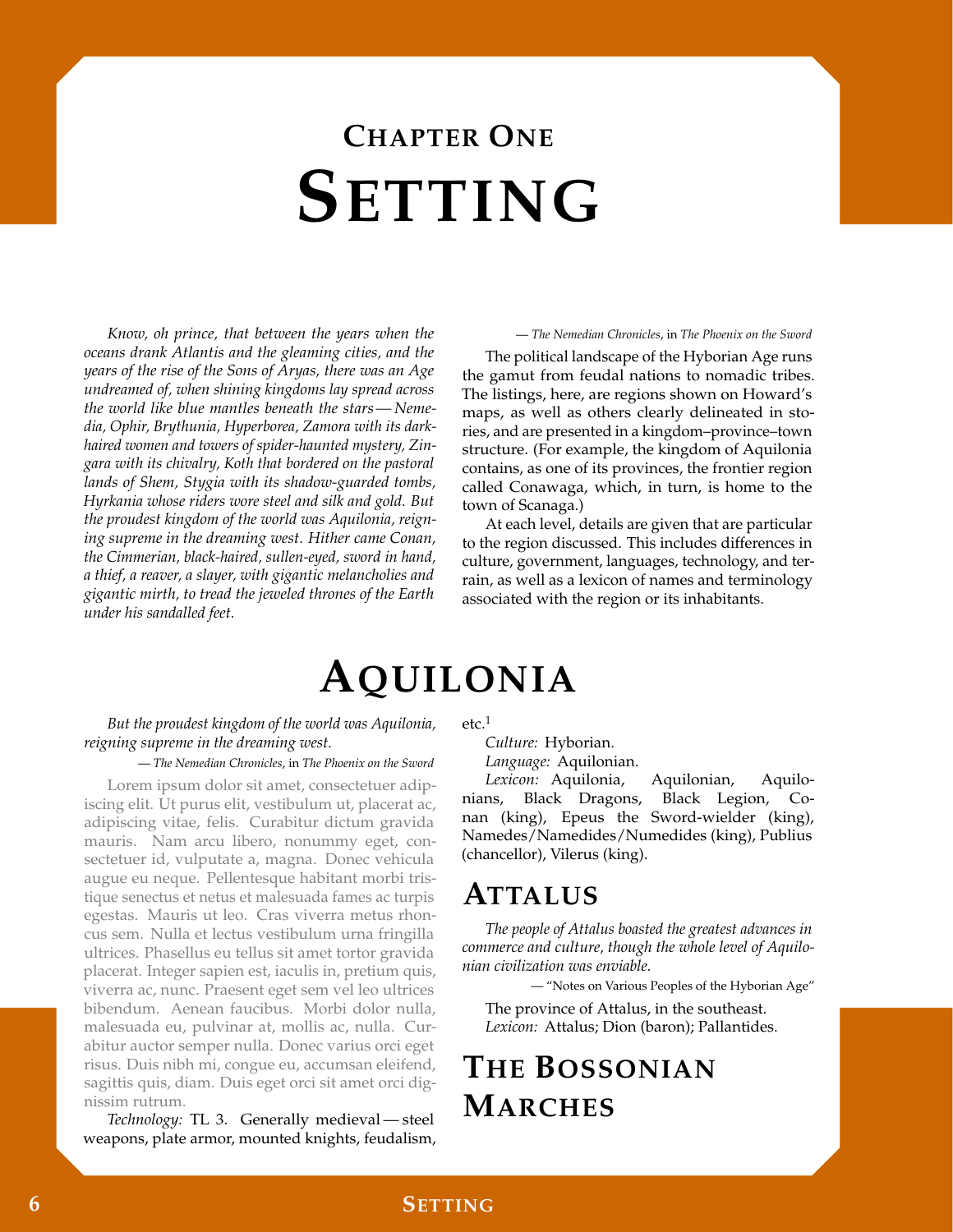# Chapter One
# Setting

*Know, oh prince, that between the years when the oceans drank Atlantis and the gleaming cities, and the years of the rise of the Sons of Aryas, there was an Age undreamed of, when shining kingdoms lay spread across the world like blue mantles beneath the stars — Nemedia, Ophir, Brythunia, Hyperborea, Zamora with its dark-haired women and towers of spider-haunted mystery, Zingara with its chivalry, Koth that bordered on the pastoral lands of Shem, Stygia with its shadow-guarded tombs, Hyrkania whose riders wore steel and silk and gold. But the proudest kingdom of the world was Aquilonia, reigning supreme in the dreaming west. Hither came Conan, the Cimmerian, black-haired, sullen-eyed, sword in hand, a thief, a reaver, a slayer, with gigantic melancholies and gigantic mirth, to tread the jeweled thrones of the Earth under his sandalled feet.*

— *The Nemedian Chronicles*, in *The Phoenix on the Sword*

The political landscape of the Hyborian Age runs the gamut from feudal nations to nomadic tribes. The listings, here, are regions shown on Howard's maps, as well as others clearly delineated in stories, and are presented in a kingdom–province–town structure. (For example, the kingdom of Aquilonia contains, as one of its provinces, the frontier region called Conawaga, which, in turn, is home to the town of Scanaga.)

At each level, details are given that are particular to the region discussed. This includes differences in culture, government, languages, technology, and terrain, as well as a lexicon of names and terminology associated with the region or its inhabitants.

# Aquilonia

*But the proudest kingdom of the world was Aquilonia, reigning supreme in the dreaming west.*

— *The Nemedian Chronicles*, in *The Phoenix on the Sword*

Lorem ipsum dolor sit amet, consectetuer adipiscing elit. Ut purus elit, vestibulum ut, placerat ac, adipiscing vitae, felis. Curabitur dictum gravida mauris. Nam arcu libero, nonummy eget, consectetuer id, vulputate a, magna. Donec vehicula augue eu neque. Pellentesque habitant morbi tristique senectus et netus et malesuada fames ac turpis egestas. Mauris ut leo. Cras viverra metus rhoncus sem. Nulla et lectus vestibulum urna fringilla ultrices. Phasellus eu tellus sit amet tortor gravida placerat. Integer sapien est, iaculis in, pretium quis, viverra ac, nunc. Praesent eget sem vel leo ultrices bibendum. Aenean faucibus. Morbi dolor nulla, malesuada eu, pulvinar at, mollis ac, nulla. Curabitur auctor semper nulla. Donec varius orci eget risus. Duis nibh mi, congue eu, accumsan eleifend, sagittis quis, diam. Duis eget orci sit amet orci dignissim rutrum.

*Technology:* TL 3. Generally medieval — steel weapons, plate armor, mounted knights, feudalism, etc.[1]

*Culture:* Hyborian.

*Language:* Aquilonian.

*Lexicon:* Aquilonia, Aquilonian, Aquilonians, Black Dragons, Black Legion, Conan (king), Epeus the Sword-wielder (king), Namedes/Namedides/Numedides (king), Publius (chancellor), Vilerus (king).

## Attalus

*The people of Attalus boasted the greatest advances in commerce and culture, though the whole level of Aquilonian civilization was enviable.*

— "Notes on Various Peoples of the Hyborian Age"

The province of Attalus, in the southeast.

*Lexicon:* Attalus; Dion (baron); Pallantides.

## The Bossonian Marches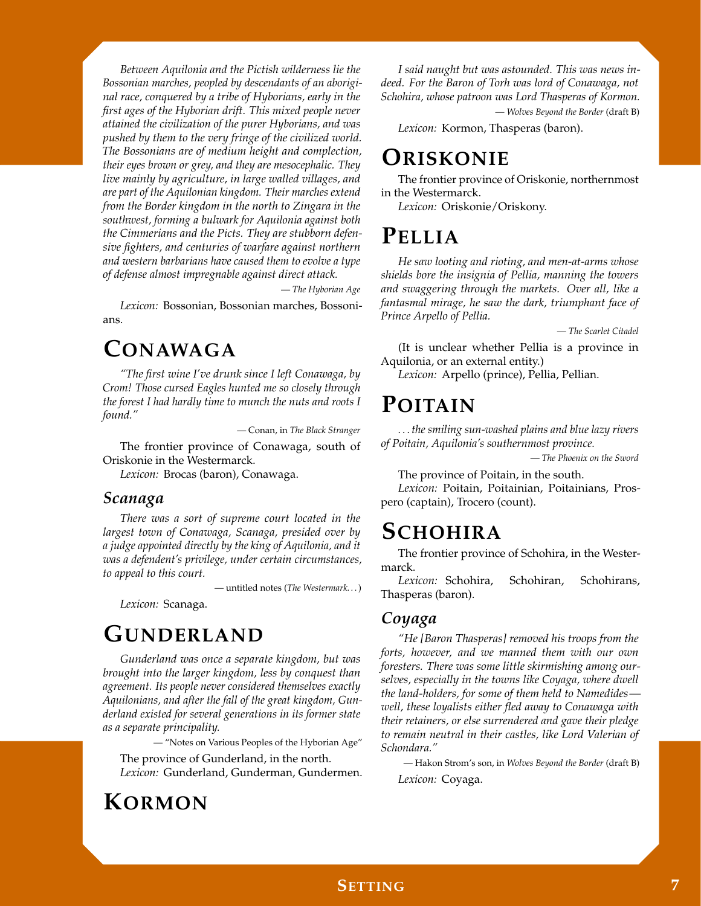*Between Aquilonia and the Pictish wilderness lie the Bossonian marches, peopled by descendants of an aboriginal race, conquered by a tribe of Hyborians, early in the first ages of the Hyborian drift. This mixed people never attained the civilization of the purer Hyborians, and was pushed by them to the very fringe of the civilized world. The Bossonians are of medium height and complexion, their eyes brown or grey, and they are mesocephalic. They live mainly by agriculture, in large walled villages, and are part of the Aquilonian kingdom. Their marches extend from the Border kingdom in the north to Zingara in the southwest, forming a bulwark for Aquilonia against both the Cimmerians and the Picts. They are stubborn defensive fighters, and centuries of warfare against northern and western barbarians have caused them to evolve a type of defense almost impregnable against direct attack.*

— *The Hyborian Age*

*Lexicon:* Bossonian, Bossonian marches, Bossonians.

## Conawaga

*"The first wine I've drunk since I left Conawaga, by Crom! Those cursed Eagles hunted me so closely through the forest I had hardly time to munch the nuts and roots I found."*

— Conan, in *The Black Stranger*

The frontier province of Conawaga, south of Oriskonie in the Westermarck.

*Lexicon:* Brocas (baron), Conawaga.

### Scanaga

*There was a sort of supreme court located in the largest town of Conawaga, Scanaga, presided over by a judge appointed directly by the king of Aquilonia, and it was a defendent's privilege, under certain circumstances, to appeal to this court.*

— untitled notes (*The Westermark...*)

*Lexicon:* Scanaga.

## Gunderland

*Gunderland was once a separate kingdom, but was brought into the larger kingdom, less by conquest than agreement. Its people never considered themselves exactly Aquilonians, and after the fall of the great kingdom, Gunderland existed for several generations in its former state as a separate principality.*

— "Notes on Various Peoples of the Hyborian Age"

The province of Gunderland, in the north.

*Lexicon:* Gunderland, Gunderman, Gundermen.

## Kormon

*I said naught but was astounded. This was news indeed. For the Baron of Torh was lord of Conawaga, not Schohira, whose patroon was Lord Thasperas of Kormon.*

— *Wolves Beyond the Border* (draft B)

*Lexicon:* Kormon, Thasperas (baron).

## Oriskonie

The frontier province of Oriskonie, northernmost in the Westermarck.

*Lexicon:* Oriskonie/Oriskony.

## Pellia

*He saw looting and rioting, and men-at-arms whose shields bore the insignia of Pellia, manning the towers and swaggering through the markets. Over all, like a fantasmal mirage, he saw the dark, triumphant face of Prince Arpello of Pellia.*

— *The Scarlet Citadel*

(It is unclear whether Pellia is a province in Aquilonia, or an external entity.)

*Lexicon:* Arpello (prince), Pellia, Pellian.

## Poitain

*...the smiling sun-washed plains and blue lazy rivers of Poitain, Aquilonia's southernmost province.*

— *The Phoenix on the Sword*

The province of Poitain, in the south.

*Lexicon:* Poitain, Poitainian, Poitainians, Prospero (captain), Trocero (count).

## Schohira

The frontier province of Schohira, in the Westermarck.

*Lexicon:* Schohira, Schohiran, Schohirans, Thasperas (baron).

### Coyaga

*"He [Baron Thasperas] removed his troops from the forts, however, and we manned them with our own foresters. There was some little skirmishing among ourselves, especially in the towns like Coyaga, where dwell the land-holders, for some of them held to Namedides—well, these loyalists either fled away to Conawaga with their retainers, or else surrendered and gave their pledge to remain neutral in their castles, like Lord Valerian of Schondara."*

— Hakon Strom's son, in *Wolves Beyond the Border* (draft B)

*Lexicon:* Coyaga.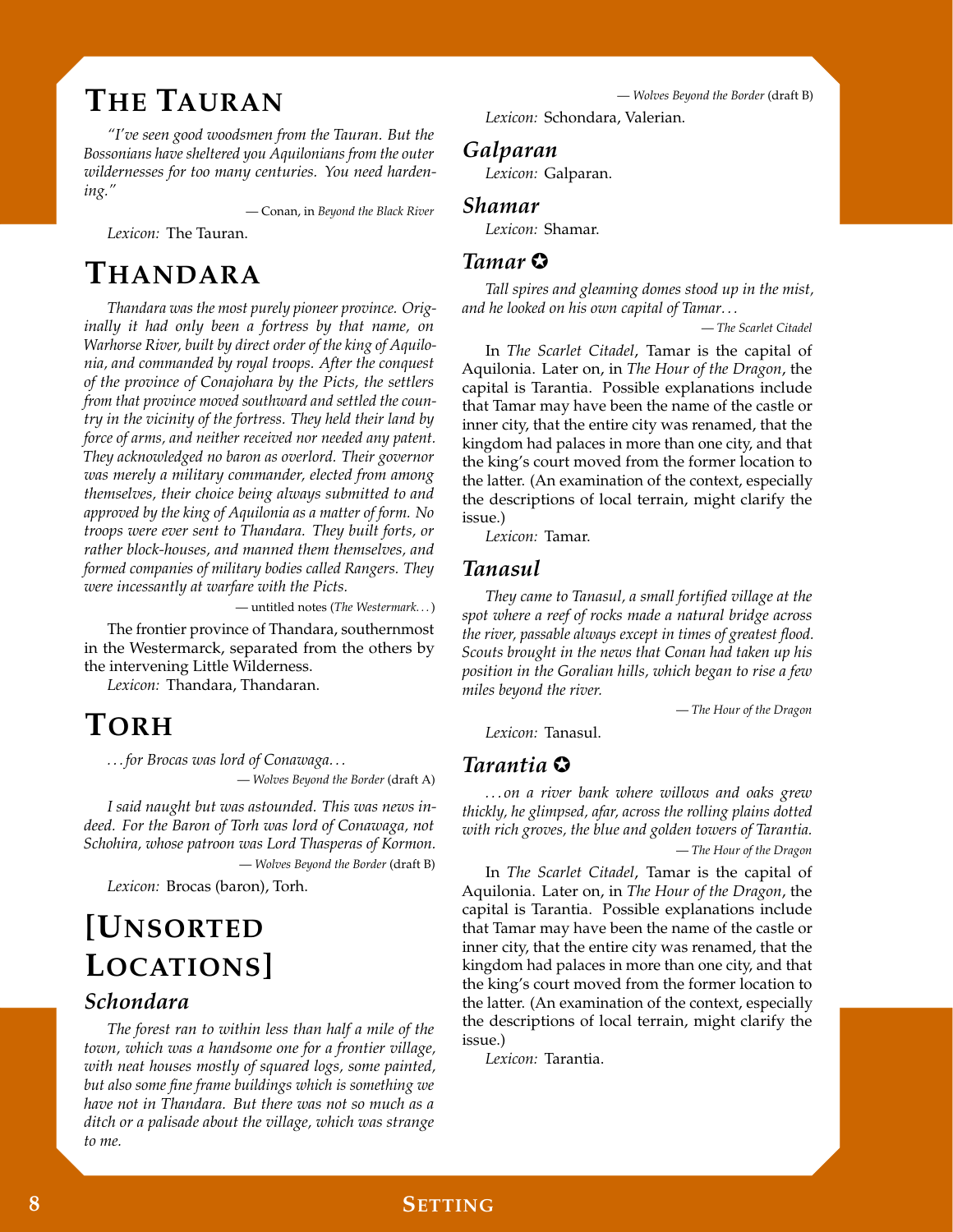# The Tauran

*"I've seen good woodsmen from the Tauran. But the Bossonians have sheltered you Aquilonians from the outer wildernesses for too many centuries. You need hardening."*

— Conan, in *Beyond the Black River*

*Lexicon:* The Tauran.

# Thandara

*Thandara was the most purely pioneer province. Originally it had only been a fortress by that name, on Warhorse River, built by direct order of the king of Aquilonia, and commanded by royal troops. After the conquest of the province of Conajohara by the Picts, the settlers from that province moved southward and settled the country in the vicinity of the fortress. They held their land by force of arms, and neither received nor needed any patent. They acknowledged no baron as overlord. Their governor was merely a military commander, elected from among themselves, their choice being always submitted to and approved by the king of Aquilonia as a matter of form. No troops were ever sent to Thandara. They built forts, or rather block-houses, and manned them themselves, and formed companies of military bodies called Rangers. They were incessantly at warfare with the Picts.*

— untitled notes (*The Westermark...*)

The frontier province of Thandara, southernmost in the Westermarck, separated from the others by the intervening Little Wilderness.

*Lexicon:* Thandara, Thandaran.

# Torh

*...for Brocas was lord of Conawaga...*

— *Wolves Beyond the Border* (draft A)

*I said naught but was astounded. This was news indeed. For the Baron of Torh was lord of Conawaga, not Schohira, whose patroon was Lord Thasperas of Kormon.*

— *Wolves Beyond the Border* (draft B)

*Lexicon:* Brocas (baron), Torh.

# [Unsorted Locations]

## Schondara

*The forest ran to within less than half a mile of the town, which was a handsome one for a frontier village, with neat houses mostly of squared logs, some painted, but also some fine frame buildings which is something we have not in Thandara. But there was not so much as a ditch or a palisade about the village, which was strange to me.*

— *Wolves Beyond the Border* (draft B)

*Lexicon:* Schondara, Valerian.

## Galparan

*Lexicon:* Galparan.

## Shamar

*Lexicon:* Shamar.

## Tamar ✪

*Tall spires and gleaming domes stood up in the mist, and he looked on his own capital of Tamar...*

— *The Scarlet Citadel*

In *The Scarlet Citadel*, Tamar is the capital of Aquilonia. Later on, in *The Hour of the Dragon*, the capital is Tarantia. Possible explanations include that Tamar may have been the name of the castle or inner city, that the entire city was renamed, that the kingdom had palaces in more than one city, and that the king's court moved from the former location to the latter. (An examination of the context, especially the descriptions of local terrain, might clarify the issue.)

*Lexicon:* Tamar.

## Tanasul

*They came to Tanasul, a small fortified village at the spot where a reef of rocks made a natural bridge across the river, passable always except in times of greatest flood. Scouts brought in the news that Conan had taken up his position in the Goralian hills, which began to rise a few miles beyond the river.*

— *The Hour of the Dragon*

*Lexicon:* Tanasul.

## Tarantia ✪

*...on a river bank where willows and oaks grew thickly, he glimpsed, afar, across the rolling plains dotted with rich groves, the blue and golden towers of Tarantia.*

— *The Hour of the Dragon*

In *The Scarlet Citadel*, Tamar is the capital of Aquilonia. Later on, in *The Hour of the Dragon*, the capital is Tarantia. Possible explanations include that Tamar may have been the name of the castle or inner city, that the entire city was renamed, that the kingdom had palaces in more than one city, and that the king's court moved from the former location to the latter. (An examination of the context, especially the descriptions of local terrain, might clarify the issue.)

*Lexicon:* Tarantia.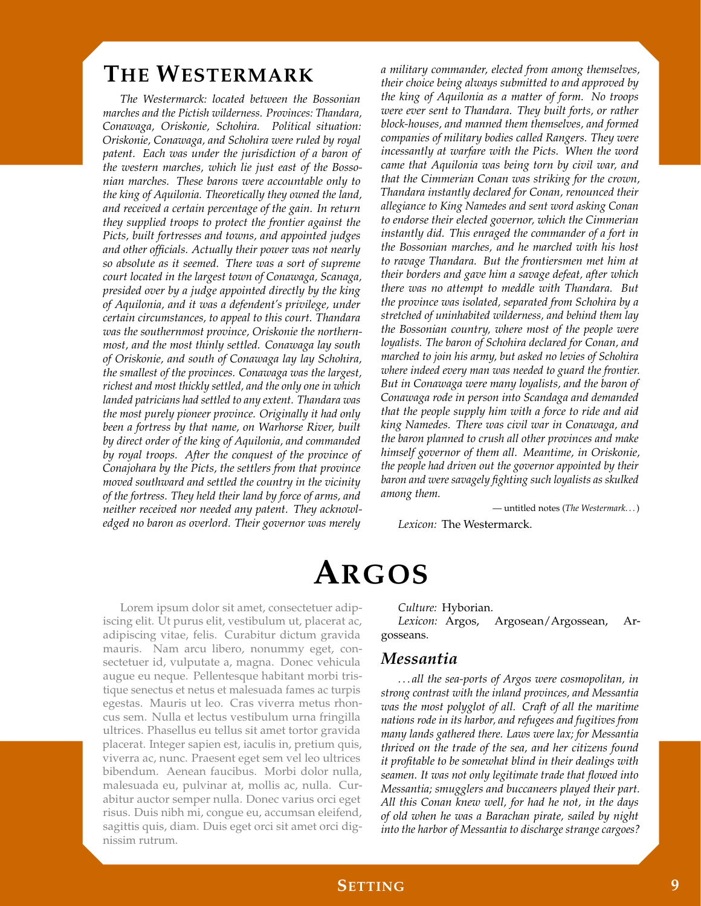## The Westermark

*The Westermarck: located between the Bossonian marches and the Pictish wilderness. Provinces: Thandara, Conawaga, Oriskonie, Schohira. Political situation: Oriskonie, Conawaga, and Schohira were ruled by royal patent. Each was under the jurisdiction of a baron of the western marches, which lie just east of the Bossonian marches. These barons were accountable only to the king of Aquilonia. Theoretically they owned the land, and received a certain percentage of the gain. In return they supplied troops to protect the frontier against the Picts, built fortresses and towns, and appointed judges and other officials. Actually their power was not nearly so absolute as it seemed. There was a sort of supreme court located in the largest town of Conawaga, Scanaga, presided over by a judge appointed directly by the king of Aquilonia, and it was a defendent's privilege, under certain circumstances, to appeal to this court. Thandara was the southernmost province, Oriskonie the northernmost, and the most thinly settled. Conawaga lay south of Oriskonie, and south of Conawaga lay lay Schohira, the smallest of the provinces. Conawaga was the largest, richest and most thickly settled, and the only one in which landed patricians had settled to any extent. Thandara was the most purely pioneer province. Originally it had only been a fortress by that name, on Warhorse River, built by direct order of the king of Aquilonia, and commanded by royal troops. After the conquest of the province of Conajohara by the Picts, the settlers from that province moved southward and settled the country in the vicinity of the fortress. They held their land by force of arms, and neither received nor needed any patent. They acknowledged no baron as overlord. Their governor was merely a military commander, elected from among themselves, their choice being always submitted to and approved by the king of Aquilonia as a matter of form. No troops were ever sent to Thandara. They built forts, or rather block-houses, and manned them themselves, and formed companies of military bodies called Rangers. They were incessantly at warfare with the Picts. When the word came that Aquilonia was being torn by civil war, and that the Cimmerian Conan was striking for the crown, Thandara instantly declared for Conan, renounced their allegiance to King Namedes and sent word asking Conan to endorse their elected governor, which the Cimmerian instantly did. This enraged the commander of a fort in the Bossonian marches, and he marched with his host to ravage Thandara. But the frontiersmen met him at their borders and gave him a savage defeat, after which there was no attempt to meddle with Thandara. But the province was isolated, separated from Schohira by a stretched of uninhabited wilderness, and behind them lay the Bossonian country, where most of the people were loyalists. The baron of Schohira declared for Conan, and marched to join his army, but asked no levies of Schohira where indeed every man was needed to guard the frontier. But in Conawaga were many loyalists, and the baron of Conawaga rode in person into Scandaga and demanded that the people supply him with a force to ride and aid king Namedes. There was civil war in Conawaga, and the baron planned to crush all other provinces and make himself governor of them all. Meantime, in Oriskonie, the people had driven out the governor appointed by their baron and were savagely fighting such loyalists as skulked among them.*

— untitled notes (*The Westermark…*)

*Lexicon:* The Westermarck.

# Argos

Lorem ipsum dolor sit amet, consectetuer adipiscing elit. Ut purus elit, vestibulum ut, placerat ac, adipiscing vitae, felis. Curabitur dictum gravida mauris. Nam arcu libero, nonummy eget, consectetuer id, vulputate a, magna. Donec vehicula augue eu neque. Pellentesque habitant morbi tristique senectus et netus et malesuada fames ac turpis egestas. Mauris ut leo. Cras viverra metus rhoncus sem. Nulla et lectus vestibulum urna fringilla ultrices. Phasellus eu tellus sit amet tortor gravida placerat. Integer sapien est, iaculis in, pretium quis, viverra ac, nunc. Praesent eget sem vel leo ultrices bibendum. Aenean faucibus. Morbi dolor nulla, malesuada eu, pulvinar at, mollis ac, nulla. Curabitur auctor semper nulla. Donec varius orci eget risus. Duis nibh mi, congue eu, accumsan eleifend, sagittis quis, diam. Duis eget orci sit amet orci dignissim rutrum.

*Culture:* Hyborian.

*Lexicon:* Argos, Argosean/Argossean, Argosseans.

### Messantia

*…all the sea-ports of Argos were cosmopolitan, in strong contrast with the inland provinces, and Messantia was the most polyglot of all. Craft of all the maritime nations rode in its harbor, and refugees and fugitives from many lands gathered there. Laws were lax; for Messantia thrived on the trade of the sea, and her citizens found it profitable to be somewhat blind in their dealings with seamen. It was not only legitimate trade that flowed into Messantia; smugglers and buccaneers played their part. All this Conan knew well, for had he not, in the days of old when he was a Barachan pirate, sailed by night into the harbor of Messantia to discharge strange cargoes?*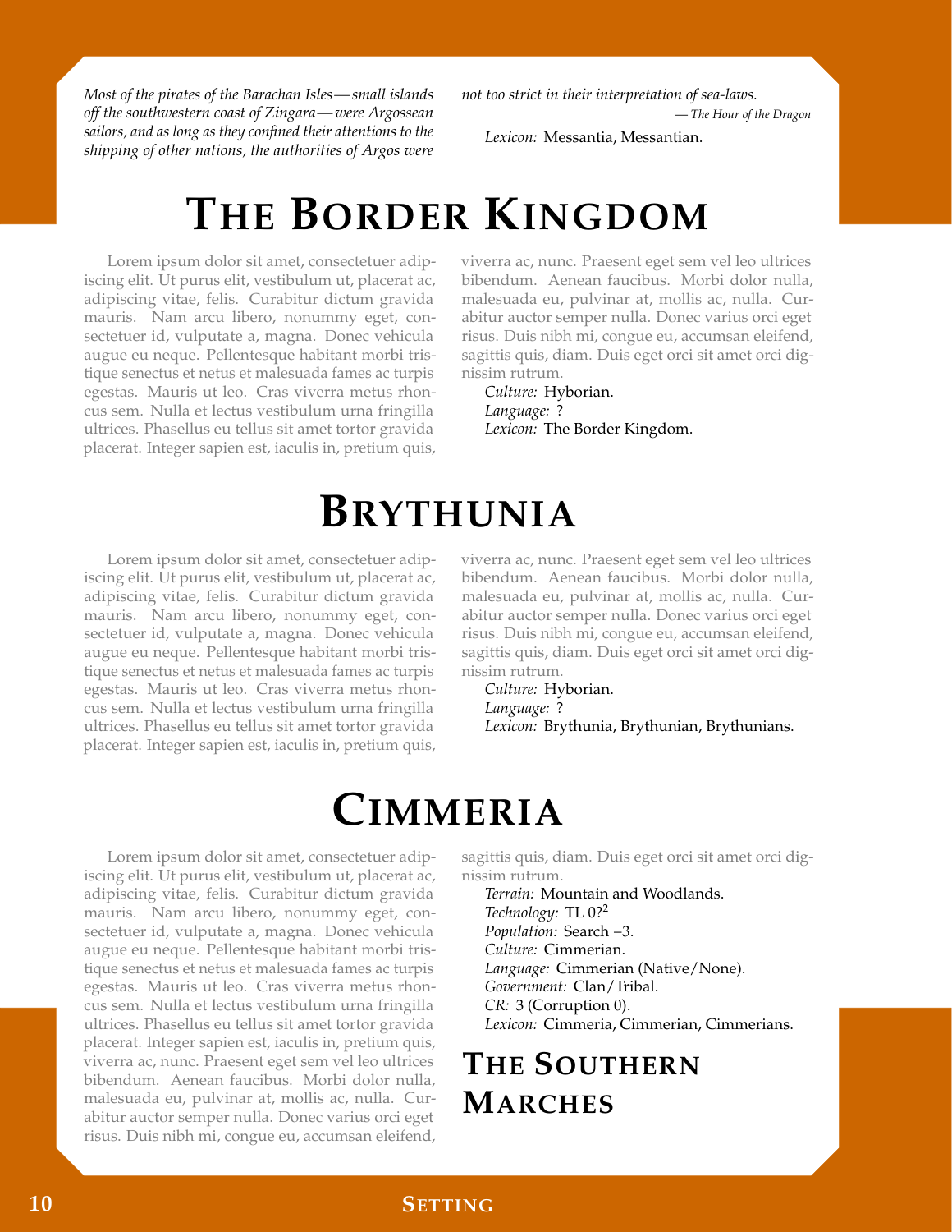*Most of the pirates of the Barachan Isles—small islands off the southwestern coast of Zingara—were Argossean sailors, and as long as they confined their attentions to the shipping of other nations, the authorities of Argos were not too strict in their interpretation of sea-laws.*

*— The Hour of the Dragon*

*Lexicon:* Messantia, Messantian.

# The Border Kingdom

Lorem ipsum dolor sit amet, consectetuer adipiscing elit. Ut purus elit, vestibulum ut, placerat ac, adipiscing vitae, felis. Curabitur dictum gravida mauris. Nam arcu libero, nonummy eget, consectetuer id, vulputate a, magna. Donec vehicula augue eu neque. Pellentesque habitant morbi tristique senectus et netus et malesuada fames ac turpis egestas. Mauris ut leo. Cras viverra metus rhoncus sem. Nulla et lectus vestibulum urna fringilla ultrices. Phasellus eu tellus sit amet tortor gravida placerat. Integer sapien est, iaculis in, pretium quis, viverra ac, nunc. Praesent eget sem vel leo ultrices bibendum. Aenean faucibus. Morbi dolor nulla, malesuada eu, pulvinar at, mollis ac, nulla. Curabitur auctor semper nulla. Donec varius orci eget risus. Duis nibh mi, congue eu, accumsan eleifend, sagittis quis, diam. Duis eget orci sit amet orci dignissim rutrum.

*Culture:* Hyborian.
*Language:* ?
*Lexicon:* The Border Kingdom.

# Brythunia

Lorem ipsum dolor sit amet, consectetuer adipiscing elit. Ut purus elit, vestibulum ut, placerat ac, adipiscing vitae, felis. Curabitur dictum gravida mauris. Nam arcu libero, nonummy eget, consectetuer id, vulputate a, magna. Donec vehicula augue eu neque. Pellentesque habitant morbi tristique senectus et netus et malesuada fames ac turpis egestas. Mauris ut leo. Cras viverra metus rhoncus sem. Nulla et lectus vestibulum urna fringilla ultrices. Phasellus eu tellus sit amet tortor gravida placerat. Integer sapien est, iaculis in, pretium quis, viverra ac, nunc. Praesent eget sem vel leo ultrices bibendum. Aenean faucibus. Morbi dolor nulla, malesuada eu, pulvinar at, mollis ac, nulla. Curabitur auctor semper nulla. Donec varius orci eget risus. Duis nibh mi, congue eu, accumsan eleifend, sagittis quis, diam. Duis eget orci sit amet orci dignissim rutrum.

*Culture:* Hyborian.
*Language:* ?
*Lexicon:* Brythunia, Brythunian, Brythunians.

# Cimmeria

Lorem ipsum dolor sit amet, consectetuer adipiscing elit. Ut purus elit, vestibulum ut, placerat ac, adipiscing vitae, felis. Curabitur dictum gravida mauris. Nam arcu libero, nonummy eget, consectetuer id, vulputate a, magna. Donec vehicula augue eu neque. Pellentesque habitant morbi tristique senectus et netus et malesuada fames ac turpis egestas. Mauris ut leo. Cras viverra metus rhoncus sem. Nulla et lectus vestibulum urna fringilla ultrices. Phasellus eu tellus sit amet tortor gravida placerat. Integer sapien est, iaculis in, pretium quis, viverra ac, nunc. Praesent eget sem vel leo ultrices bibendum. Aenean faucibus. Morbi dolor nulla, malesuada eu, pulvinar at, mollis ac, nulla. Curabitur auctor semper nulla. Donec varius orci eget risus. Duis nibh mi, congue eu, accumsan eleifend, sagittis quis, diam. Duis eget orci sit amet orci dignissim rutrum.

*Terrain:* Mountain and Woodlands.
*Technology:* TL 0?[2]
*Population:* Search −3.
*Culture:* Cimmerian.
*Language:* Cimmerian (Native/None).
*Government:* Clan/Tribal.
*CR:* 3 (Corruption 0).
*Lexicon:* Cimmeria, Cimmerian, Cimmerians.

## The Southern Marches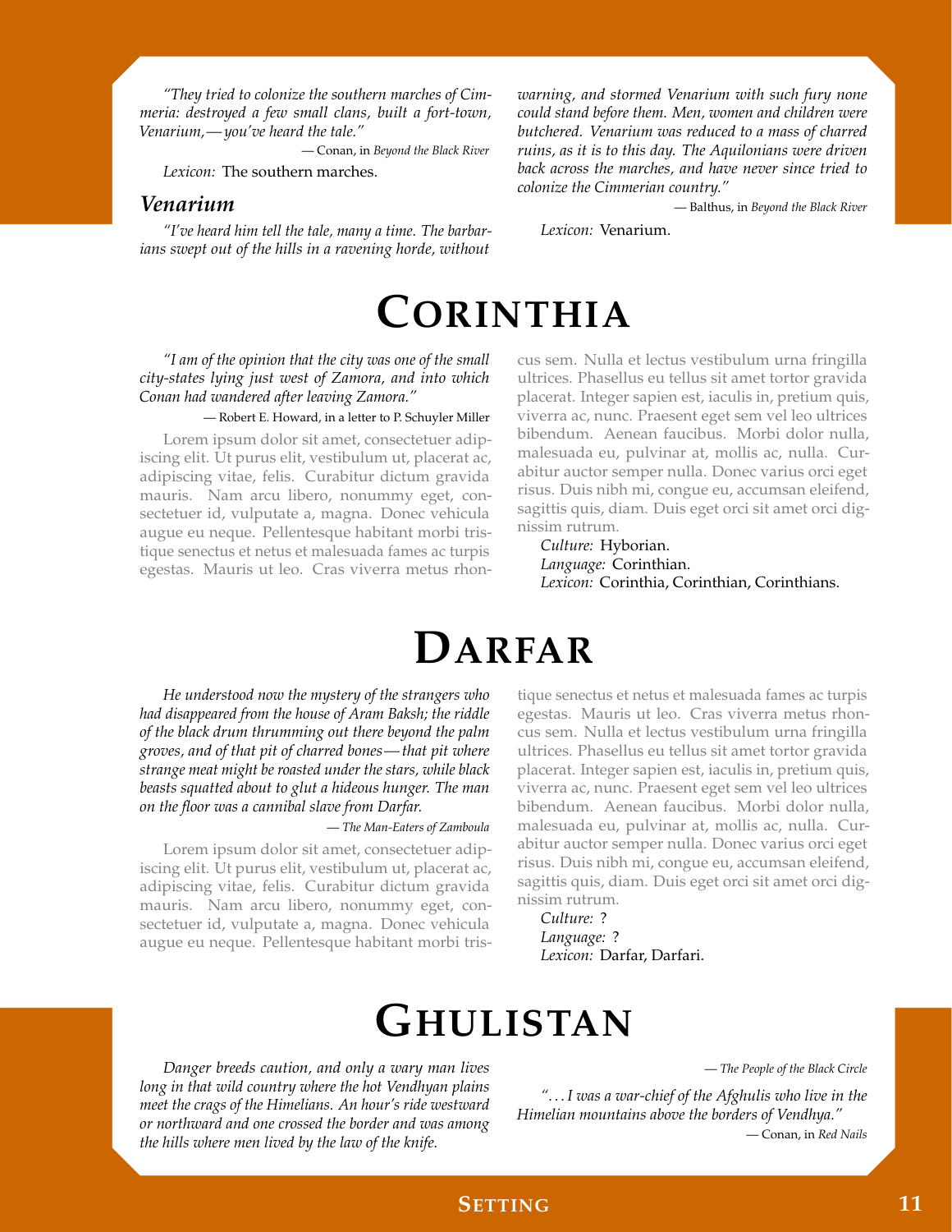*"They tried to colonize the southern marches of Cimmeria: destroyed a few small clans, built a fort-town, Venarium,—you've heard the tale."*

— Conan, in *Beyond the Black River*

*Lexicon:* The southern marches.

### *Venarium*

*"I've heard him tell the tale, many a time. The barbarians swept out of the hills in a ravening horde, without warning, and stormed Venarium with such fury none could stand before them. Men, women and children were butchered. Venarium was reduced to a mass of charred ruins, as it is to this day. The Aquilonians were driven back across the marches, and have never since tried to colonize the Cimmerian country."*

— Balthus, in *Beyond the Black River*

*Lexicon:* Venarium.

# Corinthia

*"I am of the opinion that the city was one of the small city-states lying just west of Zamora, and into which Conan had wandered after leaving Zamora."*

— Robert E. Howard, in a letter to P. Schuyler Miller

Lorem ipsum dolor sit amet, consectetuer adipiscing elit. Ut purus elit, vestibulum ut, placerat ac, adipiscing vitae, felis. Curabitur dictum gravida mauris. Nam arcu libero, nonummy eget, consectetuer id, vulputate a, magna. Donec vehicula augue eu neque. Pellentesque habitant morbi tristique senectus et netus et malesuada fames ac turpis egestas. Mauris ut leo. Cras viverra metus rhoncus sem. Nulla et lectus vestibulum urna fringilla ultrices. Phasellus eu tellus sit amet tortor gravida placerat. Integer sapien est, iaculis in, pretium quis, viverra ac, nunc. Praesent eget sem vel leo ultrices bibendum. Aenean faucibus. Morbi dolor nulla, malesuada eu, pulvinar at, mollis ac, nulla. Curabitur auctor semper nulla. Donec varius orci eget risus. Duis nibh mi, congue eu, accumsan eleifend, sagittis quis, diam. Duis eget orci sit amet orci dignissim rutrum.

*Culture:* Hyborian.
*Language:* Corinthian.
*Lexicon:* Corinthia, Corinthian, Corinthians.

# Darfar

*He understood now the mystery of the strangers who had disappeared from the house of Aram Baksh; the riddle of the black drum thrumming out there beyond the palm groves, and of that pit of charred bones—that pit where strange meat might be roasted under the stars, while black beasts squatted about to glut a hideous hunger. The man on the floor was a cannibal slave from Darfar.*

— *The Man-Eaters of Zamboula*

Lorem ipsum dolor sit amet, consectetuer adipiscing elit. Ut purus elit, vestibulum ut, placerat ac, adipiscing vitae, felis. Curabitur dictum gravida mauris. Nam arcu libero, nonummy eget, consectetuer id, vulputate a, magna. Donec vehicula augue eu neque. Pellentesque habitant morbi tristique senectus et netus et malesuada fames ac turpis egestas. Mauris ut leo. Cras viverra metus rhoncus sem. Nulla et lectus vestibulum urna fringilla ultrices. Phasellus eu tellus sit amet tortor gravida placerat. Integer sapien est, iaculis in, pretium quis, viverra ac, nunc. Praesent eget sem vel leo ultrices bibendum. Aenean faucibus. Morbi dolor nulla, malesuada eu, pulvinar at, mollis ac, nulla. Curabitur auctor semper nulla. Donec varius orci eget risus. Duis nibh mi, congue eu, accumsan eleifend, sagittis quis, diam. Duis eget orci sit amet orci dignissim rutrum.

*Culture:* ?
*Language:* ?
*Lexicon:* Darfar, Darfari.

# Ghulistan

*Danger breeds caution, and only a wary man lives long in that wild country where the hot Vendhyan plains meet the crags of the Himelians. An hour's ride westward or northward and one crossed the border and was among the hills where men lived by the law of the knife.*

— *The People of the Black Circle*

*"...I was a war-chief of the Afghulis who live in the Himelian mountains above the borders of Vendhya."*

— Conan, in *Red Nails*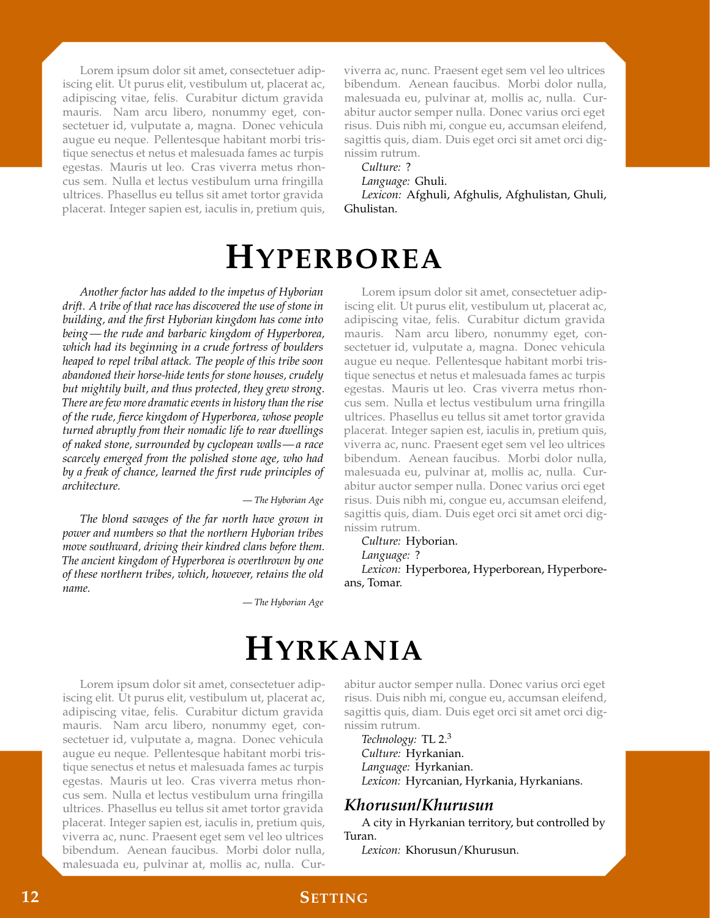Lorem ipsum dolor sit amet, consectetuer adipiscing elit. Ut purus elit, vestibulum ut, placerat ac, adipiscing vitae, felis. Curabitur dictum gravida mauris. Nam arcu libero, nonummy eget, consectetuer id, vulputate a, magna. Donec vehicula augue eu neque. Pellentesque habitant morbi tristique senectus et netus et malesuada fames ac turpis egestas. Mauris ut leo. Cras viverra metus rhoncus sem. Nulla et lectus vestibulum urna fringilla ultrices. Phasellus eu tellus sit amet tortor gravida placerat. Integer sapien est, iaculis in, pretium quis, viverra ac, nunc. Praesent eget sem vel leo ultrices bibendum. Aenean faucibus. Morbi dolor nulla, malesuada eu, pulvinar at, mollis ac, nulla. Curabitur auctor semper nulla. Donec varius orci eget risus. Duis nibh mi, congue eu, accumsan eleifend, sagittis quis, diam. Duis eget orci sit amet orci dignissim rutrum.

*Culture:* ?

*Language:* Ghuli.

*Lexicon:* Afghuli, Afghulis, Afghulistan, Ghuli, Ghulistan.

# Hyperborea

*Another factor has added to the impetus of Hyborian drift. A tribe of that race has discovered the use of stone in building, and the first Hyborian kingdom has come into being — the rude and barbaric kingdom of Hyperborea, which had its beginning in a crude fortress of boulders heaped to repel tribal attack. The people of this tribe soon abandoned their horse-hide tents for stone houses, crudely but mightily built, and thus protected, they grew strong. There are few more dramatic events in history than the rise of the rude, fierce kingdom of Hyperborea, whose people turned abruptly from their nomadic life to rear dwellings of naked stone, surrounded by cyclopean walls — a race scarcely emerged from the polished stone age, who had by a freak of chance, learned the first rude principles of architecture.*

— *The Hyborian Age*

*The blond savages of the far north have grown in power and numbers so that the northern Hyborian tribes move southward, driving their kindred clans before them. The ancient kingdom of Hyperborea is overthrown by one of these northern tribes, which, however, retains the old name.*

— *The Hyborian Age*

Lorem ipsum dolor sit amet, consectetuer adipiscing elit. Ut purus elit, vestibulum ut, placerat ac, adipiscing vitae, felis. Curabitur dictum gravida mauris. Nam arcu libero, nonummy eget, consectetuer id, vulputate a, magna. Donec vehicula augue eu neque. Pellentesque habitant morbi tristique senectus et netus et malesuada fames ac turpis egestas. Mauris ut leo. Cras viverra metus rhoncus sem. Nulla et lectus vestibulum urna fringilla ultrices. Phasellus eu tellus sit amet tortor gravida placerat. Integer sapien est, iaculis in, pretium quis, viverra ac, nunc. Praesent eget sem vel leo ultrices bibendum. Aenean faucibus. Morbi dolor nulla, malesuada eu, pulvinar at, mollis ac, nulla. Curabitur auctor semper nulla. Donec varius orci eget risus. Duis nibh mi, congue eu, accumsan eleifend, sagittis quis, diam. Duis eget orci sit amet orci dignissim rutrum.

*Culture:* Hyborian.

*Language:* ?

*Lexicon:* Hyperborea, Hyperborean, Hyperboreans, Tomar.

# Hyrkania

Lorem ipsum dolor sit amet, consectetuer adipiscing elit. Ut purus elit, vestibulum ut, placerat ac, adipiscing vitae, felis. Curabitur dictum gravida mauris. Nam arcu libero, nonummy eget, consectetuer id, vulputate a, magna. Donec vehicula augue eu neque. Pellentesque habitant morbi tristique senectus et netus et malesuada fames ac turpis egestas. Mauris ut leo. Cras viverra metus rhoncus sem. Nulla et lectus vestibulum urna fringilla ultrices. Phasellus eu tellus sit amet tortor gravida placerat. Integer sapien est, iaculis in, pretium quis, viverra ac, nunc. Praesent eget sem vel leo ultrices bibendum. Aenean faucibus. Morbi dolor nulla, malesuada eu, pulvinar at, mollis ac, nulla. Curabitur auctor semper nulla. Donec varius orci eget risus. Duis nibh mi, congue eu, accumsan eleifend, sagittis quis, diam. Duis eget orci sit amet orci dignissim rutrum.

*Technology:* TL 2.[3]

*Culture:* Hyrkanian.

*Language:* Hyrkanian.

*Lexicon:* Hyrcanian, Hyrkania, Hyrkanians.

## Khorusun/Khurusun

A city in Hyrkanian territory, but controlled by Turan.

*Lexicon:* Khorusun/Khurusun.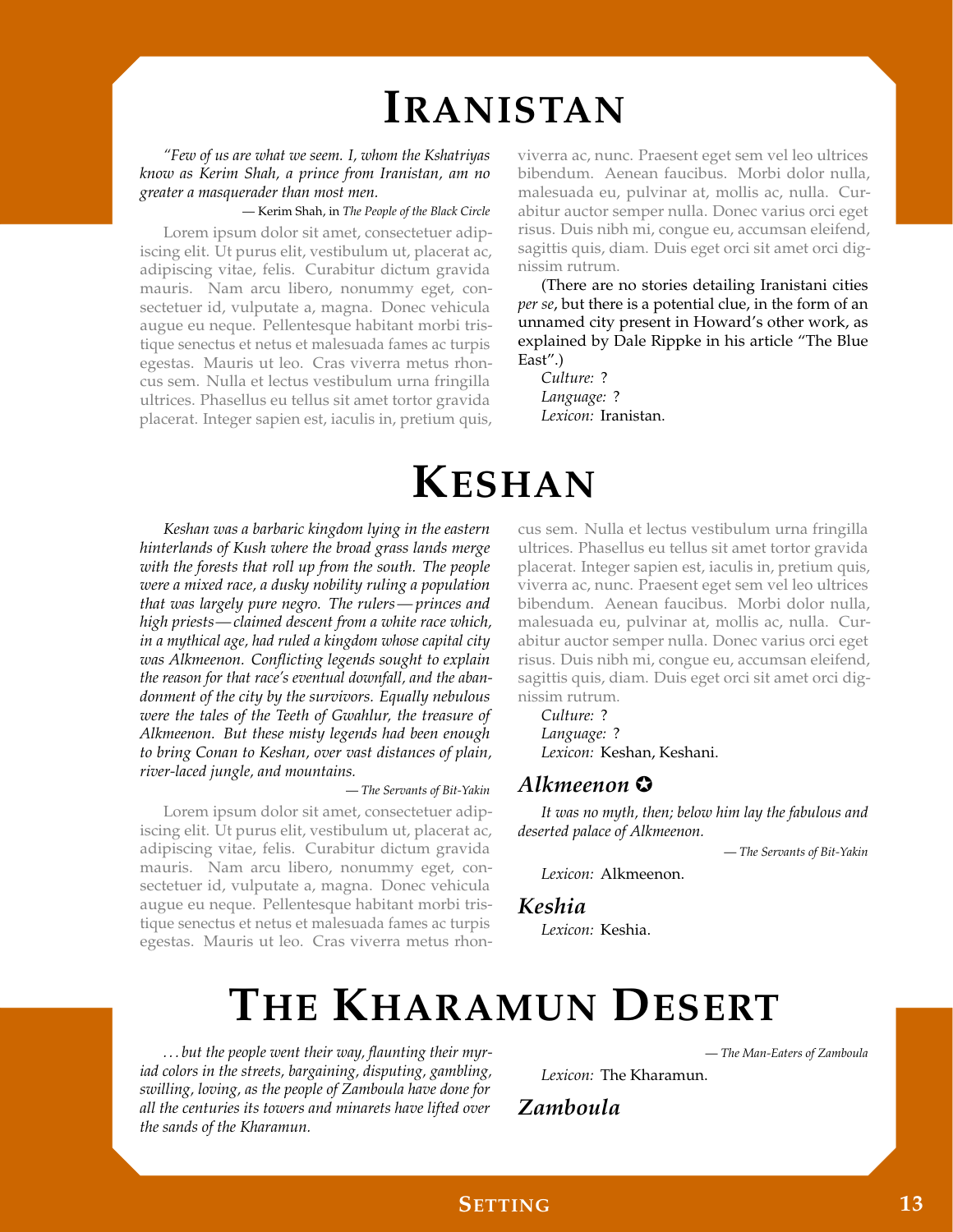# Iranistan

*"Few of us are what we seem. I, whom the Kshatriyas know as Kerim Shah, a prince from Iranistan, am no greater a masquerader than most men.*

— Kerim Shah, in *The People of the Black Circle*

Lorem ipsum dolor sit amet, consectetuer adipiscing elit. Ut purus elit, vestibulum ut, placerat ac, adipiscing vitae, felis. Curabitur dictum gravida mauris. Nam arcu libero, nonummy eget, consectetuer id, vulputate a, magna. Donec vehicula augue eu neque. Pellentesque habitant morbi tristique senectus et netus et malesuada fames ac turpis egestas. Mauris ut leo. Cras viverra metus rhoncus sem. Nulla et lectus vestibulum urna fringilla ultrices. Phasellus eu tellus sit amet tortor gravida placerat. Integer sapien est, iaculis in, pretium quis, viverra ac, nunc. Praesent eget sem vel leo ultrices bibendum. Aenean faucibus. Morbi dolor nulla, malesuada eu, pulvinar at, mollis ac, nulla. Curabitur auctor semper nulla. Donec varius orci eget risus. Duis nibh mi, congue eu, accumsan eleifend, sagittis quis, diam. Duis eget orci sit amet orci dignissim rutrum.

(There are no stories detailing Iranistani cities *per se*, but there is a potential clue, in the form of an unnamed city present in Howard's other work, as explained by Dale Rippke in his article "The Blue East".)

*Culture:* ?
*Language:* ?
*Lexicon:* Iranistan.

# Keshan

*Keshan was a barbaric kingdom lying in the eastern hinterlands of Kush where the broad grass lands merge with the forests that roll up from the south. The people were a mixed race, a dusky nobility ruling a population that was largely pure negro. The rulers—princes and high priests—claimed descent from a white race which, in a mythical age, had ruled a kingdom whose capital city was Alkmeenon. Conflicting legends sought to explain the reason for that race's eventual downfall, and the abandonment of the city by the survivors. Equally nebulous were the tales of the Teeth of Gwahlur, the treasure of Alkmeenon. But these misty legends had been enough to bring Conan to Keshan, over vast distances of plain, river-laced jungle, and mountains.*

— *The Servants of Bit-Yakin*

Lorem ipsum dolor sit amet, consectetuer adipiscing elit. Ut purus elit, vestibulum ut, placerat ac, adipiscing vitae, felis. Curabitur dictum gravida mauris. Nam arcu libero, nonummy eget, consectetuer id, vulputate a, magna. Donec vehicula augue eu neque. Pellentesque habitant morbi tristique senectus et netus et malesuada fames ac turpis egestas. Mauris ut leo. Cras viverra metus rhoncus sem. Nulla et lectus vestibulum urna fringilla ultrices. Phasellus eu tellus sit amet tortor gravida placerat. Integer sapien est, iaculis in, pretium quis, viverra ac, nunc. Praesent eget sem vel leo ultrices bibendum. Aenean faucibus. Morbi dolor nulla, malesuada eu, pulvinar at, mollis ac, nulla. Curabitur auctor semper nulla. Donec varius orci eget risus. Duis nibh mi, congue eu, accumsan eleifend, sagittis quis, diam. Duis eget orci sit amet orci dignissim rutrum.

*Culture:* ?
*Language:* ?
*Lexicon:* Keshan, Keshani.

## *Alkmeenon* ✪

*It was no myth, then; below him lay the fabulous and deserted palace of Alkmeenon.*

— *The Servants of Bit-Yakin*

*Lexicon:* Alkmeenon.

## *Keshia*

*Lexicon:* Keshia.

# The Kharamun Desert

*...but the people went their way, flaunting their myriad colors in the streets, bargaining, disputing, gambling, swilling, loving, as the people of Zamboula have done for all the centuries its towers and minarets have lifted over the sands of the Kharamun.*

— *The Man-Eaters of Zamboula*

*Lexicon:* The Kharamun.

## *Zamboula*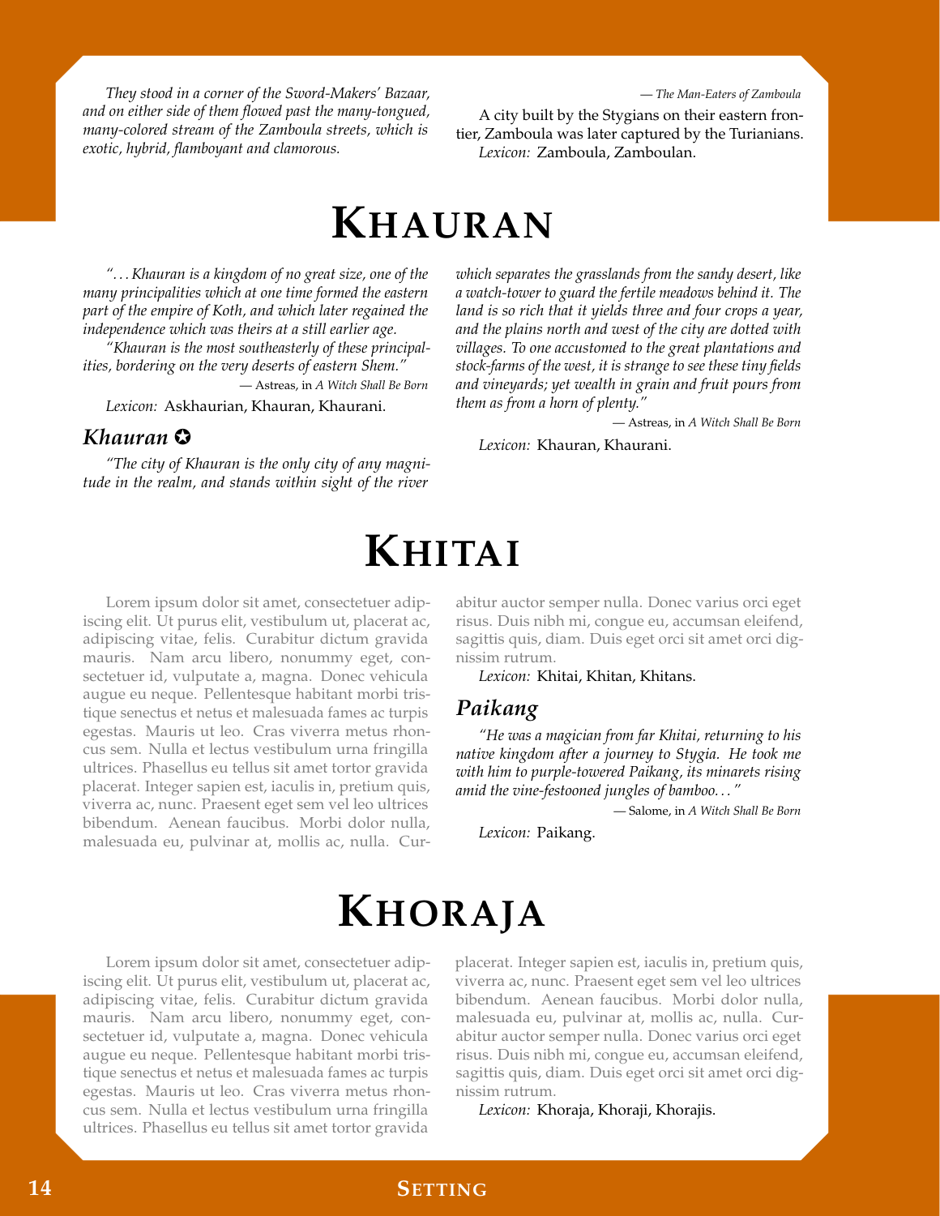*They stood in a corner of the Sword-Makers' Bazaar, and on either side of them flowed past the many-tongued, many-colored stream of the Zamboula streets, which is exotic, hybrid, flamboyant and clamorous.*

— *The Man-Eaters of Zamboula*

A city built by the Stygians on their eastern frontier, Zamboula was later captured by the Turianians.

*Lexicon:* Zamboula, Zamboulan.

# Khauran

*"... Khauran is a kingdom of no great size, one of the many principalities which at one time formed the eastern part of the empire of Koth, and which later regained the independence which was theirs at a still earlier age.*

*"Khauran is the most southeasterly of these principalities, bordering on the very deserts of eastern Shem."*

— Astreas, in *A Witch Shall Be Born*

*Lexicon:* Askhaurian, Khauran, Khaurani.

## *Khauran* ✪

*"The city of Khauran is the only city of any magnitude in the realm, and stands within sight of the river which separates the grasslands from the sandy desert, like a watch-tower to guard the fertile meadows behind it. The land is so rich that it yields three and four crops a year, and the plains north and west of the city are dotted with villages. To one accustomed to the great plantations and stock-farms of the west, it is strange to see these tiny fields and vineyards; yet wealth in grain and fruit pours from them as from a horn of plenty."*

— Astreas, in *A Witch Shall Be Born*

*Lexicon:* Khauran, Khaurani.

# Khitai

Lorem ipsum dolor sit amet, consectetuer adipiscing elit. Ut purus elit, vestibulum ut, placerat ac, adipiscing vitae, felis. Curabitur dictum gravida mauris. Nam arcu libero, nonummy eget, consectetuer id, vulputate a, magna. Donec vehicula augue eu neque. Pellentesque habitant morbi tristique senectus et netus et malesuada fames ac turpis egestas. Mauris ut leo. Cras viverra metus rhoncus sem. Nulla et lectus vestibulum urna fringilla ultrices. Phasellus eu tellus sit amet tortor gravida placerat. Integer sapien est, iaculis in, pretium quis, viverra ac, nunc. Praesent eget sem vel leo ultrices bibendum. Aenean faucibus. Morbi dolor nulla, malesuada eu, pulvinar at, mollis ac, nulla. Curabitur auctor semper nulla. Donec varius orci eget risus. Duis nibh mi, congue eu, accumsan eleifend, sagittis quis, diam. Duis eget orci sit amet orci dignissim rutrum.

*Lexicon:* Khitai, Khitan, Khitans.

## *Paikang*

*"He was a magician from far Khitai, returning to his native kingdom after a journey to Stygia. He took me with him to purple-towered Paikang, its minarets rising amid the vine-festooned jungles of bamboo..."*

— Salome, in *A Witch Shall Be Born*

*Lexicon:* Paikang.

# Khoraja

Lorem ipsum dolor sit amet, consectetuer adipiscing elit. Ut purus elit, vestibulum ut, placerat ac, adipiscing vitae, felis. Curabitur dictum gravida mauris. Nam arcu libero, nonummy eget, consectetuer id, vulputate a, magna. Donec vehicula augue eu neque. Pellentesque habitant morbi tristique senectus et netus et malesuada fames ac turpis egestas. Mauris ut leo. Cras viverra metus rhoncus sem. Nulla et lectus vestibulum urna fringilla ultrices. Phasellus eu tellus sit amet tortor gravida placerat. Integer sapien est, iaculis in, pretium quis, viverra ac, nunc. Praesent eget sem vel leo ultrices bibendum. Aenean faucibus. Morbi dolor nulla, malesuada eu, pulvinar at, mollis ac, nulla. Curabitur auctor semper nulla. Donec varius orci eget risus. Duis nibh mi, congue eu, accumsan eleifend, sagittis quis, diam. Duis eget orci sit amet orci dignissim rutrum.

*Lexicon:* Khoraja, Khoraji, Khorajis.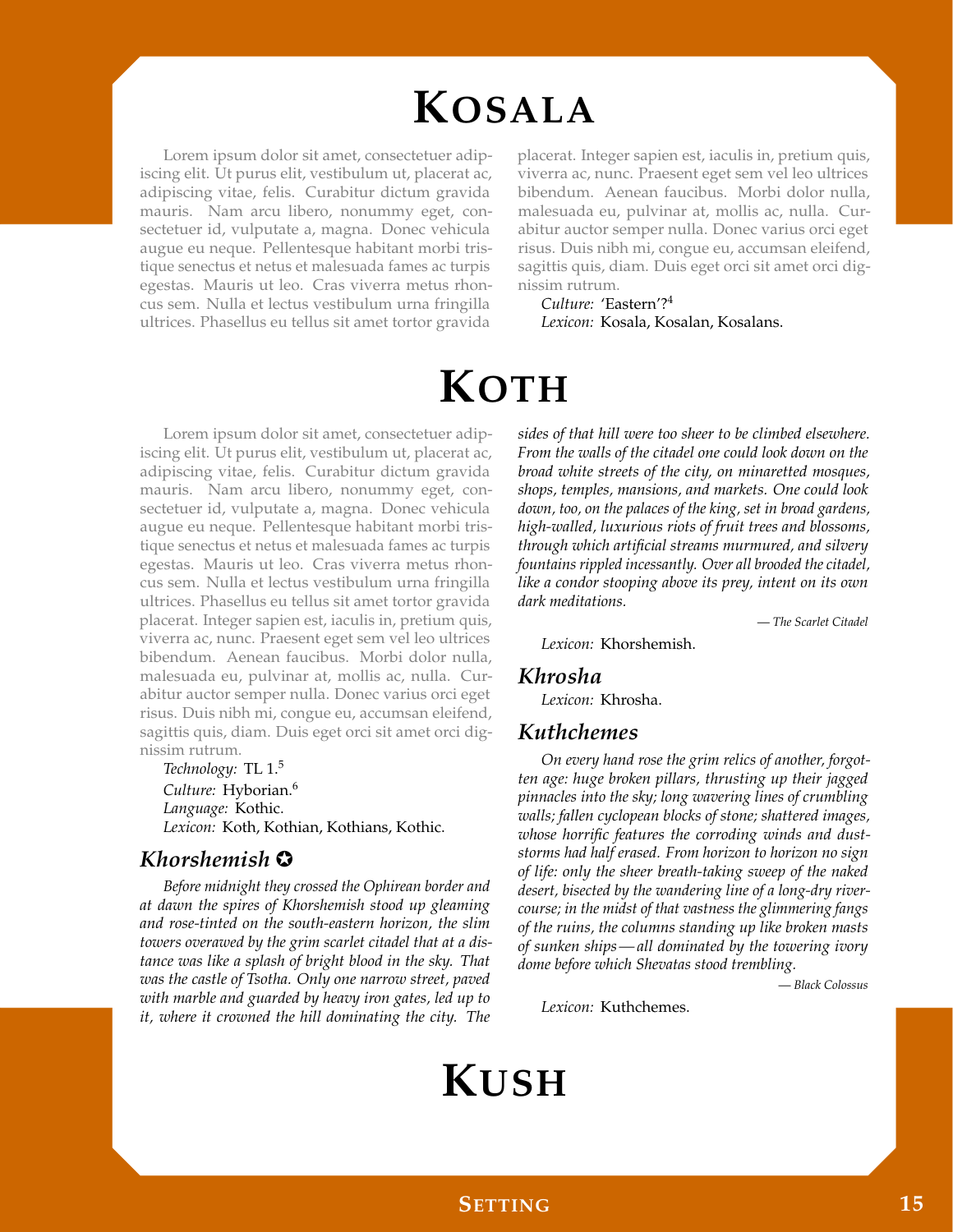# Kosala

Lorem ipsum dolor sit amet, consectetuer adipiscing elit. Ut purus elit, vestibulum ut, placerat ac, adipiscing vitae, felis. Curabitur dictum gravida mauris. Nam arcu libero, nonummy eget, consectetuer id, vulputate a, magna. Donec vehicula augue eu neque. Pellentesque habitant morbi tristique senectus et netus et malesuada fames ac turpis egestas. Mauris ut leo. Cras viverra metus rhoncus sem. Nulla et lectus vestibulum urna fringilla ultrices. Phasellus eu tellus sit amet tortor gravida placerat. Integer sapien est, iaculis in, pretium quis, viverra ac, nunc. Praesent eget sem vel leo ultrices bibendum. Aenean faucibus. Morbi dolor nulla, malesuada eu, pulvinar at, mollis ac, nulla. Curabitur auctor semper nulla. Donec varius orci eget risus. Duis nibh mi, congue eu, accumsan eleifend, sagittis quis, diam. Duis eget orci sit amet orci dignissim rutrum.

*Culture:* 'Eastern'?[4]
*Lexicon:* Kosala, Kosalan, Kosalans.

# Koth

Lorem ipsum dolor sit amet, consectetuer adipiscing elit. Ut purus elit, vestibulum ut, placerat ac, adipiscing vitae, felis. Curabitur dictum gravida mauris. Nam arcu libero, nonummy eget, consectetuer id, vulputate a, magna. Donec vehicula augue eu neque. Pellentesque habitant morbi tristique senectus et netus et malesuada fames ac turpis egestas. Mauris ut leo. Cras viverra metus rhoncus sem. Nulla et lectus vestibulum urna fringilla ultrices. Phasellus eu tellus sit amet tortor gravida placerat. Integer sapien est, iaculis in, pretium quis, viverra ac, nunc. Praesent eget sem vel leo ultrices bibendum. Aenean faucibus. Morbi dolor nulla, malesuada eu, pulvinar at, mollis ac, nulla. Curabitur auctor semper nulla. Donec varius orci eget risus. Duis nibh mi, congue eu, accumsan eleifend, sagittis quis, diam. Duis eget orci sit amet orci dignissim rutrum.

*Technology:* TL 1.[5]
*Culture:* Hyborian.[6]
*Language:* Kothic.
*Lexicon:* Koth, Kothian, Kothians, Kothic.

## *Khorshemish* ✪

*Before midnight they crossed the Ophirean border and at dawn the spires of Khorshemish stood up gleaming and rose-tinted on the south-eastern horizon, the slim towers overawed by the grim scarlet citadel that at a distance was like a splash of bright blood in the sky. That was the castle of Tsotha. Only one narrow street, paved with marble and guarded by heavy iron gates, led up to it, where it crowned the hill dominating the city. The sides of that hill were too sheer to be climbed elsewhere. From the walls of the citadel one could look down on the broad white streets of the city, on minaretted mosques, shops, temples, mansions, and markets. One could look down, too, on the palaces of the king, set in broad gardens, high-walled, luxurious riots of fruit trees and blossoms, through which artificial streams murmured, and silvery fountains rippled incessantly. Over all brooded the citadel, like a condor stooping above its prey, intent on its own dark meditations.*

— *The Scarlet Citadel*

*Lexicon:* Khorshemish.

## *Khrosha*

*Lexicon:* Khrosha.

## *Kuthchemes*

*On every hand rose the grim relics of another, forgotten age: huge broken pillars, thrusting up their jagged pinnacles into the sky; long wavering lines of crumbling walls; fallen cyclopean blocks of stone; shattered images, whose horrific features the corroding winds and duststorms had half erased. From horizon to horizon no sign of life: only the sheer breath-taking sweep of the naked desert, bisected by the wandering line of a long-dry rivercourse; in the midst of that vastness the glimmering fangs of the ruins, the columns standing up like broken masts of sunken ships—all dominated by the towering ivory dome before which Shevatas stood trembling.*

— *Black Colossus*

*Lexicon:* Kuthchemes.

# Kush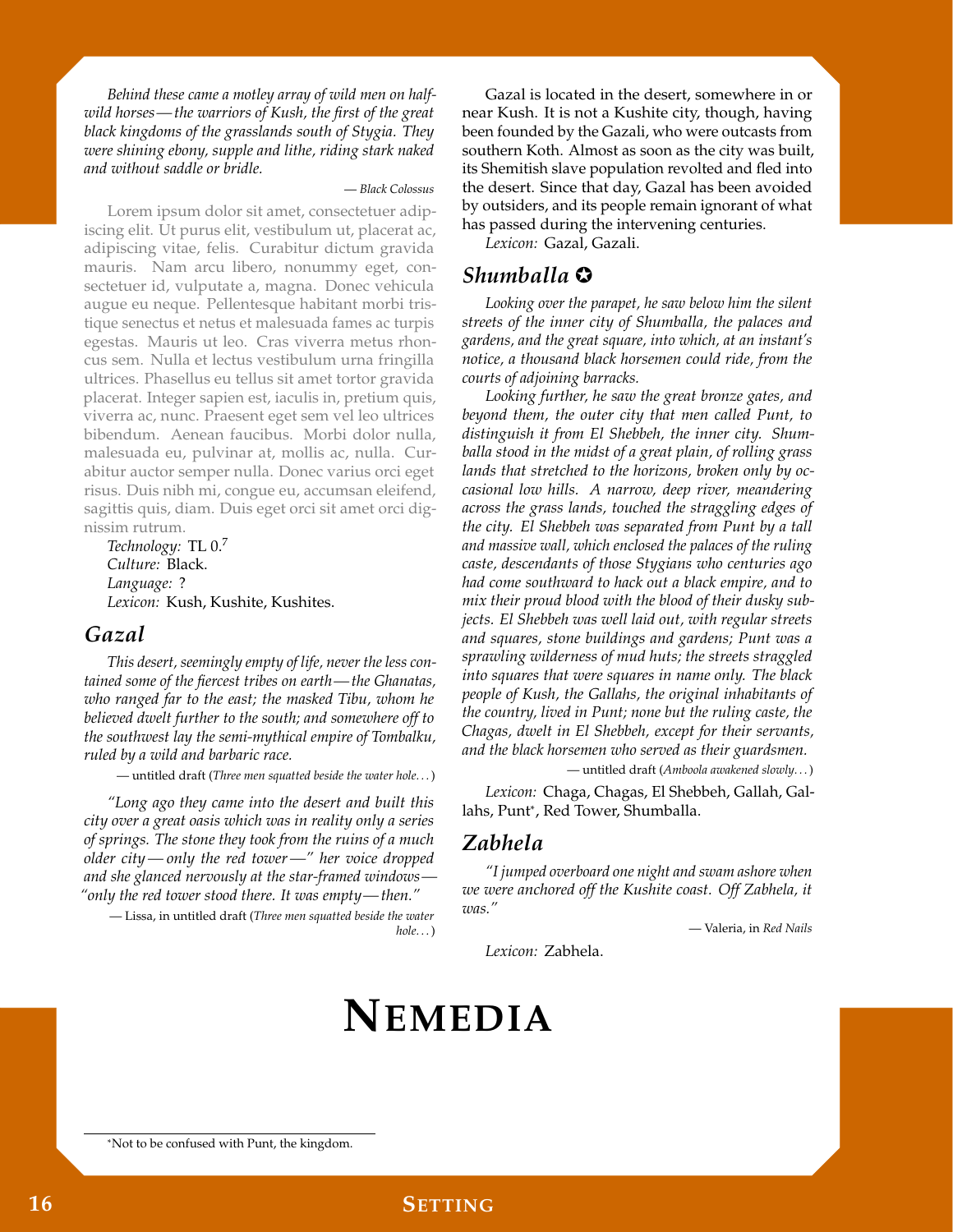*Behind these came a motley array of wild men on half-wild horses — the warriors of Kush, the first of the great black kingdoms of the grasslands south of Stygia. They were shining ebony, supple and lithe, riding stark naked and without saddle or bridle.*

— *Black Colossus*

Lorem ipsum dolor sit amet, consectetuer adipiscing elit. Ut purus elit, vestibulum ut, placerat ac, adipiscing vitae, felis. Curabitur dictum gravida mauris. Nam arcu libero, nonummy eget, consectetuer id, vulputate a, magna. Donec vehicula augue eu neque. Pellentesque habitant morbi tristique senectus et netus et malesuada fames ac turpis egestas. Mauris ut leo. Cras viverra metus rhoncus sem. Nulla et lectus vestibulum urna fringilla ultrices. Phasellus eu tellus sit amet tortor gravida placerat. Integer sapien est, iaculis in, pretium quis, viverra ac, nunc. Praesent eget sem vel leo ultrices bibendum. Aenean faucibus. Morbi dolor nulla, malesuada eu, pulvinar at, mollis ac, nulla. Curabitur auctor semper nulla. Donec varius orci eget risus. Duis nibh mi, congue eu, accumsan eleifend, sagittis quis, diam. Duis eget orci sit amet orci dignissim rutrum.

*Technology:* TL $0.^7$
*Culture:* Black.
*Language:* ?
*Lexicon:* Kush, Kushite, Kushites.

## Gazal

*This desert, seemingly empty of life, never the less contained some of the fiercest tribes on earth — the Ghanatas, who ranged far to the east; the masked Tibu, whom he believed dwelt further to the south; and somewhere off to the southwest lay the semi-mythical empire of Tombalku, ruled by a wild and barbaric race.*

— untitled draft (*Three men squatted beside the water hole...*)

*"Long ago they came into the desert and built this city over a great oasis which was in reality only a series of springs. The stone they took from the ruins of a much older city — only the red tower —" her voice dropped and she glanced nervously at the star-framed windows — "only the red tower stood there. It was empty — then."*

— Lissa, in untitled draft (*Three men squatted beside the water hole...*)

Gazal is located in the desert, somewhere in or near Kush. It is not a Kushite city, though, having been founded by the Gazali, who were outcasts from southern Koth. Almost as soon as the city was built, its Shemitish slave population revolted and fled into the desert. Since that day, Gazal has been avoided by outsiders, and its people remain ignorant of what has passed during the intervening centuries.

*Lexicon:* Gazal, Gazali.

## Shumballa ✪

*Looking over the parapet, he saw below him the silent streets of the inner city of Shumballa, the palaces and gardens, and the great square, into which, at an instant's notice, a thousand black horsemen could ride, from the courts of adjoining barracks.*

*Looking further, he saw the great bronze gates, and beyond them, the outer city that men called Punt, to distinguish it from El Shebbeh, the inner city. Shumballa stood in the midst of a great plain, of rolling grass lands that stretched to the horizons, broken only by occasional low hills. A narrow, deep river, meandering across the grass lands, touched the straggling edges of the city. El Shebbeh was separated from Punt by a tall and massive wall, which enclosed the palaces of the ruling caste, descendants of those Stygians who centuries ago had come southward to hack out a black empire, and to mix their proud blood with the blood of their dusky subjects. El Shebbeh was well laid out, with regular streets and squares, stone buildings and gardens; Punt was a sprawling wilderness of mud huts; the streets straggled into squares that were squares in name only. The black people of Kush, the Gallahs, the original inhabitants of the country, lived in Punt; none but the ruling caste, the Chagas, dwelt in El Shebbeh, except for their servants, and the black horsemen who served as their guardsmen.*

— untitled draft (*Amboola awakened slowly...*)

*Lexicon:* Chaga, Chagas, El Shebbeh, Gallah, Gallahs, Punt*, Red Tower, Shumballa.

## Zabhela

*"I jumped overboard one night and swam ashore when we were anchored off the Kushite coast. Off Zabhela, it was."*

— Valeria, in *Red Nails*

*Lexicon:* Zabhela.

# NEMEDIA

*Not to be confused with Punt, the kingdom.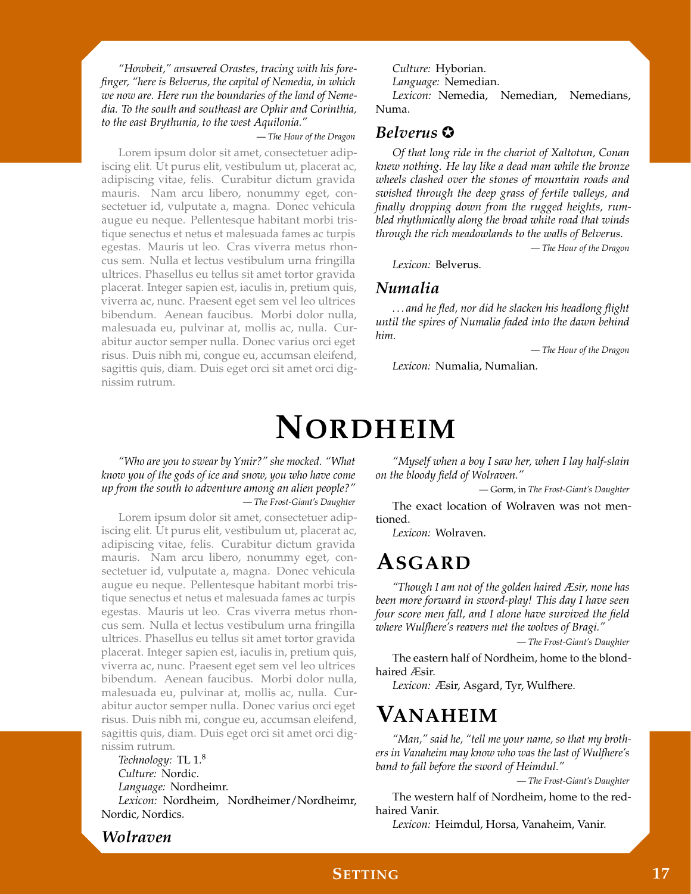*"Howbeit," answered Orastes, tracing with his forefinger, "here is Belverus, the capital of Nemedia, in which we now are. Here run the boundaries of the land of Nemedia. To the south and southeast are Ophir and Corinthia, to the east Brythunia, to the west Aquilonia."*

— *The Hour of the Dragon*

Lorem ipsum dolor sit amet, consectetuer adipiscing elit. Ut purus elit, vestibulum ut, placerat ac, adipiscing vitae, felis. Curabitur dictum gravida mauris. Nam arcu libero, nonummy eget, consectetuer id, vulputate a, magna. Donec vehicula augue eu neque. Pellentesque habitant morbi tristique senectus et netus et malesuada fames ac turpis egestas. Mauris ut leo. Cras viverra metus rhoncus sem. Nulla et lectus vestibulum urna fringilla ultrices. Phasellus eu tellus sit amet tortor gravida placerat. Integer sapien est, iaculis in, pretium quis, viverra ac, nunc. Praesent eget sem vel leo ultrices bibendum. Aenean faucibus. Morbi dolor nulla, malesuada eu, pulvinar at, mollis ac, nulla. Curabitur auctor semper nulla. Donec varius orci eget risus. Duis nibh mi, congue eu, accumsan eleifend, sagittis quis, diam. Duis eget orci sit amet orci dignissim rutrum.

*Culture:* Hyborian.
*Language:* Nemedian.
*Lexicon:* Nemedia, Nemedian, Nemedians, Numa.

### Belverus ✪

*Of that long ride in the chariot of Xaltotun, Conan knew nothing. He lay like a dead man while the bronze wheels clashed over the stones of mountain roads and swished through the deep grass of fertile valleys, and finally dropping down from the rugged heights, rumbled rhythmically along the broad white road that winds through the rich meadowlands to the walls of Belverus.*

— *The Hour of the Dragon*

*Lexicon:* Belverus.

### Numalia

*. . . and he fled, nor did he slacken his headlong flight until the spires of Numalia faded into the dawn behind him.*

— *The Hour of the Dragon*

*Lexicon:* Numalia, Numalian.

# Nordheim

*"Who are you to swear by Ymir?" she mocked. "What know you of the gods of ice and snow, you who have come up from the south to adventure among an alien people?"*

— *The Frost-Giant's Daughter*

Lorem ipsum dolor sit amet, consectetuer adipiscing elit. Ut purus elit, vestibulum ut, placerat ac, adipiscing vitae, felis. Curabitur dictum gravida mauris. Nam arcu libero, nonummy eget, consectetuer id, vulputate a, magna. Donec vehicula augue eu neque. Pellentesque habitant morbi tristique senectus et netus et malesuada fames ac turpis egestas. Mauris ut leo. Cras viverra metus rhoncus sem. Nulla et lectus vestibulum urna fringilla ultrices. Phasellus eu tellus sit amet tortor gravida placerat. Integer sapien est, iaculis in, pretium quis, viverra ac, nunc. Praesent eget sem vel leo ultrices bibendum. Aenean faucibus. Morbi dolor nulla, malesuada eu, pulvinar at, mollis ac, nulla. Curabitur auctor semper nulla. Donec varius orci eget risus. Duis nibh mi, congue eu, accumsan eleifend, sagittis quis, diam. Duis eget orci sit amet orci dignissim rutrum.

*Technology:* TL 1.[8]
*Culture:* Nordic.
*Language:* Nordheimr.
*Lexicon:* Nordheim, Nordheimer/Nordheimr, Nordic, Nordics.

### Wolraven

*"Myself when a boy I saw her, when I lay half-slain on the bloody field of Wolraven."*

— Gorm, in *The Frost-Giant's Daughter*

The exact location of Wolraven was not mentioned.

*Lexicon:* Wolraven.

## Asgard

*"Though I am not of the golden haired Æsir, none has been more forward in sword-play! This day I have seen four score men fall, and I alone have survived the field where Wulfhere's reavers met the wolves of Bragi."*

— *The Frost-Giant's Daughter*

The eastern half of Nordheim, home to the blond-haired Æsir.

*Lexicon:* Æsir, Asgard, Tyr, Wulfhere.

## Vanaheim

*"Man," said he, "tell me your name, so that my brothers in Vanaheim may know who was the last of Wulfhere's band to fall before the sword of Heimdul."*

— *The Frost-Giant's Daughter*

The western half of Nordheim, home to the red-haired Vanir.

*Lexicon:* Heimdul, Horsa, Vanaheim, Vanir.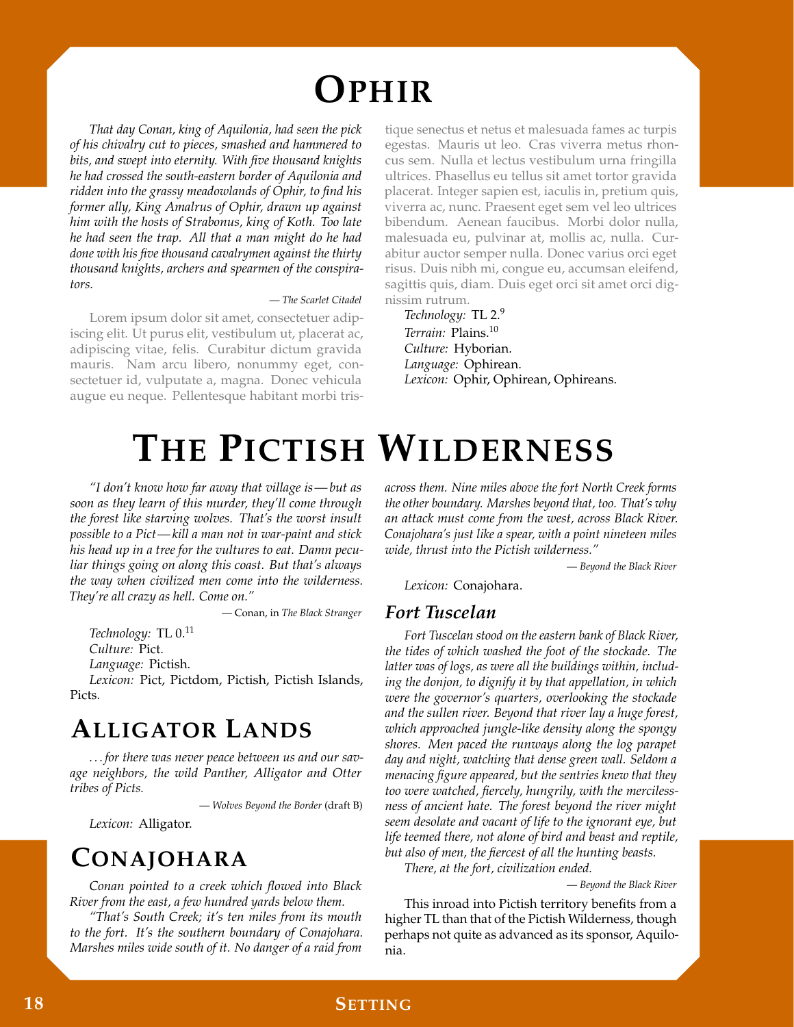# Ophir

*That day Conan, king of Aquilonia, had seen the pick of his chivalry cut to pieces, smashed and hammered to bits, and swept into eternity. With five thousand knights he had crossed the south-eastern border of Aquilonia and ridden into the grassy meadowlands of Ophir, to find his former ally, King Amalrus of Ophir, drawn up against him with the hosts of Strabonus, king of Koth. Too late he had seen the trap. All that a man might do he had done with his five thousand cavalrymen against the thirty thousand knights, archers and spearmen of the conspirators.*

— *The Scarlet Citadel*

Lorem ipsum dolor sit amet, consectetuer adipiscing elit. Ut purus elit, vestibulum ut, placerat ac, adipiscing vitae, felis. Curabitur dictum gravida mauris. Nam arcu libero, nonummy eget, consectetuer id, vulputate a, magna. Donec vehicula augue eu neque. Pellentesque habitant morbi tristique senectus et netus et malesuada fames ac turpis egestas. Mauris ut leo. Cras viverra metus rhoncus sem. Nulla et lectus vestibulum urna fringilla ultrices. Phasellus eu tellus sit amet tortor gravida placerat. Integer sapien est, iaculis in, pretium quis, viverra ac, nunc. Praesent eget sem vel leo ultrices bibendum. Aenean faucibus. Morbi dolor nulla, malesuada eu, pulvinar at, mollis ac, nulla. Curabitur auctor semper nulla. Donec varius orci eget risus. Duis nibh mi, congue eu, accumsan eleifend, sagittis quis, diam. Duis eget orci sit amet orci dignissim rutrum.

*Technology:* TL 2.[9]
*Terrain:* Plains.[10]
*Culture:* Hyborian.
*Language:* Ophirean.
*Lexicon:* Ophir, Ophirean, Ophireans.

# The Pictish Wilderness

*"I don't know how far away that village is — but as soon as they learn of this murder, they'll come through the forest like starving wolves. That's the worst insult possible to a Pict — kill a man not in war-paint and stick his head up in a tree for the vultures to eat. Damn peculiar things going on along this coast. But that's always the way when civilized men come into the wilderness. They're all crazy as hell. Come on."*

— Conan, in *The Black Stranger*

*Technology:* TL 0.[11]
*Culture:* Pict.
*Language:* Pictish.
*Lexicon:* Pict, Pictdom, Pictish, Pictish Islands, Picts.

## Alligator Lands

*. . . for there was never peace between us and our savage neighbors, the wild Panther, Alligator and Otter tribes of Picts.*

— *Wolves Beyond the Border* (draft B)

*Lexicon:* Alligator.

## Conajohara

*Conan pointed to a creek which flowed into Black River from the east, a few hundred yards below them.*

*"That's South Creek; it's ten miles from its mouth to the fort. It's the southern boundary of Conajohara. Marshes miles wide south of it. No danger of a raid from across them. Nine miles above the fort North Creek forms the other boundary. Marshes beyond that, too. That's why an attack must come from the west, across Black River. Conajohara's just like a spear, with a point nineteen miles wide, thrust into the Pictish wilderness."*

— *Beyond the Black River*

*Lexicon:* Conajohara.

### Fort Tuscelan

*Fort Tuscelan stood on the eastern bank of Black River, the tides of which washed the foot of the stockade. The latter was of logs, as were all the buildings within, including the donjon, to dignify it by that appellation, in which were the governor's quarters, overlooking the stockade and the sullen river. Beyond that river lay a huge forest, which approached jungle-like density along the spongy shores. Men paced the runways along the log parapet day and night, watching that dense green wall. Seldom a menacing figure appeared, but the sentries knew that they too were watched, fiercely, hungrily, with the mercilessness of ancient hate. The forest beyond the river might seem desolate and vacant of life to the ignorant eye, but life teemed there, not alone of bird and beast and reptile, but also of men, the fiercest of all the hunting beasts.*

*There, at the fort, civilization ended.*

— *Beyond the Black River*

This inroad into Pictish territory benefits from a higher TL than that of the Pictish Wilderness, though perhaps not quite as advanced as its sponsor, Aquilonia.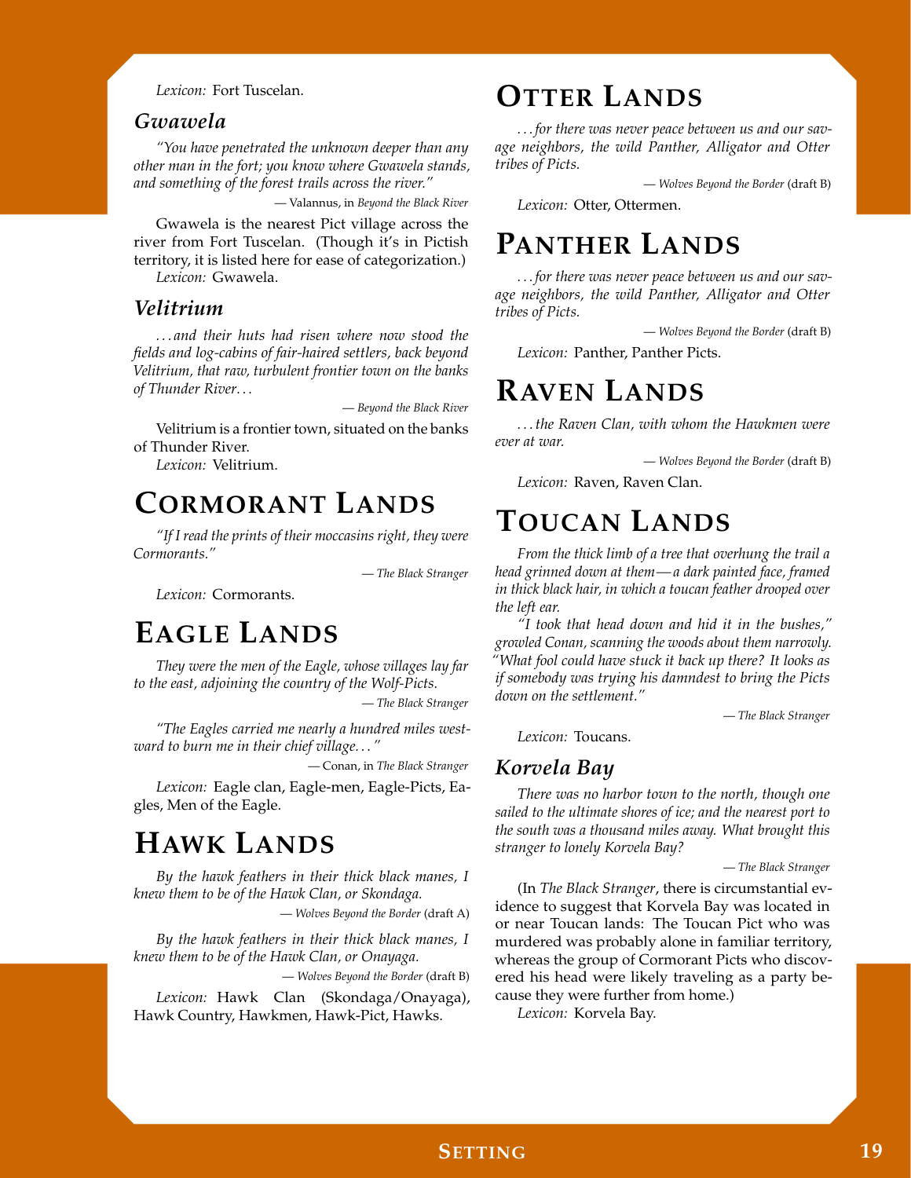*Lexicon:* Fort Tuscelan.

### *Gwawela*

*"You have penetrated the unknown deeper than any other man in the fort; you know where Gwawela stands, and something of the forest trails across the river."*

— Valannus, in *Beyond the Black River*

Gwawela is the nearest Pict village across the river from Fort Tuscelan. (Though it's in Pictish territory, it is listed here for ease of categorization.)

*Lexicon:* Gwawela.

### *Velitrium*

*. . . and their huts had risen where now stood the fields and log-cabins of fair-haired settlers, back beyond Velitrium, that raw, turbulent frontier town on the banks of Thunder River. . .*

— *Beyond the Black River*

Velitrium is a frontier town, situated on the banks of Thunder River.

*Lexicon:* Velitrium.

## Cormorant Lands

*"If I read the prints of their moccasins right, they were Cormorants."*

— *The Black Stranger*

*Lexicon:* Cormorants.

## Eagle Lands

*They were the men of the Eagle, whose villages lay far to the east, adjoining the country of the Wolf-Picts.*

— *The Black Stranger*

*"The Eagles carried me nearly a hundred miles westward to burn me in their chief village. . . "*

— Conan, in *The Black Stranger*

*Lexicon:* Eagle clan, Eagle-men, Eagle-Picts, Eagles, Men of the Eagle.

## Hawk Lands

*By the hawk feathers in their thick black manes, I knew them to be of the Hawk Clan, or Skondaga.*

— *Wolves Beyond the Border* (draft A)

*By the hawk feathers in their thick black manes, I knew them to be of the Hawk Clan, or Onayaga.*

— *Wolves Beyond the Border* (draft B)

*Lexicon:* Hawk Clan (Skondaga/Onayaga), Hawk Country, Hawkmen, Hawk-Pict, Hawks.

## Otter Lands

*. . . for there was never peace between us and our savage neighbors, the wild Panther, Alligator and Otter tribes of Picts.*

— *Wolves Beyond the Border* (draft B)

*Lexicon:* Otter, Ottermen.

## Panther Lands

*. . . for there was never peace between us and our savage neighbors, the wild Panther, Alligator and Otter tribes of Picts.*

— *Wolves Beyond the Border* (draft B)

*Lexicon:* Panther, Panther Picts.

## Raven Lands

*. . . the Raven Clan, with whom the Hawkmen were ever at war.*

— *Wolves Beyond the Border* (draft B)

*Lexicon:* Raven, Raven Clan.

## Toucan Lands

*From the thick limb of a tree that overhung the trail a head grinned down at them—a dark painted face, framed in thick black hair, in which a toucan feather drooped over the left ear.*

*"I took that head down and hid it in the bushes," growled Conan, scanning the woods about them narrowly. "What fool could have stuck it back up there? It looks as if somebody was trying his damnedest to bring the Picts down on the settlement."*

— *The Black Stranger*

*Lexicon:* Toucans.

### *Korvela Bay*

*There was no harbor town to the north, though one sailed to the ultimate shores of ice; and the nearest port to the south was a thousand miles away. What brought this stranger to lonely Korvela Bay?*

— *The Black Stranger*

(In *The Black Stranger*, there is circumstantial evidence to suggest that Korvela Bay was located in or near Toucan lands: The Toucan Pict who was murdered was probably alone in familiar territory, whereas the group of Cormorant Picts who discovered his head were likely traveling as a party because they were further from home.)

*Lexicon:* Korvela Bay.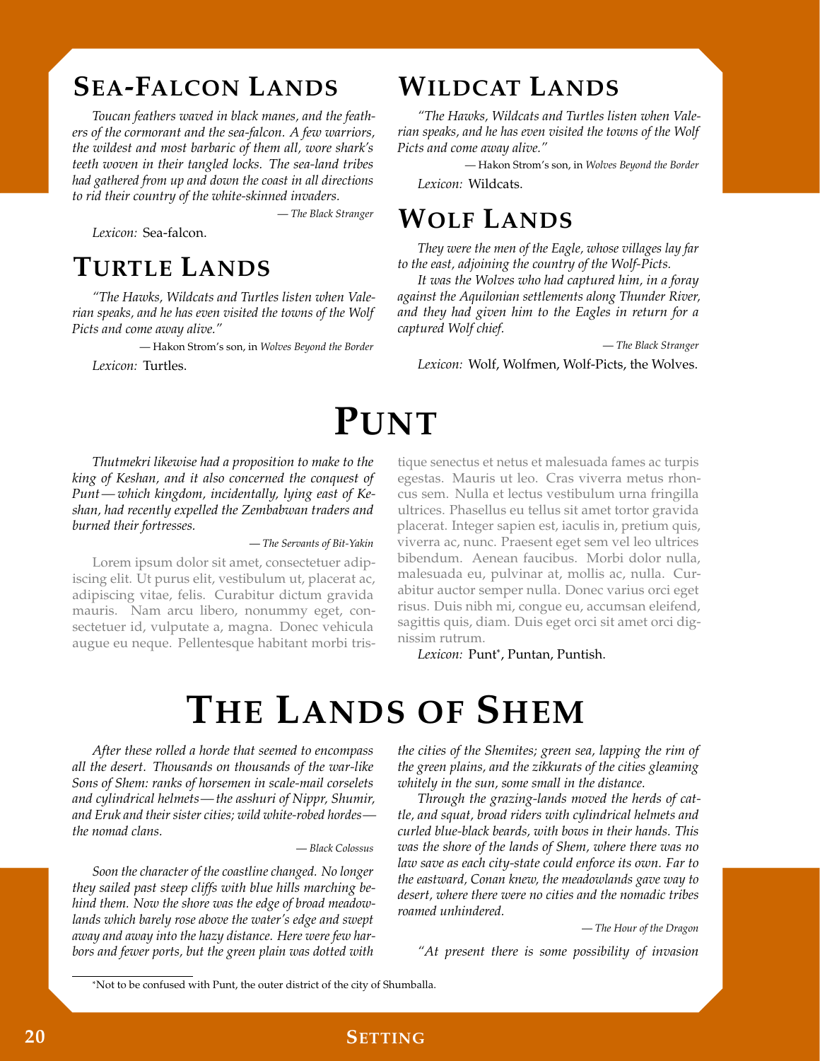## Sea-Falcon Lands

*Toucan feathers waved in black manes, and the feathers of the cormorant and the sea-falcon. A few warriors, the wildest and most barbaric of them all, wore shark's teeth woven in their tangled locks. The sea-land tribes had gathered from up and down the coast in all directions to rid their country of the white-skinned invaders.*

— *The Black Stranger*

*Lexicon:* Sea-falcon.

## Turtle Lands

*"The Hawks, Wildcats and Turtles listen when Valerian speaks, and he has even visited the towns of the Wolf Picts and come away alive."*

— Hakon Strom's son, in *Wolves Beyond the Border*

*Lexicon:* Turtles.

## Wildcat Lands

*"The Hawks, Wildcats and Turtles listen when Valerian speaks, and he has even visited the towns of the Wolf Picts and come away alive."*

— Hakon Strom's son, in *Wolves Beyond the Border*

*Lexicon:* Wildcats.

## Wolf Lands

*They were the men of the Eagle, whose villages lay far to the east, adjoining the country of the Wolf-Picts.*

*It was the Wolves who had captured him, in a foray against the Aquilonian settlements along Thunder River, and they had given him to the Eagles in return for a captured Wolf chief.*

— *The Black Stranger*

*Lexicon:* Wolf, Wolfmen, Wolf-Picts, the Wolves.

# Punt

*Thutmekri likewise had a proposition to make to the king of Keshan, and it also concerned the conquest of Punt — which kingdom, incidentally, lying east of Keshan, had recently expelled the Zembabwan traders and burned their fortresses.*

— *The Servants of Bit-Yakin*

Lorem ipsum dolor sit amet, consectetuer adipiscing elit. Ut purus elit, vestibulum ut, placerat ac, adipiscing vitae, felis. Curabitur dictum gravida mauris. Nam arcu libero, nonummy eget, consectetuer id, vulputate a, magna. Donec vehicula augue eu neque. Pellentesque habitant morbi tristique senectus et netus et malesuada fames ac turpis egestas. Mauris ut leo. Cras viverra metus rhoncus sem. Nulla et lectus vestibulum urna fringilla ultrices. Phasellus eu tellus sit amet tortor gravida placerat. Integer sapien est, iaculis in, pretium quis, viverra ac, nunc. Praesent eget sem vel leo ultrices bibendum. Aenean faucibus. Morbi dolor nulla, malesuada eu, pulvinar at, mollis ac, nulla. Curabitur auctor semper nulla. Donec varius orci eget risus. Duis nibh mi, congue eu, accumsan eleifend, sagittis quis, diam. Duis eget orci sit amet orci dignissim rutrum.

*Lexicon:* Punt*, Puntan, Puntish.

# The Lands of Shem

*After these rolled a horde that seemed to encompass all the desert. Thousands on thousands of the war-like Sons of Shem: ranks of horsemen in scale-mail corselets and cylindrical helmets — the asshuri of Nippr, Shumir, and Eruk and their sister cities; wild white-robed hordes — the nomad clans.*

— *Black Colossus*

*Soon the character of the coastline changed. No longer they sailed past steep cliffs with blue hills marching behind them. Now the shore was the edge of broad meadowlands which barely rose above the water's edge and swept away and away into the hazy distance. Here were few harbors and fewer ports, but the green plain was dotted with the cities of the Shemites; green sea, lapping the rim of the green plains, and the zikkurats of the cities gleaming whitely in the sun, some small in the distance.*

*Through the grazing-lands moved the herds of cattle, and squat, broad riders with cylindrical helmets and curled blue-black beards, with bows in their hands. This was the shore of the lands of Shem, where there was no law save as each city-state could enforce its own. Far to the eastward, Conan knew, the meadowlands gave way to desert, where there were no cities and the nomadic tribes roamed unhindered.*

— *The Hour of the Dragon*

*"At present there is some possibility of invasion*

*Not to be confused with Punt, the outer district of the city of Shumballa.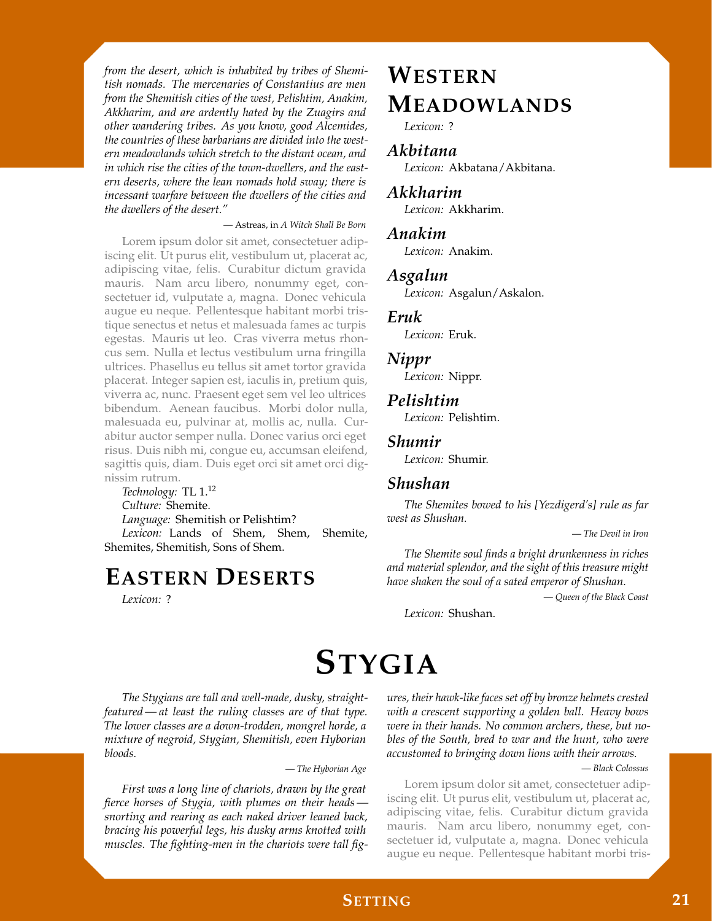*from the desert, which is inhabited by tribes of Shemitish nomads. The mercenaries of Constantius are men from the Shemitish cities of the west, Pelishtim, Anakim, Akkharim, and are ardently hated by the Zuagirs and other wandering tribes. As you know, good Alcemides, the countries of these barbarians are divided into the western meadowlands which stretch to the distant ocean, and in which rise the cities of the town-dwellers, and the eastern deserts, where the lean nomads hold sway; there is incessant warfare between the dwellers of the cities and the dwellers of the desert."*

— Astreas, in *A Witch Shall Be Born*

Lorem ipsum dolor sit amet, consectetuer adipiscing elit. Ut purus elit, vestibulum ut, placerat ac, adipiscing vitae, felis. Curabitur dictum gravida mauris. Nam arcu libero, nonummy eget, consectetuer id, vulputate a, magna. Donec vehicula augue eu neque. Pellentesque habitant morbi tristique senectus et netus et malesuada fames ac turpis egestas. Mauris ut leo. Cras viverra metus rhoncus sem. Nulla et lectus vestibulum urna fringilla ultrices. Phasellus eu tellus sit amet tortor gravida placerat. Integer sapien est, iaculis in, pretium quis, viverra ac, nunc. Praesent eget sem vel leo ultrices bibendum. Aenean faucibus. Morbi dolor nulla, malesuada eu, pulvinar at, mollis ac, nulla. Curabitur auctor semper nulla. Donec varius orci eget risus. Duis nibh mi, congue eu, accumsan eleifend, sagittis quis, diam. Duis eget orci sit amet orci dignissim rutrum.

*Technology:* TL 1.[12]

*Culture:* Shemite.

*Language:* Shemitish or Pelishtim?

*Lexicon:* Lands of Shem, Shem, Shemite, Shemites, Shemitish, Sons of Shem.

## Eastern Deserts

*Lexicon:* ?

## Western Meadowlands

*Lexicon:* ?

### Akbitana

*Lexicon:* Akbatana/Akbitana.

### Akkharim

*Lexicon:* Akkharim.

### Anakim

*Lexicon:* Anakim.

### Asgalun

*Lexicon:* Asgalun/Askalon.

### Eruk

*Lexicon:* Eruk.

### Nippr

*Lexicon:* Nippr.

### Pelishtim

*Lexicon:* Pelishtim.

### Shumir

*Lexicon:* Shumir.

### Shushan

*The Shemites bowed to his [Yezdigerd's] rule as far west as Shushan.*

— *The Devil in Iron*

*The Shemite soul finds a bright drunkenness in riches and material splendor, and the sight of this treasure might have shaken the soul of a sated emperor of Shushan.*

— *Queen of the Black Coast*

*Lexicon:* Shushan.

# Stygia

*The Stygians are tall and well-made, dusky, straight-featured — at least the ruling classes are of that type. The lower classes are a down-trodden, mongrel horde, a mixture of negroid, Stygian, Shemitish, even Hyborian bloods.*

— *The Hyborian Age*

*First was a long line of chariots, drawn by the great fierce horses of Stygia, with plumes on their heads — snorting and rearing as each naked driver leaned back, bracing his powerful legs, his dusky arms knotted with muscles. The fighting-men in the chariots were tall figures, their hawk-like faces set off by bronze helmets crested with a crescent supporting a golden ball. Heavy bows were in their hands. No common archers, these, but nobles of the South, bred to war and the hunt, who were accustomed to bringing down lions with their arrows.*

— *Black Colossus*

Lorem ipsum dolor sit amet, consectetuer adipiscing elit. Ut purus elit, vestibulum ut, placerat ac, adipiscing vitae, felis. Curabitur dictum gravida mauris. Nam arcu libero, nonummy eget, consectetuer id, vulputate a, magna. Donec vehicula augue eu neque. Pellentesque habitant morbi tris-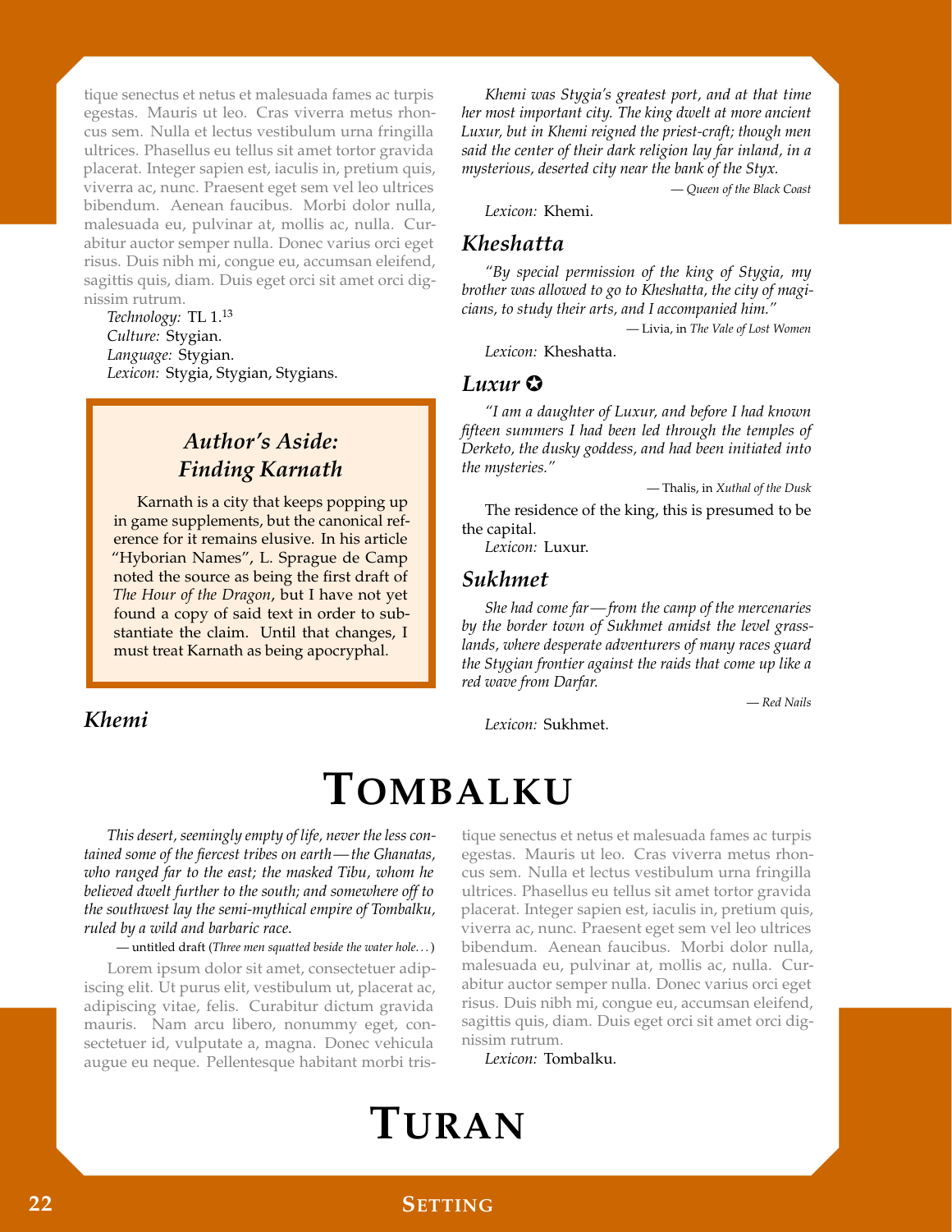tique senectus et netus et malesuada fames ac turpis egestas. Mauris ut leo. Cras viverra metus rhoncus sem. Nulla et lectus vestibulum urna fringilla ultrices. Phasellus eu tellus sit amet tortor gravida placerat. Integer sapien est, iaculis in, pretium quis, viverra ac, nunc. Praesent eget sem vel leo ultrices bibendum. Aenean faucibus. Morbi dolor nulla, malesuada eu, pulvinar at, mollis ac, nulla. Curabitur auctor semper nulla. Donec varius orci eget risus. Duis nibh mi, congue eu, accumsan eleifend, sagittis quis, diam. Duis eget orci sit amet orci dignissim rutrum.

*Technology:* TL 1.[13]
*Culture:* Stygian.
*Language:* Stygian.
*Lexicon:* Stygia, Stygian, Stygians.

> **Author's Aside: Finding Karnath**
>
> Karnath is a city that keeps popping up in game supplements, but the canonical reference for it remains elusive. In his article "Hyborian Names", L. Sprague de Camp noted the source as being the first draft of *The Hour of the Dragon*, but I have not yet found a copy of said text in order to substantiate the claim. Until that changes, I must treat Karnath as being apocryphal.

### Khemi

*Khemi was Stygia's greatest port, and at that time her most important city. The king dwelt at more ancient Luxur, but in Khemi reigned the priest-craft; though men said the center of their dark religion lay far inland, in a mysterious, deserted city near the bank of the Styx.*

— *Queen of the Black Coast*

*Lexicon:* Khemi.

### Kheshatta

*"By special permission of the king of Stygia, my brother was allowed to go to Kheshatta, the city of magicians, to study their arts, and I accompanied him."*

— Livia, in *The Vale of Lost Women*

*Lexicon:* Kheshatta.

### Luxur ✪

*"I am a daughter of Luxur, and before I had known fifteen summers I had been led through the temples of Derketo, the dusky goddess, and had been initiated into the mysteries."*

— Thalis, in *Xuthal of the Dusk*

The residence of the king, this is presumed to be the capital.

*Lexicon:* Luxur.

### Sukhmet

*She had come far—from the camp of the mercenaries by the border town of Sukhmet amidst the level grasslands, where desperate adventurers of many races guard the Stygian frontier against the raids that come up like a red wave from Darfar.*

— *Red Nails*

*Lexicon:* Sukhmet.

# Tombalku

*This desert, seemingly empty of life, never the less contained some of the fiercest tribes on earth—the Ghanatas, who ranged far to the east; the masked Tibu, whom he believed dwelt further to the south; and somewhere off to the southwest lay the semi-mythical empire of Tombalku, ruled by a wild and barbaric race.*

— untitled draft (*Three men squatted beside the water hole...*)

Lorem ipsum dolor sit amet, consectetuer adipiscing elit. Ut purus elit, vestibulum ut, placerat ac, adipiscing vitae, felis. Curabitur dictum gravida mauris. Nam arcu libero, nonummy eget, consectetuer id, vulputate a, magna. Donec vehicula augue eu neque. Pellentesque habitant morbi tristique senectus et netus et malesuada fames ac turpis egestas. Mauris ut leo. Cras viverra metus rhoncus sem. Nulla et lectus vestibulum urna fringilla ultrices. Phasellus eu tellus sit amet tortor gravida placerat. Integer sapien est, iaculis in, pretium quis, viverra ac, nunc. Praesent eget sem vel leo ultrices bibendum. Aenean faucibus. Morbi dolor nulla, malesuada eu, pulvinar at, mollis ac, nulla. Curabitur auctor semper nulla. Donec varius orci eget risus. Duis nibh mi, congue eu, accumsan eleifend, sagittis quis, diam. Duis eget orci sit amet orci dignissim rutrum.

*Lexicon:* Tombalku.

# Turan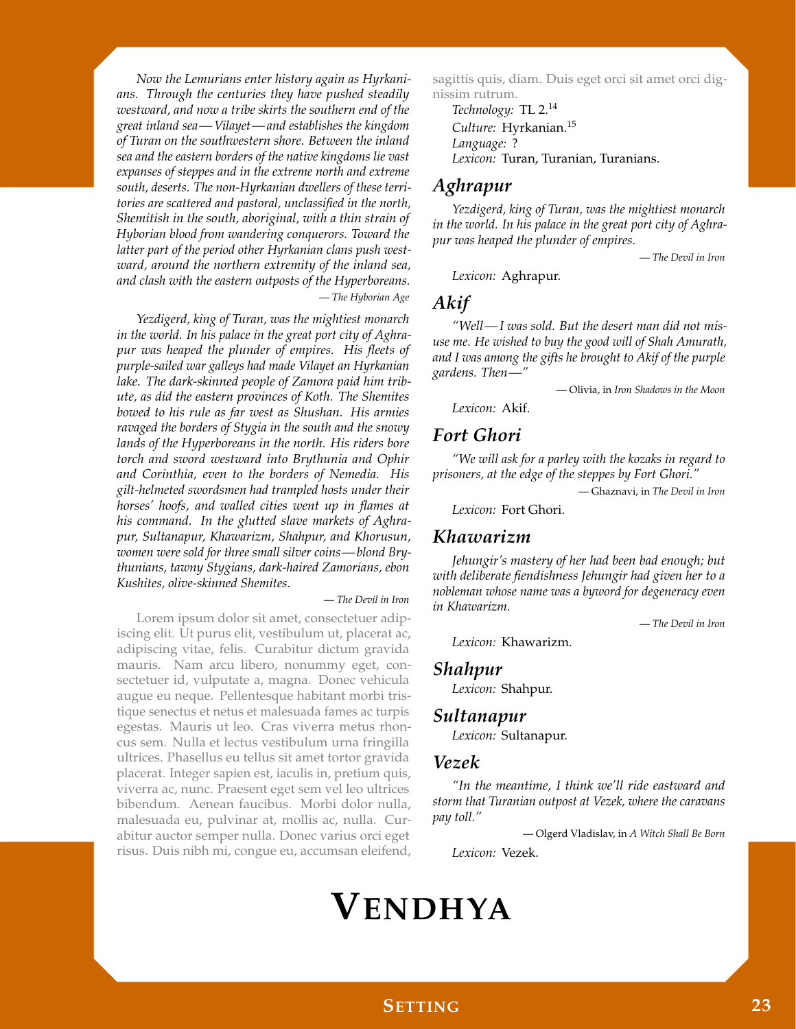*Now the Lemurians enter history again as Hyrkanians. Through the centuries they have pushed steadily westward, and now a tribe skirts the southern end of the great inland sea — Vilayet — and establishes the kingdom of Turan on the southwestern shore. Between the inland sea and the eastern borders of the native kingdoms lie vast expanses of steppes and in the extreme north and extreme south, deserts. The non-Hyrkanian dwellers of these territories are scattered and pastoral, unclassified in the north, Shemitish in the south, aboriginal, with a thin strain of Hyborian blood from wandering conquerors. Toward the latter part of the period other Hyrkanian clans push westward, around the northern extremity of the inland sea, and clash with the eastern outposts of the Hyperboreans.*

— *The Hyborian Age*

*Yezdigerd, king of Turan, was the mightiest monarch in the world. In his palace in the great port city of Aghrapur was heaped the plunder of empires. His fleets of purple-sailed war galleys had made Vilayet an Hyrkanian lake. The dark-skinned people of Zamora paid him tribute, as did the eastern provinces of Koth. The Shemites bowed to his rule as far west as Shushan. His armies ravaged the borders of Stygia in the south and the snowy lands of the Hyperboreans in the north. His riders bore torch and sword westward into Brythunia and Ophir and Corinthia, even to the borders of Nemedia. His gilt-helmeted swordsmen had trampled hosts under their horses' hoofs, and walled cities went up in flames at his command. In the glutted slave markets of Aghrapur, Sultanapur, Khawarizm, Shahpur, and Khorusun, women were sold for three small silver coins — blond Brythunians, tawny Stygians, dark-haired Zamorians, ebon Kushites, olive-skinned Shemites.*

— *The Devil in Iron*

Lorem ipsum dolor sit amet, consectetuer adipiscing elit. Ut purus elit, vestibulum ut, placerat ac, adipiscing vitae, felis. Curabitur dictum gravida mauris. Nam arcu libero, nonummy eget, consectetuer id, vulputate a, magna. Donec vehicula augue eu neque. Pellentesque habitant morbi tristique senectus et netus et malesuada fames ac turpis egestas. Mauris ut leo. Cras viverra metus rhoncus sem. Nulla et lectus vestibulum urna fringilla ultrices. Phasellus eu tellus sit amet tortor gravida placerat. Integer sapien est, iaculis in, pretium quis, viverra ac, nunc. Praesent eget sem vel leo ultrices bibendum. Aenean faucibus. Morbi dolor nulla, malesuada eu, pulvinar at, mollis ac, nulla. Curabitur auctor semper nulla. Donec varius orci eget risus. Duis nibh mi, congue eu, accumsan eleifend, sagittis quis, diam. Duis eget orci sit amet orci dignissim rutrum.

*Technology:* TL 2.[14]
*Culture:* Hyrkanian.[15]
*Language:* ?
*Lexicon:* Turan, Turanian, Turanians.

## Aghrapur

*Yezdigerd, king of Turan, was the mightiest monarch in the world. In his palace in the great port city of Aghrapur was heaped the plunder of empires.*

— *The Devil in Iron*

*Lexicon:* Aghrapur.

## Akif

*"Well — I was sold. But the desert man did not misuse me. He wished to buy the good will of Shah Amurath, and I was among the gifts he brought to Akif of the purple gardens. Then —"*

— Olivia, in *Iron Shadows in the Moon*

*Lexicon:* Akif.

## Fort Ghori

*"We will ask for a parley with the kozaks in regard to prisoners, at the edge of the steppes by Fort Ghori."*

— Ghaznavi, in *The Devil in Iron*

*Lexicon:* Fort Ghori.

## Khawarizm

*Jehungir's mastery of her had been bad enough; but with deliberate fiendishness Jehungir had given her to a nobleman whose name was a byword for degeneracy even in Khawarizm.*

— *The Devil in Iron*

*Lexicon:* Khawarizm.

## Shahpur

*Lexicon:* Shahpur.

## Sultanapur

*Lexicon:* Sultanapur.

## Vezek

*"In the meantime, I think we'll ride eastward and storm that Turanian outpost at Vezek, where the caravans pay toll."*

— Olgerd Vladislav, in *A Witch Shall Be Born*

*Lexicon:* Vezek.

# Vendhya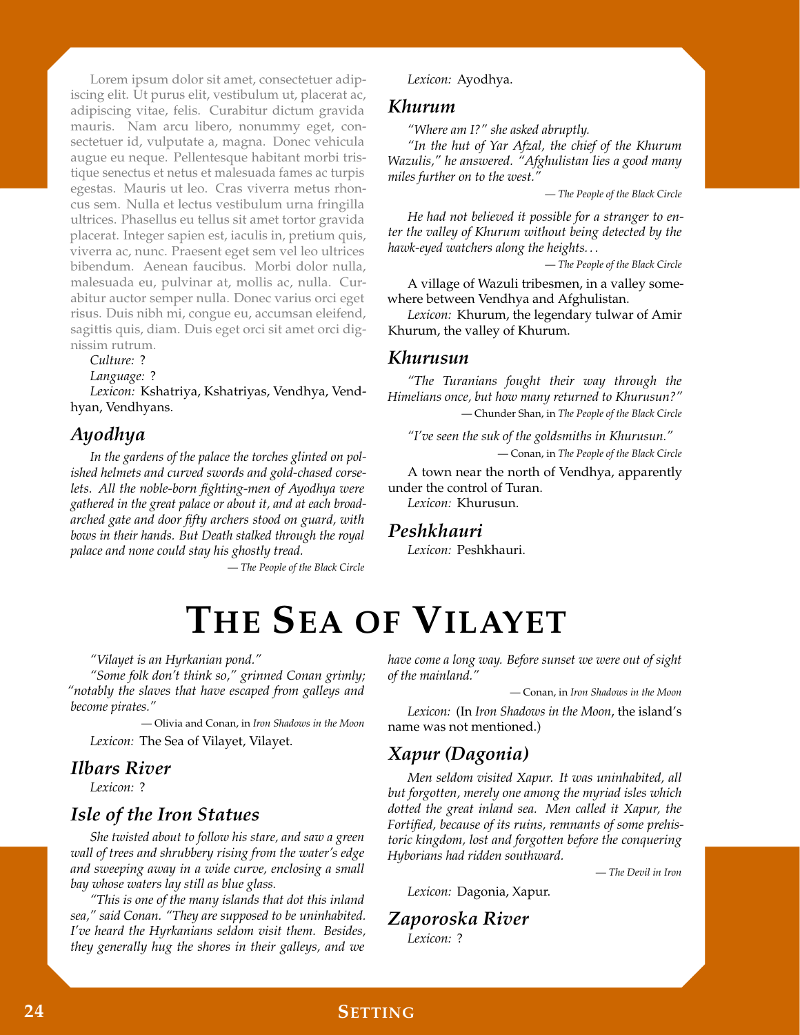Lorem ipsum dolor sit amet, consectetuer adipiscing elit. Ut purus elit, vestibulum ut, placerat ac, adipiscing vitae, felis. Curabitur dictum gravida mauris. Nam arcu libero, nonummy eget, consectetuer id, vulputate a, magna. Donec vehicula augue eu neque. Pellentesque habitant morbi tristique senectus et netus et malesuada fames ac turpis egestas. Mauris ut leo. Cras viverra metus rhoncus sem. Nulla et lectus vestibulum urna fringilla ultrices. Phasellus eu tellus sit amet tortor gravida placerat. Integer sapien est, iaculis in, pretium quis, viverra ac, nunc. Praesent eget sem vel leo ultrices bibendum. Aenean faucibus. Morbi dolor nulla, malesuada eu, pulvinar at, mollis ac, nulla. Curabitur auctor semper nulla. Donec varius orci eget risus. Duis nibh mi, congue eu, accumsan eleifend, sagittis quis, diam. Duis eget orci sit amet orci dignissim rutrum.

*Culture:* ?

*Language:* ?

*Lexicon:* Kshatriya, Kshatriyas, Vendhya, Vendhyan, Vendhyans.

### Ayodhya

*In the gardens of the palace the torches glinted on polished helmets and curved swords and gold-chased corselets. All the noble-born fighting-men of Ayodhya were gathered in the great palace or about it, and at each broad-arched gate and door fifty archers stood on guard, with bows in their hands. But Death stalked through the royal palace and none could stay his ghostly tread.*

— *The People of the Black Circle*

*Lexicon:* Ayodhya.

### Khurum

*"Where am I?" she asked abruptly.*

*"In the hut of Yar Afzal, the chief of the Khurum Wazulis," he answered. "Afghulistan lies a good many miles further on to the west."*

— *The People of the Black Circle*

*He had not believed it possible for a stranger to enter the valley of Khurum without being detected by the hawk-eyed watchers along the heights. . .*

— *The People of the Black Circle*

A village of Wazuli tribesmen, in a valley somewhere between Vendhya and Afghulistan.

*Lexicon:* Khurum, the legendary tulwar of Amir Khurum, the valley of Khurum.

### Khurusun

*"The Turanians fought their way through the Himelians once, but how many returned to Khurusun?"*

— Chunder Shan, in *The People of the Black Circle*

*"I've seen the suk of the goldsmiths in Khurusun."*

— Conan, in *The People of the Black Circle*

A town near the north of Vendhya, apparently under the control of Turan.

*Lexicon:* Khurusun.

### Peshkhauri

*Lexicon:* Peshkhauri.

# The Sea of Vilayet

*"Vilayet is an Hyrkanian pond."*

*"Some folk don't think so," grinned Conan grimly; "notably the slaves that have escaped from galleys and become pirates."*

— Olivia and Conan, in *Iron Shadows in the Moon*

*Lexicon:* The Sea of Vilayet, Vilayet.

### Ilbars River

*Lexicon:* ?

### Isle of the Iron Statues

*She twisted about to follow his stare, and saw a green wall of trees and shrubbery rising from the water's edge and sweeping away in a wide curve, enclosing a small bay whose waters lay still as blue glass.*

*"This is one of the many islands that dot this inland sea," said Conan. "They are supposed to be uninhabited. I've heard the Hyrkanians seldom visit them. Besides, they generally hug the shores in their galleys, and we have come a long way. Before sunset we were out of sight of the mainland."*

— Conan, in *Iron Shadows in the Moon*

*Lexicon:* (In *Iron Shadows in the Moon*, the island's name was not mentioned.)

### Xapur (Dagonia)

*Men seldom visited Xapur. It was uninhabited, all but forgotten, merely one among the myriad isles which dotted the great inland sea. Men called it Xapur, the Fortified, because of its ruins, remnants of some prehistoric kingdom, lost and forgotten before the conquering Hyborians had ridden southward.*

— *The Devil in Iron*

*Lexicon:* Dagonia, Xapur.

### Zaporoska River

*Lexicon:* ?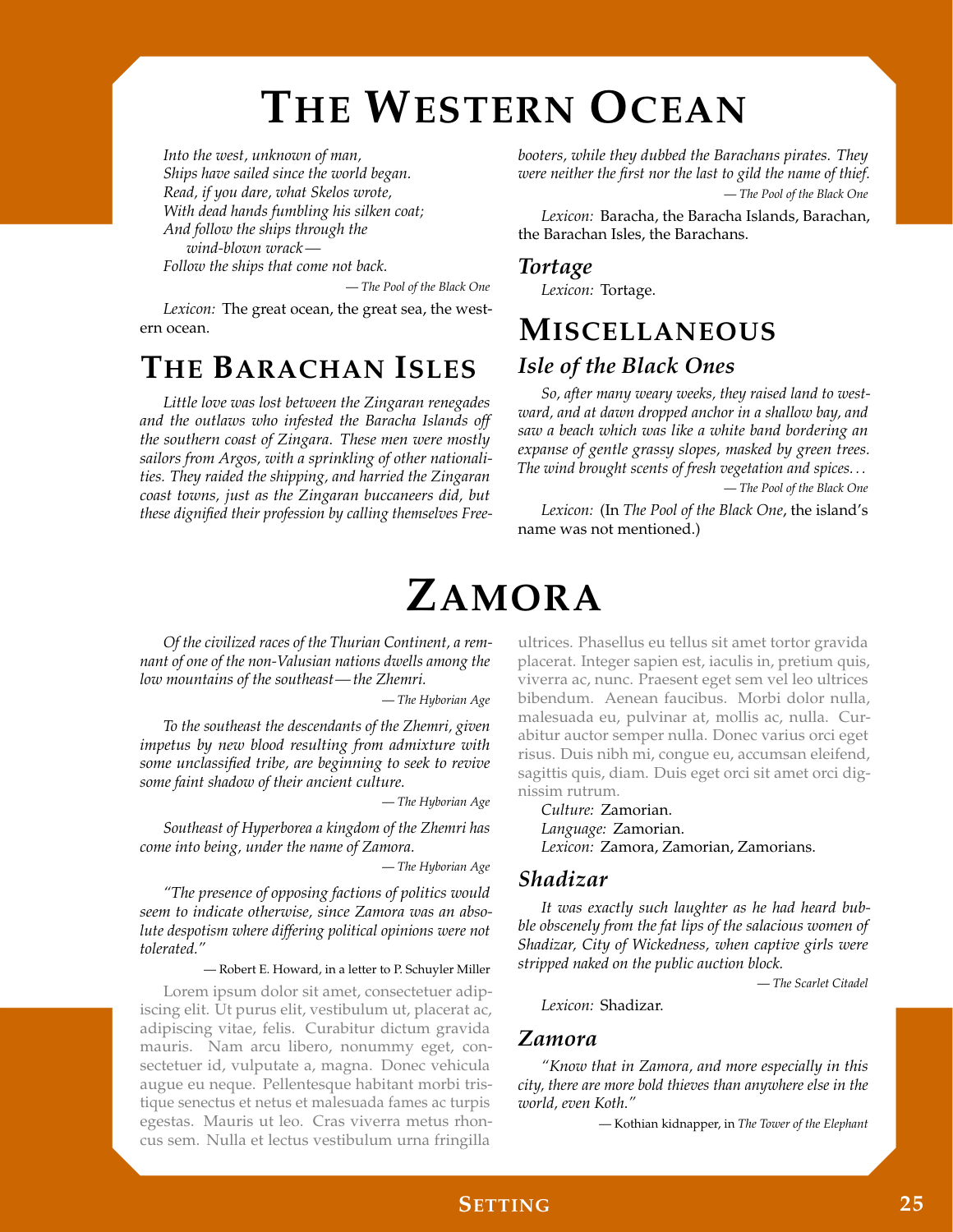# The Western Ocean

*Into the west, unknown of man,*
*Ships have sailed since the world began.*
*Read, if you dare, what Skelos wrote,*
*With dead hands fumbling his silken coat;*
*And follow the ships through the wind-blown wrack—*
*Follow the ships that come not back.*

— *The Pool of the Black One*

*Lexicon:* The great ocean, the great sea, the western ocean.

## The Barachan Isles

*Little love was lost between the Zingaran renegades and the outlaws who infested the Baracha Islands off the southern coast of Zingara. These men were mostly sailors from Argos, with a sprinkling of other nationalities. They raided the shipping, and harried the Zingaran coast towns, just as the Zingaran buccaneers did, but these dignified their profession by calling themselves Freebooters, while they dubbed the Barachans pirates. They were neither the first nor the last to gild the name of thief.*

— *The Pool of the Black One*

*Lexicon:* Baracha, the Baracha Islands, Barachan, the Barachan Isles, the Barachans.

### Tortage

*Lexicon:* Tortage.

## Miscellaneous

### Isle of the Black Ones

*So, after many weary weeks, they raised land to westward, and at dawn dropped anchor in a shallow bay, and saw a beach which was like a white band bordering an expanse of gentle grassy slopes, masked by green trees. The wind brought scents of fresh vegetation and spices…*

— *The Pool of the Black One*

*Lexicon:* (In *The Pool of the Black One*, the island's name was not mentioned.)

# Zamora

*Of the civilized races of the Thurian Continent, a remnant of one of the non-Valusian nations dwells among the low mountains of the southeast—the Zhemri.*

— *The Hyborian Age*

*To the southeast the descendants of the Zhemri, given impetus by new blood resulting from admixture with some unclassified tribe, are beginning to seek to revive some faint shadow of their ancient culture.*

— *The Hyborian Age*

*Southeast of Hyperborea a kingdom of the Zhemri has come into being, under the name of Zamora.*

— *The Hyborian Age*

*"The presence of opposing factions of politics would seem to indicate otherwise, since Zamora was an absolute despotism where differing political opinions were not tolerated."*

— Robert E. Howard, in a letter to P. Schuyler Miller

Lorem ipsum dolor sit amet, consectetuer adipiscing elit. Ut purus elit, vestibulum ut, placerat ac, adipiscing vitae, felis. Curabitur dictum gravida mauris. Nam arcu libero, nonummy eget, consectetuer id, vulputate a, magna. Donec vehicula augue eu neque. Pellentesque habitant morbi tristique senectus et netus et malesuada fames ac turpis egestas. Mauris ut leo. Cras viverra metus rhoncus sem. Nulla et lectus vestibulum urna fringilla ultrices. Phasellus eu tellus sit amet tortor gravida placerat. Integer sapien est, iaculis in, pretium quis, viverra ac, nunc. Praesent eget sem vel leo ultrices bibendum. Aenean faucibus. Morbi dolor nulla, malesuada eu, pulvinar at, mollis ac, nulla. Curabitur auctor semper nulla. Donec varius orci eget risus. Duis nibh mi, congue eu, accumsan eleifend, sagittis quis, diam. Duis eget orci sit amet orci dignissim rutrum.

*Culture:* Zamorian.
*Language:* Zamorian.
*Lexicon:* Zamora, Zamorian, Zamorians.

### Shadizar

*It was exactly such laughter as he had heard bubble obscenely from the fat lips of the salacious women of Shadizar, City of Wickedness, when captive girls were stripped naked on the public auction block.*

— *The Scarlet Citadel*

*Lexicon:* Shadizar.

### Zamora

*"Know that in Zamora, and more especially in this city, there are more bold thieves than anywhere else in the world, even Koth."*

— Kothian kidnapper, in *The Tower of the Elephant*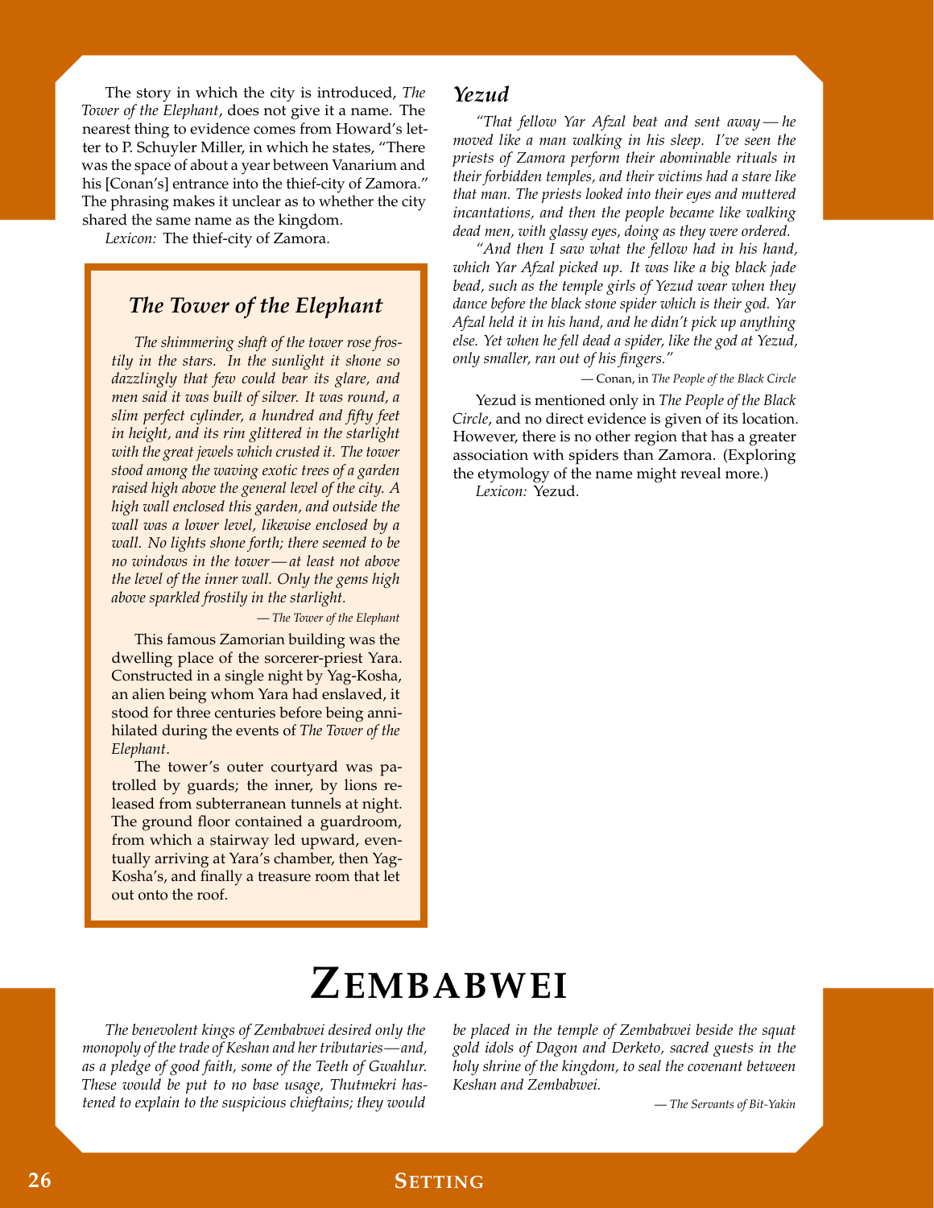The story in which the city is introduced, *The Tower of the Elephant*, does not give it a name. The nearest thing to evidence comes from Howard's letter to P. Schuyler Miller, in which he states, "There was the space of about a year between Vanarium and his [Conan's] entrance into the thief-city of Zamora." The phrasing makes it unclear as to whether the city shared the same name as the kingdom.

*Lexicon:* The thief-city of Zamora.

### *The Tower of the Elephant*

*The shimmering shaft of the tower rose frostily in the stars. In the sunlight it shone so dazzlingly that few could bear its glare, and men said it was built of silver. It was round, a slim perfect cylinder, a hundred and fifty feet in height, and its rim glittered in the starlight with the great jewels which crusted it. The tower stood among the waving exotic trees of a garden raised high above the general level of the city. A high wall enclosed this garden, and outside the wall was a lower level, likewise enclosed by a wall. No lights shone forth; there seemed to be no windows in the tower — at least not above the level of the inner wall. Only the gems high above sparkled frostily in the starlight.*

— *The Tower of the Elephant*

This famous Zamorian building was the dwelling place of the sorcerer-priest Yara. Constructed in a single night by Yag-Kosha, an alien being whom Yara had enslaved, it stood for three centuries before being annihilated during the events of *The Tower of the Elephant*.

The tower's outer courtyard was patrolled by guards; the inner, by lions released from subterranean tunnels at night. The ground floor contained a guardroom, from which a stairway led upward, eventually arriving at Yara's chamber, then Yag-Kosha's, and finally a treasure room that let out onto the roof.

### *Yezud*

*"That fellow Yar Afzal beat and sent away — he moved like a man walking in his sleep. I've seen the priests of Zamora perform their abominable rituals in their forbidden temples, and their victims had a stare like that man. The priests looked into their eyes and muttered incantations, and then the people became like walking dead men, with glassy eyes, doing as they were ordered.*

*"And then I saw what the fellow had in his hand, which Yar Afzal picked up. It was like a big black jade bead, such as the temple girls of Yezud wear when they dance before the black stone spider which is their god. Yar Afzal held it in his hand, and he didn't pick up anything else. Yet when he fell dead a spider, like the god at Yezud, only smaller, ran out of his fingers."*

— Conan, in *The People of the Black Circle*

Yezud is mentioned only in *The People of the Black Circle*, and no direct evidence is given of its location. However, there is no other region that has a greater association with spiders than Zamora. (Exploring the etymology of the name might reveal more.)

*Lexicon:* Yezud.

# Zembabwei

*The benevolent kings of Zembabwei desired only the monopoly of the trade of Keshan and her tributaries — and, as a pledge of good faith, some of the Teeth of Gwahlur. These would be put to no base usage, Thutmekri hastened to explain to the suspicious chieftains; they would be placed in the temple of Zembabwei beside the squat gold idols of Dagon and Derketo, sacred guests in the holy shrine of the kingdom, to seal the covenant between Keshan and Zembabwei.*

— *The Servants of Bit-Yakin*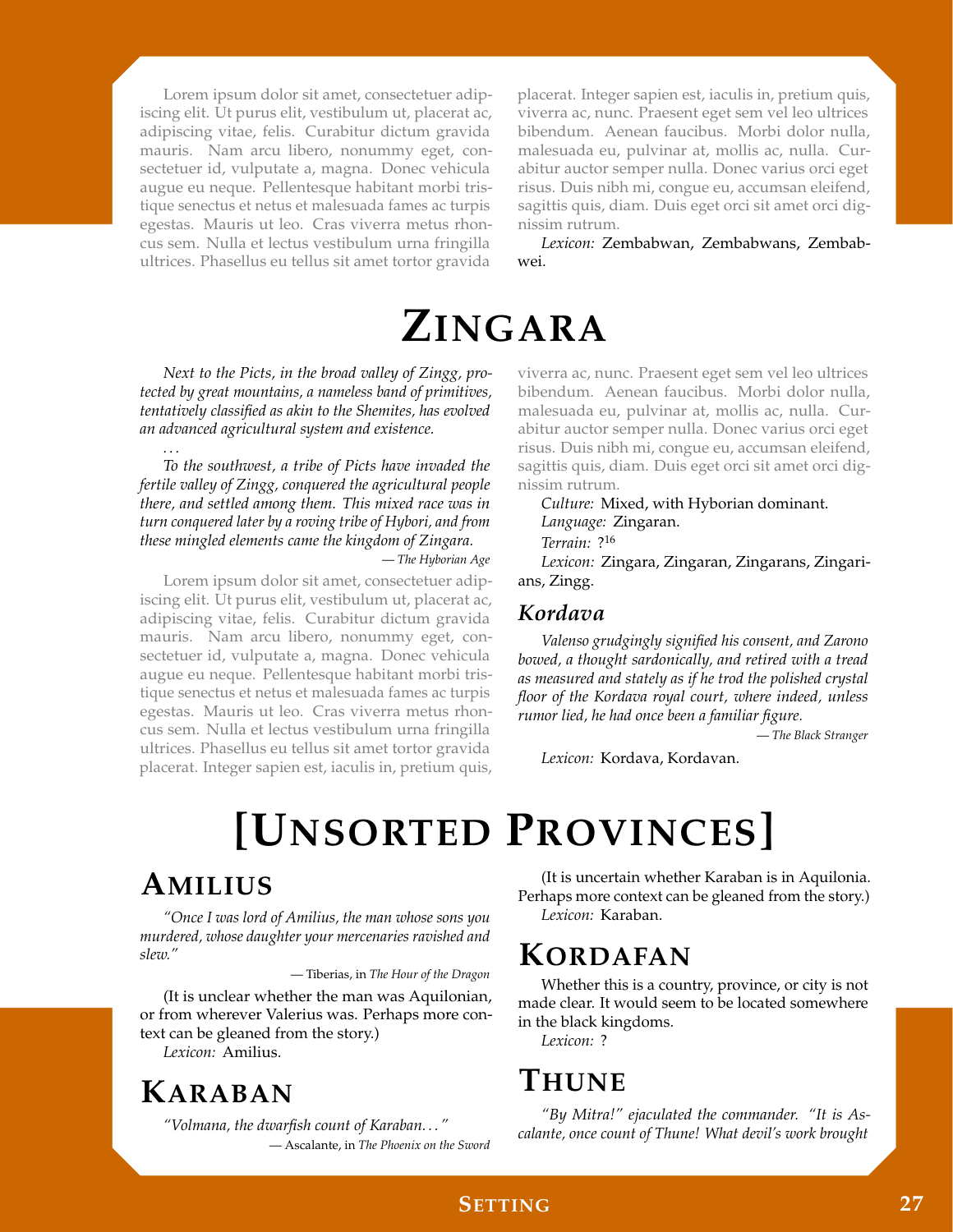Lorem ipsum dolor sit amet, consectetuer adipiscing elit. Ut purus elit, vestibulum ut, placerat ac, adipiscing vitae, felis. Curabitur dictum gravida mauris. Nam arcu libero, nonummy eget, consectetuer id, vulputate a, magna. Donec vehicula augue eu neque. Pellentesque habitant morbi tristique senectus et netus et malesuada fames ac turpis egestas. Mauris ut leo. Cras viverra metus rhoncus sem. Nulla et lectus vestibulum urna fringilla ultrices. Phasellus eu tellus sit amet tortor gravida placerat. Integer sapien est, iaculis in, pretium quis, viverra ac, nunc. Praesent eget sem vel leo ultrices bibendum. Aenean faucibus. Morbi dolor nulla, malesuada eu, pulvinar at, mollis ac, nulla. Curabitur auctor semper nulla. Donec varius orci eget risus. Duis nibh mi, congue eu, accumsan eleifend, sagittis quis, diam. Duis eget orci sit amet orci dignissim rutrum.

*Lexicon:* Zembabwan, Zembabwans, Zembabwei.

# Zingara

*Next to the Picts, in the broad valley of Zingg, protected by great mountains, a nameless band of primitives, tentatively classified as akin to the Shemites, has evolved an advanced agricultural system and existence.*

*...*

*To the southwest, a tribe of Picts have invaded the fertile valley of Zingg, conquered the agricultural people there, and settled among them. This mixed race was in turn conquered later by a roving tribe of Hybori, and from these mingled elements came the kingdom of Zingara.*

— *The Hyborian Age*

Lorem ipsum dolor sit amet, consectetuer adipiscing elit. Ut purus elit, vestibulum ut, placerat ac, adipiscing vitae, felis. Curabitur dictum gravida mauris. Nam arcu libero, nonummy eget, consectetuer id, vulputate a, magna. Donec vehicula augue eu neque. Pellentesque habitant morbi tristique senectus et netus et malesuada fames ac turpis egestas. Mauris ut leo. Cras viverra metus rhoncus sem. Nulla et lectus vestibulum urna fringilla ultrices. Phasellus eu tellus sit amet tortor gravida placerat. Integer sapien est, iaculis in, pretium quis, viverra ac, nunc. Praesent eget sem vel leo ultrices bibendum. Aenean faucibus. Morbi dolor nulla, malesuada eu, pulvinar at, mollis ac, nulla. Curabitur auctor semper nulla. Donec varius orci eget risus. Duis nibh mi, congue eu, accumsan eleifend, sagittis quis, diam. Duis eget orci sit amet orci dignissim rutrum.

*Culture:* Mixed, with Hyborian dominant.

*Language:* Zingaran.

*Terrain:* ?[16]

*Lexicon:* Zingara, Zingaran, Zingarans, Zingarians, Zingg.

### Kordava

*Valenso grudgingly signified his consent, and Zarono bowed, a thought sardonically, and retired with a tread as measured and stately as if he trod the polished crystal floor of the Kordava royal court, where indeed, unless rumor lied, he had once been a familiar figure.*

— *The Black Stranger*

*Lexicon:* Kordava, Kordavan.

# [Unsorted Provinces]

## Amilius

*"Once I was lord of Amilius, the man whose sons you murdered, whose daughter your mercenaries ravished and slew."*

— Tiberias, in *The Hour of the Dragon*

(It is unclear whether the man was Aquilonian, or from wherever Valerius was. Perhaps more context can be gleaned from the story.)

*Lexicon:* Amilius.

## Karaban

*"Volmana, the dwarfish count of Karaban..."*

— Ascalante, in *The Phoenix on the Sword*

(It is uncertain whether Karaban is in Aquilonia. Perhaps more context can be gleaned from the story.)

*Lexicon:* Karaban.

## Kordafan

Whether this is a country, province, or city is not made clear. It would seem to be located somewhere in the black kingdoms.

*Lexicon:* ?

## Thune

*"By Mitra!" ejaculated the commander. "It is Ascalante, once count of Thune! What devil's work brought*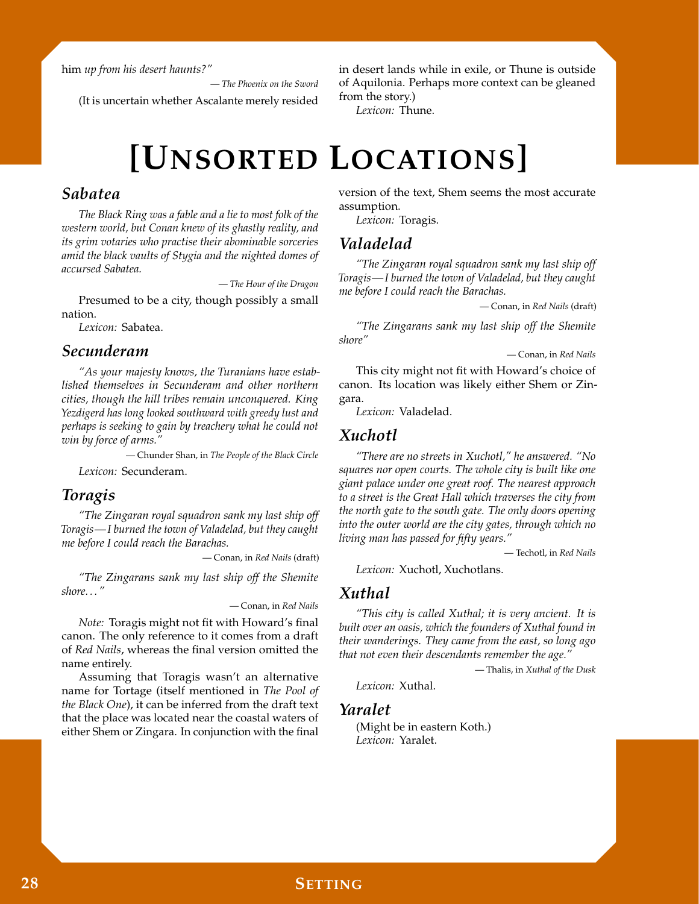him *up from his desert haunts?"*

— *The Phoenix on the Sword*

(It is uncertain whether Ascalante merely resided in desert lands while in exile, or Thune is outside of Aquilonia. Perhaps more context can be gleaned from the story.)

*Lexicon:* Thune.

# [Unsorted Locations]

## *Sabatea*

*The Black Ring was a fable and a lie to most folk of the western world, but Conan knew of its ghastly reality, and its grim votaries who practise their abominable sorceries amid the black vaults of Stygia and the nighted domes of accursed Sabatea.*

— *The Hour of the Dragon*

Presumed to be a city, though possibly a small nation.

*Lexicon:* Sabatea.

## *Secunderam*

*"As your majesty knows, the Turanians have established themselves in Secunderam and other northern cities, though the hill tribes remain unconquered. King Yezdigerd has long looked southward with greedy lust and perhaps is seeking to gain by treachery what he could not win by force of arms."*

— Chunder Shan, in *The People of the Black Circle*

*Lexicon:* Secunderam.

## *Toragis*

*"The Zingaran royal squadron sank my last ship off Toragis—I burned the town of Valadelad, but they caught me before I could reach the Barachas.*

— Conan, in *Red Nails* (draft)

*"The Zingarans sank my last ship off the Shemite shore. . . "*

— Conan, in *Red Nails*

*Note:* Toragis might not fit with Howard's final canon. The only reference to it comes from a draft of *Red Nails*, whereas the final version omitted the name entirely.

Assuming that Toragis wasn't an alternative name for Tortage (itself mentioned in *The Pool of the Black One*), it can be inferred from the draft text that the place was located near the coastal waters of either Shem or Zingara. In conjunction with the final version of the text, Shem seems the most accurate assumption.

*Lexicon:* Toragis.

## *Valadelad*

*"The Zingaran royal squadron sank my last ship off Toragis—I burned the town of Valadelad, but they caught me before I could reach the Barachas.*

— Conan, in *Red Nails* (draft)

*"The Zingarans sank my last ship off the Shemite shore"*

— Conan, in *Red Nails*

This city might not fit with Howard's choice of canon. Its location was likely either Shem or Zingara.

*Lexicon:* Valadelad.

## *Xuchotl*

*"There are no streets in Xuchotl," he answered. "No squares nor open courts. The whole city is built like one giant palace under one great roof. The nearest approach to a street is the Great Hall which traverses the city from the north gate to the south gate. The only doors opening into the outer world are the city gates, through which no living man has passed for fifty years."*

— Techotl, in *Red Nails*

*Lexicon:* Xuchotl, Xuchotlans.

## *Xuthal*

*"This city is called Xuthal; it is very ancient. It is built over an oasis, which the founders of Xuthal found in their wanderings. They came from the east, so long ago that not even their descendants remember the age."*

— Thalis, in *Xuthal of the Dusk*

*Lexicon:* Xuthal.

## *Yaralet*

(Might be in eastern Koth.)

*Lexicon:* Yaralet.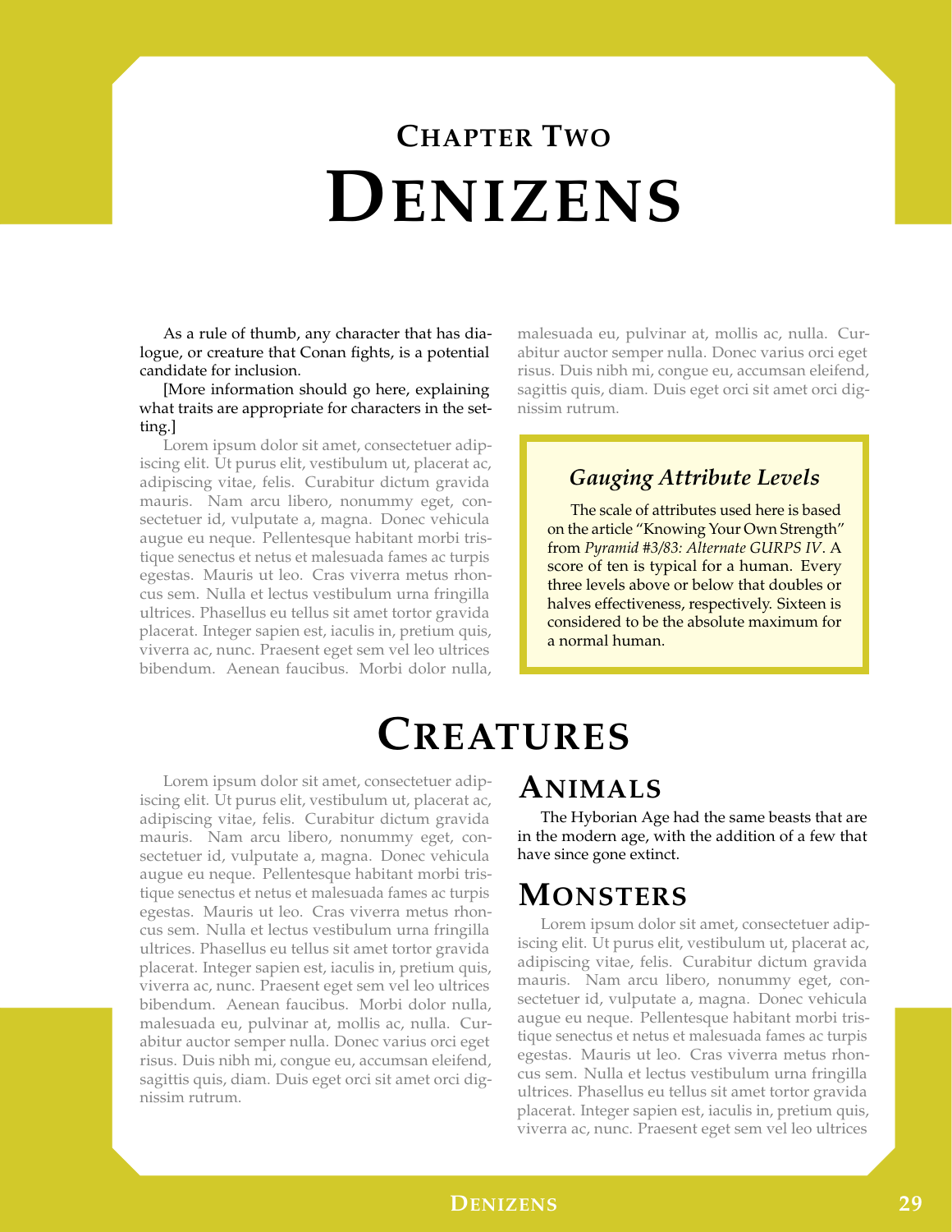# Chapter Two

# Denizens

As a rule of thumb, any character that has dialogue, or creature that Conan fights, is a potential candidate for inclusion.

[More information should go here, explaining what traits are appropriate for characters in the setting.]

Lorem ipsum dolor sit amet, consectetuer adipiscing elit. Ut purus elit, vestibulum ut, placerat ac, adipiscing vitae, felis. Curabitur dictum gravida mauris. Nam arcu libero, nonummy eget, consectetuer id, vulputate a, magna. Donec vehicula augue eu neque. Pellentesque habitant morbi tristique senectus et netus et malesuada fames ac turpis egestas. Mauris ut leo. Cras viverra metus rhoncus sem. Nulla et lectus vestibulum urna fringilla ultrices. Phasellus eu tellus sit amet tortor gravida placerat. Integer sapien est, iaculis in, pretium quis, viverra ac, nunc. Praesent eget sem vel leo ultrices bibendum. Aenean faucibus. Morbi dolor nulla, malesuada eu, pulvinar at, mollis ac, nulla. Curabitur auctor semper nulla. Donec varius orci eget risus. Duis nibh mi, congue eu, accumsan eleifend, sagittis quis, diam. Duis eget orci sit amet orci dignissim rutrum.

> ### *Gauging Attribute Levels*
>
> The scale of attributes used here is based on the article "Knowing Your Own Strength" from *Pyramid #3/83: Alternate GURPS IV*. A score of ten is typical for a human. Every three levels above or below that doubles or halves effectiveness, respectively. Sixteen is considered to be the absolute maximum for a normal human.

# Creatures

Lorem ipsum dolor sit amet, consectetuer adipiscing elit. Ut purus elit, vestibulum ut, placerat ac, adipiscing vitae, felis. Curabitur dictum gravida mauris. Nam arcu libero, nonummy eget, consectetuer id, vulputate a, magna. Donec vehicula augue eu neque. Pellentesque habitant morbi tristique senectus et netus et malesuada fames ac turpis egestas. Mauris ut leo. Cras viverra metus rhoncus sem. Nulla et lectus vestibulum urna fringilla ultrices. Phasellus eu tellus sit amet tortor gravida placerat. Integer sapien est, iaculis in, pretium quis, viverra ac, nunc. Praesent eget sem vel leo ultrices bibendum. Aenean faucibus. Morbi dolor nulla, malesuada eu, pulvinar at, mollis ac, nulla. Curabitur auctor semper nulla. Donec varius orci eget risus. Duis nibh mi, congue eu, accumsan eleifend, sagittis quis, diam. Duis eget orci sit amet orci dignissim rutrum.

## Animals

The Hyborian Age had the same beasts that are in the modern age, with the addition of a few that have since gone extinct.

## Monsters

Lorem ipsum dolor sit amet, consectetuer adipiscing elit. Ut purus elit, vestibulum ut, placerat ac, adipiscing vitae, felis. Curabitur dictum gravida mauris. Nam arcu libero, nonummy eget, consectetuer id, vulputate a, magna. Donec vehicula augue eu neque. Pellentesque habitant morbi tristique senectus et netus et malesuada fames ac turpis egestas. Mauris ut leo. Cras viverra metus rhoncus sem. Nulla et lectus vestibulum urna fringilla ultrices. Phasellus eu tellus sit amet tortor gravida placerat. Integer sapien est, iaculis in, pretium quis, viverra ac, nunc. Praesent eget sem vel leo ultrices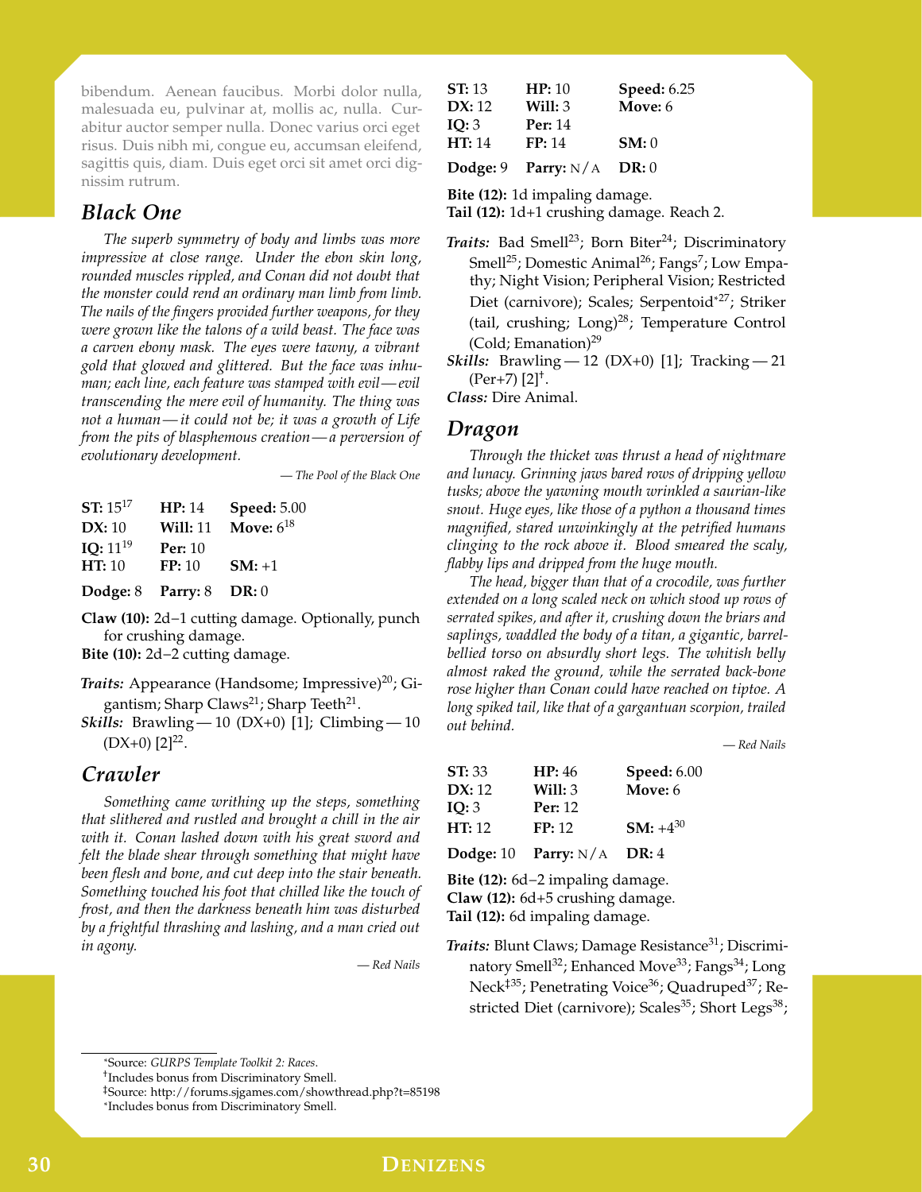bibendum. Aenean faucibus. Morbi dolor nulla, malesuada eu, pulvinar at, mollis ac, nulla. Curabitur auctor semper nulla. Donec varius orci eget risus. Duis nibh mi, congue eu, accumsan eleifend, sagittis quis, diam. Duis eget orci sit amet orci dignissim rutrum.

## Black One

*The superb symmetry of body and limbs was more impressive at close range. Under the ebon skin long, rounded muscles rippled, and Conan did not doubt that the monster could rend an ordinary man limb from limb. The nails of the fingers provided further weapons, for they were grown like the talons of a wild beast. The face was a carven ebony mask. The eyes were tawny, a vibrant gold that glowed and glittered. But the face was inhuman; each line, each feature was stamped with evil — evil transcending the mere evil of humanity. The thing was not a human — it could not be; it was a growth of Life from the pits of blasphemous creation — a perversion of evolutionary development.*

*— The Pool of the Black One*

| | | |
|---|---|---|
| **ST:** 15[17] | **HP:** 14 | **Speed:** 5.00 |
| **DX:** 10 | **Will:** 11 | **Move:** 6[18] |
| **IQ:** 11[19] | **Per:** 10 | |
| **HT:** 10 | **FP:** 10 | **SM:** +1 |
| **Dodge:** 8 | **Parry:** 8 | **DR:** 0 |

**Claw (10):** 2d−1 cutting damage. Optionally, punch for crushing damage.
**Bite (10):** 2d−2 cutting damage.

***Traits:*** Appearance (Handsome; Impressive)[20]; Gigantism; Sharp Claws[21]; Sharp Teeth[21].
***Skills:*** Brawling — 10 (DX+0) [1]; Climbing — 10 (DX+0) [2][22].

## Crawler

*Something came writhing up the steps, something that slithered and rustled and brought a chill in the air with it. Conan lashed down with his great sword and felt the blade shear through something that might have been flesh and bone, and cut deep into the stair beneath. Something touched his foot that chilled like the touch of frost, and then the darkness beneath him was disturbed by a frightful thrashing and lashing, and a man cried out in agony.*

*— Red Nails*

| | | |
|---|---|---|
| **ST:** 13 | **HP:** 10 | **Speed:** 6.25 |
| **DX:** 12 | **Will:** 3 | **Move:** 6 |
| **IQ:** 3 | **Per:** 14 | |
| **HT:** 14 | **FP:** 14 | **SM:** 0 |
| **Dodge:** 9 | **Parry:** N/A | **DR:** 0 |

**Bite (12):** 1d impaling damage.
**Tail (12):** 1d+1 crushing damage. Reach 2.

***Traits:*** Bad Smell[23]; Born Biter[24]; Discriminatory Smell[25]; Domestic Animal[26]; Fangs[7]; Low Empathy; Night Vision; Peripheral Vision; Restricted Diet (carnivore); Scales; Serpentoid[*27]; Striker (tail, crushing; Long)[28]; Temperature Control (Cold; Emanation)[29]
***Skills:*** Brawling — 12 (DX+0) [1]; Tracking — 21 (Per+7) [2][†].
***Class:*** Dire Animal.

## Dragon

*Through the thicket was thrust a head of nightmare and lunacy. Grinning jaws bared rows of dripping yellow tusks; above the yawning mouth wrinkled a saurian-like snout. Huge eyes, like those of a python a thousand times magnified, stared unwinkingly at the petrified humans clinging to the rock above it. Blood smeared the scaly, flabby lips and dripped from the huge mouth.*

*The head, bigger than that of a crocodile, was further extended on a long scaled neck on which stood up rows of serrated spikes, and after it, crushing down the briars and saplings, waddled the body of a titan, a gigantic, barrel-bellied torso on absurdly short legs. The whitish belly almost raked the ground, while the serrated back-bone rose higher than Conan could have reached on tiptoe. A long spiked tail, like that of a gargantuan scorpion, trailed out behind.*

*— Red Nails*

| | | |
|---|---|---|
| **ST:** 33 | **HP:** 46 | **Speed:** 6.00 |
| **DX:** 12 | **Will:** 3 | **Move:** 6 |
| **IQ:** 3 | **Per:** 12 | |
| **HT:** 12 | **FP:** 12 | **SM:** +4[30] |
| **Dodge:** 10 | **Parry:** N/A | **DR:** 4 |

**Bite (12):** 6d−2 impaling damage.
**Claw (12):** 6d+5 crushing damage.
**Tail (12):** 6d impaling damage.

***Traits:*** Blunt Claws; Damage Resistance[31]; Discriminatory Smell[32]; Enhanced Move[33]; Fangs[34]; Long Neck[‡35]; Penetrating Voice[36]; Quadruped[37]; Restricted Diet (carnivore); Scales[35]; Short Legs[38];

---

*Source: *GURPS Template Toolkit 2: Races*.
†Includes bonus from Discriminatory Smell.
‡Source: http://forums.sjgames.com/showthread.php?t=85198
*Includes bonus from Discriminatory Smell.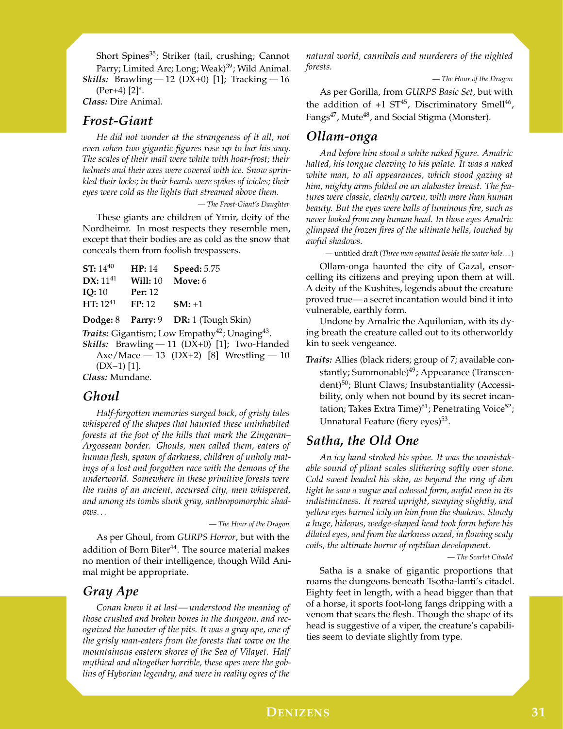Short Spines[35]; Striker (tail, crushing; Cannot Parry; Limited Arc; Long; Weak)[39]; Wild Animal.

***Skills:*** Brawling — 12 (DX+0) [1]; Tracking — 16 (Per+4) [2]*.

***Class:*** Dire Animal.

## Frost-Giant

*He did not wonder at the strangeness of it all, not even when two gigantic figures rose up to bar his way. The scales of their mail were white with hoar-frost; their helmets and their axes were covered with ice. Snow sprinkled their locks; in their beards were spikes of icicles; their eyes were cold as the lights that streamed above them.*

*— The Frost-Giant's Daughter*

These giants are children of Ymir, deity of the Nordheimr. In most respects they resemble men, except that their bodies are as cold as the snow that conceals them from foolish trespassers.

| | | |
|---|---|---|
| **ST:** 14[40] | **HP:** 14 | **Speed:** 5.75 |
| **DX:** 11[41] | **Will:** 10 | **Move:** 6 |
| **IQ:** 10 | **Per:** 12 | |
| **HT:** 12[41] | **FP:** 12 | **SM:** +1 |

**Dodge:** 8 **Parry:** 9 **DR:** 1 (Tough Skin)

***Traits:*** Gigantism; Low Empathy[42]; Unaging[43].

***Skills:*** Brawling — 11 (DX+0) [1]; Two-Handed Axe/Mace — 13 (DX+2) [8] Wrestling — 10 (DX−1) [1].

***Class:*** Mundane.

## Ghoul

*Half-forgotten memories surged back, of grisly tales whispered of the shapes that haunted these uninhabited forests at the foot of the hills that mark the Zingaran–Argossean border. Ghouls, men called them, eaters of human flesh, spawn of darkness, children of unholy matings of a lost and forgotten race with the demons of the underworld. Somewhere in these primitive forests were the ruins of an ancient, accursed city, men whispered, and among its tombs slunk gray, anthropomorphic shadows...*

*— The Hour of the Dragon*

As per Ghoul, from *GURPS Horror*, but with the addition of Born Biter[44]. The source material makes no mention of their intelligence, though Wild Animal might be appropriate.

## Gray Ape

*Conan knew it at last — understood the meaning of those crushed and broken bones in the dungeon, and recognized the haunter of the pits. It was a gray ape, one of the grisly man-eaters from the forests that wave on the mountainous eastern shores of the Sea of Vilayet. Half mythical and altogether horrible, these apes were the goblins of Hyborian legendry, and were in reality ogres of the natural world, cannibals and murderers of the nighted forests.*

*— The Hour of the Dragon*

As per Gorilla, from *GURPS Basic Set*, but with the addition of +1 ST[45], Discriminatory Smell[46], Fangs[47], Mute[48], and Social Stigma (Monster).

## Ollam-onga

*And before him stood a white naked figure. Amalric halted, his tongue cleaving to his palate. It was a naked white man, to all appearances, which stood gazing at him, mighty arms folded on an alabaster breast. The features were classic, cleanly carven, with more than human beauty. But the eyes were balls of luminous fire, such as never looked from any human head. In those eyes Amalric glimpsed the frozen fires of the ultimate hells, touched by awful shadows.*

— untitled draft (*Three men squatted beside the water hole...*)

Ollam-onga haunted the city of Gazal, ensorcelling its citizens and preying upon them at will. A deity of the Kushites, legends about the creature proved true — a secret incantation would bind it into vulnerable, earthly form.

Undone by Amalric the Aquilonian, with its dying breath the creature called out to its otherworldy kin to seek vengeance.

***Traits:*** Allies (black riders; group of 7; available constantly; Summonable)[49]; Appearance (Transcendent)[50]; Blunt Claws; Insubstantiality (Accessibility, only when not bound by its secret incantation; Takes Extra Time)[51]; Penetrating Voice[52]; Unnatural Feature (fiery eyes)[53].

## Satha, the Old One

*An icy hand stroked his spine. It was the unmistakable sound of pliant scales slithering softly over stone. Cold sweat beaded his skin, as beyond the ring of dim light he saw a vague and colossal form, awful even in its indistinctness. It reared upright, swaying slightly, and yellow eyes burned icily on him from the shadows. Slowly a huge, hideous, wedge-shaped head took form before his dilated eyes, and from the darkness oozed, in flowing scaly coils, the ultimate horror of reptilian development.*

*— The Scarlet Citadel*

Satha is a snake of gigantic proportions that roams the dungeons beneath Tsotha-lanti's citadel. Eighty feet in length, with a head bigger than that of a horse, it sports foot-long fangs dripping with a venom that sears the flesh. Though the shape of its head is suggestive of a viper, the creature's capabilities seem to deviate slightly from type.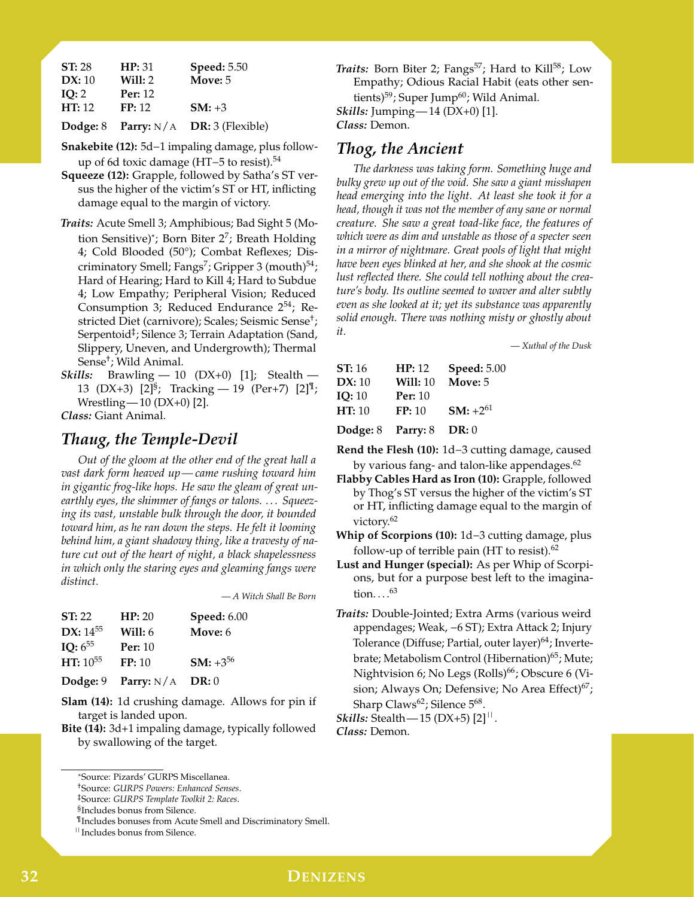| ST: 28 | HP: 31 | Speed: 5.50 |
|---|---|---|
| DX: 10 | Will: 2 | Move: 5 |
| IQ: 2 | Per: 12 | |
| HT: 12 | FP: 12 | SM: +3 |
| Dodge: 8 | Parry: N/A | DR: 3 (Flexible) |

**Snakebite (12):** 5d−1 impaling damage, plus follow-up of 6d toxic damage (HT−5 to resist).[54]

**Squeeze (12):** Grapple, followed by Satha's ST versus the higher of the victim's ST or HT, inflicting damage equal to the margin of victory.

***Traits:*** Acute Smell 3; Amphibious; Bad Sight 5 (Motion Sensitive)*; Born Biter 2[7]; Breath Holding 4; Cold Blooded (50°); Combat Reflexes; Discriminatory Smell; Fangs[7]; Gripper 3 (mouth)[54]; Hard of Hearing; Hard to Kill 4; Hard to Subdue 4; Low Empathy; Peripheral Vision; Reduced Consumption 3; Reduced Endurance 2[54]; Restricted Diet (carnivore); Scales; Seismic Sense†; Serpentoid‡; Silence 3; Terrain Adaptation (Sand, Slippery, Uneven, and Undergrowth); Thermal Sense†; Wild Animal.

***Skills:*** Brawling — 10 (DX+0) [1]; Stealth — 13 (DX+3) [2]§; Tracking — 19 (Per+7) [2]¶; Wrestling — 10 (DX+0) [2].

***Class:*** Giant Animal.

## *Thaug, the Temple-Devil*

*Out of the gloom at the other end of the great hall a vast dark form heaved up — came rushing toward him in gigantic frog-like hops. He saw the gleam of great unearthly eyes, the shimmer of fangs or talons. . . . Squeezing its vast, unstable bulk through the door, it bounded toward him, as he ran down the steps. He felt it looming behind him, a giant shadowy thing, like a travesty of nature cut out of the heart of night, a black shapelessness in which only the staring eyes and gleaming fangs were distinct.*

— *A Witch Shall Be Born*

| ST: 22 | HP: 20 | Speed: 6.00 |
|---|---|---|
| DX: 14[55] | Will: 6 | Move: 6 |
| IQ: 6[55] | Per: 10 | |
| HT: 10[55] | FP: 10 | SM: +3[56] |
| Dodge: 9 | Parry: N/A | DR: 0 |

**Slam (14):** 1d crushing damage. Allows for pin if target is landed upon.

**Bite (14):** 3d+1 impaling damage, typically followed by swallowing of the target.

***Traits:*** Born Biter 2; Fangs[57]; Hard to Kill[58]; Low Empathy; Odious Racial Habit (eats other sentients)[59]; Super Jump[60]; Wild Animal.

***Skills:*** Jumping — 14 (DX+0) [1].

***Class:*** Demon.

## *Thog, the Ancient*

*The darkness was taking form. Something huge and bulky grew up out of the void. She saw a giant misshapen head emerging into the light. At least she took it for a head, though it was not the member of any sane or normal creature. She saw a great toad-like face, the features of which were as dim and unstable as those of a specter seen in a mirror of nightmare. Great pools of light that might have been eyes blinked at her, and she shook at the cosmic lust reflected there. She could tell nothing about the creature's body. Its outline seemed to waver and alter subtly even as she looked at it; yet its substance was apparently solid enough. There was nothing misty or ghostly about it.*

— *Xuthal of the Dusk*

| ST: 16 | HP: 12 | Speed: 5.00 |
|---|---|---|
| DX: 10 | Will: 10 | Move: 5 |
| IQ: 10 | Per: 10 | |
| HT: 10 | FP: 10 | SM: +2[61] |
| Dodge: 8 | Parry: 8 | DR: 0 |

**Rend the Flesh (10):** 1d−3 cutting damage, caused by various fang- and talon-like appendages.[62]

**Flabby Cables Hard as Iron (10):** Grapple, followed by Thog's ST versus the higher of the victim's ST or HT, inflicting damage equal to the margin of victory.[62]

**Whip of Scorpions (10):** 1d−3 cutting damage, plus follow-up of terrible pain (HT to resist).[62]

**Lust and Hunger (special):** As per Whip of Scorpions, but for a purpose best left to the imagination. . . .[63]

***Traits:*** Double-Jointed; Extra Arms (various weird appendages; Weak, −6 ST); Extra Attack 2; Injury Tolerance (Diffuse; Partial, outer layer)[64]; Invertebrate; Metabolism Control (Hibernation)[65]; Mute; Nightvision 6; No Legs (Rolls)[66]; Obscure 6 (Vision; Always On; Defensive; No Area Effect)[67]; Sharp Claws[62]; Silence 5[68].

***Skills:*** Stealth — 15 (DX+5) [2]||.

***Class:*** Demon.

---

*Source: Pizards' GURPS Miscellanea.

†Source: *GURPS Powers: Enhanced Senses*.

‡Source: *GURPS Template Toolkit 2: Races*.

§Includes bonus from Silence.

¶Includes bonuses from Acute Smell and Discriminatory Smell.

||Includes bonus from Silence.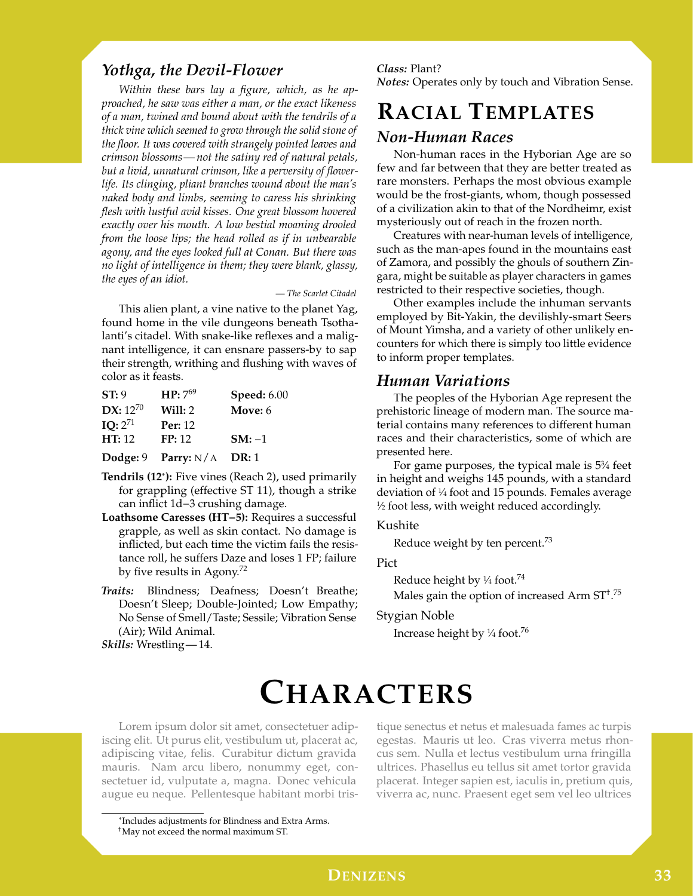### Yothga, the Devil-Flower

*Within these bars lay a figure, which, as he approached, he saw was either a man, or the exact likeness of a man, twined and bound about with the tendrils of a thick vine which seemed to grow through the solid stone of the floor. It was covered with strangely pointed leaves and crimson blossoms—not the satiny red of natural petals, but a livid, unnatural crimson, like a perversity of flower-life. Its clinging, pliant branches wound about the man's naked body and limbs, seeming to caress his shrinking flesh with lustful avid kisses. One great blossom hovered exactly over his mouth. A low bestial moaning drooled from the loose lips; the head rolled as if in unbearable agony, and the eyes looked full at Conan. But there was no light of intelligence in them; they were blank, glassy, the eyes of an idiot.*

— *The Scarlet Citadel*

This alien plant, a vine native to the planet Yag, found home in the vile dungeons beneath Tsothalanti's citadel. With snake-like reflexes and a malignant intelligence, it can ensnare passers-by to sap their strength, writhing and flushing with waves of color as it feasts.

| | | |
|---|---|---|
| **ST:** 9 | **HP:** 7[69] | **Speed:** 6.00 |
| **DX:** 12[70] | **Will:** 2 | **Move:** 6 |
| **IQ:** 2[71] | **Per:** 12 | |
| **HT:** 12 | **FP:** 12 | **SM:** −1 |
| **Dodge:** 9 | **Parry:** N/A | **DR:** 1 |

**Tendrils (12*):** Five vines (Reach 2), used primarily for grappling (effective ST 11), though a strike can inflict 1d−3 crushing damage.

**Loathsome Caresses (HT−5):** Requires a successful grapple, as well as skin contact. No damage is inflicted, but each time the victim fails the resistance roll, he suffers Daze and loses 1 FP; failure by five results in Agony.[72]

***Traits:*** Blindness; Deafness; Doesn't Breathe; Doesn't Sleep; Double-Jointed; Low Empathy; No Sense of Smell/Taste; Sessile; Vibration Sense (Air); Wild Animal.

***Skills:*** Wrestling—14.

***Class:*** Plant?

***Notes:*** Operates only by touch and Vibration Sense.

# Racial Templates

## Non-Human Races

Non-human races in the Hyborian Age are so few and far between that they are better treated as rare monsters. Perhaps the most obvious example would be the frost-giants, whom, though possessed of a civilization akin to that of the Nordheimr, exist mysteriously out of reach in the frozen north.

Creatures with near-human levels of intelligence, such as the man-apes found in the mountains east of Zamora, and possibly the ghouls of southern Zingara, might be suitable as player characters in games restricted to their respective societies, though.

Other examples include the inhuman servants employed by Bit-Yakin, the devilishly-smart Seers of Mount Yimsha, and a variety of other unlikely encounters for which there is simply too little evidence to inform proper templates.

## Human Variations

The peoples of the Hyborian Age represent the prehistoric lineage of modern man. The source material contains many references to different human races and their characteristics, some of which are presented here.

For game purposes, the typical male is 5¾ feet in height and weighs 145 pounds, with a standard deviation of ¼ foot and 15 pounds. Females average ½ foot less, with weight reduced accordingly.

Kushite

Reduce weight by ten percent.[73]

Pict

Reduce height by ¼ foot.[74]

Males gain the option of increased Arm ST†.[75]

Stygian Noble

Increase height by ¼ foot.[76]

# Characters

Lorem ipsum dolor sit amet, consectetuer adipiscing elit. Ut purus elit, vestibulum ut, placerat ac, adipiscing vitae, felis. Curabitur dictum gravida mauris. Nam arcu libero, nonummy eget, consectetuer id, vulputate a, magna. Donec vehicula augue eu neque. Pellentesque habitant morbi tristique senectus et netus et malesuada fames ac turpis egestas. Mauris ut leo. Cras viverra metus rhoncus sem. Nulla et lectus vestibulum urna fringilla ultrices. Phasellus eu tellus sit amet tortor gravida placerat. Integer sapien est, iaculis in, pretium quis, viverra ac, nunc. Praesent eget sem vel leo ultrices

---

*Includes adjustments for Blindness and Extra Arms.

†May not exceed the normal maximum ST.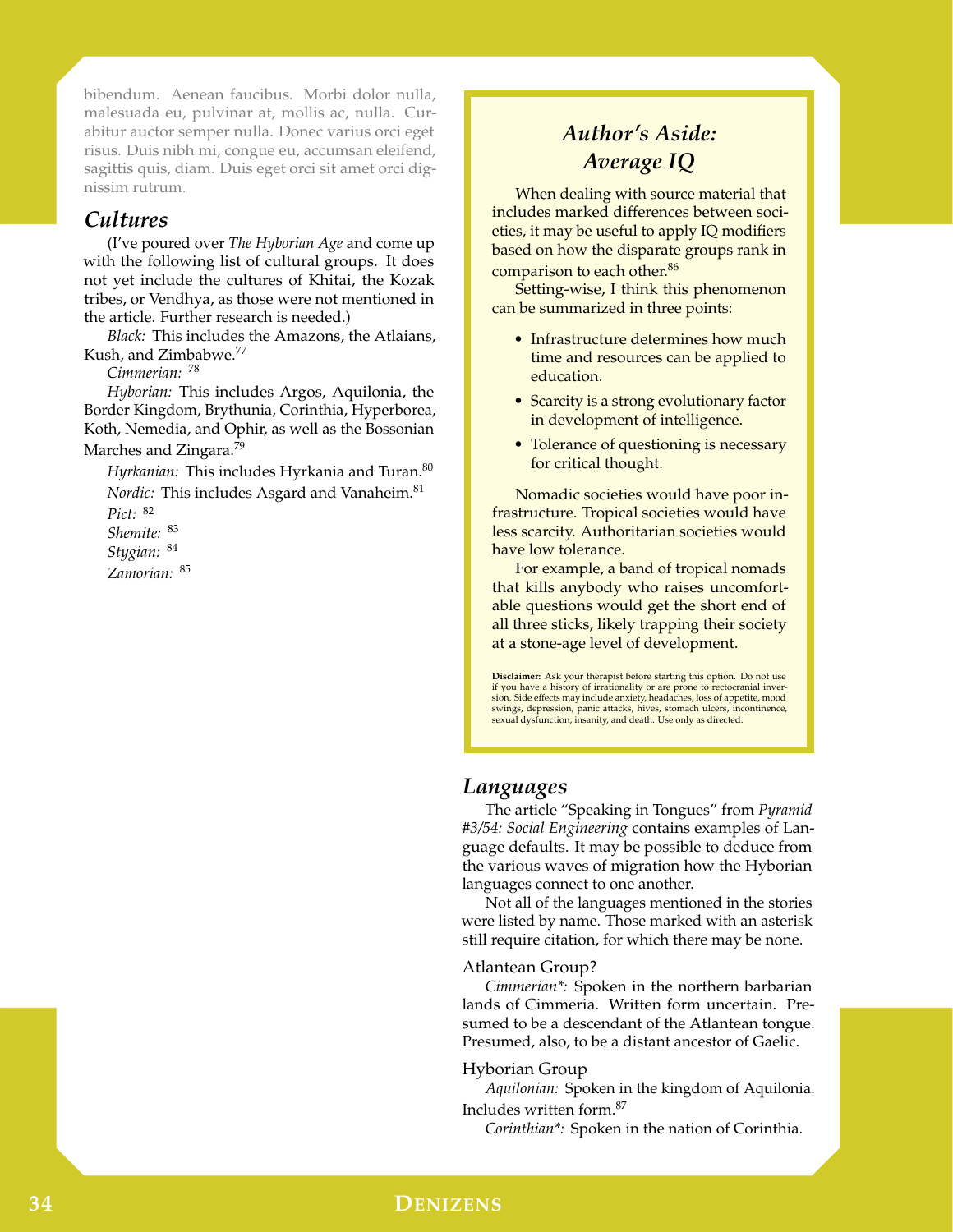bibendum. Aenean faucibus. Morbi dolor nulla, malesuada eu, pulvinar at, mollis ac, nulla. Curabitur auctor semper nulla. Donec varius orci eget risus. Duis nibh mi, congue eu, accumsan eleifend, sagittis quis, diam. Duis eget orci sit amet orci dignissim rutrum.

## Cultures

(I've poured over *The Hyborian Age* and come up with the following list of cultural groups. It does not yet include the cultures of Khitai, the Kozak tribes, or Vendhya, as those were not mentioned in the article. Further research is needed.)

*Black:* This includes the Amazons, the Atlaians, Kush, and Zimbabwe.[77]

*Cimmerian:* [78]

*Hyborian:* This includes Argos, Aquilonia, the Border Kingdom, Brythunia, Corinthia, Hyperborea, Koth, Nemedia, and Ophir, as well as the Bossonian Marches and Zingara.[79]

*Hyrkanian:* This includes Hyrkania and Turan.[80]

*Nordic:* This includes Asgard and Vanaheim.[81]

*Pict:* [82]

*Shemite:* [83]

*Stygian:* [84]

*Zamorian:* [85]

### *Author's Aside: Average IQ*

When dealing with source material that includes marked differences between societies, it may be useful to apply IQ modifiers based on how the disparate groups rank in comparison to each other.[86]

Setting-wise, I think this phenomenon can be summarized in three points:

- Infrastructure determines how much time and resources can be applied to education.
- Scarcity is a strong evolutionary factor in development of intelligence.
- Tolerance of questioning is necessary for critical thought.

Nomadic societies would have poor infrastructure. Tropical societies would have less scarcity. Authoritarian societies would have low tolerance.

For example, a band of tropical nomads that kills anybody who raises uncomfortable questions would get the short end of all three sticks, likely trapping their society at a stone-age level of development.

**Disclaimer:** Ask your therapist before starting this option. Do not use if you have a history of irrationality or are prone to rectocranial inversion. Side effects may include anxiety, headaches, loss of appetite, mood swings, depression, panic attacks, hives, stomach ulcers, incontinence, sexual dysfunction, insanity, and death. Use only as directed.

## Languages

The article "Speaking in Tongues" from *Pyramid #3/54: Social Engineering* contains examples of Language defaults. It may be possible to deduce from the various waves of migration how the Hyborian languages connect to one another.

Not all of the languages mentioned in the stories were listed by name. Those marked with an asterisk still require citation, for which there may be none.

### Atlantean Group?

*Cimmerian*:* Spoken in the northern barbarian lands of Cimmeria. Written form uncertain. Presumed to be a descendant of the Atlantean tongue. Presumed, also, to be a distant ancestor of Gaelic.

### Hyborian Group

*Aquilonian:* Spoken in the kingdom of Aquilonia. Includes written form.[87]

*Corinthian*:* Spoken in the nation of Corinthia.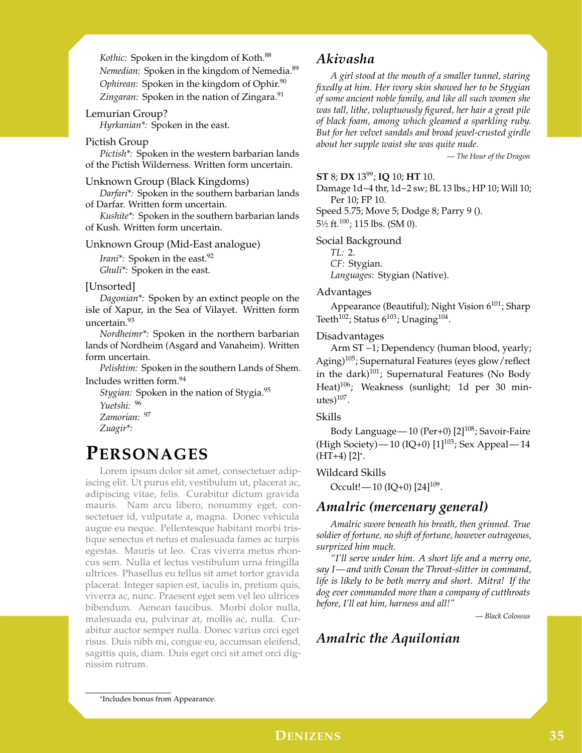*Kothic:* Spoken in the kingdom of Koth.[88]

*Nemedian:* Spoken in the kingdom of Nemedia.[89]

*Ophirean:* Spoken in the kingdom of Ophir.[90]

*Zingaran:* Spoken in the nation of Zingara.[91]

Lemurian Group?

*Hyrkanian*:* Spoken in the east.

Pictish Group

*Pictish*:* Spoken in the western barbarian lands of the Pictish Wilderness. Written form uncertain.

Unknown Group (Black Kingdoms)

*Darfari*:* Spoken in the southern barbarian lands of Darfar. Written form uncertain.

*Kushite*:* Spoken in the southern barbarian lands of Kush. Written form uncertain.

Unknown Group (Mid-East analogue)

*Irani*:* Spoken in the east.[92]

*Ghuli*:* Spoken in the east.

[Unsorted]

*Dagonian*:* Spoken by an extinct people on the isle of Xapur, in the Sea of Vilayet. Written form uncertain.[93]

*Nordheimr*:* Spoken in the northern barbarian lands of Nordheim (Asgard and Vanaheim). Written form uncertain.

*Pelishtim:* Spoken in the southern Lands of Shem. Includes written form.[94]

*Stygian:* Spoken in the nation of Stygia.[95]

*Yuetshi:* [96]

*Zamorian:* [97]

*Zuagir*:*

# Personages

Lorem ipsum dolor sit amet, consectetuer adipiscing elit. Ut purus elit, vestibulum ut, placerat ac, adipiscing vitae, felis. Curabitur dictum gravida mauris. Nam arcu libero, nonummy eget, consectetuer id, vulputate a, magna. Donec vehicula augue eu neque. Pellentesque habitant morbi tristique senectus et netus et malesuada fames ac turpis egestas. Mauris ut leo. Cras viverra metus rhoncus sem. Nulla et lectus vestibulum urna fringilla ultrices. Phasellus eu tellus sit amet tortor gravida placerat. Integer sapien est, iaculis in, pretium quis, viverra ac, nunc. Praesent eget sem vel leo ultrices bibendum. Aenean faucibus. Morbi dolor nulla, malesuada eu, pulvinar at, mollis ac, nulla. Curabitur auctor semper nulla. Donec varius orci eget risus. Duis nibh mi, congue eu, accumsan eleifend, sagittis quis, diam. Duis eget orci sit amet orci dignissim rutrum.

## Akivasha

*A girl stood at the mouth of a smaller tunnel, staring fixedly at him. Her ivory skin showed her to be Stygian of some ancient noble family, and like all such women she was tall, lithe, voluptuously figured, her hair a great pile of black foam, among which gleamed a sparkling ruby. But for her velvet sandals and broad jewel-crusted girdle about her supple waist she was quite nude.*

— *The Hour of the Dragon*

**ST** 8; **DX** 13[99]; **IQ** 10; **HT** 10.

Damage 1d−4 thr, 1d−2 sw; BL 13 lbs.; HP 10; Will 10; Per 10; FP 10.

Speed 5.75; Move 5; Dodge 8; Parry 9 ().

5½ ft.[100]; 115 lbs. (SM 0).

Social Background

*TL:* 2.

*CF:* Stygian.

*Languages:* Stygian (Native).

Advantages

Appearance (Beautiful); Night Vision 6[101]; Sharp Teeth[102]; Status 6[103]; Unaging[104].

Disadvantages

Arm ST −1; Dependency (human blood, yearly; Aging)[105]; Supernatural Features (eyes glow/reflect in the dark)[101]; Supernatural Features (No Body Heat)[106]; Weakness (sunlight; 1d per 30 minutes)[107].

Skills

Body Language—10 (Per+0) [2][108]; Savoir-Faire (High Society)—10 (IQ+0) [1][103]; Sex Appeal—14 (HT+4) [2]*.

Wildcard Skills

Occult!—10 (IQ+0) [24][109].

## Amalric (mercenary general)

*Amalric swore beneath his breath, then grinned. True soldier of fortune, no shift of fortune, however outrageous, surprized him much.*

*"I'll serve under him. A short life and a merry one, say I—and with Conan the Throat-slitter in command, life is likely to be both merry and short. Mitra! If the dog ever commanded more than a company of cutthroats before, I'll eat him, harness and all!"*

— *Black Colossus*

## Amalric the Aquilonian

*Includes bonus from Appearance.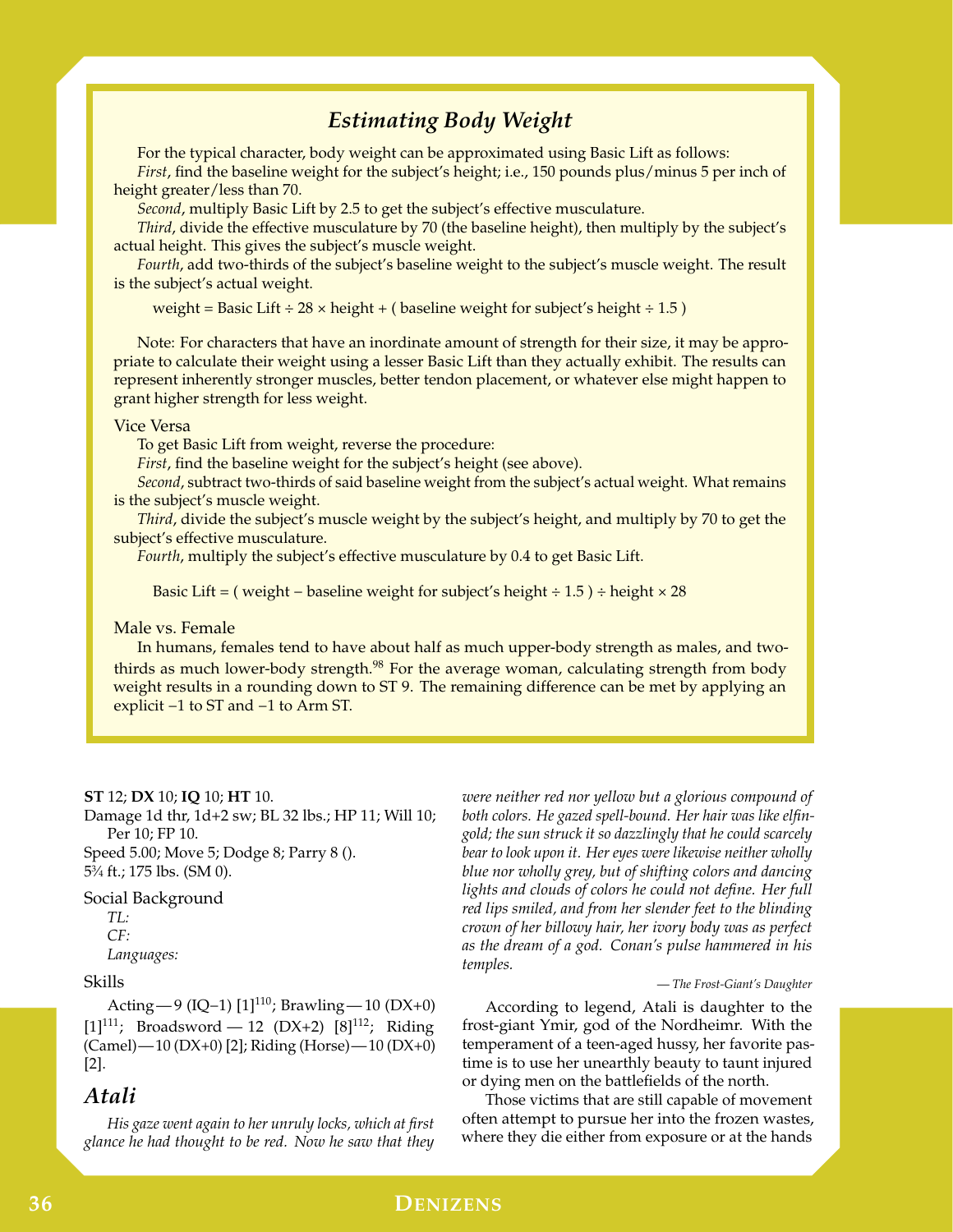## Estimating Body Weight

For the typical character, body weight can be approximated using Basic Lift as follows:

*First*, find the baseline weight for the subject's height; i.e., 150 pounds plus/minus 5 per inch of height greater/less than 70.

*Second*, multiply Basic Lift by 2.5 to get the subject's effective musculature.

*Third*, divide the effective musculature by 70 (the baseline height), then multiply by the subject's actual height. This gives the subject's muscle weight.

*Fourth*, add two-thirds of the subject's baseline weight to the subject's muscle weight. The result is the subject's actual weight.

$$\text{weight} = \text{Basic Lift} \div 28 \times \text{height} + (\text{baseline weight for subject's height} \div 1.5)$$

Note: For characters that have an inordinate amount of strength for their size, it may be appropriate to calculate their weight using a lesser Basic Lift than they actually exhibit. The results can represent inherently stronger muscles, better tendon placement, or whatever else might happen to grant higher strength for less weight.

### Vice Versa

To get Basic Lift from weight, reverse the procedure:

*First*, find the baseline weight for the subject's height (see above).

*Second*, subtract two-thirds of said baseline weight from the subject's actual weight. What remains is the subject's muscle weight.

*Third*, divide the subject's muscle weight by the subject's height, and multiply by 70 to get the subject's effective musculature.

*Fourth*, multiply the subject's effective musculature by 0.4 to get Basic Lift.

$$\text{Basic Lift} = (\text{weight} - \text{baseline weight for subject's height} \div 1.5) \div \text{height} \times 28$$

### Male vs. Female

In humans, females tend to have about half as much upper-body strength as males, and two-thirds as much lower-body strength.[98] For the average woman, calculating strength from body weight results in a rounding down to ST 9. The remaining difference can be met by applying an explicit −1 to ST and −1 to Arm ST.

**ST** 12; **DX** 10; **IQ** 10; **HT** 10.

Damage 1d thr, 1d+2 sw; BL 32 lbs.; HP 11; Will 10; Per 10; FP 10.

Speed 5.00; Move 5; Dodge 8; Parry 8 ().

5¾ ft.; 175 lbs. (SM 0).

### Social Background

*TL:*

*CF:*

*Languages:*

### Skills

Acting—9 (IQ−1) [1][110]; Brawling—10 (DX+0) [1][111]; Broadsword — 12 (DX+2) [8][112]; Riding (Camel)—10 (DX+0) [2]; Riding (Horse)—10 (DX+0) [2].

## Atali

*His gaze went again to her unruly locks, which at first glance he had thought to be red. Now he saw that they were neither red nor yellow but a glorious compound of both colors. He gazed spell-bound. Her hair was like elfin-gold; the sun struck it so dazzlingly that he could scarcely bear to look upon it. Her eyes were likewise neither wholly blue nor wholly grey, but of shifting colors and dancing lights and clouds of colors he could not define. Her full red lips smiled, and from her slender feet to the blinding crown of her billowy hair, her ivory body was as perfect as the dream of a god. Conan's pulse hammered in his temples.*

*— The Frost-Giant's Daughter*

According to legend, Atali is daughter to the frost-giant Ymir, god of the Nordheimr. With the temperament of a teen-aged hussy, her favorite pastime is to use her unearthly beauty to taunt injured or dying men on the battlefields of the north.

Those victims that are still capable of movement often attempt to pursue her into the frozen wastes, where they die either from exposure or at the hands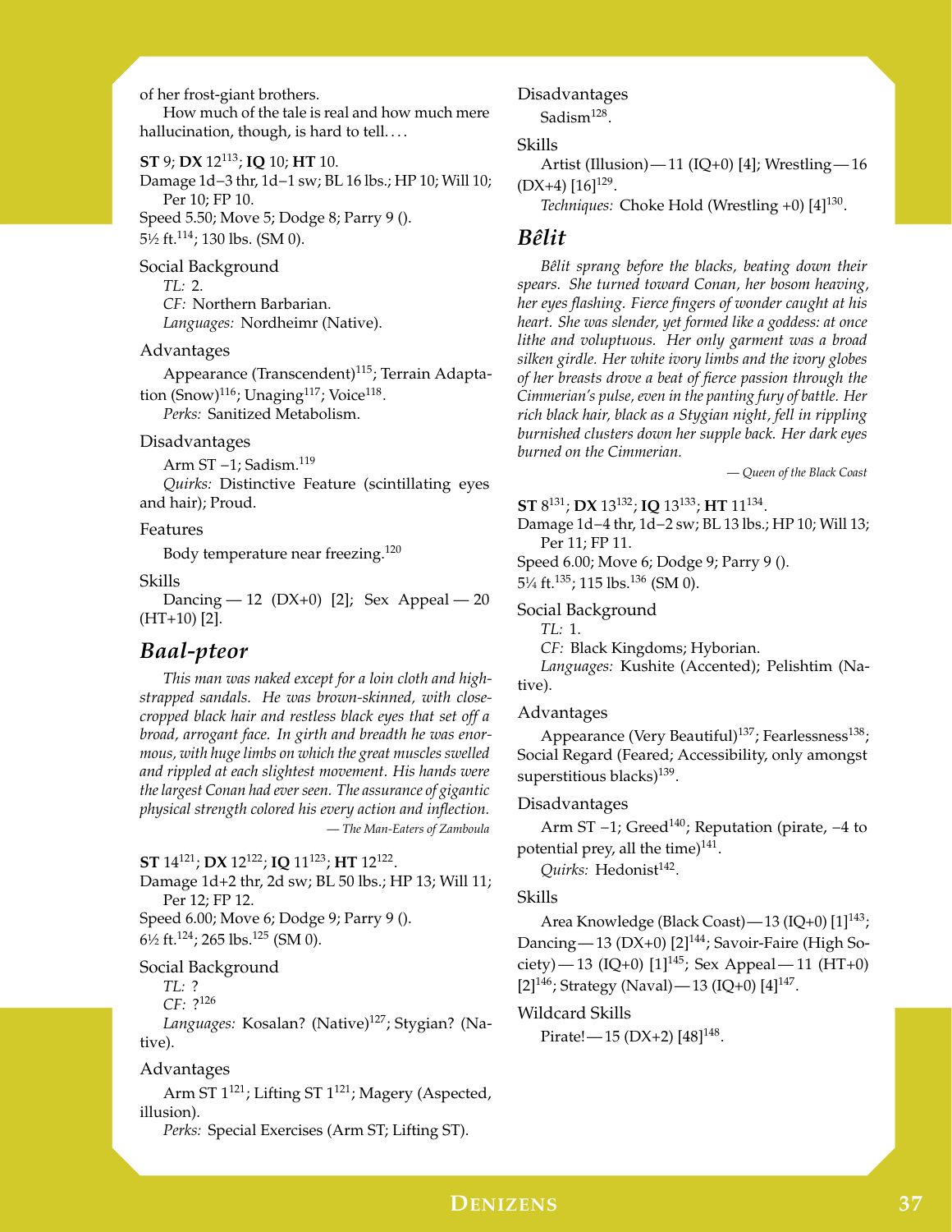of her frost-giant brothers.

How much of the tale is real and how much mere hallucination, though, is hard to tell. . . .

**ST** 9; **DX** 12[113]; **IQ** 10; **HT** 10.
Damage 1d−3 thr, 1d−1 sw; BL 16 lbs.; HP 10; Will 10; Per 10; FP 10.
Speed 5.50; Move 5; Dodge 8; Parry 9 ().
5½ ft.[114]; 130 lbs. (SM 0).

Social Background
*TL:* 2.
*CF:* Northern Barbarian.
*Languages:* Nordheimr (Native).

Advantages
Appearance (Transcendent)[115]; Terrain Adaptation (Snow)[116]; Unaging[117]; Voice[118].
*Perks:* Sanitized Metabolism.

Disadvantages
Arm ST −1; Sadism.[119]
*Quirks:* Distinctive Feature (scintillating eyes and hair); Proud.

Features
Body temperature near freezing.[120]

Skills
Dancing — 12 (DX+0) [2]; Sex Appeal — 20 (HT+10) [2].

## *Baal-pteor*

*This man was naked except for a loin cloth and high-strapped sandals. He was brown-skinned, with close-cropped black hair and restless black eyes that set off a broad, arrogant face. In girth and breadth he was enormous, with huge limbs on which the great muscles swelled and rippled at each slightest movement. His hands were the largest Conan had ever seen. The assurance of gigantic physical strength colored his every action and inflection.*
— *The Man-Eaters of Zamboula*

**ST** 14[121]; **DX** 12[122]; **IQ** 11[123]; **HT** 12[122].
Damage 1d+2 thr, 2d sw; BL 50 lbs.; HP 13; Will 11; Per 12; FP 12.
Speed 6.00; Move 6; Dodge 9; Parry 9 ().
6½ ft.[124]; 265 lbs.[125] (SM 0).

Social Background
*TL:* ?
*CF:* ?[126]
*Languages:* Kosalan? (Native)[127]; Stygian? (Native).

Advantages
Arm ST 1[121]; Lifting ST 1[121]; Magery (Aspected, illusion).
*Perks:* Special Exercises (Arm ST; Lifting ST).

Disadvantages
Sadism[128].

Skills
Artist (Illusion) — 11 (IQ+0) [4]; Wrestling — 16 (DX+4) [16][129].
*Techniques:* Choke Hold (Wrestling +0) [4][130].

## *Bêlit*

*Bêlit sprang before the blacks, beating down their spears. She turned toward Conan, her bosom heaving, her eyes flashing. Fierce fingers of wonder caught at his heart. She was slender, yet formed like a goddess: at once lithe and voluptuous. Her only garment was a broad silken girdle. Her white ivory limbs and the ivory globes of her breasts drove a beat of fierce passion through the Cimmerian's pulse, even in the panting fury of battle. Her rich black hair, black as a Stygian night, fell in rippling burnished clusters down her supple back. Her dark eyes burned on the Cimmerian.*
— *Queen of the Black Coast*

**ST** 8[131]; **DX** 13[132]; **IQ** 13[133]; **HT** 11[134].
Damage 1d−4 thr, 1d−2 sw; BL 13 lbs.; HP 10; Will 13; Per 11; FP 11.
Speed 6.00; Move 6; Dodge 9; Parry 9 ().
5¼ ft.[135]; 115 lbs.[136] (SM 0).

Social Background
*TL:* 1.
*CF:* Black Kingdoms; Hyborian.
*Languages:* Kushite (Accented); Pelishtim (Native).

Advantages
Appearance (Very Beautiful)[137]; Fearlessness[138]; Social Regard (Feared; Accessibility, only amongst superstitious blacks)[139].

Disadvantages
Arm ST −1; Greed[140]; Reputation (pirate, −4 to potential prey, all the time)[141].
*Quirks:* Hedonist[142].

Skills
Area Knowledge (Black Coast) — 13 (IQ+0) [1][143]; Dancing — 13 (DX+0) [2][144]; Savoir-Faire (High Society) — 13 (IQ+0) [1][145]; Sex Appeal — 11 (HT+0) [2][146]; Strategy (Naval) — 13 (IQ+0) [4][147].

Wildcard Skills
Pirate! — 15 (DX+2) [48][148].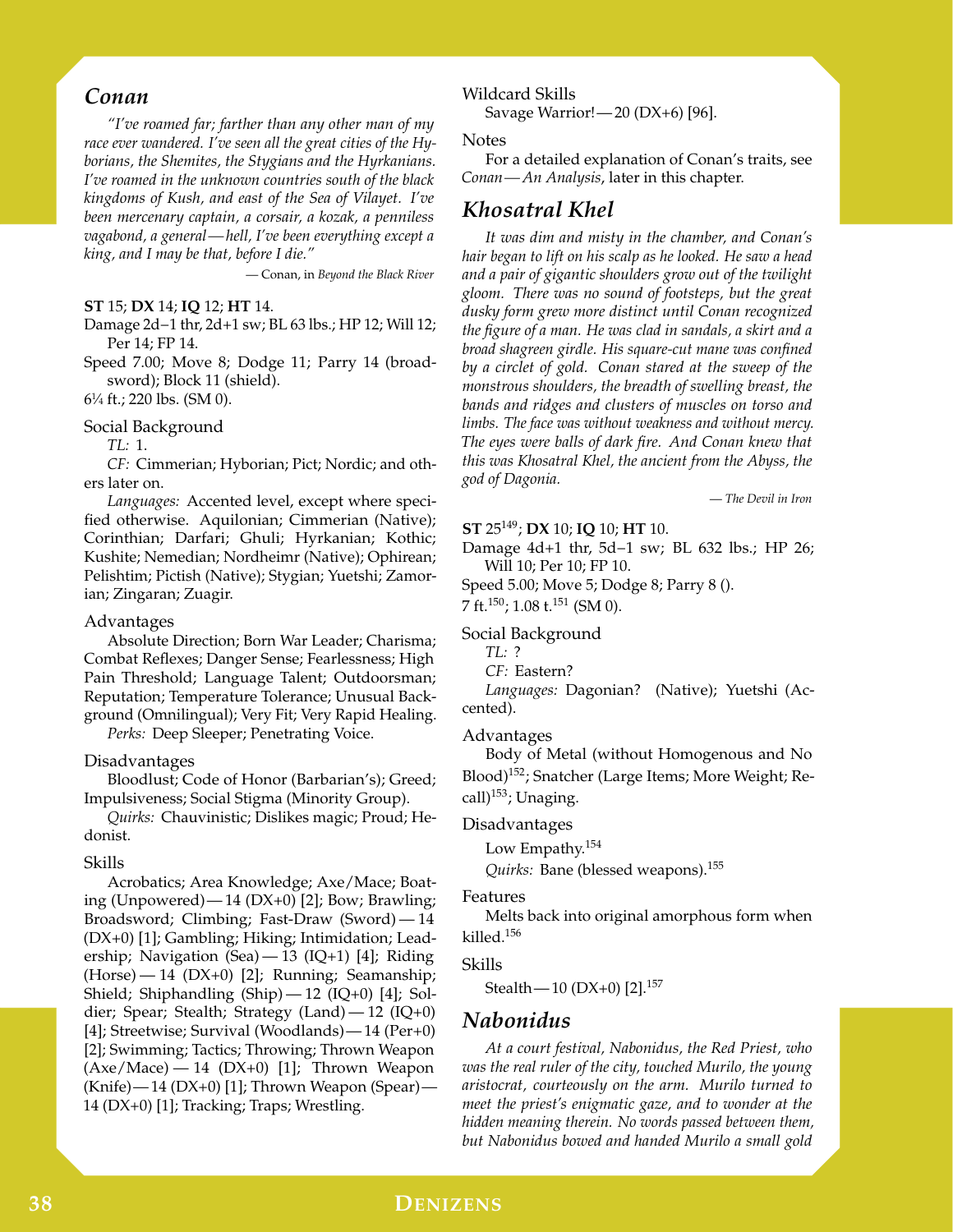## *Conan*

*"I've roamed far; farther than any other man of my race ever wandered. I've seen all the great cities of the Hyborians, the Shemites, the Stygians and the Hyrkanians. I've roamed in the unknown countries south of the black kingdoms of Kush, and east of the Sea of Vilayet. I've been mercenary captain, a corsair, a kozak, a penniless vagabond, a general — hell, I've been everything except a king, and I may be that, before I die."*

— Conan, in *Beyond the Black River*

**ST** 15; **DX** 14; **IQ** 12; **HT** 14.

Damage 2d−1 thr, 2d+1 sw; BL 63 lbs.; HP 12; Will 12; Per 14; FP 14.

Speed 7.00; Move 8; Dodge 11; Parry 14 (broadsword); Block 11 (shield).

6¼ ft.; 220 lbs. (SM 0).

### Social Background

*TL:* 1.

*CF:* Cimmerian; Hyborian; Pict; Nordic; and others later on.

*Languages:* Accented level, except where specified otherwise. Aquilonian; Cimmerian (Native); Corinthian; Darfari; Ghuli; Hyrkanian; Kothic; Kushite; Nemedian; Nordheimr (Native); Ophirean; Pelishtim; Pictish (Native); Stygian; Yuetshi; Zamorian; Zingaran; Zuagir.

### Advantages

Absolute Direction; Born War Leader; Charisma; Combat Reflexes; Danger Sense; Fearlessness; High Pain Threshold; Language Talent; Outdoorsman; Reputation; Temperature Tolerance; Unusual Background (Omnilingual); Very Fit; Very Rapid Healing.

*Perks:* Deep Sleeper; Penetrating Voice.

### Disadvantages

Bloodlust; Code of Honor (Barbarian's); Greed; Impulsiveness; Social Stigma (Minority Group).

*Quirks:* Chauvinistic; Dislikes magic; Proud; Hedonist.

### Skills

Acrobatics; Area Knowledge; Axe/Mace; Boating (Unpowered) — 14 (DX+0) [2]; Bow; Brawling; Broadsword; Climbing; Fast-Draw (Sword) — 14 (DX+0) [1]; Gambling; Hiking; Intimidation; Leadership; Navigation (Sea) — 13 (IQ+1) [4]; Riding (Horse) — 14 (DX+0) [2]; Running; Seamanship; Shield; Shiphandling (Ship) — 12 (IQ+0) [4]; Soldier; Spear; Stealth; Strategy (Land) — 12 (IQ+0) [4]; Streetwise; Survival (Woodlands) — 14 (Per+0) [2]; Swimming; Tactics; Throwing; Thrown Weapon (Axe/Mace) — 14 (DX+0) [1]; Thrown Weapon (Knife) — 14 (DX+0) [1]; Thrown Weapon (Spear) — 14 (DX+0) [1]; Tracking; Traps; Wrestling.

### Wildcard Skills

Savage Warrior! — 20 (DX+6) [96].

### Notes

For a detailed explanation of Conan's traits, see *Conan — An Analysis*, later in this chapter.

## *Khosatral Khel*

*It was dim and misty in the chamber, and Conan's hair began to lift on his scalp as he looked. He saw a head and a pair of gigantic shoulders grow out of the twilight gloom. There was no sound of footsteps, but the great dusky form grew more distinct until Conan recognized the figure of a man. He was clad in sandals, a skirt and a broad shagreen girdle. His square-cut mane was confined by a circlet of gold. Conan stared at the sweep of the monstrous shoulders, the breadth of swelling breast, the bands and ridges and clusters of muscles on torso and limbs. The face was without weakness and without mercy. The eyes were balls of dark fire. And Conan knew that this was Khosatral Khel, the ancient from the Abyss, the god of Dagonia.*

— *The Devil in Iron*

**ST** 25[149]; **DX** 10; **IQ** 10; **HT** 10.

Damage 4d+1 thr, 5d−1 sw; BL 632 lbs.; HP 26; Will 10; Per 10; FP 10.

Speed 5.00; Move 5; Dodge 8; Parry 8 ().

7 ft.[150]; 1.08 t.[151] (SM 0).

### Social Background

*TL:* ?

*CF:* Eastern?

*Languages:* Dagonian? (Native); Yuetshi (Accented).

### Advantages

Body of Metal (without Homogenous and No Blood)[152]; Snatcher (Large Items; More Weight; Recall)[153]; Unaging.

### Disadvantages

Low Empathy.[154]

*Quirks:* Bane (blessed weapons).[155]

### Features

Melts back into original amorphous form when killed.[156]

### Skills

Stealth — 10 (DX+0) [2].[157]

## *Nabonidus*

*At a court festival, Nabonidus, the Red Priest, who was the real ruler of the city, touched Murilo, the young aristocrat, courteously on the arm. Murilo turned to meet the priest's enigmatic gaze, and to wonder at the hidden meaning therein. No words passed between them, but Nabonidus bowed and handed Murilo a small gold*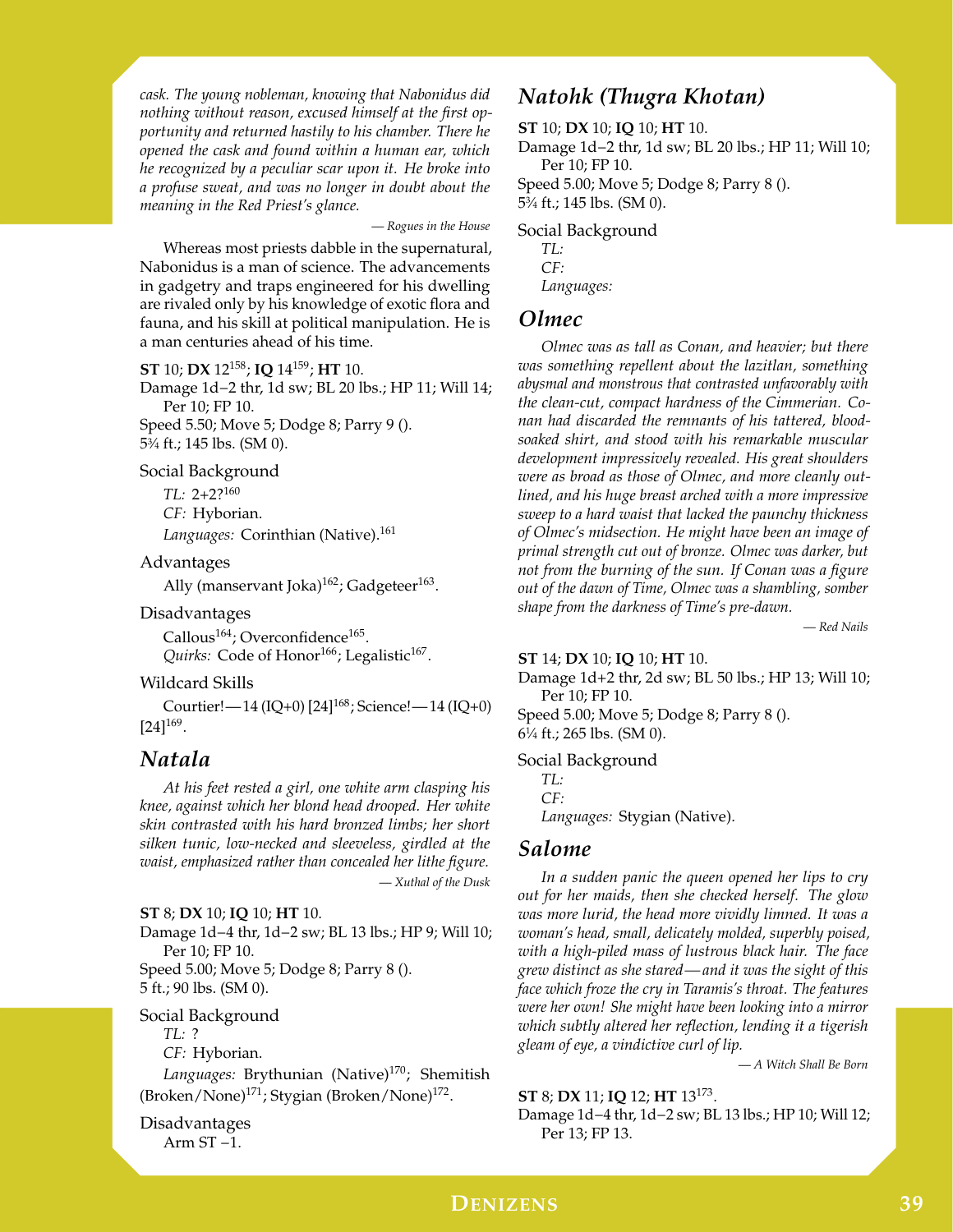*cask. The young nobleman, knowing that Nabonidus did nothing without reason, excused himself at the first opportunity and returned hastily to his chamber. There he opened the cask and found within a human ear, which he recognized by a peculiar scar upon it. He broke into a profuse sweat, and was no longer in doubt about the meaning in the Red Priest's glance.*

— *Rogues in the House*

Whereas most priests dabble in the supernatural, Nabonidus is a man of science. The advancements in gadgetry and traps engineered for his dwelling are rivaled only by his knowledge of exotic flora and fauna, and his skill at political manipulation. He is a man centuries ahead of his time.

**ST** 10; **DX** 12[158]; **IQ** 14[159]; **HT** 10.
Damage 1d−2 thr, 1d sw; BL 20 lbs.; HP 11; Will 14; Per 10; FP 10.
Speed 5.50; Move 5; Dodge 8; Parry 9 ().
5¾ ft.; 145 lbs. (SM 0).

Social Background
*TL:* 2+2?[160]
*CF:* Hyborian.
*Languages:* Corinthian (Native).[161]

Advantages
Ally (manservant Joka)[162]; Gadgeteer[163].

Disadvantages
Callous[164]; Overconfidence[165].
*Quirks:* Code of Honor[166]; Legalistic[167].

Wildcard Skills
Courtier!—14 (IQ+0) [24][168]; Science!—14 (IQ+0) [24][169].

## *Natala*

*At his feet rested a girl, one white arm clasping his knee, against which her blond head drooped. Her white skin contrasted with his hard bronzed limbs; her short silken tunic, low-necked and sleeveless, girdled at the waist, emphasized rather than concealed her lithe figure.*

— *Xuthal of the Dusk*

**ST** 8; **DX** 10; **IQ** 10; **HT** 10.
Damage 1d−4 thr, 1d−2 sw; BL 13 lbs.; HP 9; Will 10; Per 10; FP 10.
Speed 5.00; Move 5; Dodge 8; Parry 8 ().
5 ft.; 90 lbs. (SM 0).

Social Background
*TL:* ?
*CF:* Hyborian.
*Languages:* Brythunian (Native)[170]; Shemitish (Broken/None)[171]; Stygian (Broken/None)[172].

Disadvantages
Arm ST −1.

## *Natohk (Thugra Khotan)*

**ST** 10; **DX** 10; **IQ** 10; **HT** 10.
Damage 1d−2 thr, 1d sw; BL 20 lbs.; HP 11; Will 10; Per 10; FP 10.
Speed 5.00; Move 5; Dodge 8; Parry 8 ().
5¾ ft.; 145 lbs. (SM 0).

Social Background
*TL:*
*CF:*
*Languages:*

## *Olmec*

*Olmec was as tall as Conan, and heavier; but there was something repellent about the lazitlan, something abysmal and monstrous that contrasted unfavorably with the clean-cut, compact hardness of the Cimmerian. Conan had discarded the remnants of his tattered, blood-soaked shirt, and stood with his remarkable muscular development impressively revealed. His great shoulders were as broad as those of Olmec, and more cleanly outlined, and his huge breast arched with a more impressive sweep to a hard waist that lacked the paunchy thickness of Olmec's midsection. He might have been an image of primal strength cut out of bronze. Olmec was darker, but not from the burning of the sun. If Conan was a figure out of the dawn of Time, Olmec was a shambling, somber shape from the darkness of Time's pre-dawn.*

— *Red Nails*

**ST** 14; **DX** 10; **IQ** 10; **HT** 10.
Damage 1d+2 thr, 2d sw; BL 50 lbs.; HP 13; Will 10; Per 10; FP 10.
Speed 5.00; Move 5; Dodge 8; Parry 8 ().
6¼ ft.; 265 lbs. (SM 0).

Social Background
*TL:*
*CF:*
*Languages:* Stygian (Native).

## *Salome*

*In a sudden panic the queen opened her lips to cry out for her maids, then she checked herself. The glow was more lurid, the head more vividly limned. It was a woman's head, small, delicately molded, superbly poised, with a high-piled mass of lustrous black hair. The face grew distinct as she stared—and it was the sight of this face which froze the cry in Taramis's throat. The features were her own! She might have been looking into a mirror which subtly altered her reflection, lending it a tigerish gleam of eye, a vindictive curl of lip.*

— *A Witch Shall Be Born*

**ST** 8; **DX** 11; **IQ** 12; **HT** 13[173].
Damage 1d−4 thr, 1d−2 sw; BL 13 lbs.; HP 10; Will 12; Per 13; FP 13.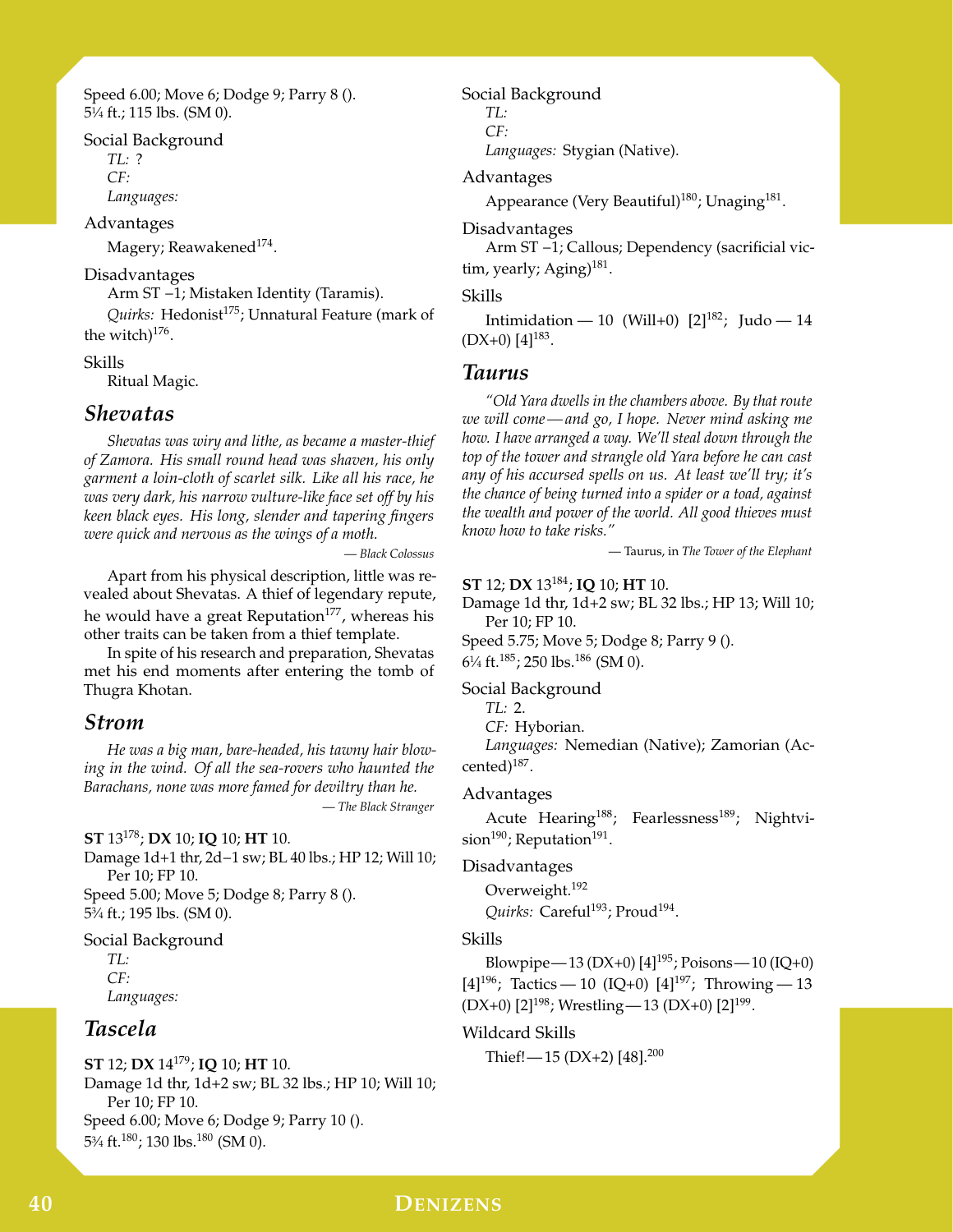Speed 6.00; Move 6; Dodge 9; Parry 8 ().
5¼ ft.; 115 lbs. (SM 0).

Social Background

*TL:* ?
*CF:*
*Languages:*

Advantages

Magery; Reawakened[174].

Disadvantages

Arm ST −1; Mistaken Identity (Taramis).
*Quirks:* Hedonist[175]; Unnatural Feature (mark of the witch)[176].

Skills

Ritual Magic.

## *Shevatas*

*Shevatas was wiry and lithe, as became a master-thief of Zamora. His small round head was shaven, his only garment a loin-cloth of scarlet silk. Like all his race, he was very dark, his narrow vulture-like face set off by his keen black eyes. His long, slender and tapering fingers were quick and nervous as the wings of a moth.*

— *Black Colossus*

Apart from his physical description, little was revealed about Shevatas. A thief of legendary repute, he would have a great Reputation[177], whereas his other traits can be taken from a thief template.

In spite of his research and preparation, Shevatas met his end moments after entering the tomb of Thugra Khotan.

## *Strom*

*He was a big man, bare-headed, his tawny hair blowing in the wind. Of all the sea-rovers who haunted the Barachans, none was more famed for deviltry than he.*

— *The Black Stranger*

**ST** 13[178]; **DX** 10; **IQ** 10; **HT** 10.
Damage 1d+1 thr, 2d−1 sw; BL 40 lbs.; HP 12; Will 10; Per 10; FP 10.
Speed 5.00; Move 5; Dodge 8; Parry 8 ().
5¾ ft.; 195 lbs. (SM 0).

Social Background

*TL:*
*CF:*
*Languages:*

## *Tascela*

**ST** 12; **DX** 14[179]; **IQ** 10; **HT** 10.
Damage 1d thr, 1d+2 sw; BL 32 lbs.; HP 10; Will 10; Per 10; FP 10.
Speed 6.00; Move 6; Dodge 9; Parry 10 ().
5¾ ft.[180]; 130 lbs.[180] (SM 0).

Social Background

*TL:*
*CF:*
*Languages:* Stygian (Native).

Advantages

Appearance (Very Beautiful)[180]; Unaging[181].

Disadvantages

Arm ST −1; Callous; Dependency (sacrificial victim, yearly; Aging)[181].

Skills

Intimidation — 10 (Will+0) [2][182]; Judo — 14 (DX+0) [4][183].

## *Taurus*

*"Old Yara dwells in the chambers above. By that route we will come — and go, I hope. Never mind asking me how. I have arranged a way. We'll steal down through the top of the tower and strangle old Yara before he can cast any of his accursed spells on us. At least we'll try; it's the chance of being turned into a spider or a toad, against the wealth and power of the world. All good thieves must know how to take risks."*

— Taurus, in *The Tower of the Elephant*

**ST** 12; **DX** 13[184]; **IQ** 10; **HT** 10.
Damage 1d thr, 1d+2 sw; BL 32 lbs.; HP 13; Will 10; Per 10; FP 10.
Speed 5.75; Move 5; Dodge 8; Parry 9 ().
6¼ ft.[185]; 250 lbs.[186] (SM 0).

Social Background

*TL:* 2.
*CF:* Hyborian.
*Languages:* Nemedian (Native); Zamorian (Accented)[187].

Advantages

Acute Hearing[188]; Fearlessness[189]; Nightvision[190]; Reputation[191].

Disadvantages

Overweight.[192]
*Quirks:* Careful[193]; Proud[194].

Skills

Blowpipe — 13 (DX+0) [4][195]; Poisons — 10 (IQ+0) [4][196]; Tactics — 10 (IQ+0) [4][197]; Throwing — 13 (DX+0) [2][198]; Wrestling — 13 (DX+0) [2][199].

Wildcard Skills

Thief! — 15 (DX+2) [48].[200]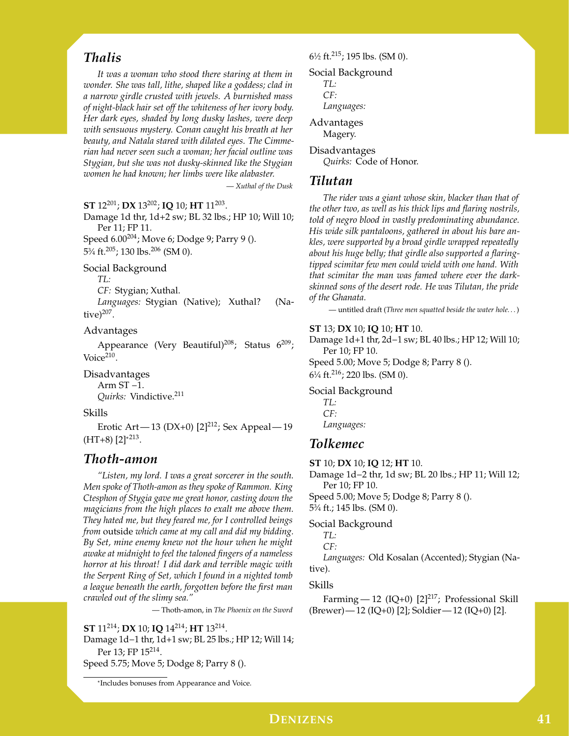## Thalis

*It was a woman who stood there staring at them in wonder. She was tall, lithe, shaped like a goddess; clad in a narrow girdle crusted with jewels. A burnished mass of night-black hair set off the whiteness of her ivory body. Her dark eyes, shaded by long dusky lashes, were deep with sensuous mystery. Conan caught his breath at her beauty, and Natala stared with dilated eyes. The Cimmerian had never seen such a woman; her facial outline was Stygian, but she was not dusky-skinned like the Stygian women he had known; her limbs were like alabaster.*

— *Xuthal of the Dusk*

**ST** 12[201]; **DX** 13[202]; **IQ** 10; **HT** 11[203].
Damage 1d thr, 1d+2 sw; BL 32 lbs.; HP 10; Will 10; Per 11; FP 11.
Speed 6.00[204]; Move 6; Dodge 9; Parry 9 ().
5¾ ft.[205]; 130 lbs.[206] (SM 0).

Social Background
*TL:*
*CF:* Stygian; Xuthal.
*Languages:* Stygian (Native); Xuthal? (Native)[207].

Advantages
Appearance (Very Beautiful)[208]; Status 6[209]; Voice[210].

Disadvantages
Arm ST −1.
*Quirks:* Vindictive.[211]

Skills
Erotic Art — 13 (DX+0) [2][212]; Sex Appeal — 19 (HT+8) [2]*[213].

## Thoth-amon

*"Listen, my lord. I was a great sorcerer in the south. Men spoke of Thoth-amon as they spoke of Rammon. King Ctesphon of Stygia gave me great honor, casting down the magicians from the high places to exalt me above them. They hated me, but they feared me, for I controlled beings from* outside *which came at my call and did my bidding. By Set, mine enemy knew not the hour when he might awake at midnight to feel the taloned fingers of a nameless horror at his throat! I did dark and terrible magic with the Serpent Ring of Set, which I found in a nighted tomb a league beneath the earth, forgotten before the first man crawled out of the slimy sea."*

— Thoth-amon, in *The Phoenix on the Sword*

**ST** 11[214]; **DX** 10; **IQ** 14[214]; **HT** 13[214].
Damage 1d−1 thr, 1d+1 sw; BL 25 lbs.; HP 12; Will 14; Per 13; FP 15[214].
Speed 5.75; Move 5; Dodge 8; Parry 8 ().
6½ ft.[215]; 195 lbs. (SM 0).

Social Background
*TL:*
*CF:*
*Languages:*

Advantages
Magery.

Disadvantages
*Quirks:* Code of Honor.

## Tilutan

*The rider was a giant whose skin, blacker than that of the other two, as well as his thick lips and flaring nostrils, told of negro blood in vastly predominating abundance. His wide silk pantaloons, gathered in about his bare ankles, were supported by a broad girdle wrapped repeatedly about his huge belly; that girdle also supported a flaring-tipped scimitar few men could wield with one hand. With that scimitar the man was famed where ever the dark-skinned sons of the desert rode. He was Tilutan, the pride of the Ghanata.*

— untitled draft (*Three men squatted beside the water hole. . .*)

**ST** 13; **DX** 10; **IQ** 10; **HT** 10.
Damage 1d+1 thr, 2d−1 sw; BL 40 lbs.; HP 12; Will 10; Per 10; FP 10.
Speed 5.00; Move 5; Dodge 8; Parry 8 ().
6¼ ft.[216]; 220 lbs. (SM 0).

Social Background
*TL:*
*CF:*
*Languages:*

## Tolkemec

**ST** 10; **DX** 10; **IQ** 12; **HT** 10.
Damage 1d−2 thr, 1d sw; BL 20 lbs.; HP 11; Will 12; Per 10; FP 10.
Speed 5.00; Move 5; Dodge 8; Parry 8 ().
5¾ ft.; 145 lbs. (SM 0).

Social Background
*TL:*
*CF:*
*Languages:* Old Kosalan (Accented); Stygian (Native).

Skills
Farming — 12 (IQ+0) [2][217]; Professional Skill (Brewer) — 12 (IQ+0) [2]; Soldier — 12 (IQ+0) [2].

*Includes bonuses from Appearance and Voice.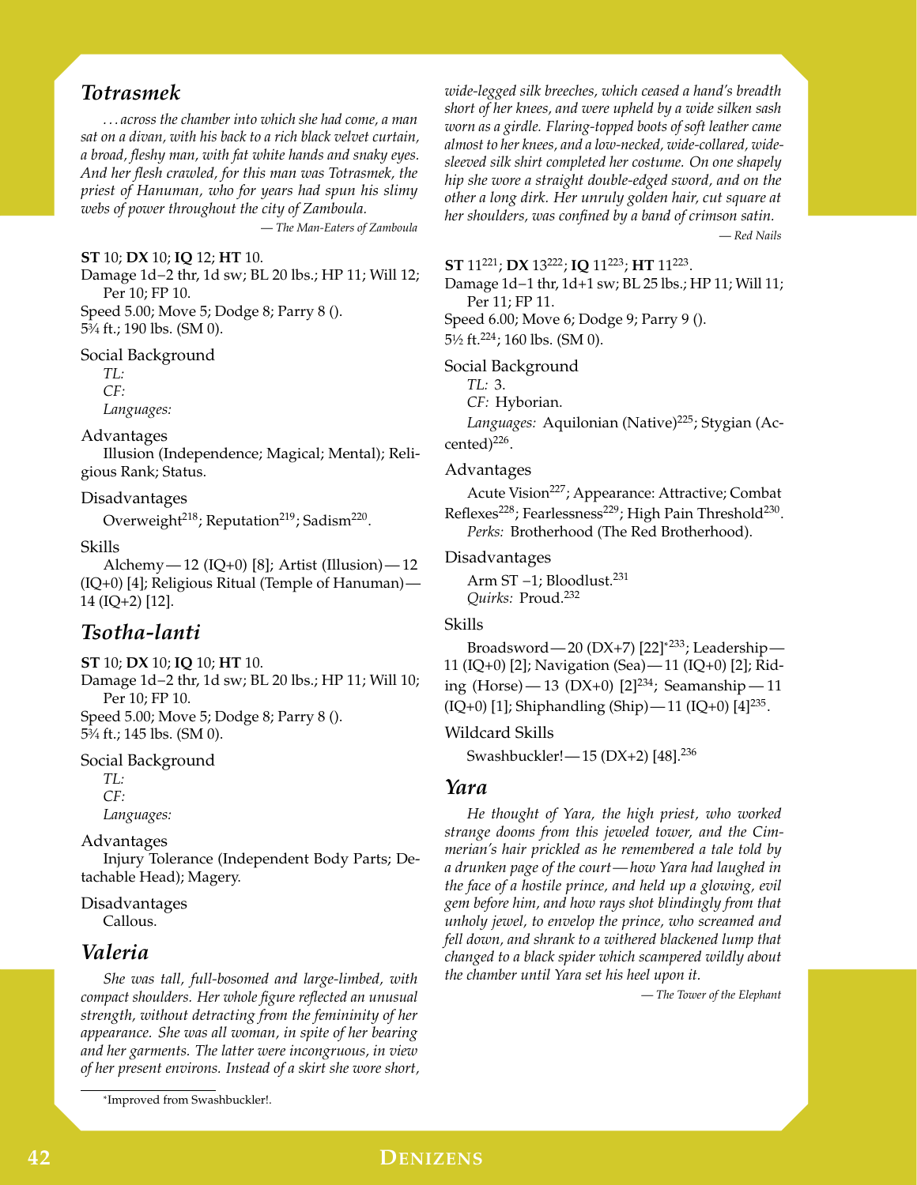## *Totrasmek*

*. . . across the chamber into which she had come, a man sat on a divan, with his back to a rich black velvet curtain, a broad, fleshy man, with fat white hands and snaky eyes. And her flesh crawled, for this man was Totrasmek, the priest of Hanuman, who for years had spun his slimy webs of power throughout the city of Zamboula.*

— *The Man-Eaters of Zamboula*

**ST** 10; **DX** 10; **IQ** 12; **HT** 10.
Damage 1d−2 thr, 1d sw; BL 20 lbs.; HP 11; Will 12; Per 10; FP 10.
Speed 5.00; Move 5; Dodge 8; Parry 8 ().
5¾ ft.; 190 lbs. (SM 0).

Social Background
*TL:*
*CF:*
*Languages:*

Advantages
Illusion (Independence; Magical; Mental); Religious Rank; Status.

Disadvantages
Overweight[218]; Reputation[219]; Sadism[220].

Skills
Alchemy — 12 (IQ+0) [8]; Artist (Illusion) — 12 (IQ+0) [4]; Religious Ritual (Temple of Hanuman) — 14 (IQ+2) [12].

## *Tsotha-lanti*

**ST** 10; **DX** 10; **IQ** 10; **HT** 10.
Damage 1d−2 thr, 1d sw; BL 20 lbs.; HP 11; Will 10; Per 10; FP 10.
Speed 5.00; Move 5; Dodge 8; Parry 8 ().
5¾ ft.; 145 lbs. (SM 0).

Social Background
*TL:*
*CF:*
*Languages:*

Advantages
Injury Tolerance (Independent Body Parts; Detachable Head); Magery.

Disadvantages
Callous.

## *Valeria*

*She was tall, full-bosomed and large-limbed, with compact shoulders. Her whole figure reflected an unusual strength, without detracting from the femininity of her appearance. She was all woman, in spite of her bearing and her garments. The latter were incongruous, in view of her present environs. Instead of a skirt she wore short, wide-legged silk breeches, which ceased a hand's breadth short of her knees, and were upheld by a wide silken sash worn as a girdle. Flaring-topped boots of soft leather came almost to her knees, and a low-necked, wide-collared, wide-sleeved silk shirt completed her costume. On one shapely hip she wore a straight double-edged sword, and on the other a long dirk. Her unruly golden hair, cut square at her shoulders, was confined by a band of crimson satin.*

— *Red Nails*

**ST** 11[221]; **DX** 13[222]; **IQ** 11[223]; **HT** 11[223].
Damage 1d−1 thr, 1d+1 sw; BL 25 lbs.; HP 11; Will 11; Per 11; FP 11.
Speed 6.00; Move 6; Dodge 9; Parry 9 ().
5½ ft.[224]; 160 lbs. (SM 0).

Social Background
*TL:* 3.
*CF:* Hyborian.
*Languages:* Aquilonian (Native)[225]; Stygian (Accented)[226].

Advantages
Acute Vision[227]; Appearance: Attractive; Combat Reflexes[228]; Fearlessness[229]; High Pain Threshold[230].
*Perks:* Brotherhood (The Red Brotherhood).

Disadvantages
Arm ST −1; Bloodlust.[231]
*Quirks:* Proud.[232]

Skills
Broadsword — 20 (DX+7) [22]*[233]; Leadership — 11 (IQ+0) [2]; Navigation (Sea) — 11 (IQ+0) [2]; Riding (Horse) — 13 (DX+0) [2][234]; Seamanship — 11 (IQ+0) [1]; Shiphandling (Ship) — 11 (IQ+0) [4][235].

Wildcard Skills
Swashbuckler! — 15 (DX+2) [48].[236]

## *Yara*

*He thought of Yara, the high priest, who worked strange dooms from this jeweled tower, and the Cimmerian's hair prickled as he remembered a tale told by a drunken page of the court — how Yara had laughed in the face of a hostile prince, and held up a glowing, evil gem before him, and how rays shot blindingly from that unholy jewel, to envelop the prince, who screamed and fell down, and shrank to a withered blackened lump that changed to a black spider which scampered wildly about the chamber until Yara set his heel upon it.*

— *The Tower of the Elephant*

*Improved from Swashbuckler!.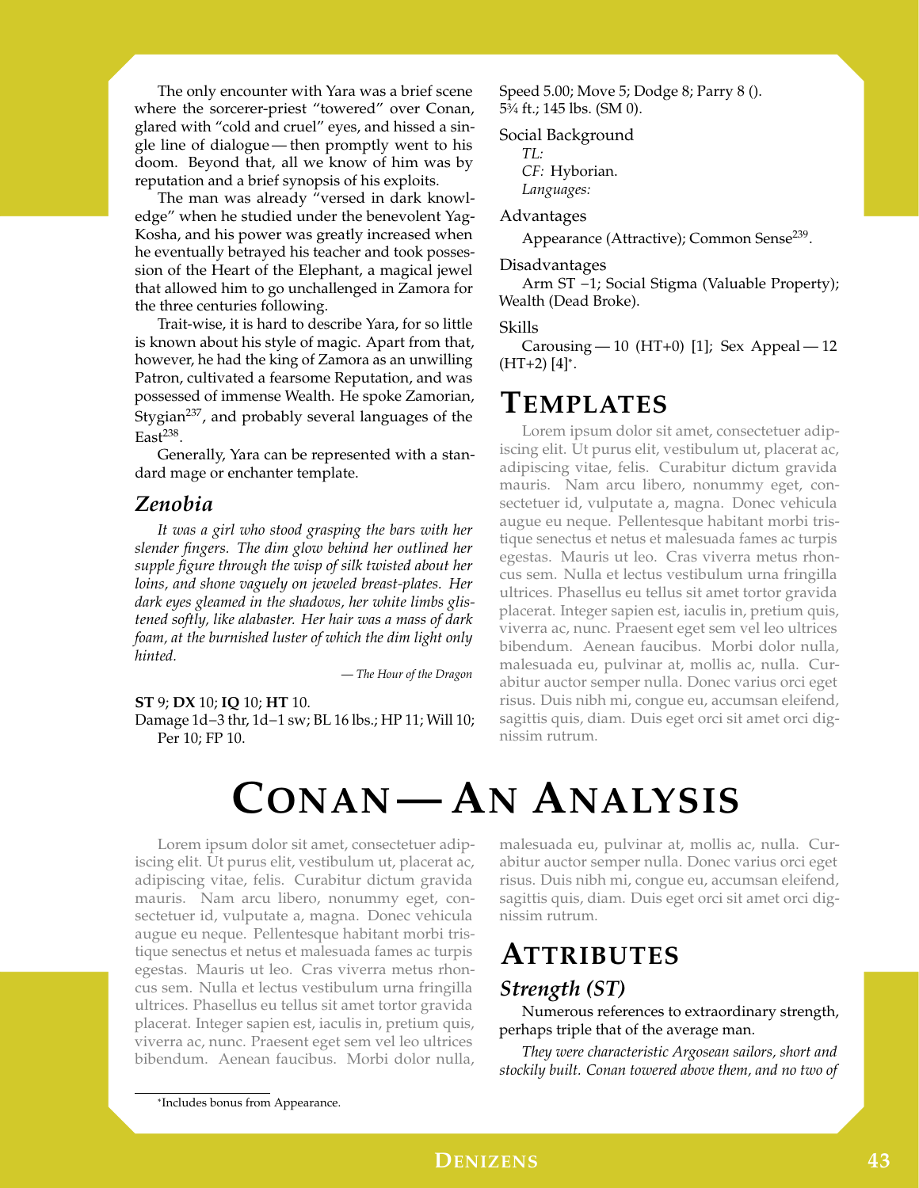The only encounter with Yara was a brief scene where the sorcerer-priest "towered" over Conan, glared with "cold and cruel" eyes, and hissed a single line of dialogue — then promptly went to his doom. Beyond that, all we know of him was by reputation and a brief synopsis of his exploits.

The man was already "versed in dark knowledge" when he studied under the benevolent Yag-Kosha, and his power was greatly increased when he eventually betrayed his teacher and took possession of the Heart of the Elephant, a magical jewel that allowed him to go unchallenged in Zamora for the three centuries following.

Trait-wise, it is hard to describe Yara, for so little is known about his style of magic. Apart from that, however, he had the king of Zamora as an unwilling Patron, cultivated a fearsome Reputation, and was possessed of immense Wealth. He spoke Zamorian, Stygian[237], and probably several languages of the East[238].

Generally, Yara can be represented with a standard mage or enchanter template.

### *Zenobia*

*It was a girl who stood grasping the bars with her slender fingers. The dim glow behind her outlined her supple figure through the wisp of silk twisted about her loins, and shone vaguely on jeweled breast-plates. Her dark eyes gleamed in the shadows, her white limbs glistened softly, like alabaster. Her hair was a mass of dark foam, at the burnished luster of which the dim light only hinted.*

— *The Hour of the Dragon*

**ST** 9; **DX** 10; **IQ** 10; **HT** 10.
Damage 1d−3 thr, 1d−1 sw; BL 16 lbs.; HP 11; Will 10; Per 10; FP 10.
Speed 5.00; Move 5; Dodge 8; Parry 8 ().
5¾ ft.; 145 lbs. (SM 0).

Social Background
*TL:*
*CF:* Hyborian.
*Languages:*

Advantages
Appearance (Attractive); Common Sense[239].

Disadvantages
Arm ST −1; Social Stigma (Valuable Property); Wealth (Dead Broke).

Skills
Carousing — 10 (HT+0) [1]; Sex Appeal — 12 (HT+2) [4]*.

## Templates

Lorem ipsum dolor sit amet, consectetuer adipiscing elit. Ut purus elit, vestibulum ut, placerat ac, adipiscing vitae, felis. Curabitur dictum gravida mauris. Nam arcu libero, nonummy eget, consectetuer id, vulputate a, magna. Donec vehicula augue eu neque. Pellentesque habitant morbi tristique senectus et netus et malesuada fames ac turpis egestas. Mauris ut leo. Cras viverra metus rhoncus sem. Nulla et lectus vestibulum urna fringilla ultrices. Phasellus eu tellus sit amet tortor gravida placerat. Integer sapien est, iaculis in, pretium quis, viverra ac, nunc. Praesent eget sem vel leo ultrices bibendum. Aenean faucibus. Morbi dolor nulla, malesuada eu, pulvinar at, mollis ac, nulla. Curabitur auctor semper nulla. Donec varius orci eget risus. Duis nibh mi, congue eu, accumsan eleifend, sagittis quis, diam. Duis eget orci sit amet orci dignissim rutrum.

# Conan — An Analysis

Lorem ipsum dolor sit amet, consectetuer adipiscing elit. Ut purus elit, vestibulum ut, placerat ac, adipiscing vitae, felis. Curabitur dictum gravida mauris. Nam arcu libero, nonummy eget, consectetuer id, vulputate a, magna. Donec vehicula augue eu neque. Pellentesque habitant morbi tristique senectus et netus et malesuada fames ac turpis egestas. Mauris ut leo. Cras viverra metus rhoncus sem. Nulla et lectus vestibulum urna fringilla ultrices. Phasellus eu tellus sit amet tortor gravida placerat. Integer sapien est, iaculis in, pretium quis, viverra ac, nunc. Praesent eget sem vel leo ultrices bibendum. Aenean faucibus. Morbi dolor nulla, malesuada eu, pulvinar at, mollis ac, nulla. Curabitur auctor semper nulla. Donec varius orci eget risus. Duis nibh mi, congue eu, accumsan eleifend, sagittis quis, diam. Duis eget orci sit amet orci dignissim rutrum.

## Attributes

### *Strength (ST)*

Numerous references to extraordinary strength, perhaps triple that of the average man.

*They were characteristic Argosean sailors, short and stockily built. Conan towered above them, and no two of*

*Includes bonus from Appearance.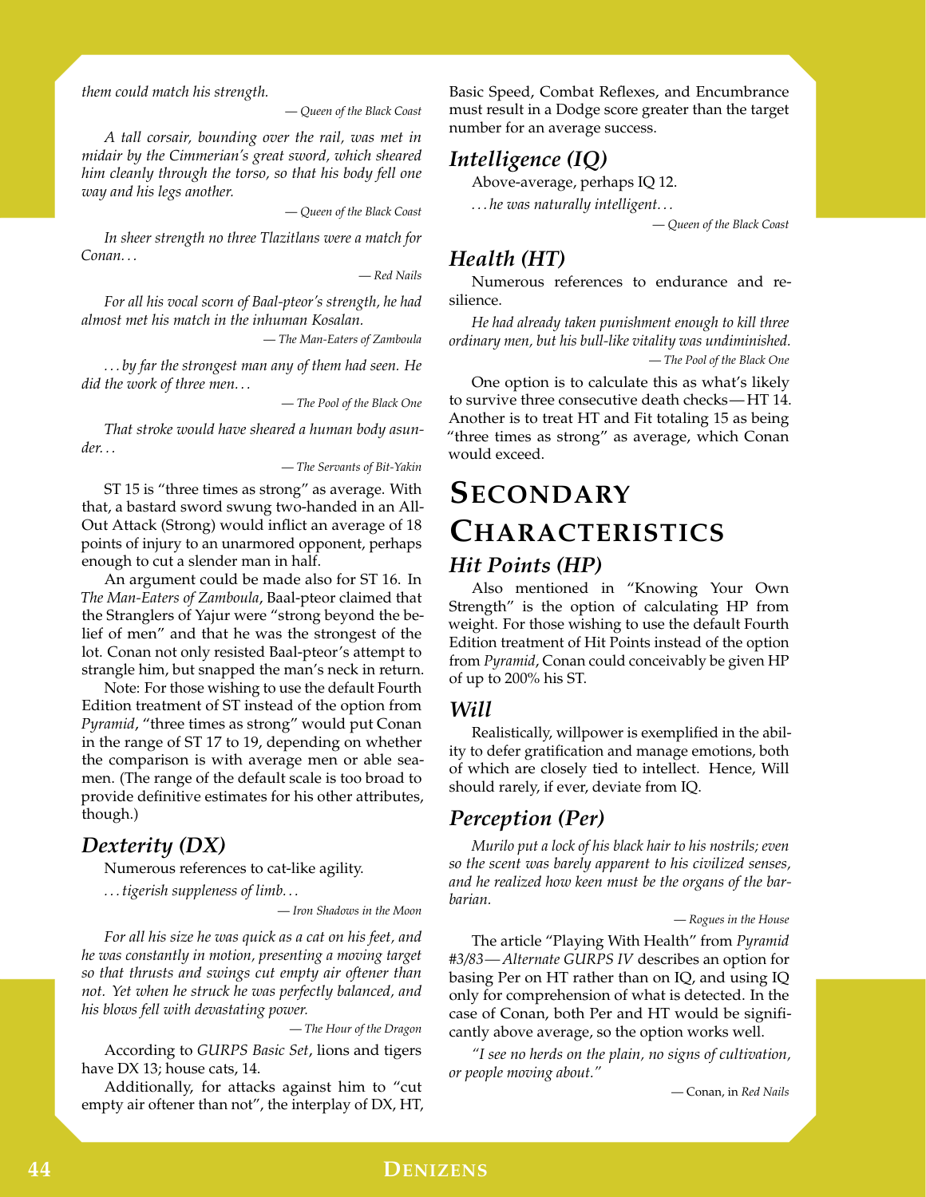*them could match his strength.*

— *Queen of the Black Coast*

*A tall corsair, bounding over the rail, was met in midair by the Cimmerian's great sword, which sheared him cleanly through the torso, so that his body fell one way and his legs another.*

— *Queen of the Black Coast*

*In sheer strength no three Tlazitlans were a match for Conan. . .*

— *Red Nails*

*For all his vocal scorn of Baal-pteor's strength, he had almost met his match in the inhuman Kosalan.*

— *The Man-Eaters of Zamboula*

*. . . by far the strongest man any of them had seen. He did the work of three men. . .*

— *The Pool of the Black One*

*That stroke would have sheared a human body asunder. . .*

— *The Servants of Bit-Yakin*

ST 15 is "three times as strong" as average. With that, a bastard sword swung two-handed in an All-Out Attack (Strong) would inflict an average of 18 points of injury to an unarmored opponent, perhaps enough to cut a slender man in half.

An argument could be made also for ST 16. In *The Man-Eaters of Zamboula*, Baal-pteor claimed that the Stranglers of Yajur were "strong beyond the belief of men" and that he was the strongest of the lot. Conan not only resisted Baal-pteor's attempt to strangle him, but snapped the man's neck in return.

Note: For those wishing to use the default Fourth Edition treatment of ST instead of the option from *Pyramid*, "three times as strong" would put Conan in the range of ST 17 to 19, depending on whether the comparison is with average men or able seamen. (The range of the default scale is too broad to provide definitive estimates for his other attributes, though.)

### *Dexterity (DX)*

Numerous references to cat-like agility.

*. . . tigerish suppleness of limb. . .*

— *Iron Shadows in the Moon*

*For all his size he was quick as a cat on his feet, and he was constantly in motion, presenting a moving target so that thrusts and swings cut empty air oftener than not. Yet when he struck he was perfectly balanced, and his blows fell with devastating power.*

— *The Hour of the Dragon*

According to *GURPS Basic Set*, lions and tigers have DX 13; house cats, 14.

Additionally, for attacks against him to "cut empty air oftener than not", the interplay of DX, HT, Basic Speed, Combat Reflexes, and Encumbrance must result in a Dodge score greater than the target number for an average success.

### *Intelligence (IQ)*

Above-average, perhaps IQ 12.

*. . . he was naturally intelligent. . .*

— *Queen of the Black Coast*

### *Health (HT)*

Numerous references to endurance and resilience.

*He had already taken punishment enough to kill three ordinary men, but his bull-like vitality was undiminished.*

— *The Pool of the Black One*

One option is to calculate this as what's likely to survive three consecutive death checks—HT 14. Another is to treat HT and Fit totaling 15 as being "three times as strong" as average, which Conan would exceed.

## Secondary Characteristics

### *Hit Points (HP)*

Also mentioned in "Knowing Your Own Strength" is the option of calculating HP from weight. For those wishing to use the default Fourth Edition treatment of Hit Points instead of the option from *Pyramid*, Conan could conceivably be given HP of up to 200% his ST.

### *Will*

Realistically, willpower is exemplified in the ability to defer gratification and manage emotions, both of which are closely tied to intellect. Hence, Will should rarely, if ever, deviate from IQ.

### *Perception (Per)*

*Murilo put a lock of his black hair to his nostrils; even so the scent was barely apparent to his civilized senses, and he realized how keen must be the organs of the barbarian.*

— *Rogues in the House*

The article "Playing With Health" from *Pyramid #3/83—Alternate GURPS IV* describes an option for basing Per on HT rather than on IQ, and using IQ only for comprehension of what is detected. In the case of Conan, both Per and HT would be significantly above average, so the option works well.

*"I see no herds on the plain, no signs of cultivation, or people moving about."*

— Conan, in *Red Nails*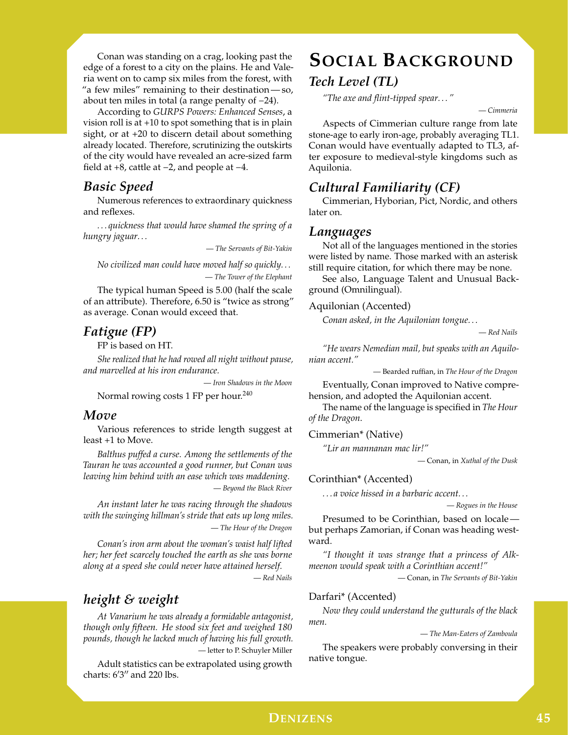Conan was standing on a crag, looking past the edge of a forest to a city on the plains. He and Valeria went on to camp six miles from the forest, with "a few miles" remaining to their destination — so, about ten miles in total (a range penalty of −24).

According to *GURPS Powers: Enhanced Senses*, a vision roll is at +10 to spot something that is in plain sight, or at +20 to discern detail about something already located. Therefore, scrutinizing the outskirts of the city would have revealed an acre-sized farm field at +8, cattle at −2, and people at −4.

### Basic Speed

Numerous references to extraordinary quickness and reflexes.

> *. . . quickness that would have shamed the spring of a hungry jaguar. . .*
>
> — *The Servants of Bit-Yakin*

> *No civilized man could have moved half so quickly. . .*
>
> — *The Tower of the Elephant*

The typical human Speed is 5.00 (half the scale of an attribute). Therefore, 6.50 is "twice as strong" as average. Conan would exceed that.

### Fatigue (FP)

FP is based on HT.

> *She realized that he had rowed all night without pause, and marvelled at his iron endurance.*
>
> — *Iron Shadows in the Moon*

Normal rowing costs 1 FP per hour.[240]

### Move

Various references to stride length suggest at least +1 to Move.

> *Balthus puffed a curse. Among the settlements of the Tauran he was accounted a good runner, but Conan was leaving him behind with an ease which was maddening.*
>
> — *Beyond the Black River*

> *An instant later he was racing through the shadows with the swinging hillman's stride that eats up long miles.*
>
> — *The Hour of the Dragon*

> *Conan's iron arm about the woman's waist half lifted her; her feet scarcely touched the earth as she was borne along at a speed she could never have attained herself.*
>
> — *Red Nails*

### height & weight

> *At Vanarium he was already a formidable antagonist, though only fifteen. He stood six feet and weighed 180 pounds, though he lacked much of having his full growth.*
>
> — letter to P. Schuyler Miller

Adult statistics can be extrapolated using growth charts: 6′3″ and 220 lbs.

## Social Background

### Tech Level (TL)

> *"The axe and flint-tipped spear. . . "*
>
> — *Cimmeria*

Aspects of Cimmerian culture range from late stone-age to early iron-age, probably averaging TL1. Conan would have eventually adapted to TL3, after exposure to medieval-style kingdoms such as Aquilonia.

### Cultural Familiarity (CF)

Cimmerian, Hyborian, Pict, Nordic, and others later on.

### Languages

Not all of the languages mentioned in the stories were listed by name. Those marked with an asterisk still require citation, for which there may be none.

See also, Language Talent and Unusual Background (Omnilingual).

Aquilonian (Accented)

> *Conan asked, in the Aquilonian tongue. . .*
>
> — *Red Nails*

> *"He wears Nemedian mail, but speaks with an Aquilonian accent."*
>
> — Bearded ruffian, in *The Hour of the Dragon*

Eventually, Conan improved to Native comprehension, and adopted the Aquilonian accent.

The name of the language is specified in *The Hour of the Dragon*.

Cimmerian* (Native)

> *"Lir an mannanan mac lir!"*
>
> — Conan, in *Xuthal of the Dusk*

Corinthian* (Accented)

> *. . . a voice hissed in a barbaric accent. . .*
>
> — *Rogues in the House*

Presumed to be Corinthian, based on locale — but perhaps Zamorian, if Conan was heading westward.

> *"I thought it was strange that a princess of Alkmeenon would speak with a Corinthian accent!"*
>
> — Conan, in *The Servants of Bit-Yakin*

Darfari* (Accented)

> *Now they could understand the gutturals of the black men.*
>
> — *The Man-Eaters of Zamboula*

The speakers were probably conversing in their native tongue.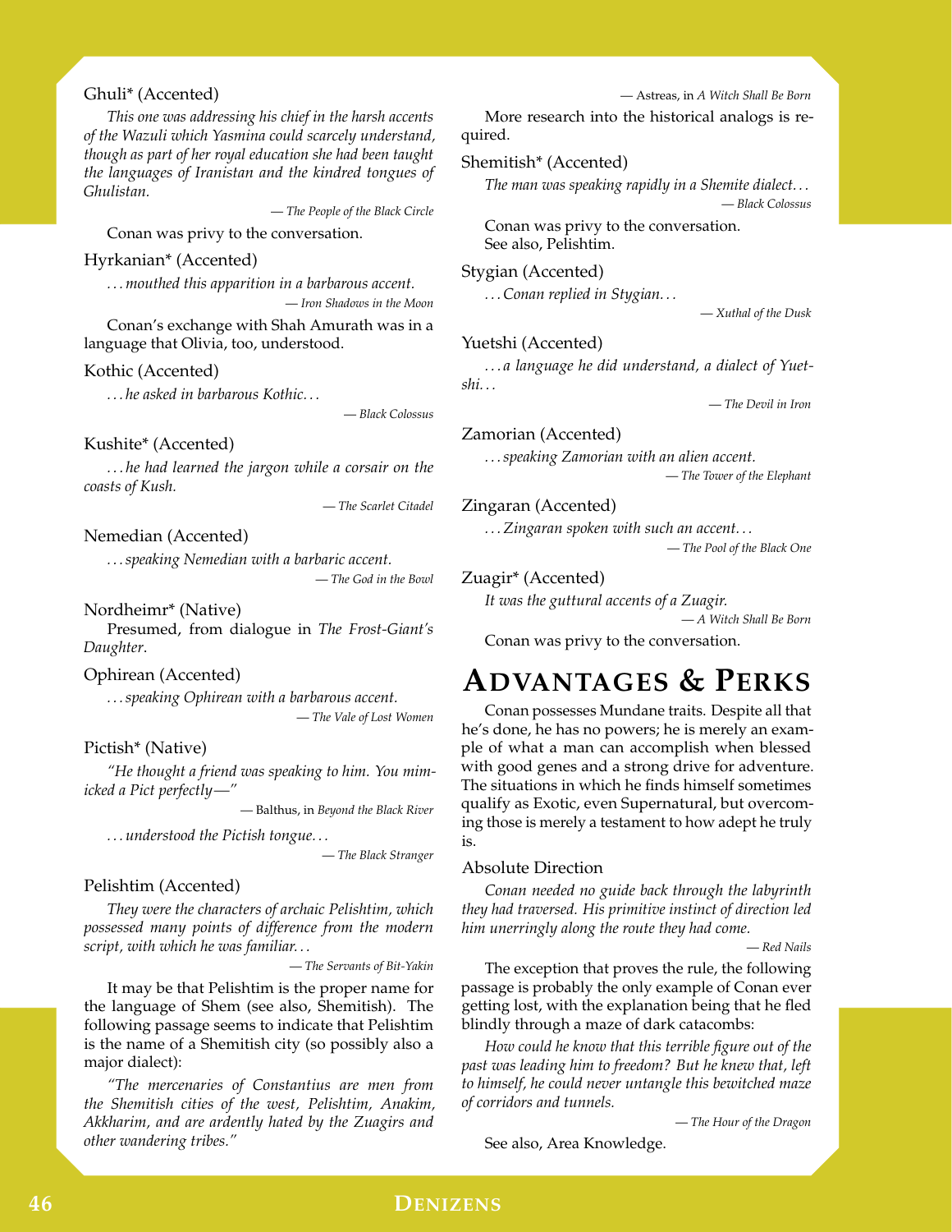Ghuli* (Accented)

> *This one was addressing his chief in the harsh accents of the Wazuli which Yasmina could scarcely understand, though as part of her royal education she had been taught the languages of Iranistan and the kindred tongues of Ghulistan.*
>
> — *The People of the Black Circle*

Conan was privy to the conversation.

Hyrkanian* (Accented)

> *. . . mouthed this apparition in a barbarous accent.*
>
> — *Iron Shadows in the Moon*

Conan's exchange with Shah Amurath was in a language that Olivia, too, understood.

Kothic (Accented)

> *. . . he asked in barbarous Kothic. . .*
>
> — *Black Colossus*

Kushite* (Accented)

> *. . . he had learned the jargon while a corsair on the coasts of Kush.*
>
> — *The Scarlet Citadel*

Nemedian (Accented)

> *. . . speaking Nemedian with a barbaric accent.*
>
> — *The God in the Bowl*

Nordheimr* (Native)

Presumed, from dialogue in *The Frost-Giant's Daughter*.

Ophirean (Accented)

> *. . . speaking Ophirean with a barbarous accent.*
>
> — *The Vale of Lost Women*

Pictish* (Native)

> *"He thought a friend was speaking to him. You mimicked a Pict perfectly—"*
>
> — Balthus, in *Beyond the Black River*

> *. . . understood the Pictish tongue. . .*
>
> — *The Black Stranger*

Pelishtim (Accented)

> *They were the characters of archaic Pelishtim, which possessed many points of difference from the modern script, with which he was familiar. . .*
>
> — *The Servants of Bit-Yakin*

It may be that Pelishtim is the proper name for the language of Shem (see also, Shemitish). The following passage seems to indicate that Pelishtim is the name of a Shemitish city (so possibly also a major dialect):

> *"The mercenaries of Constantius are men from the Shemitish cities of the west, Pelishtim, Anakim, Akkharim, and are ardently hated by the Zuagirs and other wandering tribes."*
>
> — Astreas, in *A Witch Shall Be Born*

More research into the historical analogs is required.

Shemitish* (Accented)

> *The man was speaking rapidly in a Shemite dialect. . .*
>
> — *Black Colossus*

Conan was privy to the conversation.
See also, Pelishtim.

Stygian (Accented)

> *. . . Conan replied in Stygian. . .*
>
> — *Xuthal of the Dusk*

Yuetshi (Accented)

> *. . . a language he did understand, a dialect of Yuetshi. . .*
>
> — *The Devil in Iron*

Zamorian (Accented)

> *. . . speaking Zamorian with an alien accent.*
>
> — *The Tower of the Elephant*

Zingaran (Accented)

> *. . . Zingaran spoken with such an accent. . .*
>
> — *The Pool of the Black One*

Zuagir* (Accented)

> *It was the guttural accents of a Zuagir.*
>
> — *A Witch Shall Be Born*

Conan was privy to the conversation.

# Advantages & Perks

Conan possesses Mundane traits. Despite all that he's done, he has no powers; he is merely an example of what a man can accomplish when blessed with good genes and a strong drive for adventure. The situations in which he finds himself sometimes qualify as Exotic, even Supernatural, but overcoming those is merely a testament to how adept he truly is.

Absolute Direction

> *Conan needed no guide back through the labyrinth they had traversed. His primitive instinct of direction led him unerringly along the route they had come.*
>
> — *Red Nails*

The exception that proves the rule, the following passage is probably the only example of Conan ever getting lost, with the explanation being that he fled blindly through a maze of dark catacombs:

> *How could he know that this terrible figure out of the past was leading him to freedom? But he knew that, left to himself, he could never untangle this bewitched maze of corridors and tunnels.*
>
> — *The Hour of the Dragon*

See also, Area Knowledge.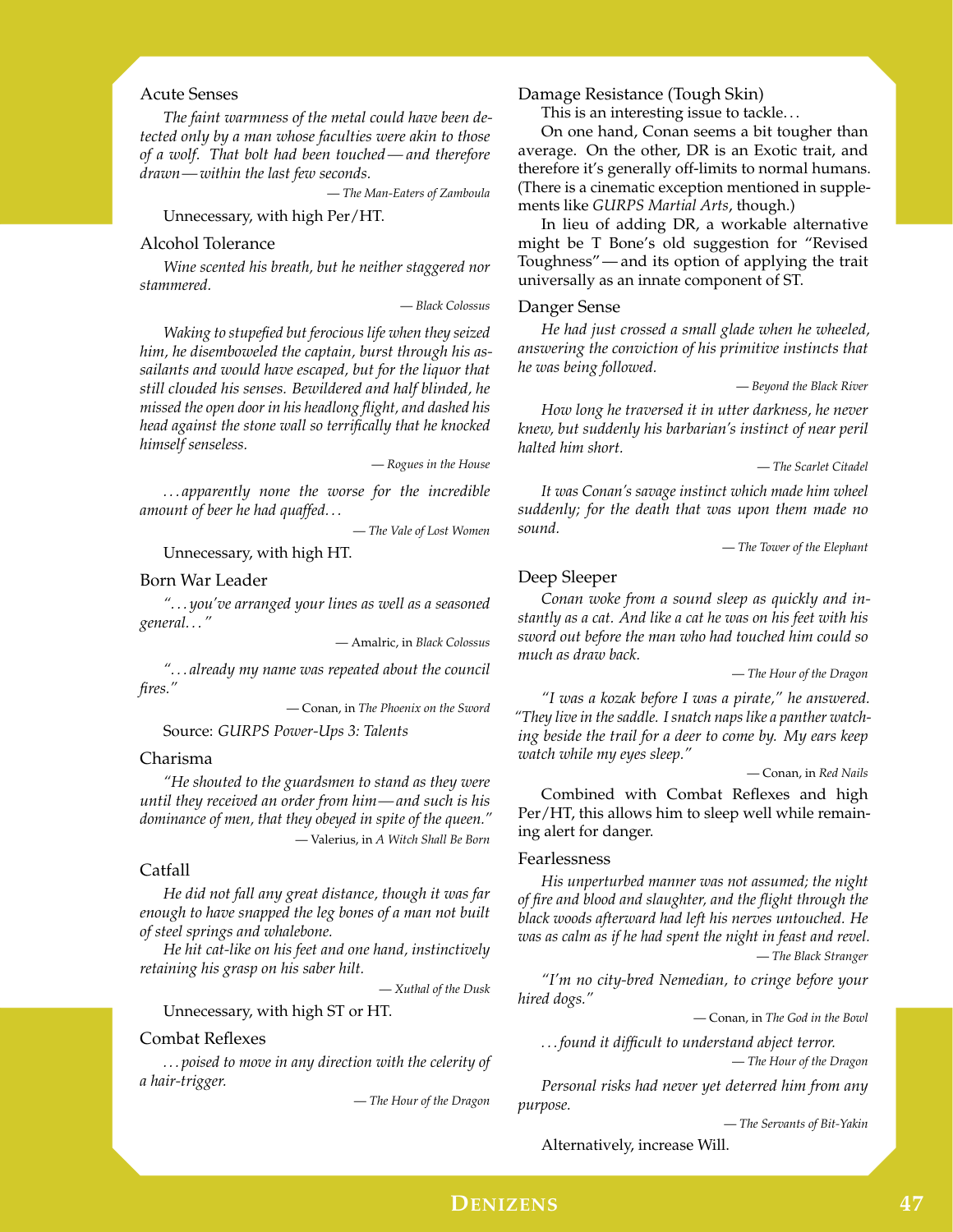### Acute Senses

*The faint warmness of the metal could have been detected only by a man whose faculties were akin to those of a wolf. That bolt had been touched — and therefore drawn — within the last few seconds.*

— *The Man-Eaters of Zamboula*

Unnecessary, with high Per/HT.

### Alcohol Tolerance

*Wine scented his breath, but he neither staggered nor stammered.*

— *Black Colossus*

*Waking to stupefied but ferocious life when they seized him, he disemboweled the captain, burst through his assailants and would have escaped, but for the liquor that still clouded his senses. Bewildered and half blinded, he missed the open door in his headlong flight, and dashed his head against the stone wall so terrifically that he knocked himself senseless.*

— *Rogues in the House*

*. . . apparently none the worse for the incredible amount of beer he had quaffed. . .*

— *The Vale of Lost Women*

Unnecessary, with high HT.

### Born War Leader

*". . . you've arranged your lines as well as a seasoned general. . ."*

— Amalric, in *Black Colossus*

*". . . already my name was repeated about the council fires."*

— Conan, in *The Phoenix on the Sword*

Source: *GURPS Power-Ups 3: Talents*

### Charisma

*"He shouted to the guardsmen to stand as they were until they received an order from him — and such is his dominance of men, that they obeyed in spite of the queen."*

— Valerius, in *A Witch Shall Be Born*

### Catfall

*He did not fall any great distance, though it was far enough to have snapped the leg bones of a man not built of steel springs and whalebone.*

*He hit cat-like on his feet and one hand, instinctively retaining his grasp on his saber hilt.*

— *Xuthal of the Dusk*

Unnecessary, with high ST or HT.

### Combat Reflexes

*. . . poised to move in any direction with the celerity of a hair-trigger.*

— *The Hour of the Dragon*

### Damage Resistance (Tough Skin)

This is an interesting issue to tackle. . .

On one hand, Conan seems a bit tougher than average. On the other, DR is an Exotic trait, and therefore it's generally off-limits to normal humans. (There is a cinematic exception mentioned in supplements like *GURPS Martial Arts*, though.)

In lieu of adding DR, a workable alternative might be T Bone's old suggestion for "Revised Toughness" — and its option of applying the trait universally as an innate component of ST.

### Danger Sense

*He had just crossed a small glade when he wheeled, answering the conviction of his primitive instincts that he was being followed.*

— *Beyond the Black River*

*How long he traversed it in utter darkness, he never knew, but suddenly his barbarian's instinct of near peril halted him short.*

— *The Scarlet Citadel*

*It was Conan's savage instinct which made him wheel suddenly; for the death that was upon them made no sound.*

— *The Tower of the Elephant*

### Deep Sleeper

*Conan woke from a sound sleep as quickly and instantly as a cat. And like a cat he was on his feet with his sword out before the man who had touched him could so much as draw back.*

— *The Hour of the Dragon*

*"I was a kozak before I was a pirate," he answered. "They live in the saddle. I snatch naps like a panther watching beside the trail for a deer to come by. My ears keep watch while my eyes sleep."*

— Conan, in *Red Nails*

Combined with Combat Reflexes and high Per/HT, this allows him to sleep well while remaining alert for danger.

### Fearlessness

*His unperturbed manner was not assumed; the night of fire and blood and slaughter, and the flight through the black woods afterward had left his nerves untouched. He was as calm as if he had spent the night in feast and revel.*

— *The Black Stranger*

*"I'm no city-bred Nemedian, to cringe before your hired dogs."*

— Conan, in *The God in the Bowl*

*. . . found it difficult to understand abject terror.*

— *The Hour of the Dragon*

*Personal risks had never yet deterred him from any purpose.*

— *The Servants of Bit-Yakin*

Alternatively, increase Will.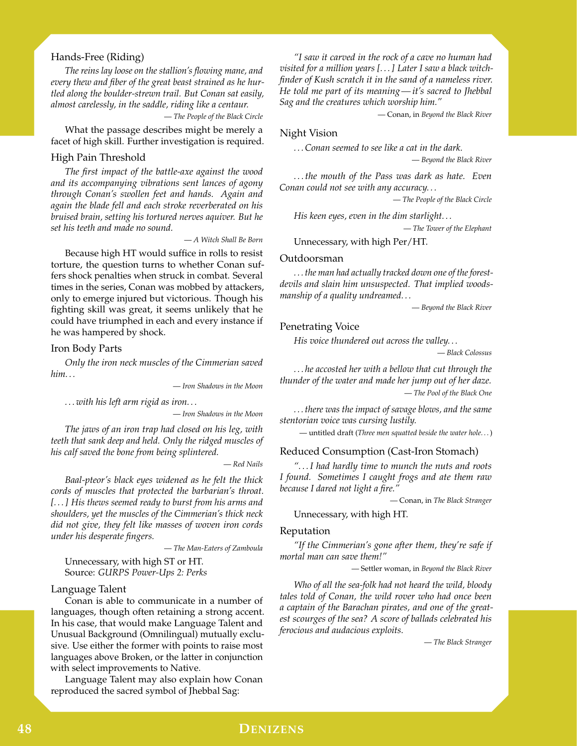### Hands-Free (Riding)

*The reins lay loose on the stallion's flowing mane, and every thew and fiber of the great beast strained as he hurtled along the boulder-strewn trail. But Conan sat easily, almost carelessly, in the saddle, riding like a centaur.*

— *The People of the Black Circle*

What the passage describes might be merely a facet of high skill. Further investigation is required.

### High Pain Threshold

*The first impact of the battle-axe against the wood and its accompanying vibrations sent lances of agony through Conan's swollen feet and hands. Again and again the blade fell and each stroke reverberated on his bruised brain, setting his tortured nerves aquiver. But he set his teeth and made no sound.*

— *A Witch Shall Be Born*

Because high HT would suffice in rolls to resist torture, the question turns to whether Conan suffers shock penalties when struck in combat. Several times in the series, Conan was mobbed by attackers, only to emerge injured but victorious. Though his fighting skill was great, it seems unlikely that he could have triumphed in each and every instance if he was hampered by shock.

### Iron Body Parts

*Only the iron neck muscles of the Cimmerian saved him…*

— *Iron Shadows in the Moon*

*…with his left arm rigid as iron…*

— *Iron Shadows in the Moon*

*The jaws of an iron trap had closed on his leg, with teeth that sank deep and held. Only the ridged muscles of his calf saved the bone from being splintered.*

— *Red Nails*

*Baal-pteor's black eyes widened as he felt the thick cords of muscles that protected the barbarian's throat. […] His thews seemed ready to burst from his arms and shoulders, yet the muscles of the Cimmerian's thick neck did not give, they felt like masses of woven iron cords under his desperate fingers.*

— *The Man-Eaters of Zamboula*

Unnecessary, with high ST or HT.
Source: *GURPS Power-Ups 2: Perks*

### Language Talent

Conan is able to communicate in a number of languages, though often retaining a strong accent. In his case, that would make Language Talent and Unusual Background (Omnilingual) mutually exclusive. Use either the former with points to raise most languages above Broken, or the latter in conjunction with select improvements to Native.

Language Talent may also explain how Conan reproduced the sacred symbol of Jhebbal Sag:

*"I saw it carved in the rock of a cave no human had visited for a million years […] Later I saw a black witch-finder of Kush scratch it in the sand of a nameless river. He told me part of its meaning—it's sacred to Jhebbal Sag and the creatures which worship him."*

— Conan, in *Beyond the Black River*

### Night Vision

*…Conan seemed to see like a cat in the dark.*

— *Beyond the Black River*

*…the mouth of the Pass was dark as hate. Even Conan could not see with any accuracy…*

— *The People of the Black Circle*

*His keen eyes, even in the dim starlight…*

— *The Tower of the Elephant*

Unnecessary, with high Per/HT.

### Outdoorsman

*…the man had actually tracked down one of the forest-devils and slain him unsuspected. That implied woodsmanship of a quality undreamed…*

— *Beyond the Black River*

### Penetrating Voice

*His voice thundered out across the valley…*

— *Black Colossus*

*…he accosted her with a bellow that cut through the thunder of the water and made her jump out of her daze.*

— *The Pool of the Black One*

*…there was the impact of savage blows, and the same stentorian voice was cursing lustily.*

— untitled draft (*Three men squatted beside the water hole…*)

### Reduced Consumption (Cast-Iron Stomach)

*"…I had hardly time to munch the nuts and roots I found. Sometimes I caught frogs and ate them raw because I dared not light a fire."*

— Conan, in *The Black Stranger*

Unnecessary, with high HT.

### Reputation

*"If the Cimmerian's gone after them, they're safe if mortal man can save them!"*

— Settler woman, in *Beyond the Black River*

*Who of all the sea-folk had not heard the wild, bloody tales told of Conan, the wild rover who had once been a captain of the Barachan pirates, and one of the greatest scourges of the sea? A score of ballads celebrated his ferocious and audacious exploits.*

— *The Black Stranger*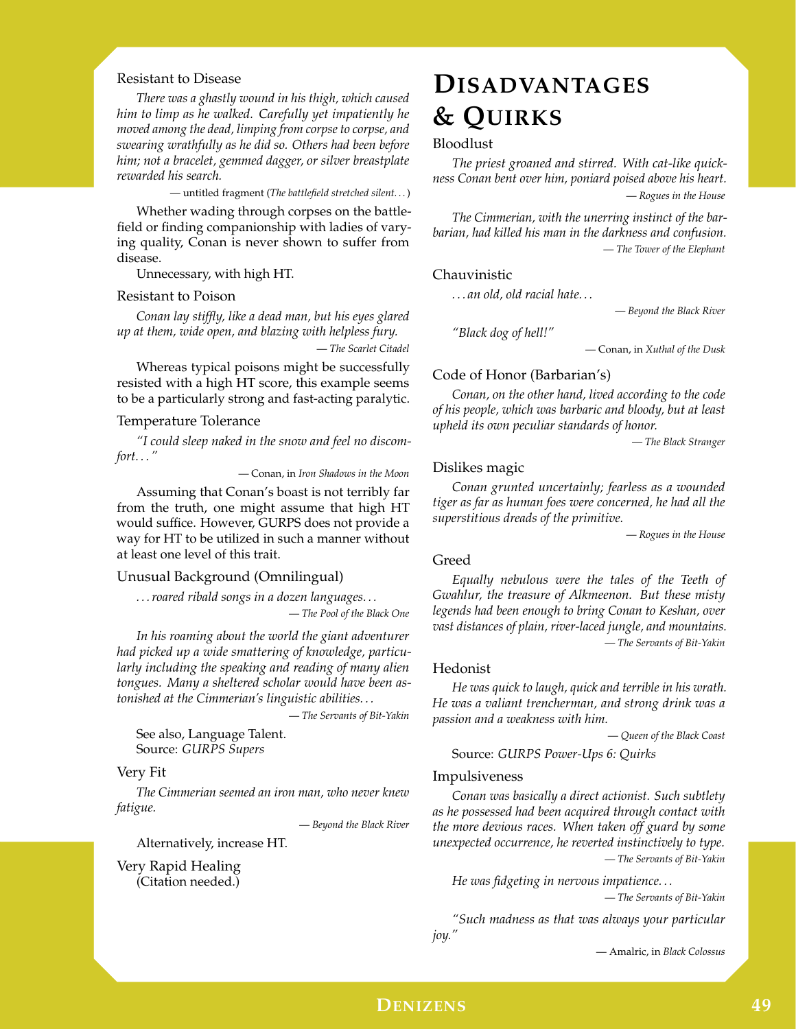### Resistant to Disease

*There was a ghastly wound in his thigh, which caused him to limp as he walked. Carefully yet impatiently he moved among the dead, limping from corpse to corpse, and swearing wrathfully as he did so. Others had been before him; not a bracelet, gemmed dagger, or silver breastplate rewarded his search.*

— untitled fragment (*The battlefield stretched silent…*)

Whether wading through corpses on the battlefield or finding companionship with ladies of varying quality, Conan is never shown to suffer from disease.

Unnecessary, with high HT.

### Resistant to Poison

*Conan lay stiffly, like a dead man, but his eyes glared up at them, wide open, and blazing with helpless fury.*

— *The Scarlet Citadel*

Whereas typical poisons might be successfully resisted with a high HT score, this example seems to be a particularly strong and fast-acting paralytic.

### Temperature Tolerance

*"I could sleep naked in the snow and feel no discomfort…"*

— Conan, in *Iron Shadows in the Moon*

Assuming that Conan's boast is not terribly far from the truth, one might assume that high HT would suffice. However, GURPS does not provide a way for HT to be utilized in such a manner without at least one level of this trait.

### Unusual Background (Omnilingual)

*…roared ribald songs in a dozen languages…*

— *The Pool of the Black One*

*In his roaming about the world the giant adventurer had picked up a wide smattering of knowledge, particularly including the speaking and reading of many alien tongues. Many a sheltered scholar would have been astonished at the Cimmerian's linguistic abilities…*

— *The Servants of Bit-Yakin*

See also, Language Talent.
Source: *GURPS Supers*

### Very Fit

*The Cimmerian seemed an iron man, who never knew fatigue.*

— *Beyond the Black River*

Alternatively, increase HT.

### Very Rapid Healing

(Citation needed.)

# Disadvantages & Quirks

### Bloodlust

*The priest groaned and stirred. With cat-like quickness Conan bent over him, poniard poised above his heart.*

— *Rogues in the House*

*The Cimmerian, with the unerring instinct of the barbarian, had killed his man in the darkness and confusion.*

— *The Tower of the Elephant*

### Chauvinistic

*…an old, old racial hate…*

— *Beyond the Black River*

*"Black dog of hell!"*

— Conan, in *Xuthal of the Dusk*

### Code of Honor (Barbarian's)

*Conan, on the other hand, lived according to the code of his people, which was barbaric and bloody, but at least upheld its own peculiar standards of honor.*

— *The Black Stranger*

### Dislikes magic

*Conan grunted uncertainly; fearless as a wounded tiger as far as human foes were concerned, he had all the superstitious dreads of the primitive.*

— *Rogues in the House*

### Greed

*Equally nebulous were the tales of the Teeth of Gwahlur, the treasure of Alkmeenon. But these misty legends had been enough to bring Conan to Keshan, over vast distances of plain, river-laced jungle, and mountains.*

— *The Servants of Bit-Yakin*

### Hedonist

*He was quick to laugh, quick and terrible in his wrath. He was a valiant trencherman, and strong drink was a passion and a weakness with him.*

— *Queen of the Black Coast*

Source: *GURPS Power-Ups 6: Quirks*

### Impulsiveness

*Conan was basically a direct actionist. Such subtlety as he possessed had been acquired through contact with the more devious races. When taken off guard by some unexpected occurrence, he reverted instinctively to type.*

— *The Servants of Bit-Yakin*

*He was fidgeting in nervous impatience…*

— *The Servants of Bit-Yakin*

*"Such madness as that was always your particular joy."*

— Amalric, in *Black Colossus*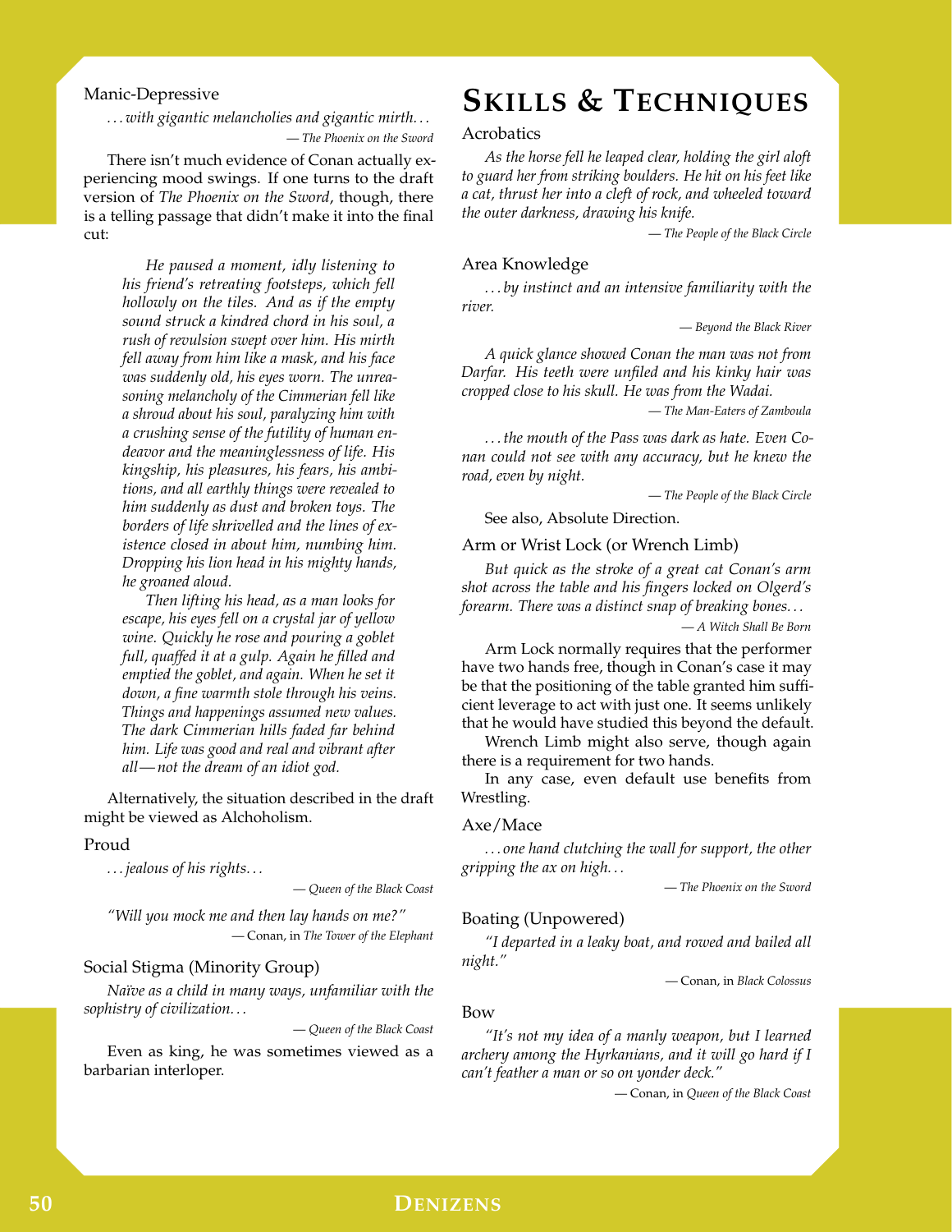### Manic-Depressive

*. . . with gigantic melancholies and gigantic mirth. . .*

— *The Phoenix on the Sword*

There isn't much evidence of Conan actually experiencing mood swings. If one turns to the draft version of *The Phoenix on the Sword*, though, there is a telling passage that didn't make it into the final cut:

> *He paused a moment, idly listening to his friend's retreating footsteps, which fell hollowly on the tiles. And as if the empty sound struck a kindred chord in his soul, a rush of revulsion swept over him. His mirth fell away from him like a mask, and his face was suddenly old, his eyes worn. The unreasoning melancholy of the Cimmerian fell like a shroud about his soul, paralyzing him with a crushing sense of the futility of human endeavor and the meaninglessness of life. His kingship, his pleasures, his fears, his ambitions, and all earthly things were revealed to him suddenly as dust and broken toys. The borders of life shrivelled and the lines of existence closed in about him, numbing him. Dropping his lion head in his mighty hands, he groaned aloud.*
>
> *Then lifting his head, as a man looks for escape, his eyes fell on a crystal jar of yellow wine. Quickly he rose and pouring a goblet full, quaffed it at a gulp. Again he filled and emptied the goblet, and again. When he set it down, a fine warmth stole through his veins. Things and happenings assumed new values. The dark Cimmerian hills faded far behind him. Life was good and real and vibrant after all—not the dream of an idiot god.*

Alternatively, the situation described in the draft might be viewed as Alchoholism.

### Proud

*. . . jealous of his rights. . .*

— *Queen of the Black Coast*

*"Will you mock me and then lay hands on me?"*

— Conan, in *The Tower of the Elephant*

### Social Stigma (Minority Group)

*Naïve as a child in many ways, unfamiliar with the sophistry of civilization. . .*

— *Queen of the Black Coast*

Even as king, he was sometimes viewed as a barbarian interloper.

# Skills & Techniques

### Acrobatics

*As the horse fell he leaped clear, holding the girl aloft to guard her from striking boulders. He hit on his feet like a cat, thrust her into a cleft of rock, and wheeled toward the outer darkness, drawing his knife.*

— *The People of the Black Circle*

### Area Knowledge

*. . . by instinct and an intensive familiarity with the river.*

— *Beyond the Black River*

*A quick glance showed Conan the man was not from Darfar. His teeth were unfiled and his kinky hair was cropped close to his skull. He was from the Wadai.*

— *The Man-Eaters of Zamboula*

*. . . the mouth of the Pass was dark as hate. Even Conan could not see with any accuracy, but he knew the road, even by night.*

— *The People of the Black Circle*

See also, Absolute Direction.

### Arm or Wrist Lock (or Wrench Limb)

*But quick as the stroke of a great cat Conan's arm shot across the table and his fingers locked on Olgerd's forearm. There was a distinct snap of breaking bones. . .*

— *A Witch Shall Be Born*

Arm Lock normally requires that the performer have two hands free, though in Conan's case it may be that the positioning of the table granted him sufficient leverage to act with just one. It seems unlikely that he would have studied this beyond the default.

Wrench Limb might also serve, though again there is a requirement for two hands.

In any case, even default use benefits from Wrestling.

### Axe/Mace

*. . . one hand clutching the wall for support, the other gripping the ax on high. . .*

— *The Phoenix on the Sword*

### Boating (Unpowered)

*"I departed in a leaky boat, and rowed and bailed all night."*

— Conan, in *Black Colossus*

### Bow

*"It's not my idea of a manly weapon, but I learned archery among the Hyrkanians, and it will go hard if I can't feather a man or so on yonder deck."*

— Conan, in *Queen of the Black Coast*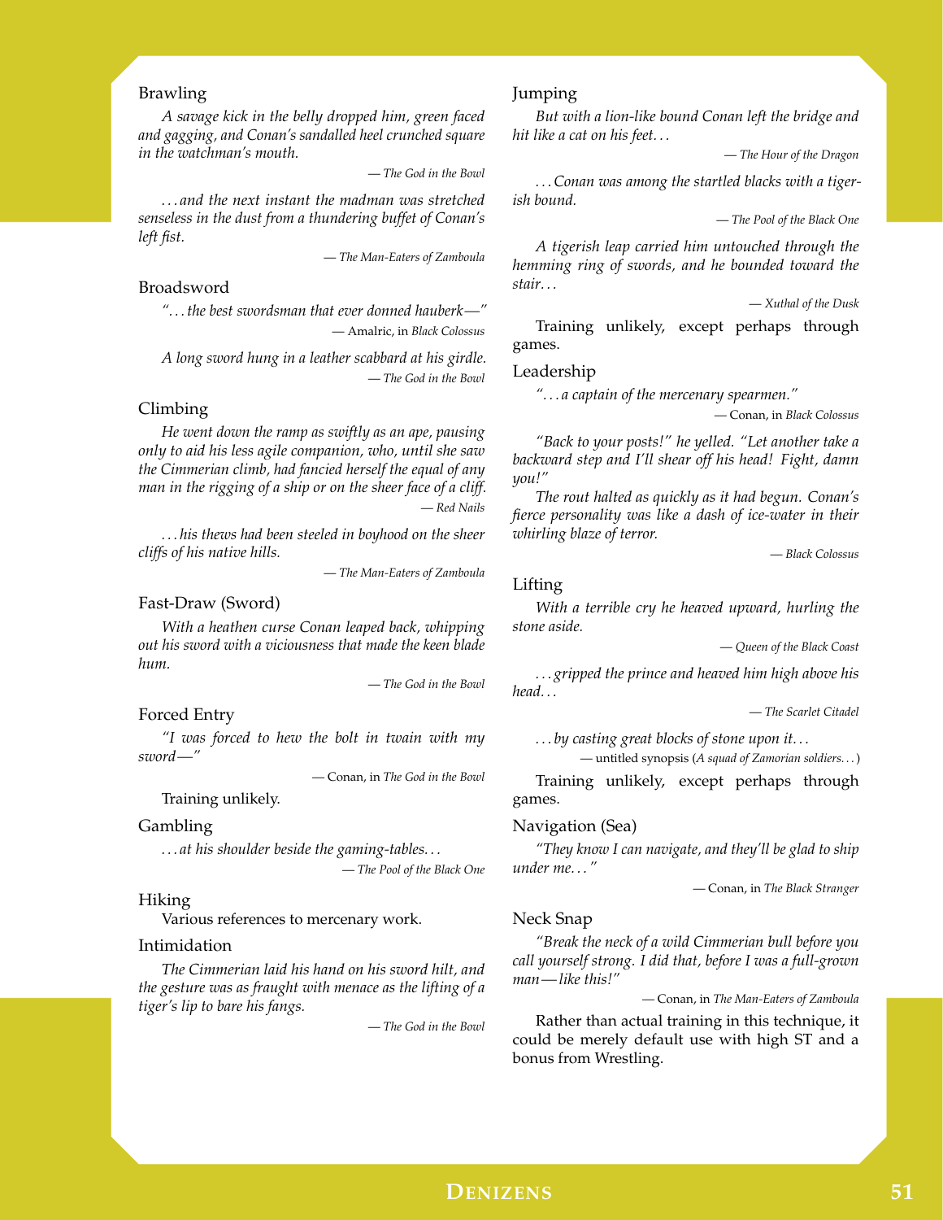### Brawling

*A savage kick in the belly dropped him, green faced and gagging, and Conan's sandalled heel crunched square in the watchman's mouth.*

— *The God in the Bowl*

*. . . and the next instant the madman was stretched senseless in the dust from a thundering buffet of Conan's left fist.*

— *The Man-Eaters of Zamboula*

### Broadsword

*". . . the best swordsman that ever donned hauberk—"*

— Amalric, in *Black Colossus*

*A long sword hung in a leather scabbard at his girdle.*

— *The God in the Bowl*

### Climbing

*He went down the ramp as swiftly as an ape, pausing only to aid his less agile companion, who, until she saw the Cimmerian climb, had fancied herself the equal of any man in the rigging of a ship or on the sheer face of a cliff.*

— *Red Nails*

*. . . his thews had been steeled in boyhood on the sheer cliffs of his native hills.*

— *The Man-Eaters of Zamboula*

### Fast-Draw (Sword)

*With a heathen curse Conan leaped back, whipping out his sword with a viciousness that made the keen blade hum.*

— *The God in the Bowl*

### Forced Entry

*"I was forced to hew the bolt in twain with my sword—"*

— Conan, in *The God in the Bowl*

Training unlikely.

### Gambling

*. . . at his shoulder beside the gaming-tables. . .*

— *The Pool of the Black One*

### Hiking

Various references to mercenary work.

### Intimidation

*The Cimmerian laid his hand on his sword hilt, and the gesture was as fraught with menace as the lifting of a tiger's lip to bare his fangs.*

— *The God in the Bowl*

### Jumping

*But with a lion-like bound Conan left the bridge and hit like a cat on his feet. . .*

— *The Hour of the Dragon*

*. . . Conan was among the startled blacks with a tigerish bound.*

— *The Pool of the Black One*

*A tigerish leap carried him untouched through the hemming ring of swords, and he bounded toward the stair. . .*

— *Xuthal of the Dusk*

Training unlikely, except perhaps through games.

### Leadership

*". . . a captain of the mercenary spearmen."*

— Conan, in *Black Colossus*

*"Back to your posts!" he yelled. "Let another take a backward step and I'll shear off his head! Fight, damn you!"*

*The rout halted as quickly as it had begun. Conan's fierce personality was like a dash of ice-water in their whirling blaze of terror.*

— *Black Colossus*

### Lifting

*With a terrible cry he heaved upward, hurling the stone aside.*

— *Queen of the Black Coast*

*. . . gripped the prince and heaved him high above his head. . .*

— *The Scarlet Citadel*

*. . . by casting great blocks of stone upon it. . .*

— untitled synopsis (*A squad of Zamorian soldiers. . .*)

Training unlikely, except perhaps through games.

### Navigation (Sea)

*"They know I can navigate, and they'll be glad to ship under me. . . "*

— Conan, in *The Black Stranger*

### Neck Snap

*"Break the neck of a wild Cimmerian bull before you call yourself strong. I did that, before I was a full-grown man—like this!"*

— Conan, in *The Man-Eaters of Zamboula*

Rather than actual training in this technique, it could be merely default use with high ST and a bonus from Wrestling.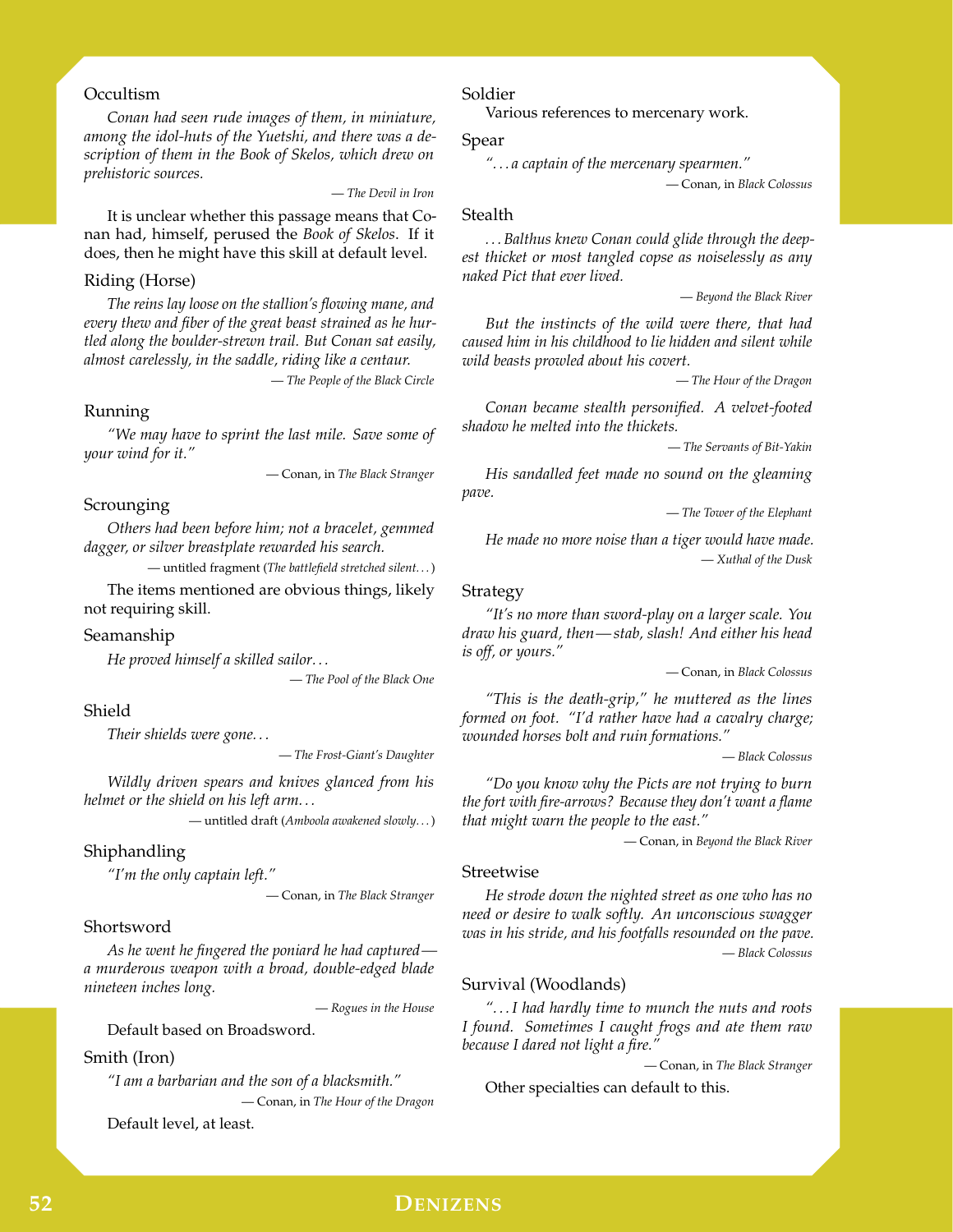### Occultism

*Conan had seen rude images of them, in miniature, among the idol-huts of the Yuetshi, and there was a description of them in the Book of Skelos, which drew on prehistoric sources.*

— *The Devil in Iron*

It is unclear whether this passage means that Conan had, himself, perused the *Book of Skelos*. If it does, then he might have this skill at default level.

### Riding (Horse)

*The reins lay loose on the stallion's flowing mane, and every thew and fiber of the great beast strained as he hurtled along the boulder-strewn trail. But Conan sat easily, almost carelessly, in the saddle, riding like a centaur.*

— *The People of the Black Circle*

### Running

*"We may have to sprint the last mile. Save some of your wind for it."*

— Conan, in *The Black Stranger*

### Scrounging

*Others had been before him; not a bracelet, gemmed dagger, or silver breastplate rewarded his search.*

— untitled fragment (*The battlefield stretched silent…*)

The items mentioned are obvious things, likely not requiring skill.

### Seamanship

*He proved himself a skilled sailor…*

— *The Pool of the Black One*

### Shield

*Their shields were gone…*

— *The Frost-Giant's Daughter*

*Wildly driven spears and knives glanced from his helmet or the shield on his left arm…*

— untitled draft (*Amboola awakened slowly…*)

### Shiphandling

*"I'm the only captain left."*

— Conan, in *The Black Stranger*

### Shortsword

*As he went he fingered the poniard he had captured—a murderous weapon with a broad, double-edged blade nineteen inches long.*

— *Rogues in the House*

Default based on Broadsword.

### Smith (Iron)

*"I am a barbarian and the son of a blacksmith."*

— Conan, in *The Hour of the Dragon*

Default level, at least.

### Soldier

Various references to mercenary work.

### Spear

*"…a captain of the mercenary spearmen."*

— Conan, in *Black Colossus*

### Stealth

*…Balthus knew Conan could glide through the deepest thicket or most tangled copse as noiselessly as any naked Pict that ever lived.*

— *Beyond the Black River*

*But the instincts of the wild were there, that had caused him in his childhood to lie hidden and silent while wild beasts prowled about his covert.*

— *The Hour of the Dragon*

*Conan became stealth personified. A velvet-footed shadow he melted into the thickets.*

— *The Servants of Bit-Yakin*

*His sandalled feet made no sound on the gleaming pave.*

— *The Tower of the Elephant*

*He made no more noise than a tiger would have made.*

— *Xuthal of the Dusk*

### Strategy

*"It's no more than sword-play on a larger scale. You draw his guard, then—stab, slash! And either his head is off, or yours."*

— Conan, in *Black Colossus*

*"This is the death-grip," he muttered as the lines formed on foot. "I'd rather have had a cavalry charge; wounded horses bolt and ruin formations."*

— *Black Colossus*

*"Do you know why the Picts are not trying to burn the fort with fire-arrows? Because they don't want a flame that might warn the people to the east."*

— Conan, in *Beyond the Black River*

### Streetwise

*He strode down the nighted street as one who has no need or desire to walk softly. An unconscious swagger was in his stride, and his footfalls resounded on the pave.*

— *Black Colossus*

### Survival (Woodlands)

*"…I had hardly time to munch the nuts and roots I found. Sometimes I caught frogs and ate them raw because I dared not light a fire."*

— Conan, in *The Black Stranger*

Other specialties can default to this.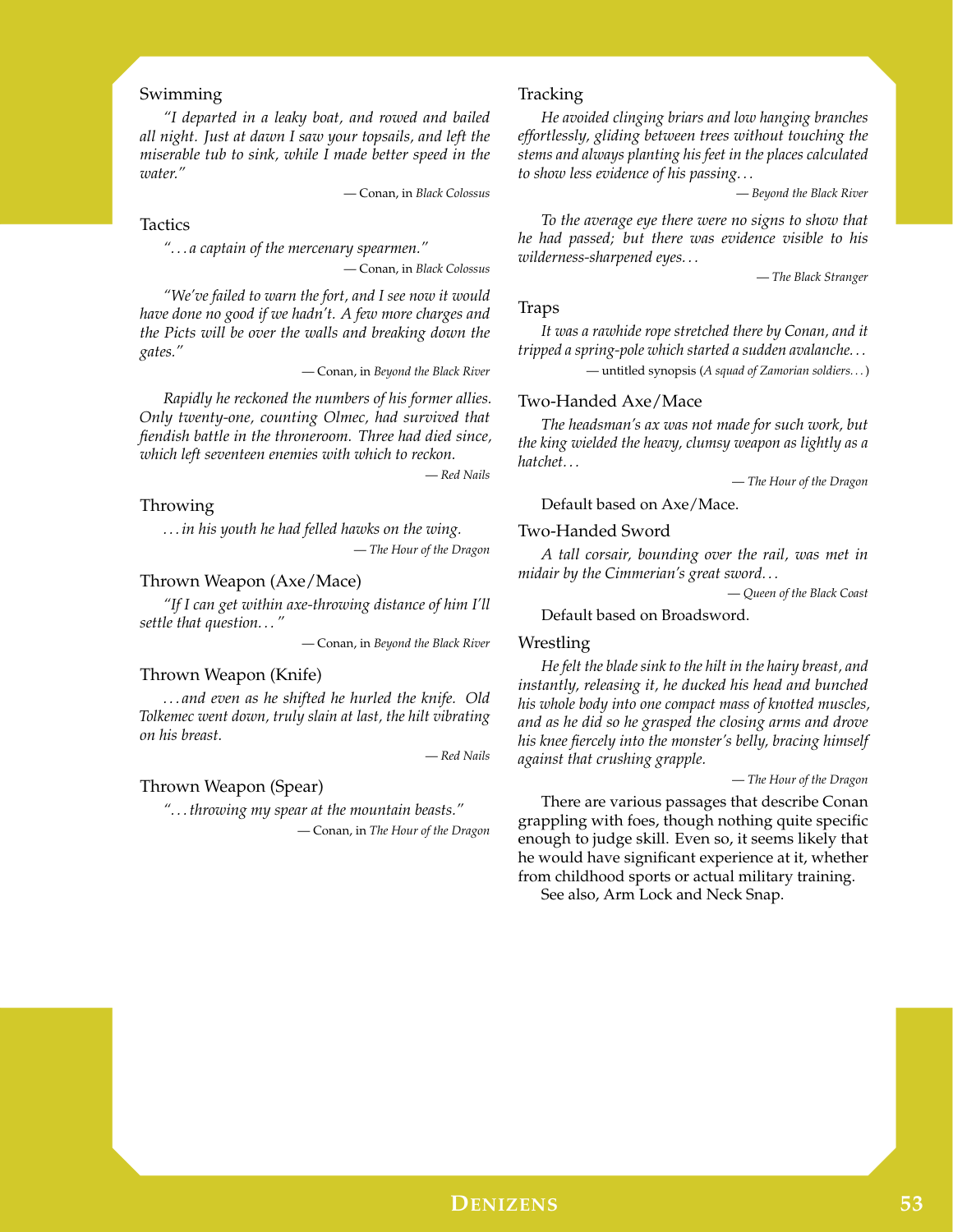### Swimming

*"I departed in a leaky boat, and rowed and bailed all night. Just at dawn I saw your topsails, and left the miserable tub to sink, while I made better speed in the water."*

— Conan, in *Black Colossus*

### Tactics

*"...a captain of the mercenary spearmen."*

— Conan, in *Black Colossus*

*"We've failed to warn the fort, and I see now it would have done no good if we hadn't. A few more charges and the Picts will be over the walls and breaking down the gates."*

— Conan, in *Beyond the Black River*

*Rapidly he reckoned the numbers of his former allies. Only twenty-one, counting Olmec, had survived that fiendish battle in the throneroom. Three had died since, which left seventeen enemies with which to reckon.*

— *Red Nails*

### Throwing

*...in his youth he had felled hawks on the wing.*

— *The Hour of the Dragon*

### Thrown Weapon (Axe/Mace)

*"If I can get within axe-throwing distance of him I'll settle that question..."*

— Conan, in *Beyond the Black River*

### Thrown Weapon (Knife)

*...and even as he shifted he hurled the knife. Old Tolkemec went down, truly slain at last, the hilt vibrating on his breast.*

— *Red Nails*

### Thrown Weapon (Spear)

*"...throwing my spear at the mountain beasts."*

— Conan, in *The Hour of the Dragon*

### Tracking

*He avoided clinging briars and low hanging branches effortlessly, gliding between trees without touching the stems and always planting his feet in the places calculated to show less evidence of his passing...*

— *Beyond the Black River*

*To the average eye there were no signs to show that he had passed; but there was evidence visible to his wilderness-sharpened eyes...*

— *The Black Stranger*

### Traps

*It was a rawhide rope stretched there by Conan, and it tripped a spring-pole which started a sudden avalanche...*

— untitled synopsis (*A squad of Zamorian soldiers...*)

### Two-Handed Axe/Mace

*The headsman's ax was not made for such work, but the king wielded the heavy, clumsy weapon as lightly as a hatchet...*

— *The Hour of the Dragon*

Default based on Axe/Mace.

### Two-Handed Sword

*A tall corsair, bounding over the rail, was met in midair by the Cimmerian's great sword...*

— *Queen of the Black Coast*

Default based on Broadsword.

### Wrestling

*He felt the blade sink to the hilt in the hairy breast, and instantly, releasing it, he ducked his head and bunched his whole body into one compact mass of knotted muscles, and as he did so he grasped the closing arms and drove his knee fiercely into the monster's belly, bracing himself against that crushing grapple.*

— *The Hour of the Dragon*

There are various passages that describe Conan grappling with foes, though nothing quite specific enough to judge skill. Even so, it seems likely that he would have significant experience at it, whether from childhood sports or actual military training.

See also, Arm Lock and Neck Snap.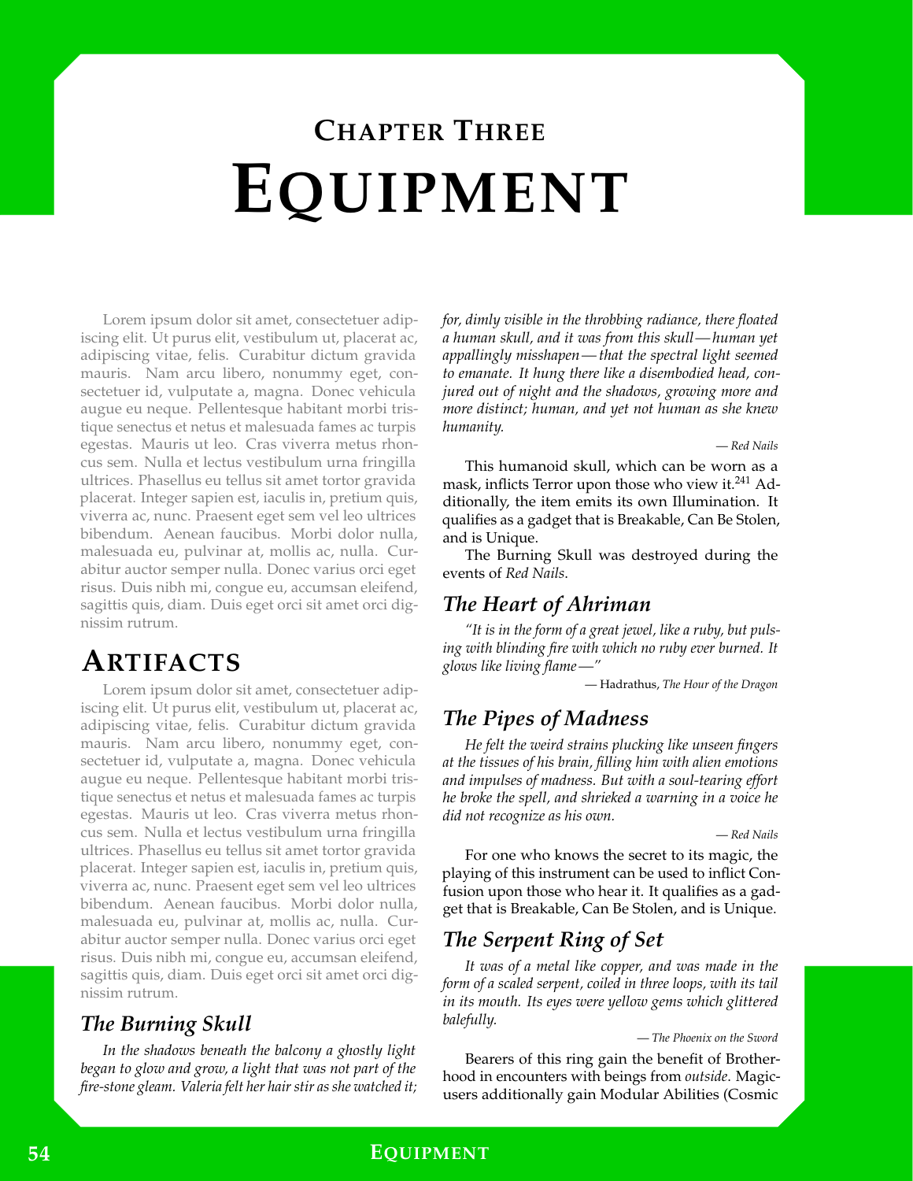## Chapter Three

# Equipment

Lorem ipsum dolor sit amet, consectetuer adipiscing elit. Ut purus elit, vestibulum ut, placerat ac, adipiscing vitae, felis. Curabitur dictum gravida mauris. Nam arcu libero, nonummy eget, consectetuer id, vulputate a, magna. Donec vehicula augue eu neque. Pellentesque habitant morbi tristique senectus et netus et malesuada fames ac turpis egestas. Mauris ut leo. Cras viverra metus rhoncus sem. Nulla et lectus vestibulum urna fringilla ultrices. Phasellus eu tellus sit amet tortor gravida placerat. Integer sapien est, iaculis in, pretium quis, viverra ac, nunc. Praesent eget sem vel leo ultrices bibendum. Aenean faucibus. Morbi dolor nulla, malesuada eu, pulvinar at, mollis ac, nulla. Curabitur auctor semper nulla. Donec varius orci eget risus. Duis nibh mi, congue eu, accumsan eleifend, sagittis quis, diam. Duis eget orci sit amet orci dignissim rutrum.

## Artifacts

Lorem ipsum dolor sit amet, consectetuer adipiscing elit. Ut purus elit, vestibulum ut, placerat ac, adipiscing vitae, felis. Curabitur dictum gravida mauris. Nam arcu libero, nonummy eget, consectetuer id, vulputate a, magna. Donec vehicula augue eu neque. Pellentesque habitant morbi tristique senectus et netus et malesuada fames ac turpis egestas. Mauris ut leo. Cras viverra metus rhoncus sem. Nulla et lectus vestibulum urna fringilla ultrices. Phasellus eu tellus sit amet tortor gravida placerat. Integer sapien est, iaculis in, pretium quis, viverra ac, nunc. Praesent eget sem vel leo ultrices bibendum. Aenean faucibus. Morbi dolor nulla, malesuada eu, pulvinar at, mollis ac, nulla. Curabitur auctor semper nulla. Donec varius orci eget risus. Duis nibh mi, congue eu, accumsan eleifend, sagittis quis, diam. Duis eget orci sit amet orci dignissim rutrum.

### The Burning Skull

*In the shadows beneath the balcony a ghostly light began to glow and grow, a light that was not part of the fire-stone gleam. Valeria felt her hair stir as she watched it; for, dimly visible in the throbbing radiance, there floated a human skull, and it was from this skull—human yet appallingly misshapen—that the spectral light seemed to emanate. It hung there like a disembodied head, conjured out of night and the shadows, growing more and more distinct; human, and yet not human as she knew humanity.*

— *Red Nails*

This humanoid skull, which can be worn as a mask, inflicts Terror upon those who view it.[241] Additionally, the item emits its own Illumination. It qualifies as a gadget that is Breakable, Can Be Stolen, and is Unique.

The Burning Skull was destroyed during the events of *Red Nails.*

### The Heart of Ahriman

*"It is in the form of a great jewel, like a ruby, but pulsing with blinding fire with which no ruby ever burned. It glows like living flame—"*

— Hadrathus, *The Hour of the Dragon*

### The Pipes of Madness

*He felt the weird strains plucking like unseen fingers at the tissues of his brain, filling him with alien emotions and impulses of madness. But with a soul-tearing effort he broke the spell, and shrieked a warning in a voice he did not recognize as his own.*

— *Red Nails*

For one who knows the secret to its magic, the playing of this instrument can be used to inflict Confusion upon those who hear it. It qualifies as a gadget that is Breakable, Can Be Stolen, and is Unique.

### The Serpent Ring of Set

*It was of a metal like copper, and was made in the form of a scaled serpent, coiled in three loops, with its tail in its mouth. Its eyes were yellow gems which glittered balefully.*

— *The Phoenix on the Sword*

Bearers of this ring gain the benefit of Brotherhood in encounters with beings from *outside.* Magic-users additionally gain Modular Abilities (Cosmic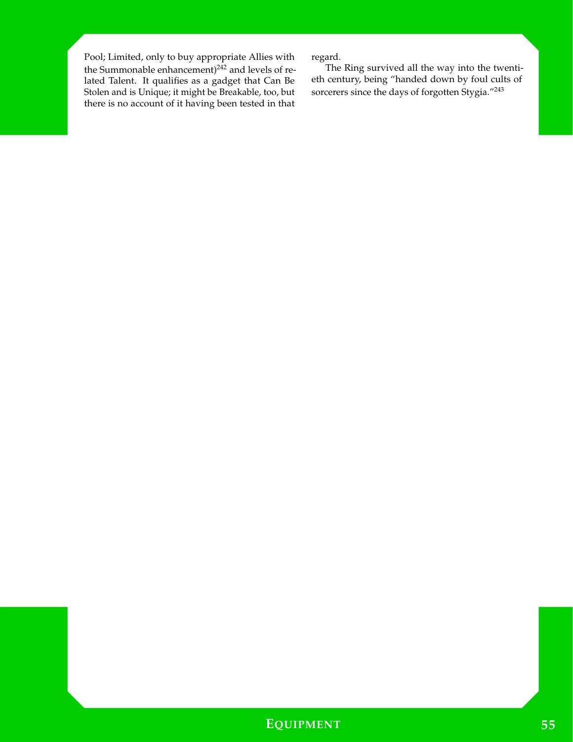Pool; Limited, only to buy appropriate Allies with the Summonable enhancement)[242] and levels of related Talent. It qualifies as a gadget that Can Be Stolen and is Unique; it might be Breakable, too, but there is no account of it having been tested in that regard.

The Ring survived all the way into the twentieth century, being "handed down by foul cults of sorcerers since the days of forgotten Stygia."[243]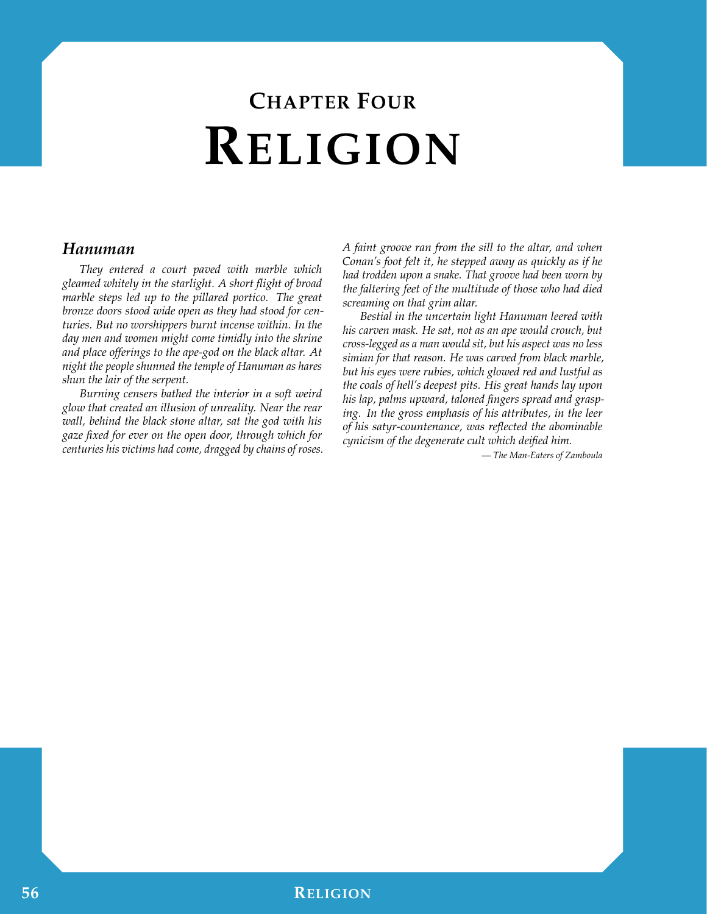# Chapter Four
# Religion

## *Hanuman*

*They entered a court paved with marble which gleamed whitely in the starlight. A short flight of broad marble steps led up to the pillared portico. The great bronze doors stood wide open as they had stood for centuries. But no worshippers burnt incense within. In the day men and women might come timidly into the shrine and place offerings to the ape-god on the black altar. At night the people shunned the temple of Hanuman as hares shun the lair of the serpent.*

*Burning censers bathed the interior in a soft weird glow that created an illusion of unreality. Near the rear wall, behind the black stone altar, sat the god with his gaze fixed for ever on the open door, through which for centuries his victims had come, dragged by chains of roses. A faint groove ran from the sill to the altar, and when Conan's foot felt it, he stepped away as quickly as if he had trodden upon a snake. That groove had been worn by the faltering feet of the multitude of those who had died screaming on that grim altar.*

*Bestial in the uncertain light Hanuman leered with his carven mask. He sat, not as an ape would crouch, but cross-legged as a man would sit, but his aspect was no less simian for that reason. He was carved from black marble, but his eyes were rubies, which glowed red and lustful as the coals of hell's deepest pits. His great hands lay upon his lap, palms upward, taloned fingers spread and grasping. In the gross emphasis of his attributes, in the leer of his satyr-countenance, was reflected the abominable cynicism of the degenerate cult which deified him.*

*— The Man-Eaters of Zamboula*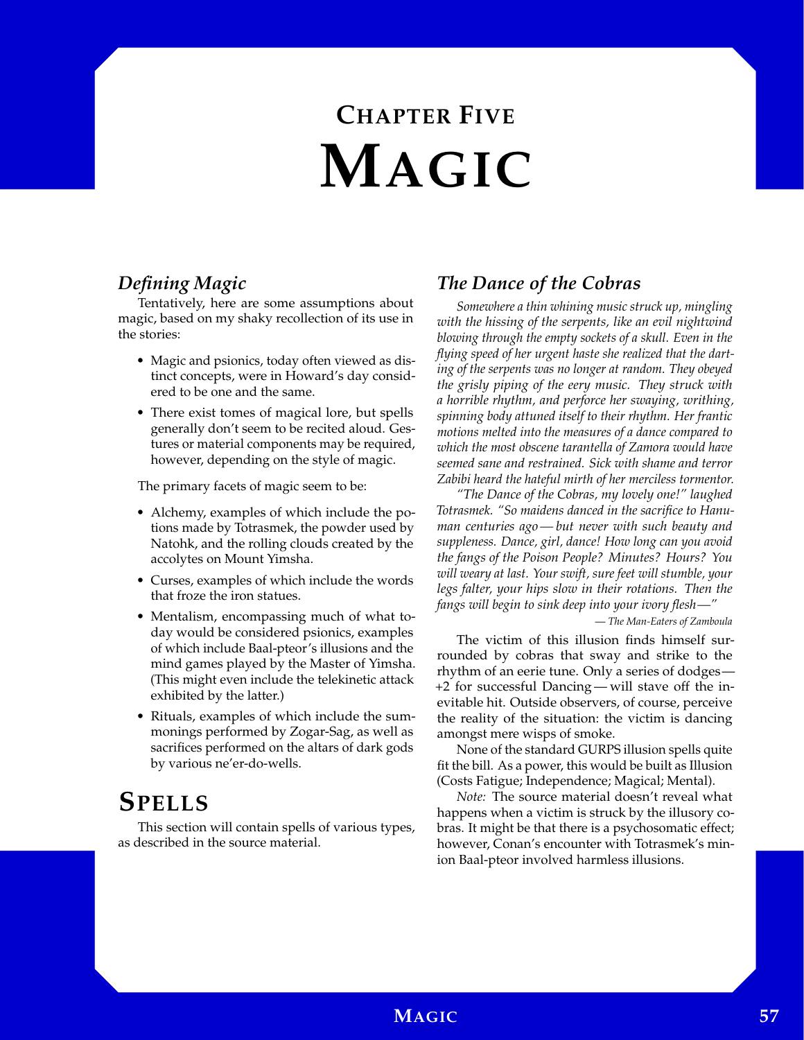# Chapter Five
# Magic

### *Defining Magic*

Tentatively, here are some assumptions about magic, based on my shaky recollection of its use in the stories:

- Magic and psionics, today often viewed as distinct concepts, were in Howard's day considered to be one and the same.
- There exist tomes of magical lore, but spells generally don't seem to be recited aloud. Gestures or material components may be required, however, depending on the style of magic.

The primary facets of magic seem to be:

- Alchemy, examples of which include the potions made by Totrasmek, the powder used by Natohk, and the rolling clouds created by the acolytes on Mount Yimsha.
- Curses, examples of which include the words that froze the iron statues.
- Mentalism, encompassing much of what today would be considered psionics, examples of which include Baal-pteor's illusions and the mind games played by the Master of Yimsha. (This might even include the telekinetic attack exhibited by the latter.)
- Rituals, examples of which include the summonings performed by Zogar-Sag, as well as sacrifices performed on the altars of dark gods by various ne'er-do-wells.

## Spells

This section will contain spells of various types, as described in the source material.

### *The Dance of the Cobras*

*Somewhere a thin whining music struck up, mingling with the hissing of the serpents, like an evil nightwind blowing through the empty sockets of a skull. Even in the flying speed of her urgent haste she realized that the darting of the serpents was no longer at random. They obeyed the grisly piping of the eery music. They struck with a horrible rhythm, and perforce her swaying, writhing, spinning body attuned itself to their rhythm. Her frantic motions melted into the measures of a dance compared to which the most obscene tarantella of Zamora would have seemed sane and restrained. Sick with shame and terror Zabibi heard the hateful mirth of her merciless tormentor.*

*"The Dance of the Cobras, my lovely one!" laughed Totrasmek. "So maidens danced in the sacrifice to Hanuman centuries ago — but never with such beauty and suppleness. Dance, girl, dance! How long can you avoid the fangs of the Poison People? Minutes? Hours? You will weary at last. Your swift, sure feet will stumble, your legs falter, your hips slow in their rotations. Then the fangs will begin to sink deep into your ivory flesh—"*

*— The Man-Eaters of Zamboula*

The victim of this illusion finds himself surrounded by cobras that sway and strike to the rhythm of an eerie tune. Only a series of dodges — +2 for successful Dancing — will stave off the inevitable hit. Outside observers, of course, perceive the reality of the situation: the victim is dancing amongst mere wisps of smoke.

None of the standard GURPS illusion spells quite fit the bill. As a power, this would be built as Illusion (Costs Fatigue; Independence; Magical; Mental).

*Note:* The source material doesn't reveal what happens when a victim is struck by the illusory cobras. It might be that there is a psychosomatic effect; however, Conan's encounter with Totrasmek's minion Baal-pteor involved harmless illusions.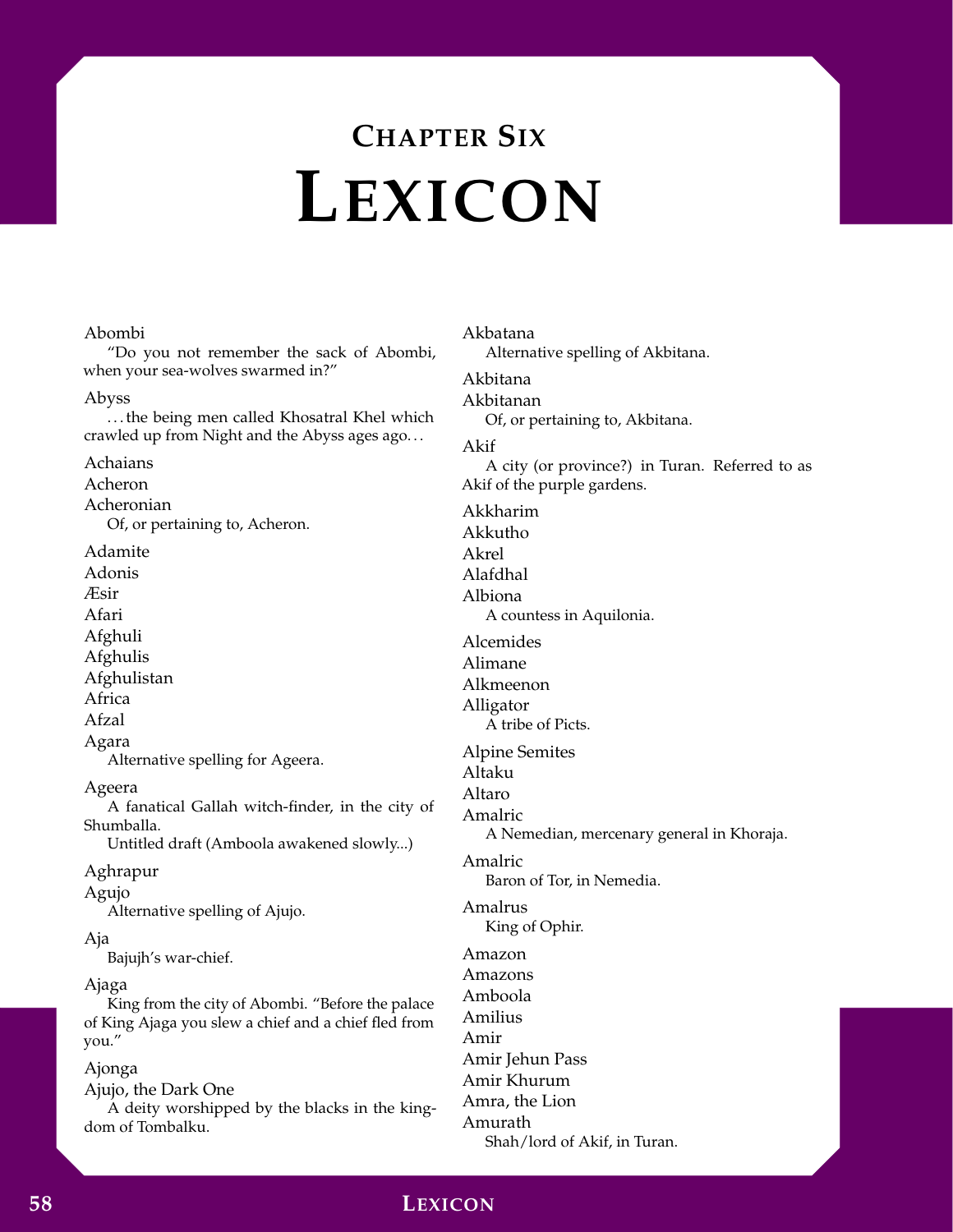# Chapter Six
# Lexicon

Abombi
"Do you not remember the sack of Abombi, when your sea-wolves swarmed in?"

Abyss
. . . the being men called Khosatral Khel which crawled up from Night and the Abyss ages ago. . .

Achaians

Acheron

Acheronian
Of, or pertaining to, Acheron.

Adamite

Adonis

Æsir

Afari

Afghuli

Afghulis

Afghulistan

Africa

Afzal

Agara
Alternative spelling for Ageera.

Ageera
A fanatical Gallah witch-finder, in the city of Shumballa.
Untitled draft (Amboola awakened slowly...)

Aghrapur

Agujo
Alternative spelling of Ajujo.

Aja
Bajujh's war-chief.

Ajaga
King from the city of Abombi. "Before the palace of King Ajaga you slew a chief and a chief fled from you."

Ajonga

Ajujo, the Dark One
A deity worshipped by the blacks in the kingdom of Tombalku.

Akbatana
Alternative spelling of Akbitana.

Akbitana

Akbitanan
Of, or pertaining to, Akbitana.

Akif
A city (or province?) in Turan. Referred to as Akif of the purple gardens.

Akkharim

Akkutho

Akrel

Alafdhal

Albiona
A countess in Aquilonia.

Alcemides

Alimane

Alkmeenon

Alligator
A tribe of Picts.

Alpine Semites

Altaku

Altaro

Amalric
A Nemedian, mercenary general in Khoraja.

Amalric
Baron of Tor, in Nemedia.

Amalrus
King of Ophir.

Amazon

Amazons

Amboola

Amilius

Amir

Amir Jehun Pass

Amir Khurum

Amra, the Lion

Amurath
Shah/lord of Akif, in Turan.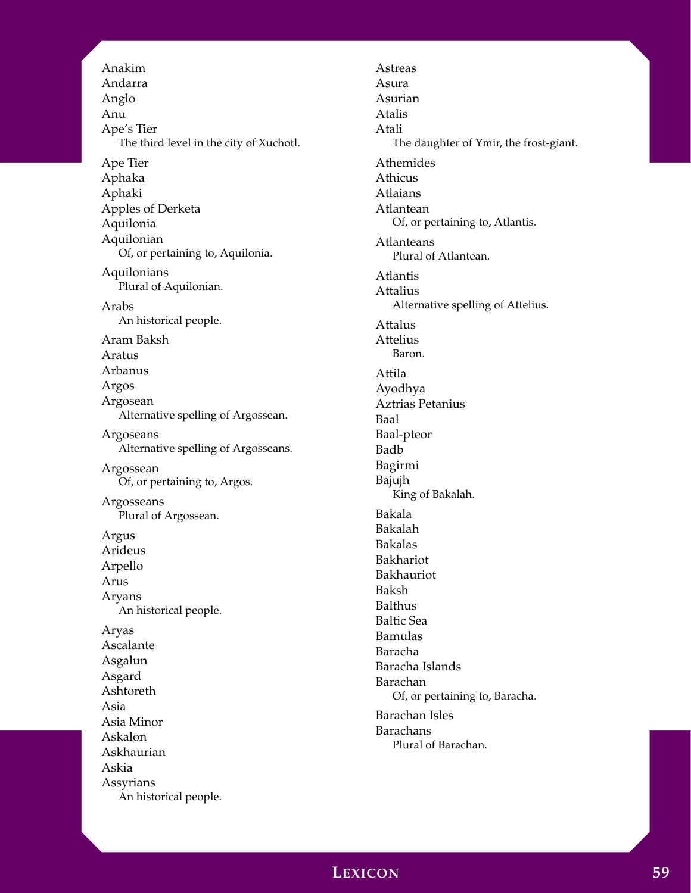Anakim

Andarra

Anglo

Anu

Ape's Tier
    The third level in the city of Xuchotl.

Ape Tier

Aphaka

Aphaki

Apples of Derketa

Aquilonia

Aquilonian
    Of, or pertaining to, Aquilonia.

Aquilonians
    Plural of Aquilonian.

Arabs
    An historical people.

Aram Baksh

Aratus

Arbanus

Argos

Argosean
    Alternative spelling of Argossean.

Argoseans
    Alternative spelling of Argosseans.

Argossean
    Of, or pertaining to, Argos.

Argosseans
    Plural of Argossean.

Argus

Arideus

Arpello

Arus

Aryans
    An historical people.

Aryas

Ascalante

Asgalun

Asgard

Ashtoreth

Asia

Asia Minor

Askalon

Askhaurian

Askia

Assyrians
    An historical people.

Astreas

Asura

Asurian

Atalis

Atali
    The daughter of Ymir, the frost-giant.

Athemides

Athicus

Atlaians

Atlantean
    Of, or pertaining to, Atlantis.

Atlanteans
    Plural of Atlantean.

Atlantis

Attalius
    Alternative spelling of Attelius.

Attalus

Attelius
    Baron.

Attila

Ayodhya

Aztrias Petanius

Baal

Baal-pteor

Badb

Bagirmi

Bajujh
    King of Bakalah.

Bakala

Bakalah

Bakalas

Bakhariot

Bakhauriot

Baksh

Balthus

Baltic Sea

Bamulas

Baracha

Baracha Islands

Barachan
    Of, or pertaining to, Baracha.

Barachan Isles

Barachans
    Plural of Barachan.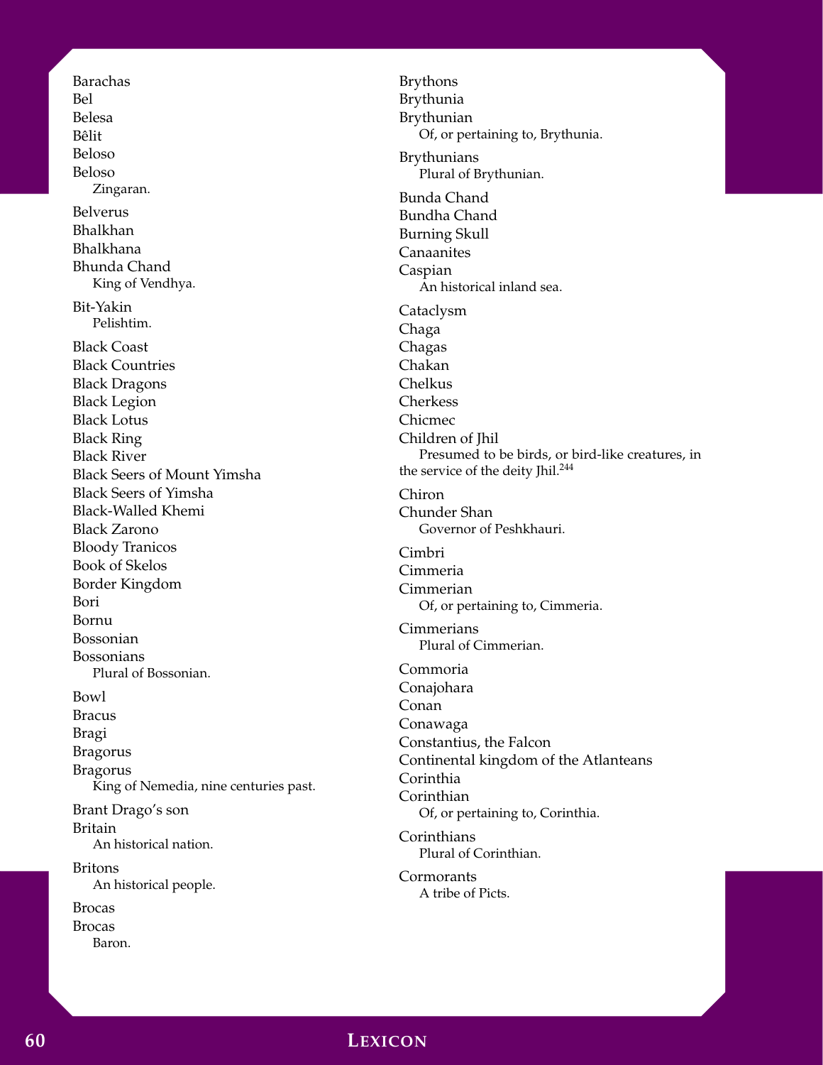Barachas
Bel
Belesa
Bêlit
Beloso
Beloso
    Zingaran.

Belverus
Bhalkhan
Bhalkhana
Bhunda Chand
    King of Vendhya.

Bit-Yakin
    Pelishtim.

Black Coast
Black Countries
Black Dragons
Black Legion
Black Lotus
Black Ring
Black River
Black Seers of Mount Yimsha
Black Seers of Yimsha
Black-Walled Khemi
Black Zarono
Bloody Tranicos
Book of Skelos
Border Kingdom
Bori
Bornu
Bossonian
Bossonians
    Plural of Bossonian.

Bowl
Bracus
Bragi
Bragorus
Bragorus
    King of Nemedia, nine centuries past.

Brant Drago's son
Britain
    An historical nation.

Britons
    An historical people.

Brocas
Brocas
    Baron.

Brythons
Brythunia
Brythunian
    Of, or pertaining to, Brythunia.

Brythunians
    Plural of Brythunian.

Bunda Chand
Bundha Chand
Burning Skull
Canaanites
Caspian
    An historical inland sea.

Cataclysm
Chaga
Chagas
Chakan
Chelkus
Cherkess
Chicmec
Children of Jhil
    Presumed to be birds, or bird-like creatures, in the service of the deity Jhil.[244]

Chiron
Chunder Shan
    Governor of Peshkhauri.

Cimbri
Cimmeria
Cimmerian
    Of, or pertaining to, Cimmeria.

Cimmerians
    Plural of Cimmerian.

Commoria
Conajohara
Conan
Conawaga
Constantius, the Falcon
Continental kingdom of the Atlanteans
Corinthia
Corinthian
    Of, or pertaining to, Corinthia.

Corinthians
    Plural of Corinthian.

Cormorants
    A tribe of Picts.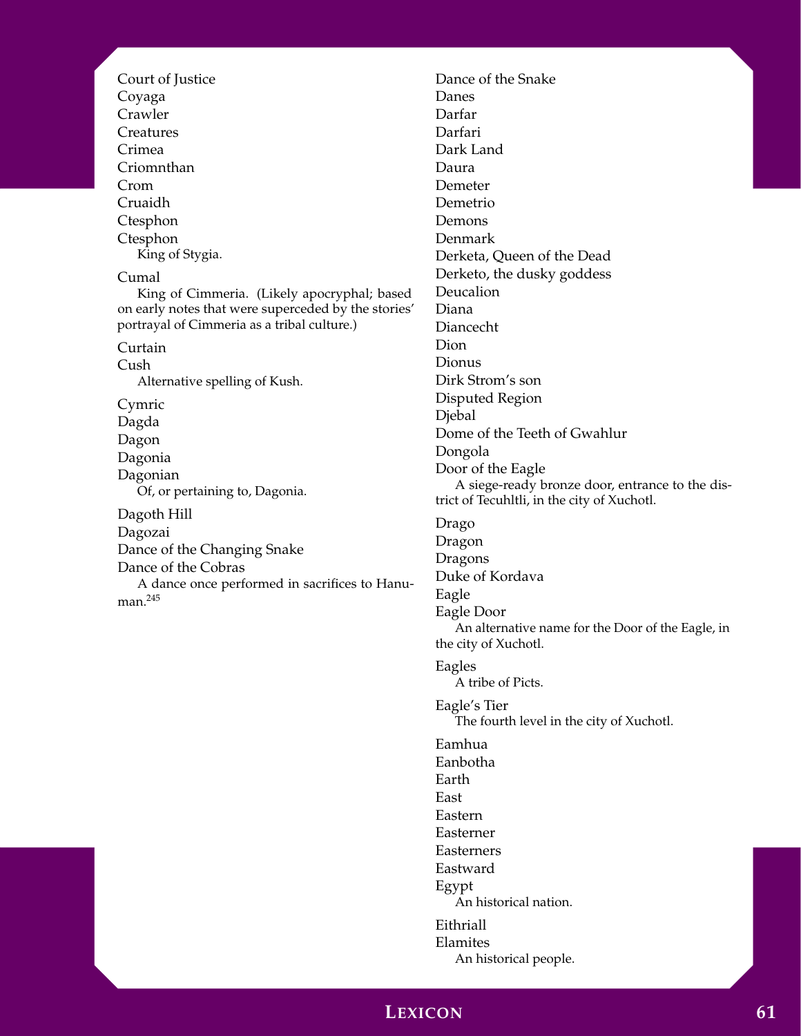Court of Justice

Coyaga

Crawler

Creatures

Crimea

Criomnthan

Crom

Cruaidh

Ctesphon

Ctesphon

King of Stygia.

Cumal

King of Cimmeria. (Likely apocryphal; based on early notes that were superceded by the stories' portrayal of Cimmeria as a tribal culture.)

Curtain

Cush

Alternative spelling of Kush.

Cymric

Dagda

Dagon

Dagonia

Dagonian

Of, or pertaining to, Dagonia.

Dagoth Hill

Dagozai

Dance of the Changing Snake

Dance of the Cobras

A dance once performed in sacrifices to Hanuman.[245]

Dance of the Snake

Danes

Darfar

Darfari

Dark Land

Daura

Demeter

Demetrio

Demons

Denmark

Derketa, Queen of the Dead

Derketo, the dusky goddess

Deucalion

Diana

Diancecht

Dion

Dionus

Dirk Strom's son

Disputed Region

Djebal

Dome of the Teeth of Gwahlur

Dongola

Door of the Eagle

A siege-ready bronze door, entrance to the district of Tecuhltli, in the city of Xuchotl.

Drago

Dragon

Dragons

Duke of Kordava

Eagle

Eagle Door

An alternative name for the Door of the Eagle, in the city of Xuchotl.

Eagles

A tribe of Picts.

Eagle's Tier

The fourth level in the city of Xuchotl.

Eamhua

Eanbotha

Earth

East

Eastern

Easterner

Easterners

Eastward

Egypt

An historical nation.

Eithriall

Elamites

An historical people.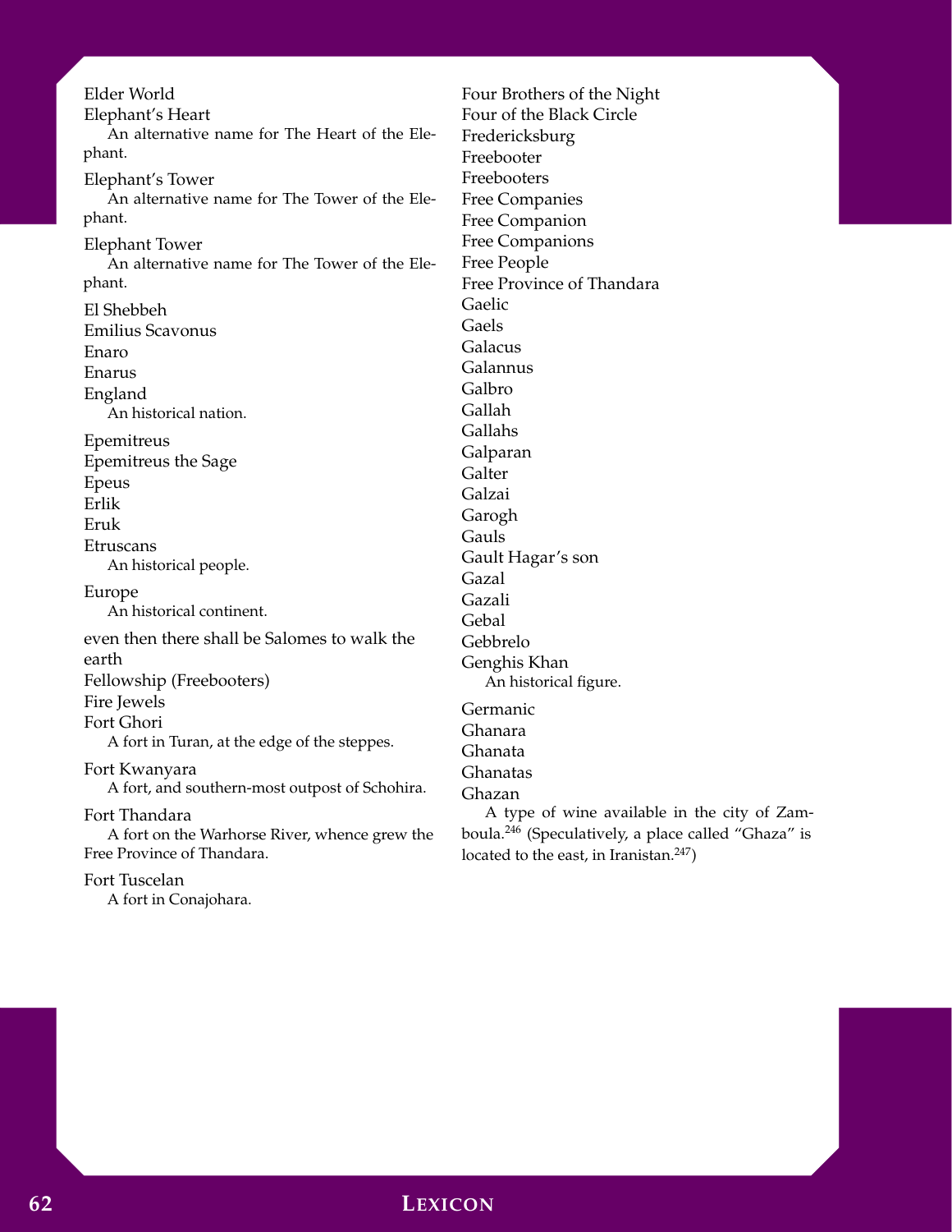Elder World

Elephant's Heart

An alternative name for The Heart of the Elephant.

Elephant's Tower

An alternative name for The Tower of the Elephant.

Elephant Tower

An alternative name for The Tower of the Elephant.

El Shebbeh

Emilius Scavonus

Enaro

Enarus

England

An historical nation.

Epemitreus

Epemitreus the Sage

Epeus

Erlik

Eruk

Etruscans

An historical people.

Europe

An historical continent.

even then there shall be Salomes to walk the earth

Fellowship (Freebooters)

Fire Jewels

Fort Ghori

A fort in Turan, at the edge of the steppes.

Fort Kwanyara

A fort, and southern-most outpost of Schohira.

Fort Thandara

A fort on the Warhorse River, whence grew the Free Province of Thandara.

Fort Tuscelan

A fort in Conajohara.

Four Brothers of the Night

Four of the Black Circle

Fredericksburg

Freebooter

Freebooters

Free Companies

Free Companion

Free Companions

Free People

Free Province of Thandara

Gaelic

Gaels

Galacus

Galannus

Galbro

Gallah

Gallahs

Galparan

Galter

Galzai

Garogh

Gauls

Gault Hagar's son

Gazal

Gazali

Gebal

Gebbrelo

Genghis Khan

An historical figure.

Germanic

Ghanara

Ghanata

Ghanatas

Ghazan

A type of wine available in the city of Zamboula.[246] (Speculatively, a place called "Ghaza" is located to the east, in Iranistan.[247])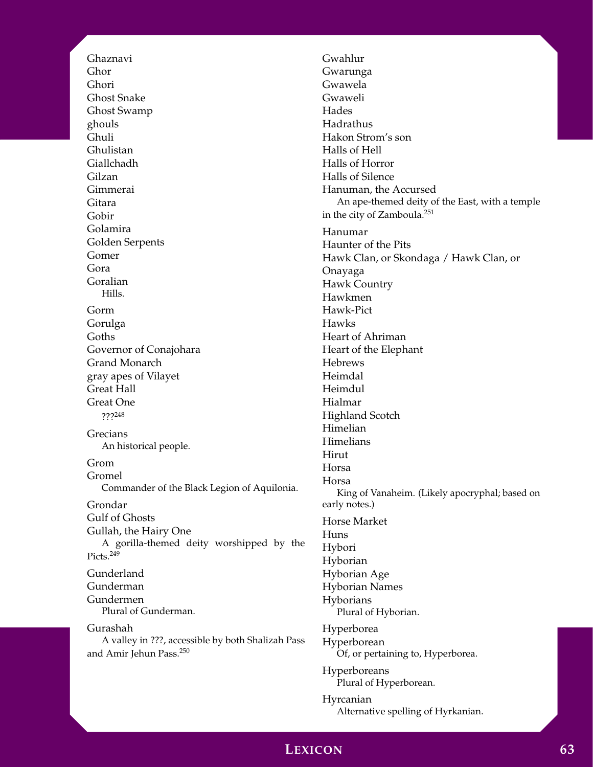Ghaznavi
Ghor
Ghori
Ghost Snake
Ghost Swamp
ghouls
Ghuli
Ghulistan
Giallchadh
Gilzan
Gimmerai
Gitara
Gobir
Golamira
Golden Serpents
Gomer
Gora
Goralian

Hills.

Gorm
Gorulga
Goths
Governor of Conajohara
Grand Monarch
gray apes of Vilayet
Great Hall
Great One

???[248]

Grecians

An historical people.

Grom
Gromel

Commander of the Black Legion of Aquilonia.

Grondar
Gulf of Ghosts
Gullah, the Hairy One

A gorilla-themed deity worshipped by the Picts.[249]

Gunderland
Gunderman
Gundermen

Plural of Gunderman.

Gurashah

A valley in ???, accessible by both Shalizah Pass and Amir Jehun Pass.[250]

Gwahlur
Gwarunga
Gwawela
Gwaweli
Hades
Hadrathus
Hakon Strom's son
Halls of Hell
Halls of Horror
Halls of Silence
Hanuman, the Accursed

An ape-themed deity of the East, with a temple in the city of Zamboula.[251]

Hanumar
Haunter of the Pits
Hawk Clan, or Skondaga / Hawk Clan, or Onayaga
Hawk Country
Hawkmen
Hawk-Pict
Hawks
Heart of Ahriman
Heart of the Elephant
Hebrews
Heimdal
Heimdul
Hialmar
Highland Scotch
Himelian
Himelians
Hirut
Horsa
Horsa

King of Vanaheim. (Likely apocryphal; based on early notes.)

Horse Market
Huns
Hybori
Hyborian
Hyborian Age
Hyborian Names
Hyborians

Plural of Hyborian.

Hyperborea
Hyperborean

Of, or pertaining to, Hyperborea.

Hyperboreans

Plural of Hyperborean.

Hyrcanian

Alternative spelling of Hyrkanian.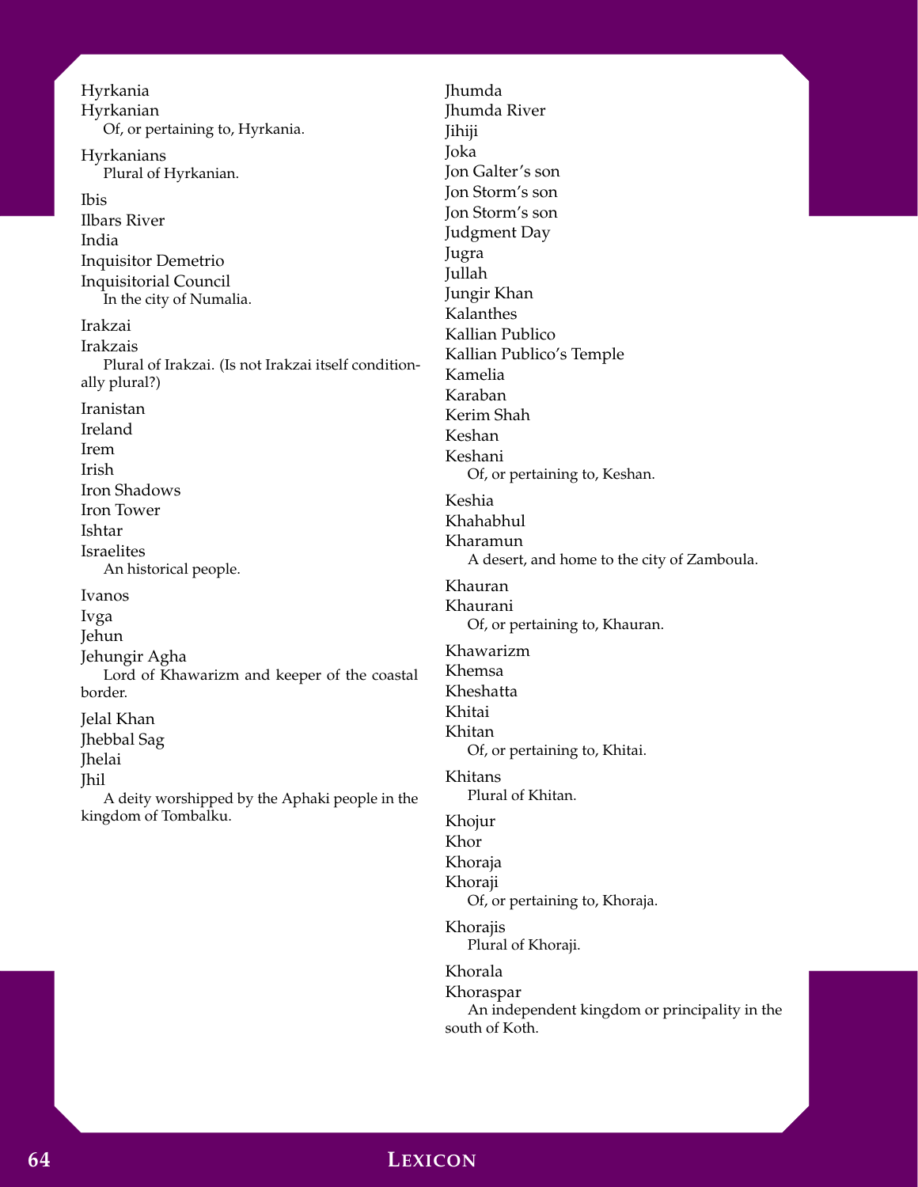Hyrkania

Hyrkanian

Of, or pertaining to, Hyrkania.

Hyrkanians

Plural of Hyrkanian.

Ibis

Ilbars River

India

Inquisitor Demetrio

Inquisitorial Council

In the city of Numalia.

Irakzai

Irakzais

Plural of Irakzai. (Is not Irakzai itself conditionally plural?)

Iranistan

Ireland

Irem

Irish

Iron Shadows

Iron Tower

Ishtar

Israelites

An historical people.

Ivanos

Ivga

Jehun

Jehungir Agha

Lord of Khawarizm and keeper of the coastal border.

Jelal Khan

Jhebbal Sag

Jhelai

Jhil

A deity worshipped by the Aphaki people in the kingdom of Tombalku.

Jhumda

Jhumda River

Jihiji

Joka

Jon Galter's son

Jon Storm's son

Jon Storm's son

Judgment Day

Jugra

Jullah

Jungir Khan

Kalanthes

Kallian Publico

Kallian Publico's Temple

Kamelia

Karaban

Kerim Shah

Keshan

Keshani

Of, or pertaining to, Keshan.

Keshia

Khahabhul

Kharamun

A desert, and home to the city of Zamboula.

Khauran

Khaurani

Of, or pertaining to, Khauran.

Khawarizm

Khemsa

Kheshatta

Khitai

Khitan

Of, or pertaining to, Khitai.

Khitans

Plural of Khitan.

Khojur

Khor

Khoraja

Khoraji

Of, or pertaining to, Khoraja.

Khorajis

Plural of Khoraji.

Khorala

Khoraspar

An independent kingdom or principality in the south of Koth.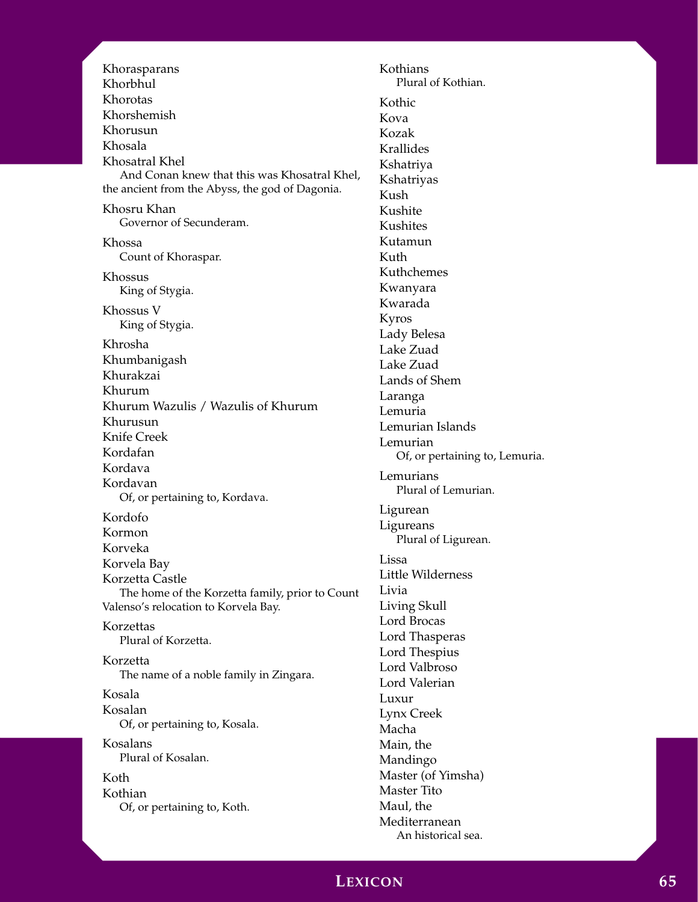Khorasparans

Khorbhul

Khorotas

Khorshemish

Khorusun

Khosala

Khosatral Khel

And Conan knew that this was Khosatral Khel, the ancient from the Abyss, the god of Dagonia.

Khosru Khan

Governor of Secunderam.

Khossa

Count of Khoraspar.

Khossus

King of Stygia.

Khossus V

King of Stygia.

Khrosha

Khumbanigash

Khurakzai

Khurum

Khurum Wazulis / Wazulis of Khurum

Khurusun

Knife Creek

Kordafan

Kordava

Kordavan

Of, or pertaining to, Kordava.

Kordofo

Kormon

Korveka

Korvela Bay

Korzetta Castle

The home of the Korzetta family, prior to Count Valenso's relocation to Korvela Bay.

Korzettas

Plural of Korzetta.

Korzetta

The name of a noble family in Zingara.

Kosala

Kosalan

Of, or pertaining to, Kosala.

Kosalans

Plural of Kosalan.

Koth

Kothian

Of, or pertaining to, Koth.

Kothians

Plural of Kothian.

Kothic

Kova

Kozak

Krallides

Kshatriya

Kshatriyas

Kush

Kushite

Kushites

Kutamun

Kuth

Kuthchemes

Kwanyara

Kwarada

Kyros

Lady Belesa

Lake Zuad

Lake Zuad

Lands of Shem

Laranga

Lemuria

Lemurian Islands

Lemurian

Of, or pertaining to, Lemuria.

Lemurians

Plural of Lemurian.

Ligurean

Ligureans

Plural of Ligurean.

Lissa

Little Wilderness

Livia

Living Skull

Lord Brocas

Lord Thasperas

Lord Thespius

Lord Valbroso

Lord Valerian

Luxur

Lynx Creek

Macha

Main, the

Mandingo

Master (of Yimsha)

Master Tito

Maul, the

Mediterranean

An historical sea.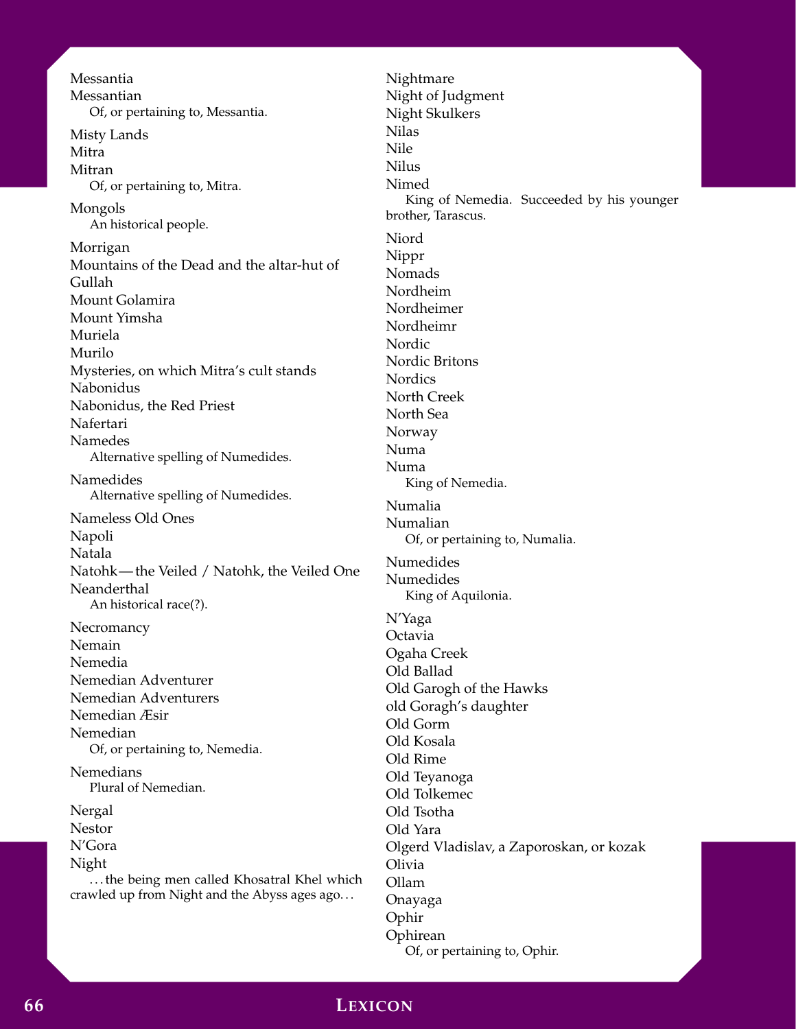Messantia
Messantian
    Of, or pertaining to, Messantia.

Misty Lands
Mitra
Mitran
    Of, or pertaining to, Mitra.

Mongols
    An historical people.

Morrigan
Mountains of the Dead and the altar-hut of Gullah
Mount Golamira
Mount Yimsha
Muriela
Murilo
Mysteries, on which Mitra's cult stands
Nabonidus
Nabonidus, the Red Priest
Nafertari
Namedes
    Alternative spelling of Numedides.

Namedides
    Alternative spelling of Numedides.

Nameless Old Ones
Napoli
Natala
Natohk — the Veiled / Natohk, the Veiled One
Neanderthal
    An historical race(?).

Necromancy
Nemain
Nemedia
Nemedian Adventurer
Nemedian Adventurers
Nemedian Æsir
Nemedian
    Of, or pertaining to, Nemedia.

Nemedians
    Plural of Nemedian.

Nergal
Nestor
N'Gora
Night
    ...the being men called Khosatral Khel which crawled up from Night and the Abyss ages ago...

Nightmare
Night of Judgment
Night Skulkers
Nilas
Nile
Nilus
Nimed
    King of Nemedia. Succeeded by his younger brother, Tarascus.

Niord
Nippr
Nomads
Nordheim
Nordheimer
Nordheimr
Nordic
Nordic Britons
Nordics
North Creek
North Sea
Norway
Numa
Numa
    King of Nemedia.

Numalia
Numalian
    Of, or pertaining to, Numalia.

Numedides
Numedides
    King of Aquilonia.

N'Yaga
Octavia
Ogaha Creek
Old Ballad
Old Garogh of the Hawks
old Goragh's daughter
Old Gorm
Old Kosala
Old Rime
Old Teyanoga
Old Tolkemec
Old Tsotha
Old Yara
Olgerd Vladislav, a Zaporoskan, or kozak
Olivia
Ollam
Onayaga
Ophir
Ophirean
    Of, or pertaining to, Ophir.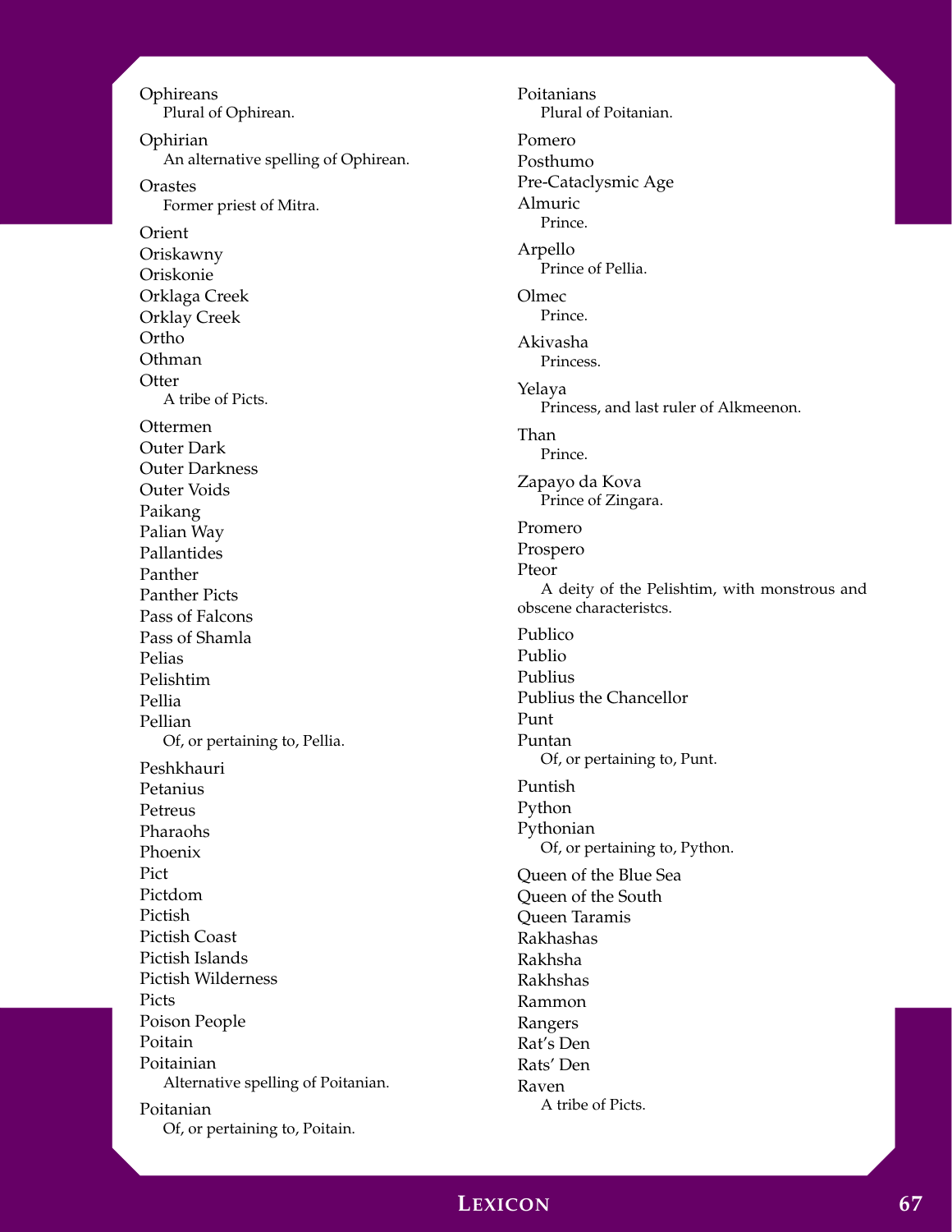Ophireans
: Plural of Ophirean.

Ophirian
: An alternative spelling of Ophirean.

Orastes
: Former priest of Mitra.

Orient

Oriskawny

Oriskonie

Orklaga Creek

Orklay Creek

Ortho

Othman

Otter
: A tribe of Picts.

Ottermen

Outer Dark

Outer Darkness

Outer Voids

Paikang

Palian Way

Pallantides

Panther

Panther Picts

Pass of Falcons

Pass of Shamla

Pelias

Pelishtim

Pellia

Pellian
: Of, or pertaining to, Pellia.

Peshkhauri

Petanius

Petreus

Pharaohs

Phoenix

Pict

Pictdom

Pictish

Pictish Coast

Pictish Islands

Pictish Wilderness

Picts

Poison People

Poitain

Poitainian
: Alternative spelling of Poitanian.

Poitanian
: Of, or pertaining to, Poitain.

Poitanians
: Plural of Poitanian.

Pomero

Posthumo

Pre-Cataclysmic Age

Almuric
: Prince.

Arpello
: Prince of Pellia.

Olmec
: Prince.

Akivasha
: Princess.

Yelaya
: Princess, and last ruler of Alkmeenon.

Than
: Prince.

Zapayo da Kova
: Prince of Zingara.

Promero

Prospero

Pteor
: A deity of the Pelishtim, with monstrous and obscene characteristcs.

Publico

Publio

Publius

Publius the Chancellor

Punt

Puntan
: Of, or pertaining to, Punt.

Puntish

Python

Pythonian
: Of, or pertaining to, Python.

Queen of the Blue Sea

Queen of the South

Queen Taramis

Rakhashas

Rakhsha

Rakhshas

Rammon

Rangers

Rat's Den

Rats' Den

Raven
: A tribe of Picts.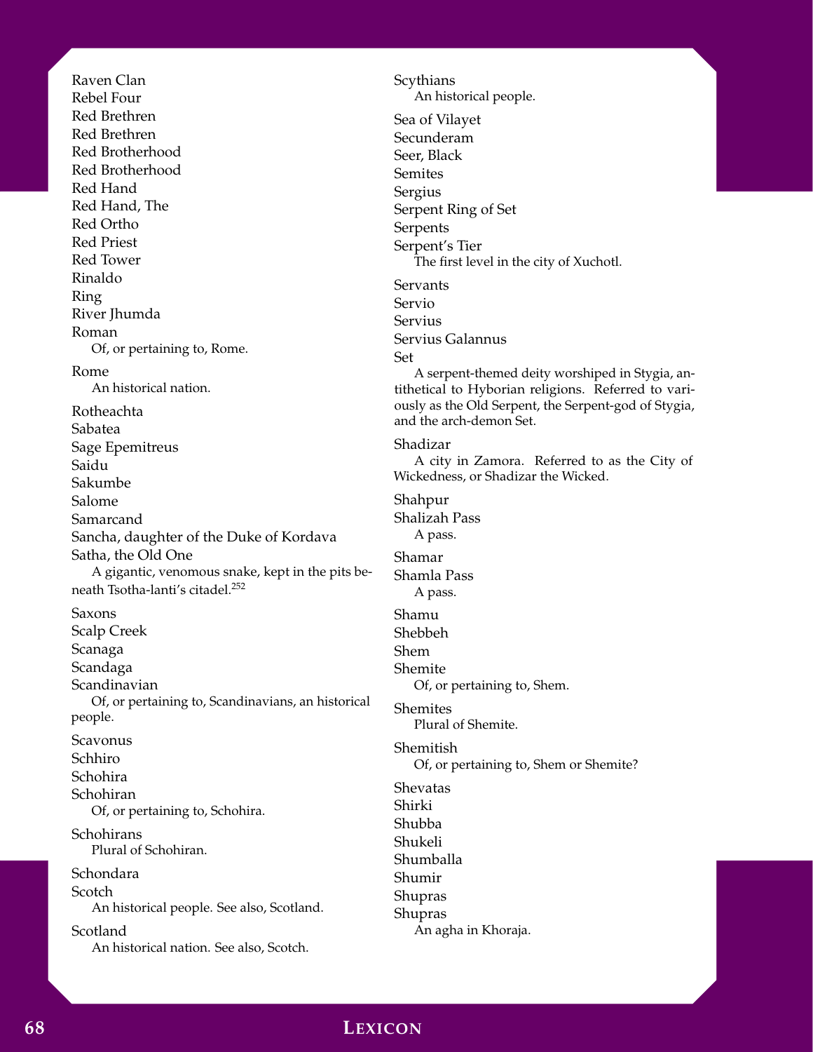Raven Clan

Rebel Four

Red Brethren

Red Brethren

Red Brotherhood

Red Brotherhood

Red Hand

Red Hand, The

Red Ortho

Red Priest

Red Tower

Rinaldo

Ring

River Jhumda

Roman
  Of, or pertaining to, Rome.

Rome
  An historical nation.

Rotheachta

Sabatea

Sage Epemitreus

Saidu

Sakumbe

Salome

Samarcand

Sancha, daughter of the Duke of Kordava

Satha, the Old One
  A gigantic, venomous snake, kept in the pits beneath Tsotha-lanti's citadel.[252]

Saxons

Scalp Creek

Scanaga

Scandaga

Scandinavian
  Of, or pertaining to, Scandinavians, an historical people.

Scavonus

Schhiro

Schohira

Schohiran
  Of, or pertaining to, Schohira.

Schohirans
  Plural of Schohiran.

Schondara

Scotch
  An historical people. See also, Scotland.

Scotland
  An historical nation. See also, Scotch.

Scythians
  An historical people.

Sea of Vilayet

Secunderam

Seer, Black

Semites

Sergius

Serpent Ring of Set

Serpents

Serpent's Tier
  The first level in the city of Xuchotl.

Servants

Servio

Servius

Servius Galannus

Set
  A serpent-themed deity worshiped in Stygia, antithetical to Hyborian religions. Referred to variously as the Old Serpent, the Serpent-god of Stygia, and the arch-demon Set.

Shadizar
  A city in Zamora. Referred to as the City of Wickedness, or Shadizar the Wicked.

Shahpur

Shalizah Pass
  A pass.

Shamar

Shamla Pass
  A pass.

Shamu

Shebbeh

Shem

Shemite
  Of, or pertaining to, Shem.

Shemites
  Plural of Shemite.

Shemitish
  Of, or pertaining to, Shem or Shemite?

Shevatas

Shirki

Shubba

Shukeli

Shumballa

Shumir

Shupras

Shupras
  An agha in Khoraja.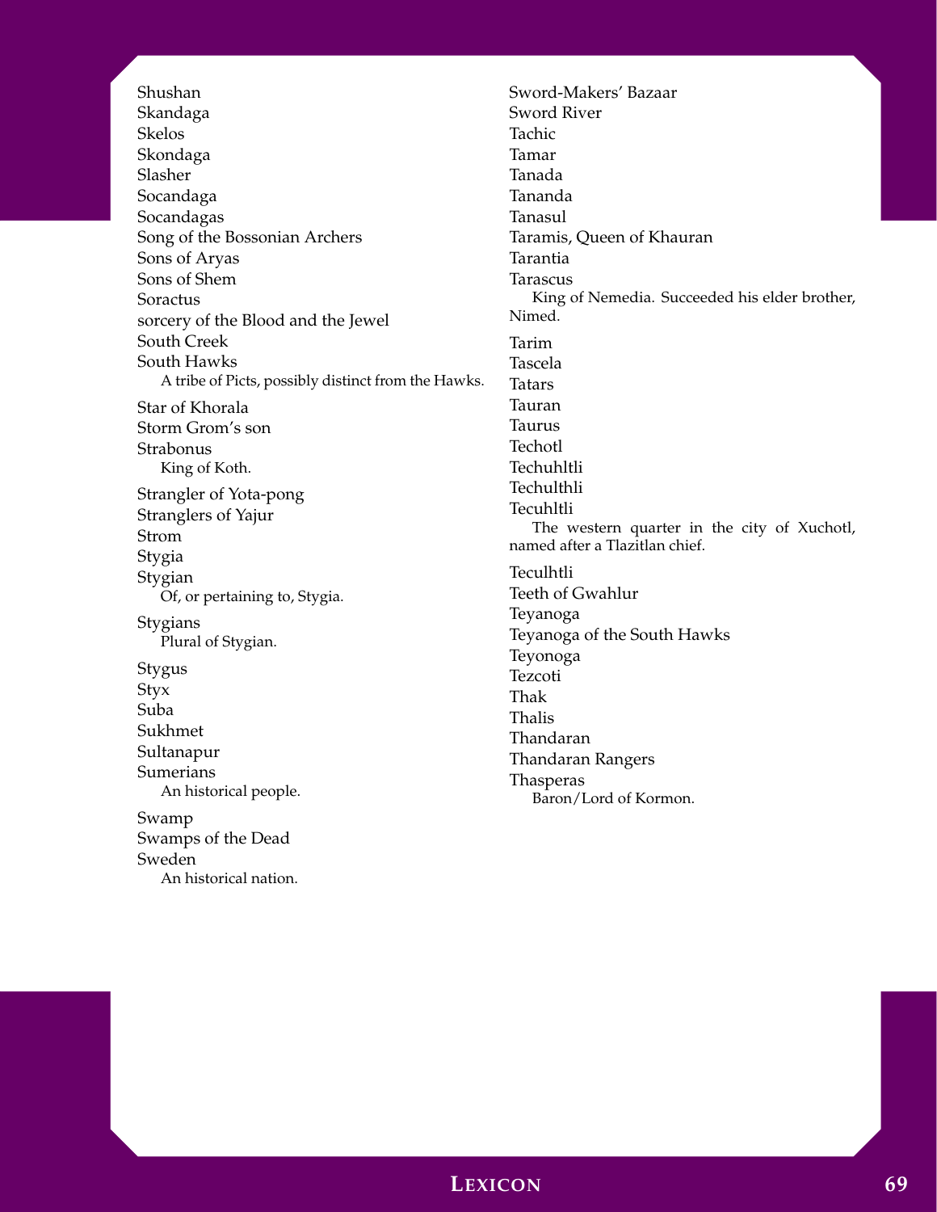Shushan

Skandaga

Skelos

Skondaga

Slasher

Socandaga

Socandagas

Song of the Bossonian Archers

Sons of Aryas

Sons of Shem

Soractus

sorcery of the Blood and the Jewel

South Creek

South Hawks

A tribe of Picts, possibly distinct from the Hawks.

Star of Khorala

Storm Grom's son

Strabonus

King of Koth.

Strangler of Yota-pong

Stranglers of Yajur

Strom

Stygia

Stygian

Of, or pertaining to, Stygia.

Stygians

Plural of Stygian.

Stygus

Styx

Suba

Sukhmet

Sultanapur

Sumerians

An historical people.

Swamp

Swamps of the Dead

Sweden

An historical nation.

Sword-Makers' Bazaar

Sword River

Tachic

Tamar

Tanada

Tananda

Tanasul

Taramis, Queen of Khauran

Tarantia

Tarascus

King of Nemedia. Succeeded his elder brother, Nimed.

Tarim

Tascela

Tatars

Tauran

Taurus

Techotl

Techuhltli

Techulthli

Tecuhltli

The western quarter in the city of Xuchotl, named after a Tlazitlan chief.

Teculhtli

Teeth of Gwahlur

Teyanoga

Teyanoga of the South Hawks

Teyonoga

Tezcoti

Thak

Thalis

Thandaran

Thandaran Rangers

Thasperas

Baron/Lord of Kormon.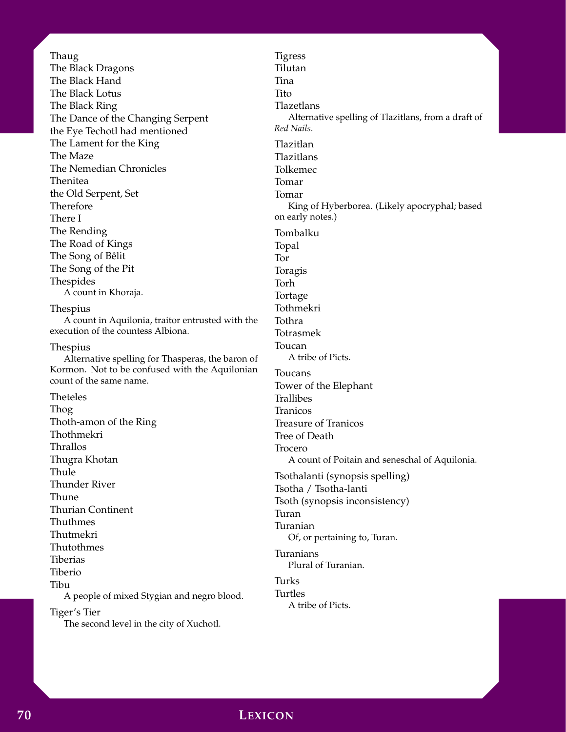Thaug

The Black Dragons

The Black Hand

The Black Lotus

The Black Ring

The Dance of the Changing Serpent

the Eye Techotl had mentioned

The Lament for the King

The Maze

The Nemedian Chronicles

Thenitea

the Old Serpent, Set

Therefore

There I

The Rending

The Road of Kings

The Song of Bêlit

The Song of the Pit

Thespides
    A count in Khoraja.

Thespius
    A count in Aquilonia, traitor entrusted with the execution of the countess Albiona.

Thespius
    Alternative spelling for Thasperas, the baron of Kormon. Not to be confused with the Aquilonian count of the same name.

Theteles

Thog

Thoth-amon of the Ring

Thothmekri

Thrallos

Thugra Khotan

Thule

Thunder River

Thune

Thurian Continent

Thuthmes

Thutmekri

Thutothmes

Tiberias

Tiberio

Tibu
    A people of mixed Stygian and negro blood.

Tiger's Tier
    The second level in the city of Xuchotl.

Tigress

Tilutan

Tina

Tito

Tlazetlans
    Alternative spelling of Tlazitlans, from a draft of *Red Nails*.

Tlazitlan

Tlazitlans

Tolkemec

Tomar

Tomar
    King of Hyberborea. (Likely apocryphal; based on early notes.)

Tombalku

Topal

Tor

Toragis

Torh

Tortage

Tothmekri

Tothra

Totrasmek

Toucan
    A tribe of Picts.

Toucans

Tower of the Elephant

Trallibes

Tranicos

Treasure of Tranicos

Tree of Death

Trocero
    A count of Poitain and seneschal of Aquilonia.

Tsothalanti (synopsis spelling)

Tsotha / Tsotha-lanti

Tsoth (synopsis inconsistency)

Turan

Turanian
    Of, or pertaining to, Turan.

Turanians
    Plural of Turanian.

Turks

Turtles
    A tribe of Picts.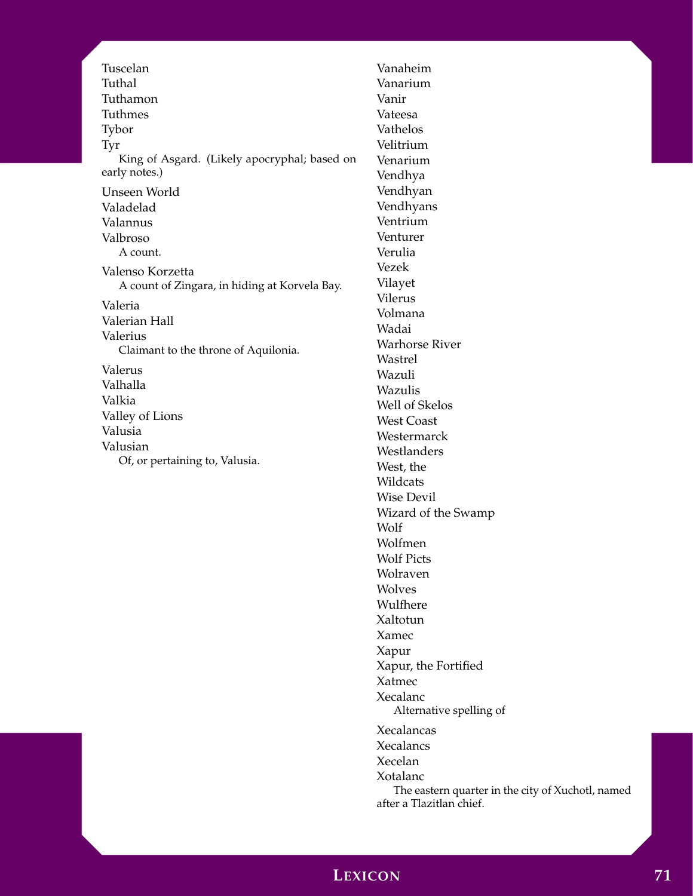Tuscelan

Tuthal

Tuthamon

Tuthmes

Tybor

Tyr

King of Asgard. (Likely apocryphal; based on early notes.)

Unseen World

Valadelad

Valannus

Valbroso

A count.

Valenso Korzetta

A count of Zingara, in hiding at Korvela Bay.

Valeria

Valerian Hall

Valerius

Claimant to the throne of Aquilonia.

Valerus

Valhalla

Valkia

Valley of Lions

Valusia

Valusian

Of, or pertaining to, Valusia.

Vanaheim

Vanarium

Vanir

Vateesa

Vathelos

Velitrium

Venarium

Vendhya

Vendhyan

Vendhyans

Ventrium

Venturer

Verulia

Vezek

Vilayet

Vilerus

Volmana

Wadai

Warhorse River

Wastrel

Wazuli

Wazulis

Well of Skelos

West Coast

Westermarck

Westlanders

West, the

Wildcats

Wise Devil

Wizard of the Swamp

Wolf

Wolfmen

Wolf Picts

Wolraven

Wolves

Wulfhere

Xaltotun

Xamec

Xapur

Xapur, the Fortified

Xatmec

Xecalanc

Alternative spelling of

Xecalancas

Xecalancs

Xecelan

Xotalanc

The eastern quarter in the city of Xuchotl, named after a Tlazitlan chief.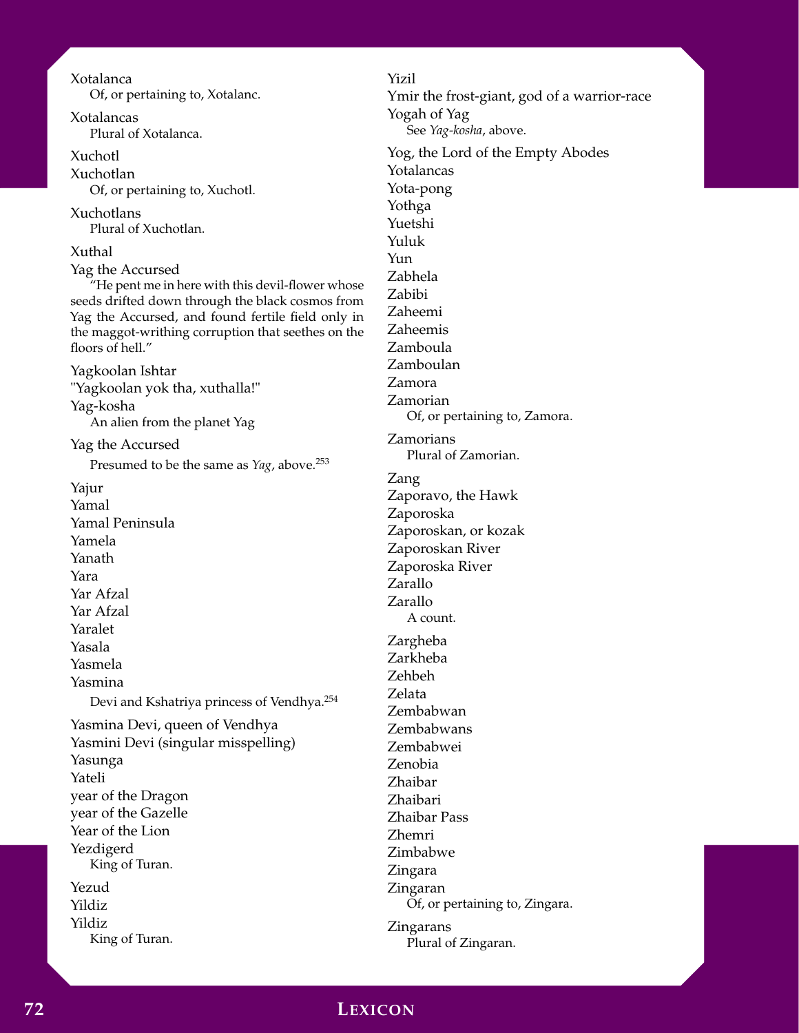Xotalanca
Of, or pertaining to, Xotalanc.

Xotalancas
Plural of Xotalanca.

Xuchotl
Xuchotlan
Of, or pertaining to, Xuchotl.

Xuchotlans
Plural of Xuchotlan.

Xuthal
Yag the Accursed
"He pent me in here with this devil-flower whose seeds drifted down through the black cosmos from Yag the Accursed, and found fertile field only in the maggot-writhing corruption that seethes on the floors of hell."

Yagkoolan Ishtar
"Yagkoolan yok tha, xuthalla!"
Yag-kosha
An alien from the planet Yag

Yag the Accursed
Presumed to be the same as *Yag*, above.[253]

Yajur
Yamal
Yamal Peninsula
Yamela
Yanath
Yara
Yar Afzal
Yar Afzal
Yaralet
Yasala
Yasmela
Yasmina
Devi and Kshatriya princess of Vendhya.[254]

Yasmina Devi, queen of Vendhya
Yasmini Devi (singular misspelling)
Yasunga
Yateli
year of the Dragon
year of the Gazelle
Year of the Lion
Yezdigerd
King of Turan.

Yezud
Yildiz
Yildiz
King of Turan.

Yizil
Ymir the frost-giant, god of a warrior-race
Yogah of Yag
See *Yag-kosha*, above.

Yog, the Lord of the Empty Abodes
Yotalancas
Yota-pong
Yothga
Yuetshi
Yuluk
Yun
Zabhela
Zabibi
Zaheemi
Zaheemis
Zamboula
Zamboulan
Zamora
Zamorian
Of, or pertaining to, Zamora.

Zamorians
Plural of Zamorian.

Zang
Zaporavo, the Hawk
Zaporoska
Zaporoskan, or kozak
Zaporoskan River
Zaporoska River
Zarallo
Zarallo
A count.

Zargheba
Zarkheba
Zehbeh
Zelata
Zembabwan
Zembabwans
Zembabwei
Zenobia
Zhaibar
Zhaibari
Zhaibar Pass
Zhemri
Zimbabwe
Zingara
Zingaran
Of, or pertaining to, Zingara.

Zingarans
Plural of Zingaran.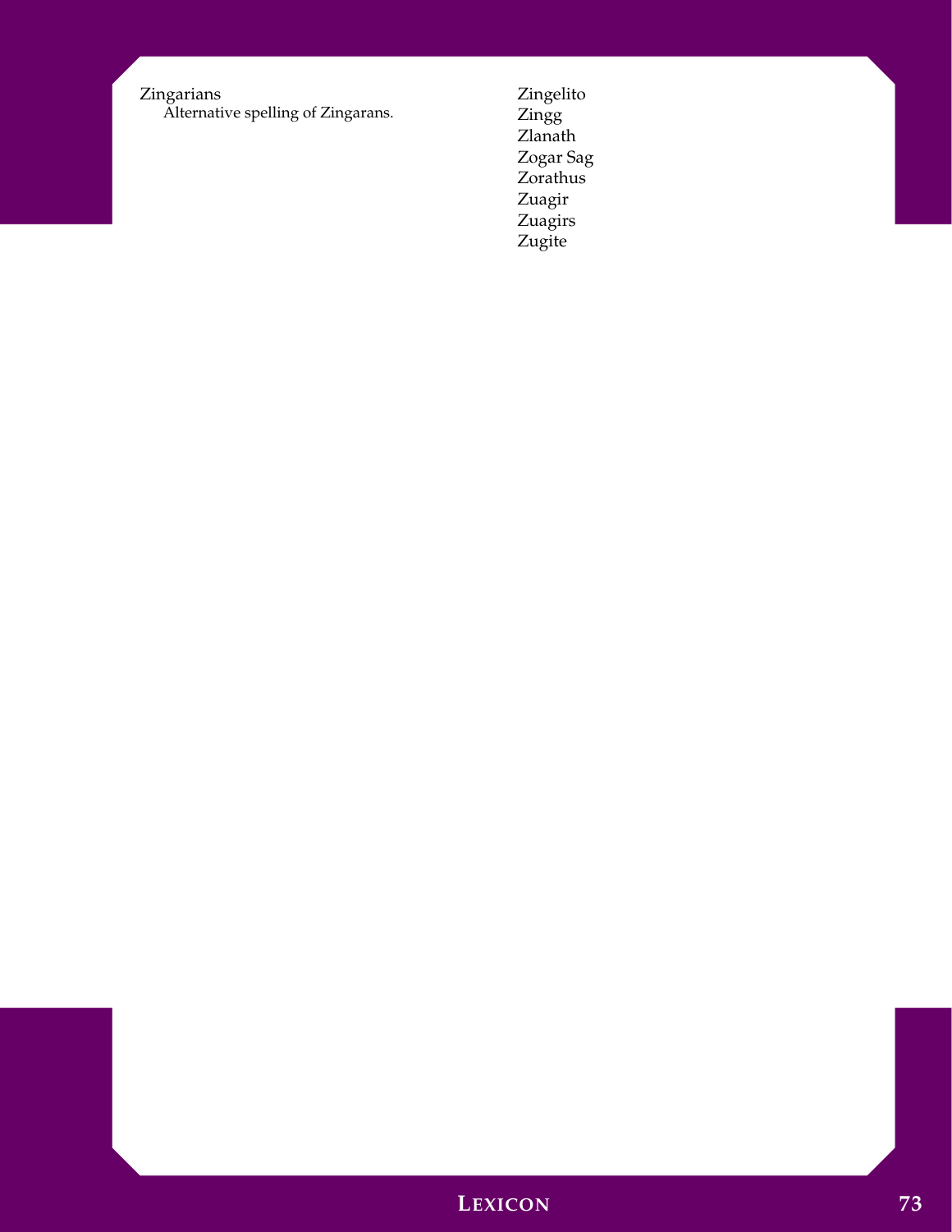Zingarians
    Alternative spelling of Zingarans.

Zingelito
Zingg
Zlanath
Zogar Sag
Zorathus
Zuagir
Zuagirs
Zugite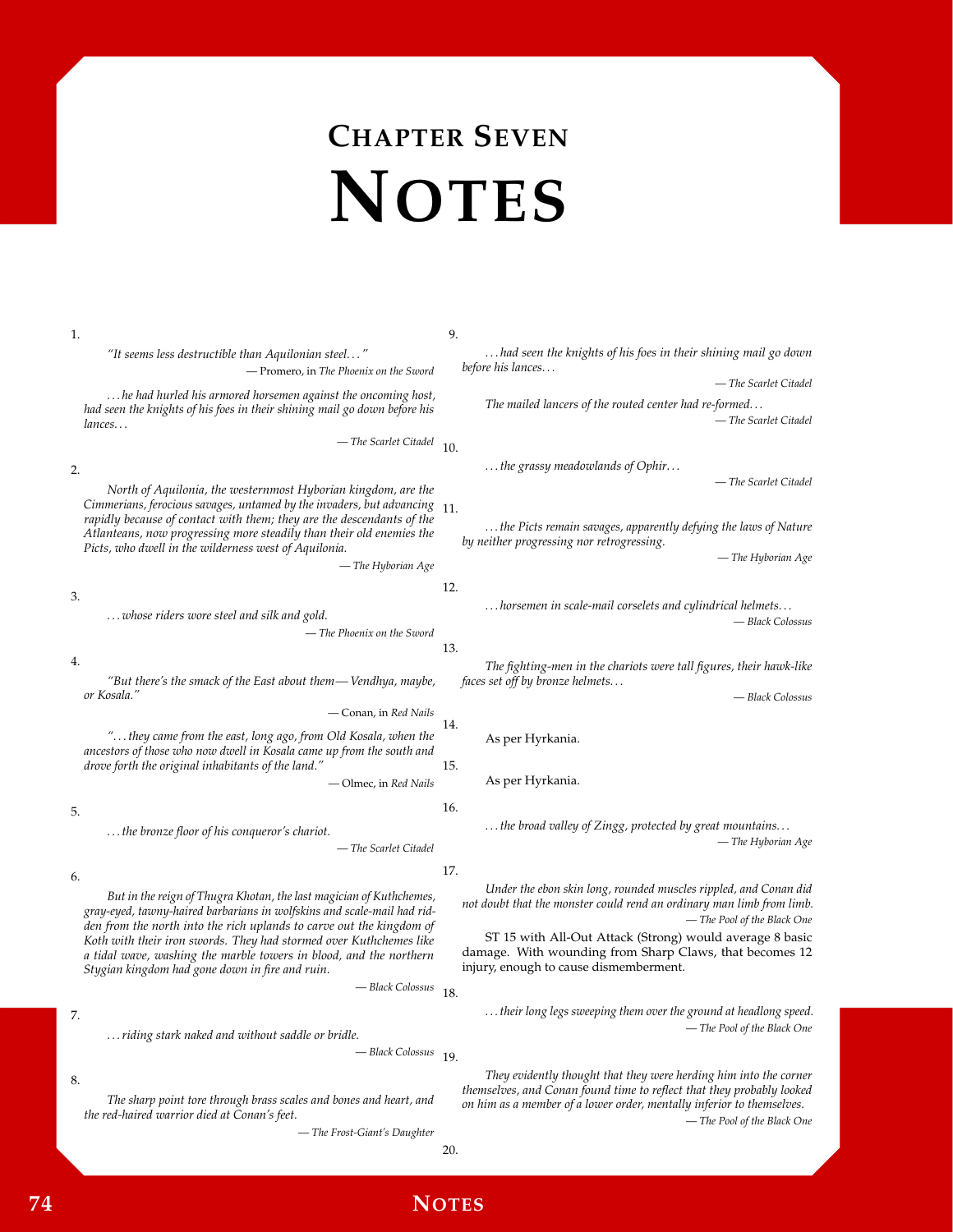# Chapter Seven
# Notes

1.

*"It seems less destructible than Aquilonian steel. . . "*

— Promero, in *The Phoenix on the Sword*

*. . . he had hurled his armored horsemen against the oncoming host, had seen the knights of his foes in their shining mail go down before his lances. . .*

— *The Scarlet Citadel*

2.

*North of Aquilonia, the westernmost Hyborian kingdom, are the Cimmerians, ferocious savages, untamed by the invaders, but advancing rapidly because of contact with them; they are the descendants of the Atlanteans, now progressing more steadily than their old enemies the Picts, who dwell in the wilderness west of Aquilonia.*

— *The Hyborian Age*

3.

*. . . whose riders wore steel and silk and gold.*

— *The Phoenix on the Sword*

4.

*"But there's the smack of the East about them— Vendhya, maybe, or Kosala."*

— Conan, in *Red Nails*

*". . . they came from the east, long ago, from Old Kosala, when the ancestors of those who now dwell in Kosala came up from the south and drove forth the original inhabitants of the land."*

— Olmec, in *Red Nails*

5.

*. . . the bronze floor of his conqueror's chariot.*

— *The Scarlet Citadel*

6.

*But in the reign of Thugra Khotan, the last magician of Kuthchemes, gray-eyed, tawny-haired barbarians in wolfskins and scale-mail had ridden from the north into the rich uplands to carve out the kingdom of Koth with their iron swords. They had stormed over Kuthchemes like a tidal wave, washing the marble towers in blood, and the northern Stygian kingdom had gone down in fire and ruin.*

— *Black Colossus*

7.

*. . . riding stark naked and without saddle or bridle.*

— *Black Colossus*

8.

*The sharp point tore through brass scales and bones and heart, and the red-haired warrior died at Conan's feet.*

— *The Frost-Giant's Daughter*

9.

*. . . had seen the knights of his foes in their shining mail go down before his lances. . .*

— *The Scarlet Citadel*

*The mailed lancers of the routed center had re-formed. . .*

— *The Scarlet Citadel*

10.

*. . . the grassy meadowlands of Ophir. . .*

— *The Scarlet Citadel*

11.

*. . . the Picts remain savages, apparently defying the laws of Nature by neither progressing nor retrogressing.*

— *The Hyborian Age*

12.

*. . . horsemen in scale-mail corselets and cylindrical helmets. . .*

— *Black Colossus*

13.

*The fighting-men in the chariots were tall figures, their hawk-like faces set off by bronze helmets. . .*

— *Black Colossus*

14.

As per Hyrkania.

15.

As per Hyrkania.

16.

*. . . the broad valley of Zingg, protected by great mountains. . .*

— *The Hyborian Age*

17.

*Under the ebon skin long, rounded muscles rippled, and Conan did not doubt that the monster could rend an ordinary man limb from limb.*

— *The Pool of the Black One*

ST 15 with All-Out Attack (Strong) would average 8 basic damage. With wounding from Sharp Claws, that becomes 12 injury, enough to cause dismemberment.

18.

*. . . their long legs sweeping them over the ground at headlong speed.*

— *The Pool of the Black One*

19.

*They evidently thought that they were herding him into the corner themselves, and Conan found time to reflect that they probably looked on him as a member of a lower order, mentally inferior to themselves.*

— *The Pool of the Black One*

20.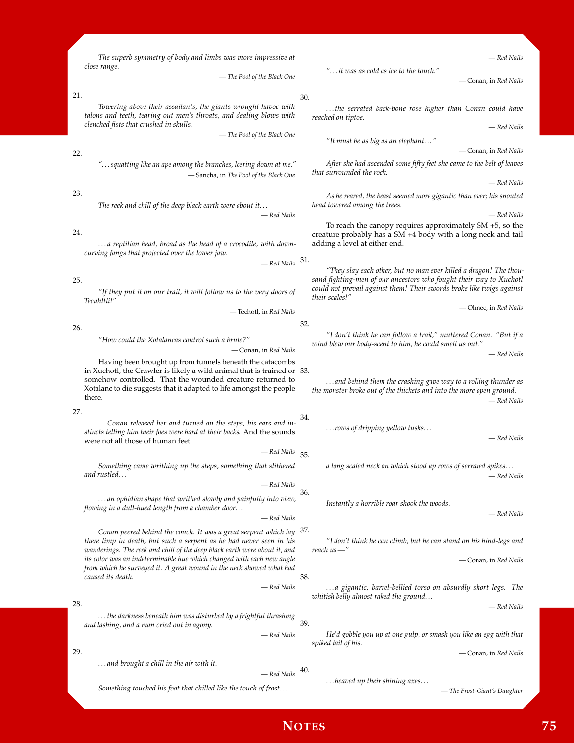*The superb symmetry of body and limbs was more impressive at close range.*

— *The Pool of the Black One*

21.

*Towering above their assailants, the giants wrought havoc with talons and teeth, tearing out men's throats, and dealing blows with clenched fists that crushed in skulls.*

— *The Pool of the Black One*

22.

*"...squatting like an ape among the branches, leering down at me."*

— Sancha, in *The Pool of the Black One*

23.

*The reek and chill of the deep black earth were about it...*

— *Red Nails*

24.

*...a reptilian head, broad as the head of a crocodile, with down-curving fangs that projected over the lower jaw.*

— *Red Nails*

25.

*"If they put it on our trail, it will follow us to the very doors of Tecuhltli!"*

— Techotl, in *Red Nails*

26.

*"How could the Xotalancas control such a brute?"*

— Conan, in *Red Nails*

Having been brought up from tunnels beneath the catacombs in Xuchotl, the Crawler is likely a wild animal that is trained or somehow controlled. That the wounded creature returned to Xotalanc to die suggests that it adapted to life amongst the people there.

27.

*...Conan released her and turned on the steps, his ears and instincts telling him their foes were hard at their backs.* And the sounds were not all those of human feet.

— *Red Nails*

*Something came writhing up the steps, something that slithered and rustled...*

— *Red Nails*

*...an ophidian shape that writhed slowly and painfully into view, flowing in a dull-hued length from a chamber door...*

— *Red Nails*

*Conan peered behind the couch. It was a great serpent which lay there limp in death, but such a serpent as he had never seen in his wanderings. The reek and chill of the deep black earth were about it, and its color was an indeterminable hue which changed with each new angle from which he surveyed it. A great wound in the neck showed what had caused its death.*

— *Red Nails*

28.

*...the darkness beneath him was disturbed by a frightful thrashing and lashing, and a man cried out in agony.*

— *Red Nails*

29.

*...and brought a chill in the air with it.*

— *Red Nails*

*Something touched his foot that chilled like the touch of frost...*

— *Red Nails*

*"...it was as cold as ice to the touch."*

— Conan, in *Red Nails*

30.

*...the serrated back-bone rose higher than Conan could have reached on tiptoe.*

— *Red Nails*

*"It must be as big as an elephant..."*

— Conan, in *Red Nails*

*After she had ascended some fifty feet she came to the belt of leaves that surrounded the rock.*

— *Red Nails*

*As he reared, the beast seemed more gigantic than ever; his snouted head towered among the trees.*

— *Red Nails*

To reach the canopy requires approximately SM +5, so the creature probably has a SM +4 body with a long neck and tail adding a level at either end.

31.

*"They slay each other, but no man ever killed a dragon! The thousand fighting-men of our ancestors who fought their way to Xuchotl could not prevail against them! Their swords broke like twigs against their scales!"*

— Olmec, in *Red Nails*

32.

*"I don't think he can follow a trail," muttered Conan. "But if a wind blew our body-scent to him, he could smell us out."*

— *Red Nails*

33.

*...and behind them the crashing gave way to a rolling thunder as the monster broke out of the thickets and into the more open ground.*

— *Red Nails*

34.

*...rows of dripping yellow tusks...*

— *Red Nails*

35.

*a long scaled neck on which stood up rows of serrated spikes...*

— *Red Nails*

36.

*Instantly a horrible roar shook the woods.*

— *Red Nails*

37.

*"I don't think he can climb, but he can stand on his hind-legs and reach us —"*

— Conan, in *Red Nails*

38.

*...a gigantic, barrel-bellied torso on absurdly short legs. The whitish belly almost raked the ground...*

— *Red Nails*

39.

*He'd gobble you up at one gulp, or smash you like an egg with that spiked tail of his.*

— Conan, in *Red Nails*

40.

*...heaved up their shining axes...*

— *The Frost-Giant's Daughter*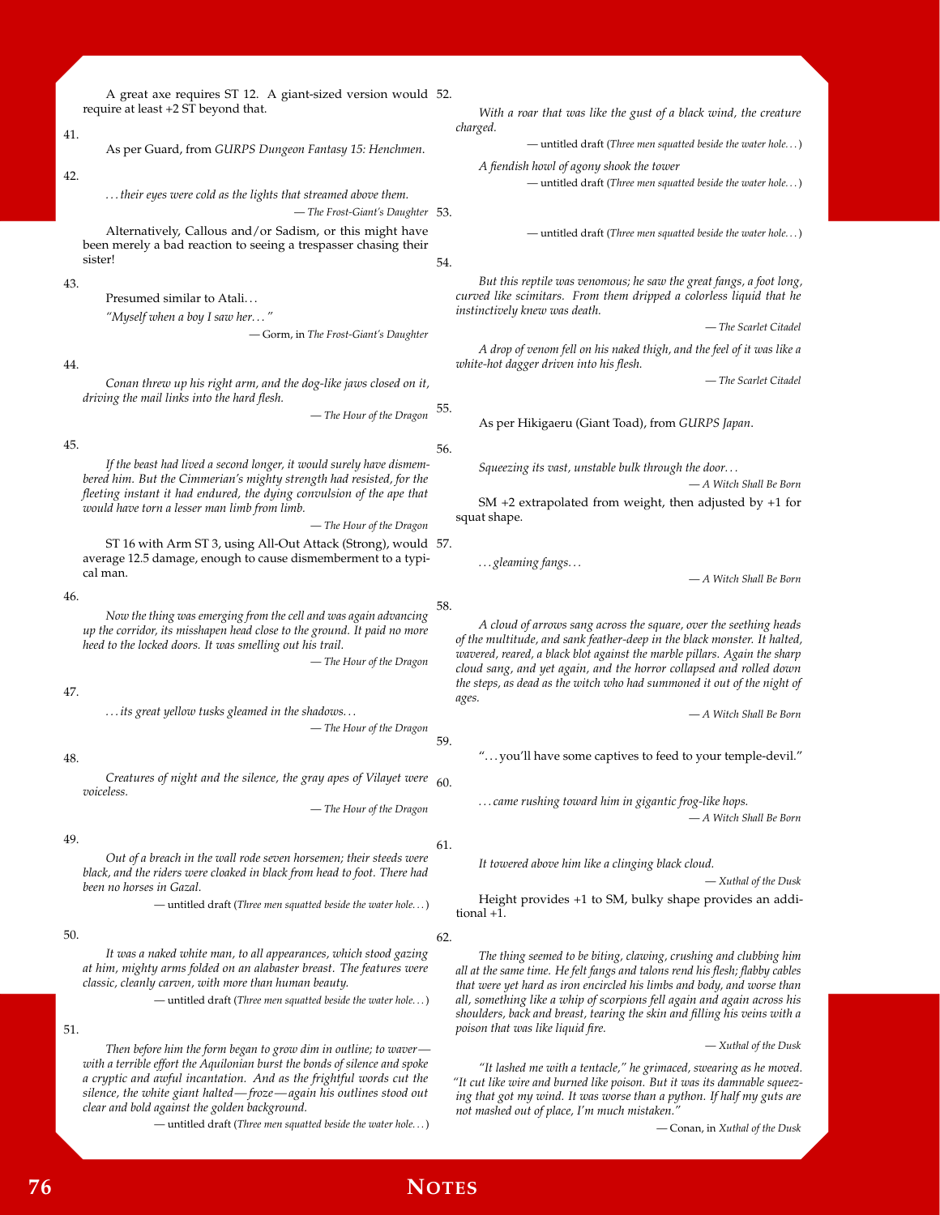A great axe requires ST 12. A giant-sized version would require at least +2 ST beyond that.

41.

As per Guard, from *GURPS Dungeon Fantasy 15: Henchmen*.

42.

*. . . their eyes were cold as the lights that streamed above them.*

— *The Frost-Giant's Daughter*

Alternatively, Callous and/or Sadism, or this might have been merely a bad reaction to seeing a trespasser chasing their sister!

43.

Presumed similar to Atali. . .

*"Myself when a boy I saw her. . . "*

— Gorm, in *The Frost-Giant's Daughter*

44.

*Conan threw up his right arm, and the dog-like jaws closed on it, driving the mail links into the hard flesh.*

— *The Hour of the Dragon*

45.

*If the beast had lived a second longer, it would surely have dismembered him. But the Cimmerian's mighty strength had resisted, for the fleeting instant it had endured, the dying convulsion of the ape that would have torn a lesser man limb from limb.*

— *The Hour of the Dragon*

ST 16 with Arm ST 3, using All-Out Attack (Strong), would average 12.5 damage, enough to cause dismemberment to a typical man.

46.

*Now the thing was emerging from the cell and was again advancing up the corridor, its misshapen head close to the ground. It paid no more heed to the locked doors. It was smelling out his trail.*

— *The Hour of the Dragon*

47.

*. . . its great yellow tusks gleamed in the shadows. . .*

— *The Hour of the Dragon*

48.

*Creatures of night and the silence, the gray apes of Vilayet were voiceless.*

— *The Hour of the Dragon*

49.

*Out of a breach in the wall rode seven horsemen; their steeds were black, and the riders were cloaked in black from head to foot. There had been no horses in Gazal.*

— untitled draft (*Three men squatted beside the water hole. . .*)

50.

*It was a naked white man, to all appearances, which stood gazing at him, mighty arms folded on an alabaster breast. The features were classic, cleanly carven, with more than human beauty.*

— untitled draft (*Three men squatted beside the water hole. . .*)

51.

*Then before him the form began to grow dim in outline; to waver—with a terrible effort the Aquilonian burst the bonds of silence and spoke a cryptic and awful incantation. And as the frightful words cut the silence, the white giant halted—froze—again his outlines stood out clear and bold against the golden background.*

— untitled draft (*Three men squatted beside the water hole. . .*)

52.

*With a roar that was like the gust of a black wind, the creature charged.*

— untitled draft (*Three men squatted beside the water hole. . .*)

*A fiendish howl of agony shook the tower*

— untitled draft (*Three men squatted beside the water hole. . .*)

53.

— untitled draft (*Three men squatted beside the water hole. . .*)

54.

*But this reptile was venomous; he saw the great fangs, a foot long, curved like scimitars. From them dripped a colorless liquid that he instinctively knew was death.*

— *The Scarlet Citadel*

*A drop of venom fell on his naked thigh, and the feel of it was like a white-hot dagger driven into his flesh.*

— *The Scarlet Citadel*

55.

As per Hikigaeru (Giant Toad), from *GURPS Japan*.

56.

*Squeezing its vast, unstable bulk through the door. . .*

— *A Witch Shall Be Born*

SM +2 extrapolated from weight, then adjusted by +1 for squat shape.

57.

*. . . gleaming fangs. . .*

— *A Witch Shall Be Born*

58.

*A cloud of arrows sang across the square, over the seething heads of the multitude, and sank feather-deep in the black monster. It halted, wavered, reared, a black blot against the marble pillars. Again the sharp cloud sang, and yet again, and the horror collapsed and rolled down the steps, as dead as the witch who had summoned it out of the night of ages.*

— *A Witch Shall Be Born*

59.

". . . you'll have some captives to feed to your temple-devil."

60.

*. . . came rushing toward him in gigantic frog-like hops.*

— *A Witch Shall Be Born*

61.

*It towered above him like a clinging black cloud.*

— *Xuthal of the Dusk*

Height provides +1 to SM, bulky shape provides an additional +1.

62.

*The thing seemed to be biting, clawing, crushing and clubbing him all at the same time. He felt fangs and talons rend his flesh; flabby cables that were yet hard as iron encircled his limbs and body, and worse than all, something like a whip of scorpions fell again and again across his shoulders, back and breast, tearing the skin and filling his veins with a poison that was like liquid fire.*

— *Xuthal of the Dusk*

*"It lashed me with a tentacle," he grimaced, swearing as he moved. "It cut like wire and burned like poison. But it was its damnable squeezing that got my wind. It was worse than a python. If half my guts are not mashed out of place, I'm much mistaken."*

— Conan, in *Xuthal of the Dusk*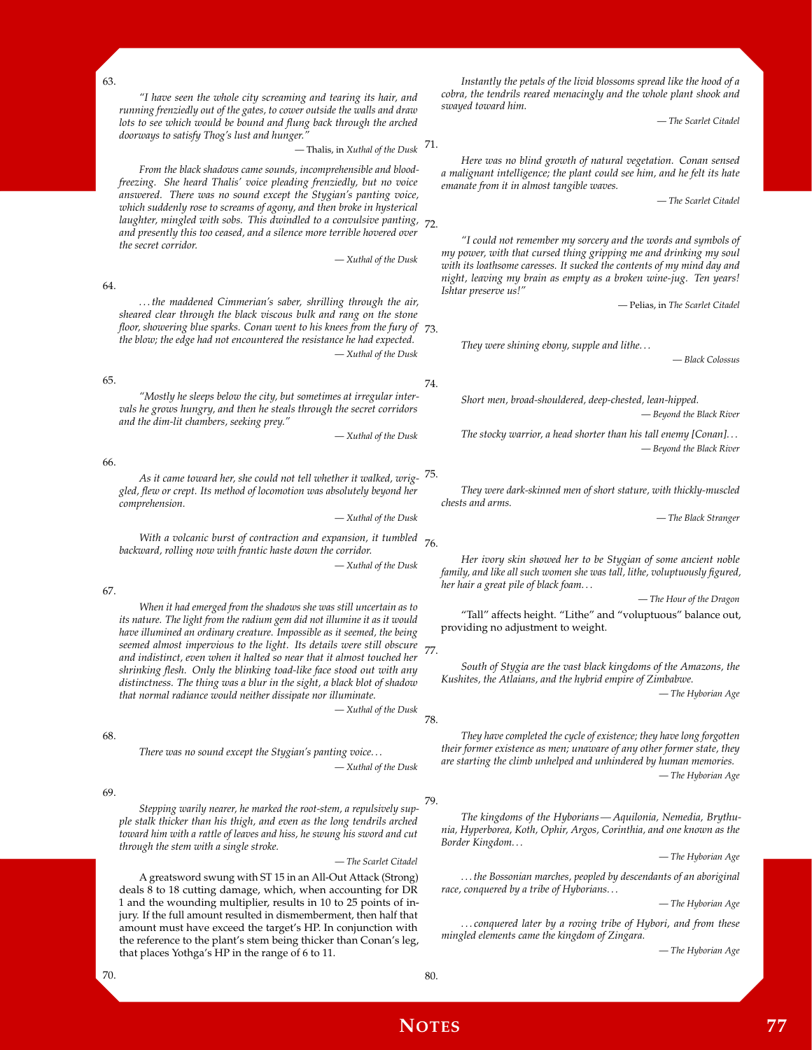63.

*"I have seen the whole city screaming and tearing its hair, and running frenziedly out of the gates, to cower outside the walls and draw lots to see which would be bound and flung back through the arched doorways to satisfy Thog's lust and hunger."*

— Thalis, in *Xuthal of the Dusk*

*From the black shadows came sounds, incomprehensible and blood-freezing. She heard Thalis' voice pleading frenziedly, but no voice answered. There was no sound except the Stygian's panting voice, which suddenly rose to screams of agony, and then broke in hysterical laughter, mingled with sobs. This dwindled to a convulsive panting, and presently this too ceased, and a silence more terrible hovered over the secret corridor.*

— *Xuthal of the Dusk*

64.

*...the maddened Cimmerian's saber, shrilling through the air, sheared clear through the black viscous bulk and rang on the stone floor, showering blue sparks. Conan went to his knees from the fury of the blow; the edge had not encountered the resistance he had expected.*

— *Xuthal of the Dusk*

65.

*"Mostly he sleeps below the city, but sometimes at irregular intervals he grows hungry, and then he steals through the secret corridors and the dim-lit chambers, seeking prey."*

— *Xuthal of the Dusk*

66.

*As it came toward her, she could not tell whether it walked, wriggled, flew or crept. Its method of locomotion was absolutely beyond her comprehension.*

— *Xuthal of the Dusk*

*With a volcanic burst of contraction and expansion, it tumbled backward, rolling now with frantic haste down the corridor.*

— *Xuthal of the Dusk*

67.

*When it had emerged from the shadows she was still uncertain as to its nature. The light from the radium gem did not illumine it as it would have illumined an ordinary creature. Impossible as it seemed, the being seemed almost impervious to the light. Its details were still obscure and indistinct, even when it halted so near that it almost touched her shrinking flesh. Only the blinking toad-like face stood out with any distinctness. The thing was a blur in the sight, a black blot of shadow that normal radiance would neither dissipate nor illuminate.*

— *Xuthal of the Dusk*

68.

*There was no sound except the Stygian's panting voice...*

— *Xuthal of the Dusk*

69.

*Stepping warily nearer, he marked the root-stem, a repulsively supple stalk thicker than his thigh, and even as the long tendrils arched toward him with a rattle of leaves and hiss, he swung his sword and cut through the stem with a single stroke.*

— *The Scarlet Citadel*

A greatsword swung with ST 15 in an All-Out Attack (Strong) deals 8 to 18 cutting damage, which, when accounting for DR 1 and the wounding multiplier, results in 10 to 25 points of injury. If the full amount resulted in dismemberment, then half that amount must have exceed the target's HP. In conjunction with the reference to the plant's stem being thicker than Conan's leg, that places Yothga's HP in the range of 6 to 11.

70.

*Instantly the petals of the livid blossoms spread like the hood of a cobra, the tendrils reared menacingly and the whole plant shook and swayed toward him.*

— *The Scarlet Citadel*

71.

*Here was no blind growth of natural vegetation. Conan sensed a malignant intelligence; the plant could see him, and he felt its hate emanate from it in almost tangible waves.*

— *The Scarlet Citadel*

72.

*"I could not remember my sorcery and the words and symbols of my power, with that cursed thing gripping me and drinking my soul with its loathsome caresses. It sucked the contents of my mind day and night, leaving my brain as empty as a broken wine-jug. Ten years! Ishtar preserve us!"*

— Pelias, in *The Scarlet Citadel*

73.

*They were shining ebony, supple and lithe...*

— *Black Colossus*

74.

*Short men, broad-shouldered, deep-chested, lean-hipped.*

— *Beyond the Black River*

*The stocky warrior, a head shorter than his tall enemy [Conan]...*

— *Beyond the Black River*

75.

*They were dark-skinned men of short stature, with thickly-muscled chests and arms.*

— *The Black Stranger*

76.

*Her ivory skin showed her to be Stygian of some ancient noble family, and like all such women she was tall, lithe, voluptuously figured, her hair a great pile of black foam...*

— *The Hour of the Dragon*

"Tall" affects height. "Lithe" and "voluptuous" balance out, providing no adjustment to weight.

77.

*South of Stygia are the vast black kingdoms of the Amazons, the Kushites, the Atlaians, and the hybrid empire of Zimbabwe.*

— *The Hyborian Age*

78.

*They have completed the cycle of existence; they have long forgotten their former existence as men; unaware of any other former state, they are starting the climb unhelped and unhindered by human memories.*

— *The Hyborian Age*

79.

*The kingdoms of the Hyborians — Aquilonia, Nemedia, Brythunia, Hyperborea, Koth, Ophir, Argos, Corinthia, and one known as the Border Kingdom...*

— *The Hyborian Age*

*...the Bossonian marches, peopled by descendants of an aboriginal race, conquered by a tribe of Hyborians...*

— *The Hyborian Age*

*...conquered later by a roving tribe of Hybori, and from these mingled elements came the kingdom of Zingara.*

— *The Hyborian Age*

80.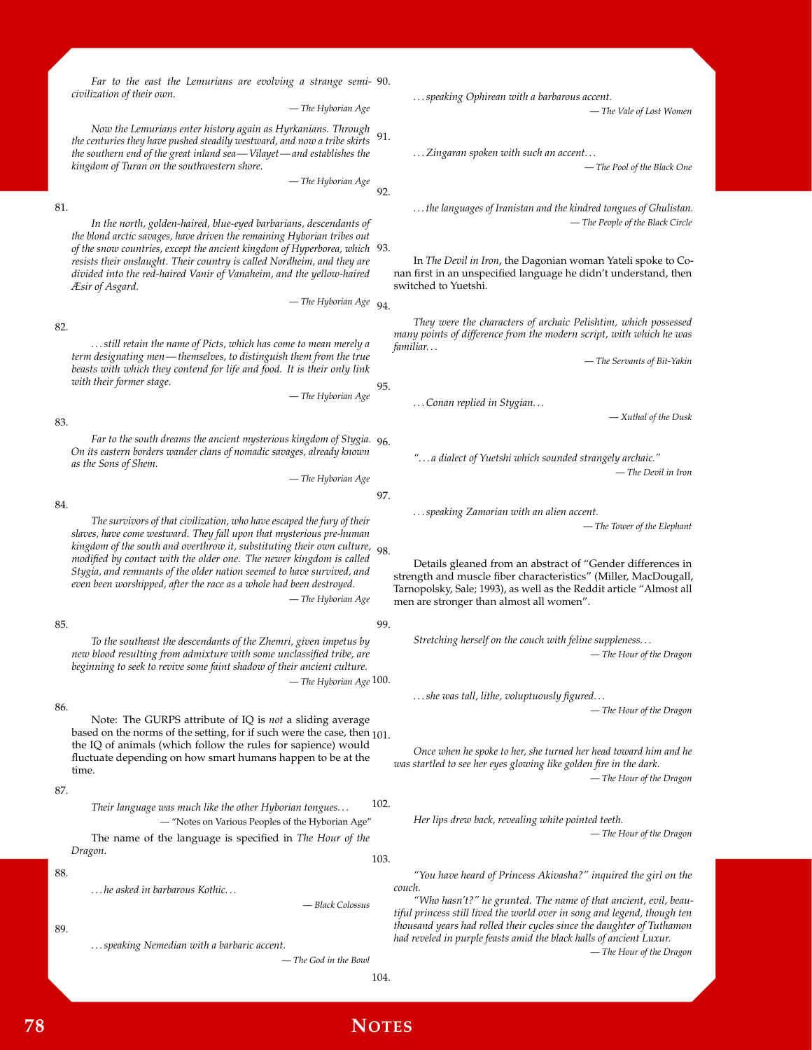*Far to the east the Lemurians are evolving a strange semi-civilization of their own.*

— *The Hyborian Age*

*Now the Lemurians enter history again as Hyrkanians. Through the centuries they have pushed steadily westward, and now a tribe skirts the southern end of the great inland sea—Vilayet—and establishes the kingdom of Turan on the southwestern shore.*

— *The Hyborian Age*

81.

*In the north, golden-haired, blue-eyed barbarians, descendants of the blond arctic savages, have driven the remaining Hyborian tribes out of the snow countries, except the ancient kingdom of Hyperborea, which resists their onslaught. Their country is called Nordheim, and they are divided into the red-haired Vanir of Vanaheim, and the yellow-haired Æsir of Asgard.*

— *The Hyborian Age*

82.

*. . . still retain the name of Picts, which has come to mean merely a term designating men—themselves, to distinguish them from the true beasts with which they contend for life and food. It is their only link with their former stage.*

— *The Hyborian Age*

83.

*Far to the south dreams the ancient mysterious kingdom of Stygia. On its eastern borders wander clans of nomadic savages, already known as the Sons of Shem.*

— *The Hyborian Age*

84.

*The survivors of that civilization, who have escaped the fury of their slaves, have come westward. They fall upon that mysterious pre-human kingdom of the south and overthrow it, substituting their own culture, modified by contact with the older one. The newer kingdom is called Stygia, and remnants of the older nation seemed to have survived, and even been worshipped, after the race as a whole had been destroyed.*

— *The Hyborian Age*

85.

*To the southeast the descendants of the Zhemri, given impetus by new blood resulting from admixture with some unclassified tribe, are beginning to seek to revive some faint shadow of their ancient culture.*

— *The Hyborian Age*

86.

Note: The GURPS attribute of IQ is *not* a sliding average based on the norms of the setting, for if such were the case, then the IQ of animals (which follow the rules for sapience) would fluctuate depending on how smart humans happen to be at the time.

87.

*Their language was much like the other Hyborian tongues. . .*

— "Notes on Various Peoples of the Hyborian Age"

The name of the language is specified in *The Hour of the Dragon*.

88.

*. . . he asked in barbarous Kothic. . .*

— *Black Colossus*

89.

*. . . speaking Nemedian with a barbaric accent.*

— *The God in the Bowl*

90.

*. . . speaking Ophirean with a barbarous accent.*

— *The Vale of Lost Women*

91.

*. . . Zingaran spoken with such an accent. . .*

— *The Pool of the Black One*

92.

*. . . the languages of Iranistan and the kindred tongues of Ghulistan.*

— *The People of the Black Circle*

93.

In *The Devil in Iron*, the Dagonian woman Yateli spoke to Conan first in an unspecified language he didn't understand, then switched to Yuetshi.

94.

*They were the characters of archaic Pelishtim, which possessed many points of difference from the modern script, with which he was familiar. . .*

— *The Servants of Bit-Yakin*

95.

*. . . Conan replied in Stygian. . .*

— *Xuthal of the Dusk*

96.

*". . . a dialect of Yuetshi which sounded strangely archaic."*

— *The Devil in Iron*

97.

*. . . speaking Zamorian with an alien accent.*

— *The Tower of the Elephant*

98.

Details gleaned from an abstract of "Gender differences in strength and muscle fiber characteristics" (Miller, MacDougall, Tarnopolsky, Sale; 1993), as well as the Reddit article "Almost all men are stronger than almost all women".

99.

*Stretching herself on the couch with feline suppleness. . .*

— *The Hour of the Dragon*

100.

*. . . she was tall, lithe, voluptuously figured. . .*

— *The Hour of the Dragon*

101.

*Once when he spoke to her, she turned her head toward him and he was startled to see her eyes glowing like golden fire in the dark.*

— *The Hour of the Dragon*

102.

*Her lips drew back, revealing white pointed teeth.*

— *The Hour of the Dragon*

103.

*"You have heard of Princess Akivasha?" inquired the girl on the couch.*

*"Who hasn't?" he grunted. The name of that ancient, evil, beautiful princess still lived the world over in song and legend, though ten thousand years had rolled their cycles since the daughter of Tuthamon had reveled in purple feasts amid the black halls of ancient Luxur.*

— *The Hour of the Dragon*

104.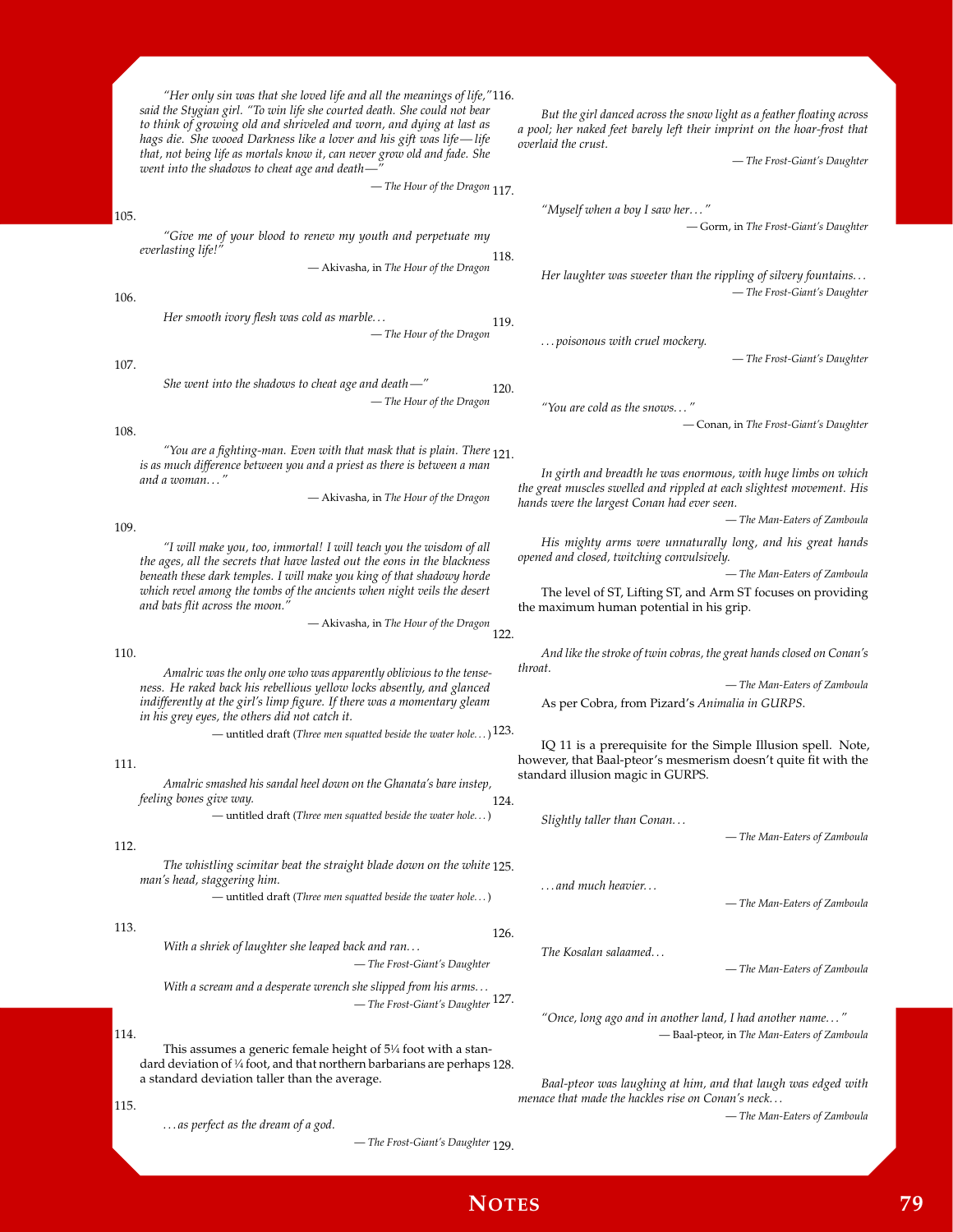"Her only sin was that she loved life and all the meanings of life," said the Stygian girl. "To win life she courted death. She could not bear to think of growing old and shriveled and worn, and dying at last as hags die. She wooed Darkness like a lover and his gift was life—life that, not being life as mortals know it, can never grow old and fade. She went into the shadows to cheat age and death—"

— *The Hour of the Dragon*

105.

*"Give me of your blood to renew my youth and perpetuate my everlasting life!"*

— Akivasha, in *The Hour of the Dragon*

106.

*Her smooth ivory flesh was cold as marble…*

— *The Hour of the Dragon*

107.

*She went into the shadows to cheat age and death—"*

— *The Hour of the Dragon*

108.

*"You are a fighting-man. Even with that mask that is plain. There is as much difference between you and a priest as there is between a man and a woman…"*

— Akivasha, in *The Hour of the Dragon*

109.

*"I will make you, too, immortal! I will teach you the wisdom of all the ages, all the secrets that have lasted out the eons in the blackness beneath these dark temples. I will make you king of that shadowy horde which revel among the tombs of the ancients when night veils the desert and bats flit across the moon."*

— Akivasha, in *The Hour of the Dragon*

110.

*Amalric was the only one who was apparently oblivious to the tenseness. He raked back his rebellious yellow locks absently, and glanced indifferently at the girl's limp figure. If there was a momentary gleam in his grey eyes, the others did not catch it.*

— untitled draft (*Three men squatted beside the water hole…*)

111.

*Amalric smashed his sandal heel down on the Ghanata's bare instep, feeling bones give way.*

— untitled draft (*Three men squatted beside the water hole…*)

112.

*The whistling scimitar beat the straight blade down on the white man's head, staggering him.*

— untitled draft (*Three men squatted beside the water hole…*)

113.

*With a shriek of laughter she leaped back and ran…*

— *The Frost-Giant's Daughter*

*With a scream and a desperate wrench she slipped from his arms…*

— *The Frost-Giant's Daughter*

114.

This assumes a generic female height of 5¼ foot with a standard deviation of ¼ foot, and that northern barbarians are perhaps a standard deviation taller than the average.

115.

*…as perfect as the dream of a god.*

— *The Frost-Giant's Daughter*

116.

*But the girl danced across the snow light as a feather floating across a pool; her naked feet barely left their imprint on the hoar-frost that overlaid the crust.*

— *The Frost-Giant's Daughter*

117.

*"Myself when a boy I saw her…"*

— Gorm, in *The Frost-Giant's Daughter*

118.

*Her laughter was sweeter than the rippling of silvery fountains…*

— *The Frost-Giant's Daughter*

119.

*…poisonous with cruel mockery.*

— *The Frost-Giant's Daughter*

120.

*"You are cold as the snows…"*

— Conan, in *The Frost-Giant's Daughter*

121.

*In girth and breadth he was enormous, with huge limbs on which the great muscles swelled and rippled at each slightest movement. His hands were the largest Conan had ever seen.*

— *The Man-Eaters of Zamboula*

*His mighty arms were unnaturally long, and his great hands opened and closed, twitching convulsively.*

— *The Man-Eaters of Zamboula*

The level of ST, Lifting ST, and Arm ST focuses on providing the maximum human potential in his grip.

122.

*And like the stroke of twin cobras, the great hands closed on Conan's throat.*

— *The Man-Eaters of Zamboula*

As per Cobra, from Pizard's *Animalia in GURPS*.

123.

IQ 11 is a prerequisite for the Simple Illusion spell. Note, however, that Baal-pteor's mesmerism doesn't quite fit with the standard illusion magic in GURPS.

124.

*Slightly taller than Conan…*

— *The Man-Eaters of Zamboula*

125.

*…and much heavier…*

— *The Man-Eaters of Zamboula*

126.

*The Kosalan salaamed…*

— *The Man-Eaters of Zamboula*

127.

*"Once, long ago and in another land, I had another name…"*

— Baal-pteor, in *The Man-Eaters of Zamboula*

128.

*Baal-pteor was laughing at him, and that laugh was edged with menace that made the hackles rise on Conan's neck…*

— *The Man-Eaters of Zamboula*

129.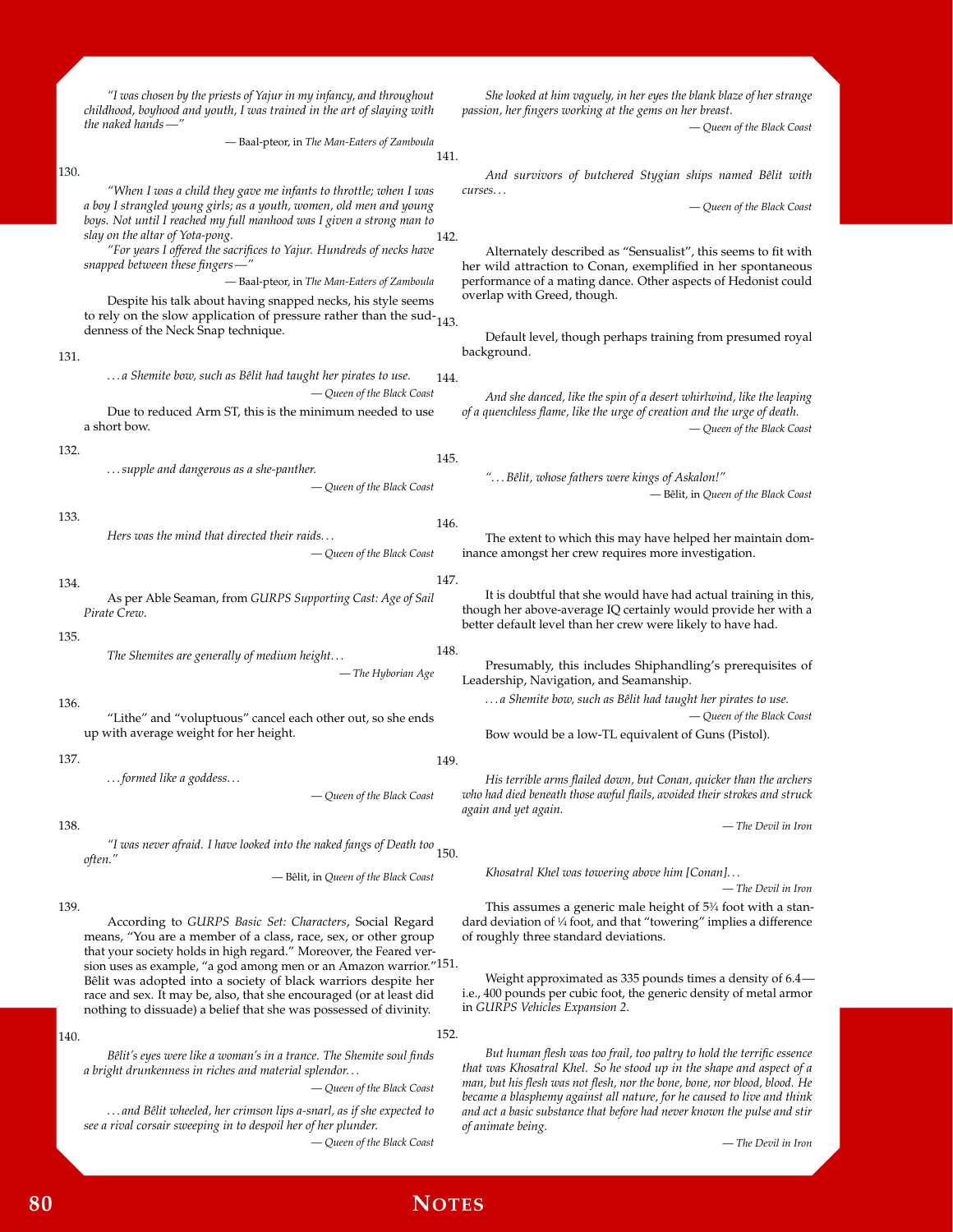*"I was chosen by the priests of Yajur in my infancy, and throughout childhood, boyhood and youth, I was trained in the art of slaying with the naked hands—"*

— Baal-pteor, in *The Man-Eaters of Zamboula*

130.

*"When I was a child they gave me infants to throttle; when I was a boy I strangled young girls; as a youth, women, old men and young boys. Not until I reached my full manhood was I given a strong man to slay on the altar of Yota-pong.*

*"For years I offered the sacrifices to Yajur. Hundreds of necks have snapped between these fingers—"*

— Baal-pteor, in *The Man-Eaters of Zamboula*

Despite his talk about having snapped necks, his style seems to rely on the slow application of pressure rather than the suddenness of the Neck Snap technique.

131.

*. . . a Shemite bow, such as Bêlit had taught her pirates to use.*

— *Queen of the Black Coast*

Due to reduced Arm ST, this is the minimum needed to use a short bow.

132.

*. . . supple and dangerous as a she-panther.*

— *Queen of the Black Coast*

133.

*Hers was the mind that directed their raids. . .*

— *Queen of the Black Coast*

134.

As per Able Seaman, from *GURPS Supporting Cast: Age of Sail Pirate Crew*.

135.

*The Shemites are generally of medium height. . .*

— *The Hyborian Age*

136.

"Lithe" and "voluptuous" cancel each other out, so she ends up with average weight for her height.

137.

*. . . formed like a goddess. . .*

— *Queen of the Black Coast*

138.

*"I was never afraid. I have looked into the naked fangs of Death too often."*

— Bêlit, in *Queen of the Black Coast*

139.

According to *GURPS Basic Set: Characters*, Social Regard means, "You are a member of a class, race, sex, or other group that your society holds in high regard." Moreover, the Feared version uses as example, "a god among men or an Amazon warrior." Bêlit was adopted into a society of black warriors despite her race and sex. It may be, also, that she encouraged (or at least did nothing to dissuade) a belief that she was possessed of divinity.

140.

*Bêlit's eyes were like a woman's in a trance. The Shemite soul finds a bright drunkenness in riches and material splendor. . .*

— *Queen of the Black Coast*

*. . . and Bêlit wheeled, her crimson lips a-snarl, as if she expected to see a rival corsair sweeping in to despoil her of her plunder.*

— *Queen of the Black Coast*

*She looked at him vaguely, in her eyes the blank blaze of her strange passion, her fingers working at the gems on her breast.*

— *Queen of the Black Coast*

141.

*And survivors of butchered Stygian ships named Bêlit with curses. . .*

— *Queen of the Black Coast*

142.

Alternately described as "Sensualist", this seems to fit with her wild attraction to Conan, exemplified in her spontaneous performance of a mating dance. Other aspects of Hedonist could overlap with Greed, though.

143.

Default level, though perhaps training from presumed royal background.

144.

*And she danced, like the spin of a desert whirlwind, like the leaping of a quenchless flame, like the urge of creation and the urge of death.*

— *Queen of the Black Coast*

145.

*". . . Bêlit, whose fathers were kings of Askalon!"*

— Bêlit, in *Queen of the Black Coast*

146.

The extent to which this may have helped her maintain dominance amongst her crew requires more investigation.

147.

It is doubtful that she would have had actual training in this, though her above-average IQ certainly would provide her with a better default level than her crew were likely to have had.

148.

Presumably, this includes Shiphandling's prerequisites of Leadership, Navigation, and Seamanship.

*. . . a Shemite bow, such as Bêlit had taught her pirates to use.*

— *Queen of the Black Coast*

Bow would be a low-TL equivalent of Guns (Pistol).

149.

*His terrible arms flailed down, but Conan, quicker than the archers who had died beneath those awful flails, avoided their strokes and struck again and yet again.*

— *The Devil in Iron*

150.

*Khosatral Khel was towering above him [Conan]. . .*

— *The Devil in Iron*

This assumes a generic male height of 5¾ foot with a standard deviation of ¼ foot, and that "towering" implies a difference of roughly three standard deviations.

151.

Weight approximated as 335 pounds times a density of 6.4—i.e., 400 pounds per cubic foot, the generic density of metal armor in *GURPS Vehicles Expansion 2*.

152.

*But human flesh was too frail, too paltry to hold the terrific essence that was Khosatral Khel. So he stood up in the shape and aspect of a man, but his flesh was not flesh, nor the bone, bone, nor blood, blood. He became a blasphemy against all nature, for he caused to live and think and act a basic substance that before had never known the pulse and stir of animate being.*

— *The Devil in Iron*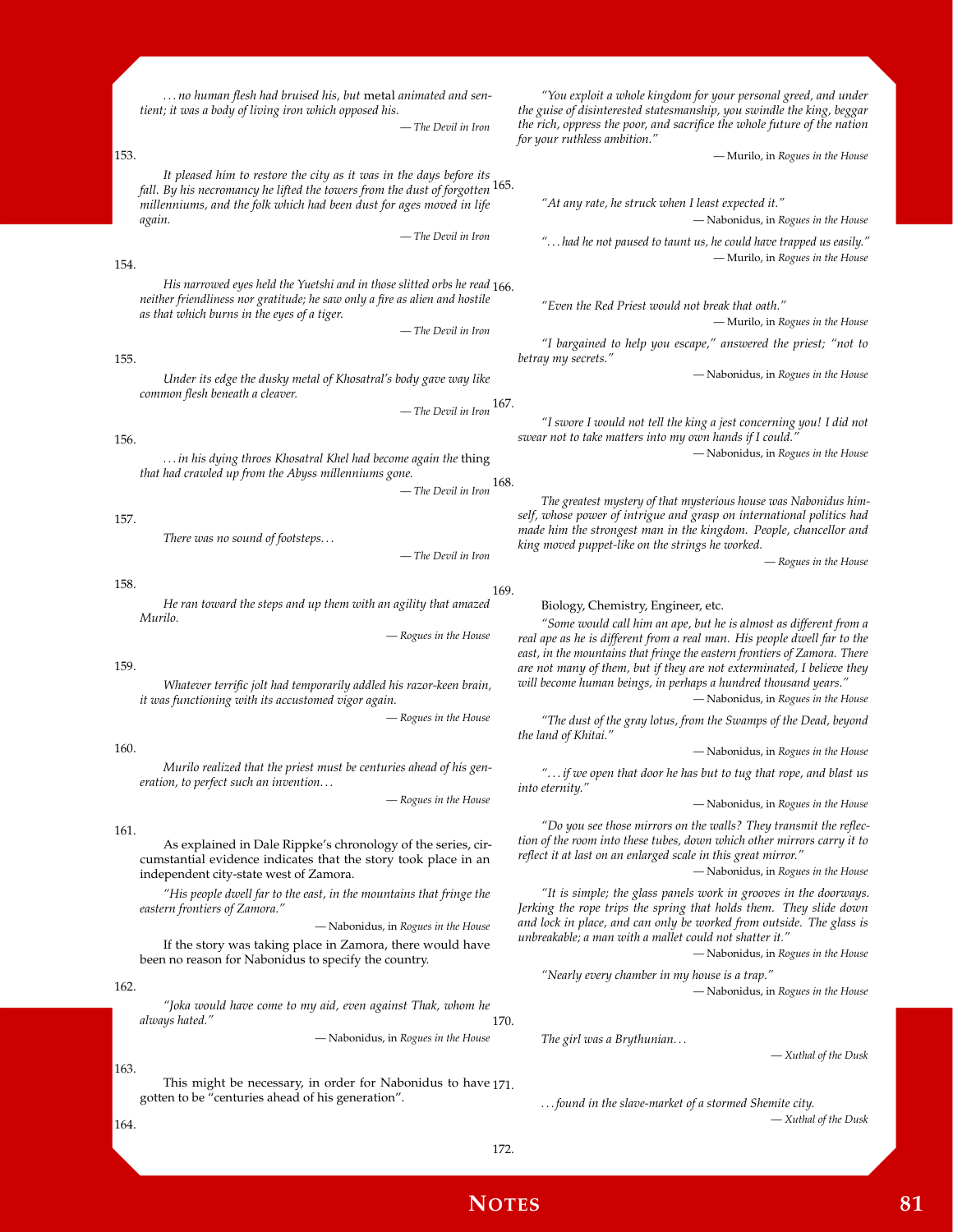*…no human flesh had bruised his, but* metal *animated and sentient; it was a body of living iron which opposed his.*

— *The Devil in Iron*

153.

*It pleased him to restore the city as it was in the days before its fall. By his necromancy he lifted the towers from the dust of forgotten millenniums, and the folk which had been dust for ages moved in life again.*

— *The Devil in Iron*

154.

*His narrowed eyes held the Yuetshi and in those slitted orbs he read neither friendliness nor gratitude; he saw only a fire as alien and hostile as that which burns in the eyes of a tiger.*

— *The Devil in Iron*

155.

*Under its edge the dusky metal of Khosatral's body gave way like common flesh beneath a cleaver.*

— *The Devil in Iron*

156.

*…in his dying throes Khosatral Khel had become again the* thing *that had crawled up from the Abyss millenniums gone.*

— *The Devil in Iron*

157.

*There was no sound of footsteps…*

— *The Devil in Iron*

158.

*He ran toward the steps and up them with an agility that amazed Murilo.*

— *Rogues in the House*

159.

*Whatever terrific jolt had temporarily addled his razor-keen brain, it was functioning with its accustomed vigor again.*

— *Rogues in the House*

160.

*Murilo realized that the priest must be centuries ahead of his generation, to perfect such an invention…*

— *Rogues in the House*

161.

As explained in Dale Rippke's chronology of the series, circumstantial evidence indicates that the story took place in an independent city-state west of Zamora.

*"His people dwell far to the east, in the mountains that fringe the eastern frontiers of Zamora."*

— Nabonidus, in *Rogues in the House*

If the story was taking place in Zamora, there would have been no reason for Nabonidus to specify the country.

162.

*"Joka would have come to my aid, even against Thak, whom he always hated."*

— Nabonidus, in *Rogues in the House*

163.

This might be necessary, in order for Nabonidus to have gotten to be "centuries ahead of his generation".

164.

*"You exploit a whole kingdom for your personal greed, and under the guise of disinterested statesmanship, you swindle the king, beggar the rich, oppress the poor, and sacrifice the whole future of the nation for your ruthless ambition."*

— Murilo, in *Rogues in the House*

165.

*"At any rate, he struck when I least expected it."*

— Nabonidus, in *Rogues in the House*

*"…had he not paused to taunt us, he could have trapped us easily."*

— Murilo, in *Rogues in the House*

166.

*"Even the Red Priest would not break that oath."*

— Murilo, in *Rogues in the House*

*"I bargained to help you escape," answered the priest; "not to betray my secrets."*

— Nabonidus, in *Rogues in the House*

167.

*"I swore I would not tell the king a jest concerning you! I did not swear not to take matters into my own hands if I could."*

— Nabonidus, in *Rogues in the House*

168.

*The greatest mystery of that mysterious house was Nabonidus himself, whose power of intrigue and grasp on international politics had made him the strongest man in the kingdom. People, chancellor and king moved puppet-like on the strings he worked.*

— *Rogues in the House*

169.

Biology, Chemistry, Engineer, etc.

*"Some would call him an ape, but he is almost as different from a real ape as he is different from a real man. His people dwell far to the east, in the mountains that fringe the eastern frontiers of Zamora. There are not many of them, but if they are not exterminated, I believe they will become human beings, in perhaps a hundred thousand years."*

— Nabonidus, in *Rogues in the House*

*"The dust of the gray lotus, from the Swamps of the Dead, beyond the land of Khitai."*

— Nabonidus, in *Rogues in the House*

*"…if we open that door he has but to tug that rope, and blast us into eternity."*

— Nabonidus, in *Rogues in the House*

*"Do you see those mirrors on the walls? They transmit the reflection of the room into these tubes, down which other mirrors carry it to reflect it at last on an enlarged scale in this great mirror."*

— Nabonidus, in *Rogues in the House*

*"It is simple; the glass panels work in grooves in the doorways. Jerking the rope trips the spring that holds them. They slide down and lock in place, and can only be worked from outside. The glass is unbreakable; a man with a mallet could not shatter it."*

— Nabonidus, in *Rogues in the House*

*"Nearly every chamber in my house is a trap."*

— Nabonidus, in *Rogues in the House*

170.

*The girl was a Brythunian…*

— *Xuthal of the Dusk*

171.

*…found in the slave-market of a stormed Shemite city.*

— *Xuthal of the Dusk*

172.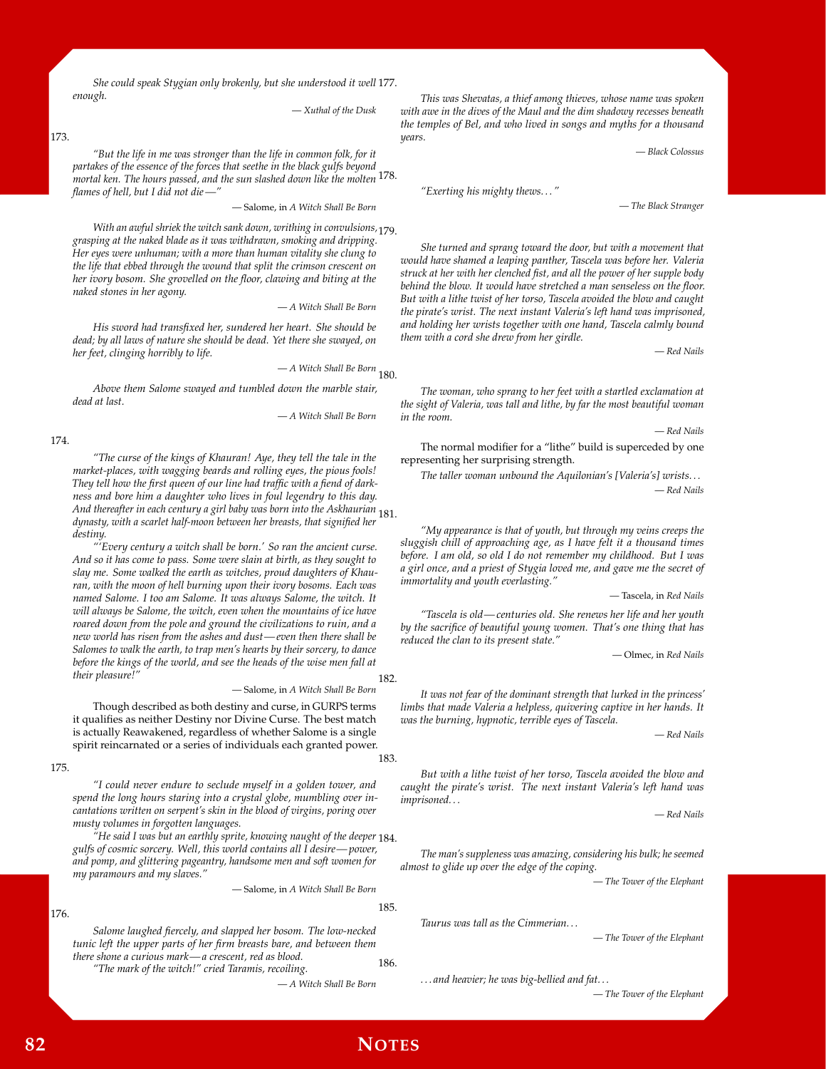*She could speak Stygian only brokenly, but she understood it well enough.*

— *Xuthal of the Dusk*

173.

*"But the life in me was stronger than the life in common folk, for it partakes of the essence of the forces that seethe in the black gulfs beyond mortal ken. The hours passed, and the sun slashed down like the molten flames of hell, but I did not die—"*

— Salome, in *A Witch Shall Be Born*

*With an awful shriek the witch sank down, writhing in convulsions, grasping at the naked blade as it was withdrawn, smoking and dripping. Her eyes were unhuman; with a more than human vitality she clung to the life that ebbed through the wound that split the crimson crescent on her ivory bosom. She grovelled on the floor, clawing and biting at the naked stones in her agony.*

— *A Witch Shall Be Born*

*His sword had transfixed her, sundered her heart. She should be dead; by all laws of nature she should be dead. Yet there she swayed, on her feet, clinging horribly to life.*

— *A Witch Shall Be Born*

*Above them Salome swayed and tumbled down the marble stair, dead at last.*

— *A Witch Shall Be Born*

174.

*"The curse of the kings of Khauran! Aye, they tell the tale in the market-places, with wagging beards and rolling eyes, the pious fools! They tell how the first queen of our line had traffic with a fiend of darkness and bore him a daughter who lives in foul legendry to this day. And thereafter in each century a girl baby was born into the Askhaurian dynasty, with a scarlet half-moon between her breasts, that signified her destiny.*

*"'Every century a witch shall be born.' So ran the ancient curse. And so it has come to pass. Some were slain at birth, as they sought to slay me. Some walked the earth as witches, proud daughters of Khauran, with the moon of hell burning upon their ivory bosoms. Each was named Salome. I too am Salome. It was always Salome, the witch. It will always be Salome, the witch, even when the mountains of ice have roared down from the pole and ground the civilizations to ruin, and a new world has risen from the ashes and dust—even then there shall be Salomes to walk the earth, to trap men's hearts by their sorcery, to dance before the kings of the world, and see the heads of the wise men fall at their pleasure!"*

— Salome, in *A Witch Shall Be Born*

Though described as both destiny and curse, in GURPS terms it qualifies as neither Destiny nor Divine Curse. The best match is actually Reawakened, regardless of whether Salome is a single spirit reincarnated or a series of individuals each granted power.

175.

*"I could never endure to seclude myself in a golden tower, and spend the long hours staring into a crystal globe, mumbling over incantations written on serpent's skin in the blood of virgins, poring over musty volumes in forgotten languages.*

*"He said I was but an earthly sprite, knowing naught of the deeper gulfs of cosmic sorcery. Well, this world contains all I desire—power, and pomp, and glittering pageantry, handsome men and soft women for my paramours and my slaves."*

— Salome, in *A Witch Shall Be Born*

176.

*Salome laughed fiercely, and slapped her bosom. The low-necked tunic left the upper parts of her firm breasts bare, and between them there shone a curious mark—a crescent, red as blood.*

*"The mark of the witch!" cried Taramis, recoiling.*

— *A Witch Shall Be Born*

177.

*This was Shevatas, a thief among thieves, whose name was spoken with awe in the dives of the Maul and the dim shadowy recesses beneath the temples of Bel, and who lived in songs and myths for a thousand years.*

— *Black Colossus*

178.

*"Exerting his mighty thews…"*

— *The Black Stranger*

179.

*She turned and sprang toward the door, but with a movement that would have shamed a leaping panther, Tascela was before her. Valeria struck at her with her clenched fist, and all the power of her supple body behind the blow. It would have stretched a man senseless on the floor. But with a lithe twist of her torso, Tascela avoided the blow and caught the pirate's wrist. The next instant Valeria's left hand was imprisoned, and holding her wrists together with one hand, Tascela calmly bound them with a cord she drew from her girdle.*

— *Red Nails*

180.

*The woman, who sprang to her feet with a startled exclamation at the sight of Valeria, was tall and lithe, by far the most beautiful woman in the room.*

— *Red Nails*

The normal modifier for a "lithe" build is superceded by one representing her surprising strength.

*The taller woman unbound the Aquilonian's [Valeria's] wrists…*

— *Red Nails*

181.

*"My appearance is that of youth, but through my veins creeps the sluggish chill of approaching age, as I have felt it a thousand times before. I am old, so old I do not remember my childhood. But I was a girl once, and a priest of Stygia loved me, and gave me the secret of immortality and youth everlasting."*

— Tascela, in *Red Nails*

*"Tascela is old—centuries old. She renews her life and her youth by the sacrifice of beautiful young women. That's one thing that has reduced the clan to its present state."*

— Olmec, in *Red Nails*

182.

*It was not fear of the dominant strength that lurked in the princess' limbs that made Valeria a helpless, quivering captive in her hands. It was the burning, hypnotic, terrible eyes of Tascela.*

— *Red Nails*

183.

*But with a lithe twist of her torso, Tascela avoided the blow and caught the pirate's wrist. The next instant Valeria's left hand was imprisoned…*

— *Red Nails*

184.

*The man's suppleness was amazing, considering his bulk; he seemed almost to glide up over the edge of the coping.*

— *The Tower of the Elephant*

185.

*Taurus was tall as the Cimmerian…*

— *The Tower of the Elephant*

186.

*…and heavier; he was big-bellied and fat…*

— *The Tower of the Elephant*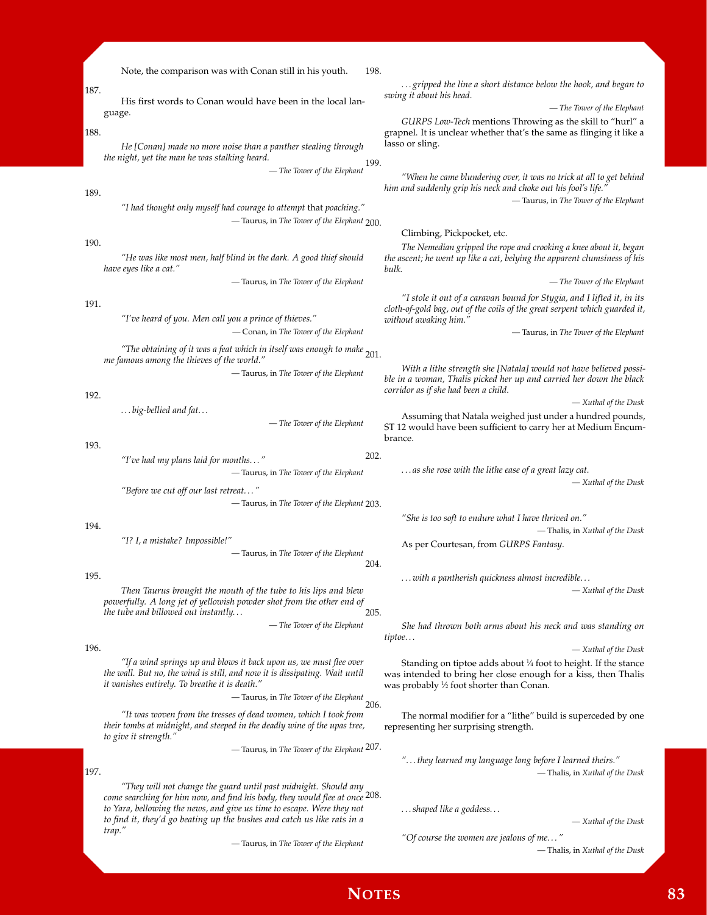Note, the comparison was with Conan still in his youth.

187.

His first words to Conan would have been in the local language.

188.

*He [Conan] made no more noise than a panther stealing through the night, yet the man he was stalking heard.*

— *The Tower of the Elephant*

189.

*"I had thought only myself had courage to attempt* that *poaching."*

— Taurus, in *The Tower of the Elephant*

190.

*"He was like most men, half blind in the dark. A good thief should have eyes like a cat."*

— Taurus, in *The Tower of the Elephant*

191.

*"I've heard of you. Men call you a prince of thieves."*

— Conan, in *The Tower of the Elephant*

*"The obtaining of it was a feat which in itself was enough to make me famous among the thieves of the world."*

— Taurus, in *The Tower of the Elephant*

192.

*. . . big-bellied and fat. . .*

— *The Tower of the Elephant*

193.

*"I've had my plans laid for months. . . "*

— Taurus, in *The Tower of the Elephant*

*"Before we cut off our last retreat. . . "*

— Taurus, in *The Tower of the Elephant*

194.

*"I? I, a mistake? Impossible!"*

— Taurus, in *The Tower of the Elephant*

195.

*Then Taurus brought the mouth of the tube to his lips and blew powerfully. A long jet of yellowish powder shot from the other end of the tube and billowed out instantly. . .*

— *The Tower of the Elephant*

196.

*"If a wind springs up and blows it back upon us, we must flee over the wall. But no, the wind is still, and now it is dissipating. Wait until it vanishes entirely. To breathe it is death."*

— Taurus, in *The Tower of the Elephant*

*"It was woven from the tresses of dead women, which I took from their tombs at midnight, and steeped in the deadly wine of the upas tree, to give it strength."*

— Taurus, in *The Tower of the Elephant*

197.

*"They will not change the guard until past midnight. Should any come searching for him now, and find his body, they would flee at once to Yara, bellowing the news, and give us time to escape. Were they not to find it, they'd go beating up the bushes and catch us like rats in a trap."*

— Taurus, in *The Tower of the Elephant*

198.

*. . . gripped the line a short distance below the hook, and began to swing it about his head.*

— *The Tower of the Elephant*

*GURPS Low-Tech* mentions Throwing as the skill to "hurl" a grapnel. It is unclear whether that's the same as flinging it like a lasso or sling.

199.

*"When he came blundering over, it was no trick at all to get behind him and suddenly grip his neck and choke out his fool's life."*

— Taurus, in *The Tower of the Elephant*

200.

Climbing, Pickpocket, etc.

*The Nemedian gripped the rope and crooking a knee about it, began the ascent; he went up like a cat, belying the apparent clumsiness of his bulk.*

— *The Tower of the Elephant*

*"I stole it out of a caravan bound for Stygia, and I lifted it, in its cloth-of-gold bag, out of the coils of the great serpent which guarded it, without awaking him."*

— Taurus, in *The Tower of the Elephant*

201.

*With a lithe strength she [Natala] would not have believed possible in a woman, Thalis picked her up and carried her down the black corridor as if she had been a child.*

— *Xuthal of the Dusk*

Assuming that Natala weighed just under a hundred pounds, ST 12 would have been sufficient to carry her at Medium Encumbrance.

202.

*. . . as she rose with the lithe ease of a great lazy cat.*

— *Xuthal of the Dusk*

203.

*"She is too soft to endure what I have thrived on."*

— Thalis, in *Xuthal of the Dusk*

As per Courtesan, from *GURPS Fantasy*.

204.

*. . . with a pantherish quickness almost incredible. . .*

— *Xuthal of the Dusk*

205.

*She had thrown both arms about his neck and was standing on tiptoe. . .*

— *Xuthal of the Dusk*

Standing on tiptoe adds about ¼ foot to height. If the stance was intended to bring her close enough for a kiss, then Thalis was probably ½ foot shorter than Conan.

206.

The normal modifier for a "lithe" build is superceded by one representing her surprising strength.

207.

*". . . they learned my language long before I learned theirs."*

— Thalis, in *Xuthal of the Dusk*

208.

*. . . shaped like a goddess. . .*

— *Xuthal of the Dusk*

*"Of course the women are jealous of me. . . "*

— Thalis, in *Xuthal of the Dusk*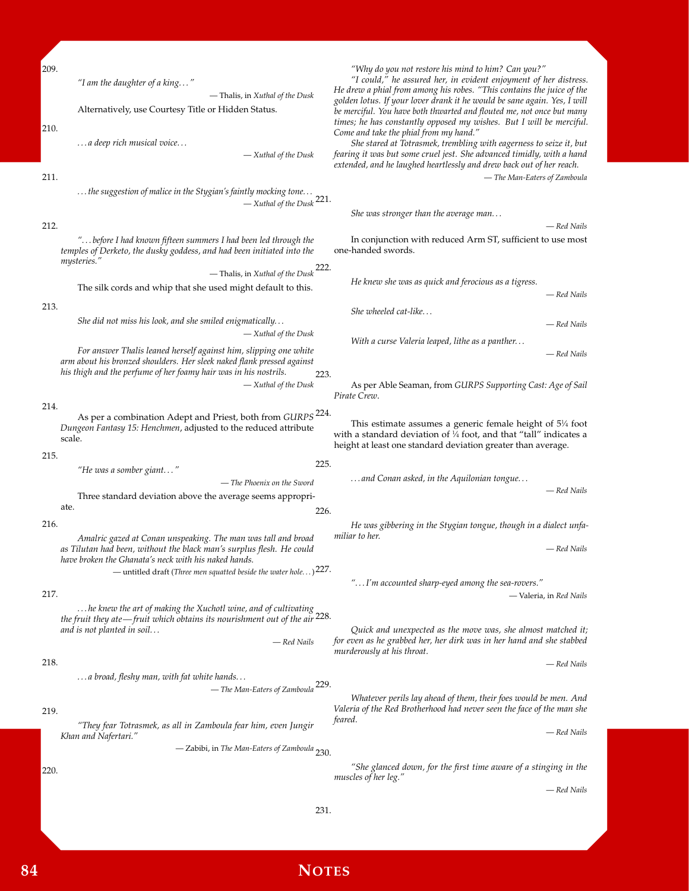209.

*"I am the daughter of a king…"*

— Thalis, in *Xuthal of the Dusk*

Alternatively, use Courtesy Title or Hidden Status.

210.

*…a deep rich musical voice…*

— *Xuthal of the Dusk*

211.

*…the suggestion of malice in the Stygian's faintly mocking tone…*

— *Xuthal of the Dusk*

212.

*"…before I had known fifteen summers I had been led through the temples of Derketo, the dusky goddess, and had been initiated into the mysteries."*

— Thalis, in *Xuthal of the Dusk*

The silk cords and whip that she used might default to this.

213.

*She did not miss his look, and she smiled enigmatically…*

— *Xuthal of the Dusk*

*For answer Thalis leaned herself against him, slipping one white arm about his bronzed shoulders. Her sleek naked flank pressed against his thigh and the perfume of her foamy hair was in his nostrils.*

— *Xuthal of the Dusk*

214.

As per a combination Adept and Priest, both from *GURPS Dungeon Fantasy 15: Henchmen*, adjusted to the reduced attribute scale.

215.

*"He was a somber giant…"*

— *The Phoenix on the Sword*

Three standard deviation above the average seems appropriate.

216.

*Amalric gazed at Conan unspeaking. The man was tall and broad as Tilutan had been, without the black man's surplus flesh. He could have broken the Ghanata's neck with his naked hands.*

— untitled draft (*Three men squatted beside the water hole…*)

217.

*…he knew the art of making the Xuchotl wine, and of cultivating the fruit they ate—fruit which obtains its nourishment out of the air and is not planted in soil…*

— *Red Nails*

218.

*…a broad, fleshy man, with fat white hands…*

— *The Man-Eaters of Zamboula*

219.

*"They fear Totrasmek, as all in Zamboula fear him, even Jungir Khan and Nafertari."*

— Zabibi, in *The Man-Eaters of Zamboula*

220.

*"Why do you not restore his mind to him? Can you?"*

*"I could," he assured her, in evident enjoyment of her distress. He drew a phial from among his robes. "This contains the juice of the golden lotus. If your lover drank it he would be sane again. Yes, I will be merciful. You have both thwarted and flouted me, not once but many times; he has constantly opposed my wishes. But I will be merciful. Come and take the phial from my hand."*

*She stared at Totrasmek, trembling with eagerness to seize it, but fearing it was but some cruel jest. She advanced timidly, with a hand extended, and he laughed heartlessly and drew back out of her reach.*

— *The Man-Eaters of Zamboula*

221.

*She was stronger than the average man…*

— *Red Nails*

In conjunction with reduced Arm ST, sufficient to use most one-handed swords.

222.

*He knew she was as quick and ferocious as a tigress.*

— *Red Nails*

*She wheeled cat-like…*

— *Red Nails*

*With a curse Valeria leaped, lithe as a panther…*

— *Red Nails*

223.

As per Able Seaman, from *GURPS Supporting Cast: Age of Sail Pirate Crew*.

224.

This estimate assumes a generic female height of 5¼ foot with a standard deviation of ¼ foot, and that "tall" indicates a height at least one standard deviation greater than average.

225.

*…and Conan asked, in the Aquilonian tongue…*

— *Red Nails*

226.

*He was gibbering in the Stygian tongue, though in a dialect unfamiliar to her.*

— *Red Nails*

227.

*"…I'm accounted sharp-eyed among the sea-rovers."*

— Valeria, in *Red Nails*

228.

*Quick and unexpected as the move was, she almost matched it; for even as he grabbed her, her dirk was in her hand and she stabbed murderously at his throat.*

— *Red Nails*

229.

*Whatever perils lay ahead of them, their foes would be men. And Valeria of the Red Brotherhood had never seen the face of the man she feared.*

— *Red Nails*

230.

*"She glanced down, for the first time aware of a stinging in the muscles of her leg."*

— *Red Nails*

231.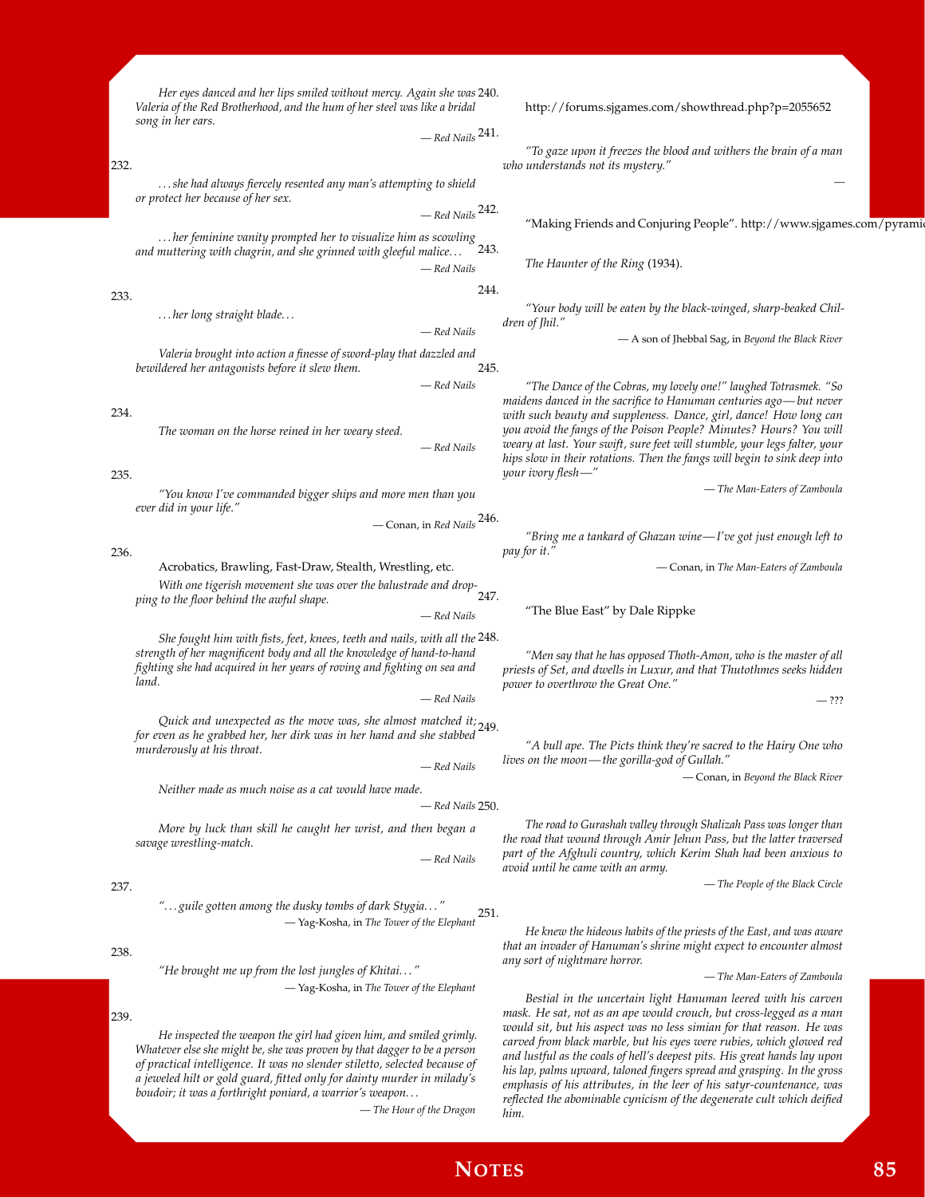*Her eyes danced and her lips smiled without mercy. Again she was Valeria of the Red Brotherhood, and the hum of her steel was like a bridal song in her ears.*

— *Red Nails*

232.

*. . . she had always fiercely resented any man's attempting to shield or protect her because of her sex.*

— *Red Nails*

*. . . her feminine vanity prompted her to visualize him as scowling and muttering with chagrin, and she grinned with gleeful malice. . .*

— *Red Nails*

233.

*. . . her long straight blade. . .*

— *Red Nails*

*Valeria brought into action a finesse of sword-play that dazzled and bewildered her antagonists before it slew them.*

— *Red Nails*

234.

*The woman on the horse reined in her weary steed.*

— *Red Nails*

235.

*"You know I've commanded bigger ships and more men than you ever did in your life."*

— Conan, in *Red Nails*

236.

Acrobatics, Brawling, Fast-Draw, Stealth, Wrestling, etc.

*With one tigerish movement she was over the balustrade and dropping to the floor behind the awful shape.*

— *Red Nails*

*She fought him with fists, feet, knees, teeth and nails, with all the strength of her magnificent body and all the knowledge of hand-to-hand fighting she had acquired in her years of roving and fighting on sea and land.*

— *Red Nails*

*Quick and unexpected as the move was, she almost matched it; for even as he grabbed her, her dirk was in her hand and she stabbed murderously at his throat.*

— *Red Nails*

*Neither made as much noise as a cat would have made.*

— *Red Nails*

*More by luck than skill he caught her wrist, and then began a savage wrestling-match.*

— *Red Nails*

237.

*". . . guile gotten among the dusky tombs of dark Stygia. . ."*

— Yag-Kosha, in *The Tower of the Elephant*

238.

*"He brought me up from the lost jungles of Khitai. . ."*

— Yag-Kosha, in *The Tower of the Elephant*

239.

*He inspected the weapon the girl had given him, and smiled grimly. Whatever else she might be, she was proven by that dagger to be a person of practical intelligence. It was no slender stiletto, selected because of a jeweled hilt or gold guard, fitted only for dainty murder in milady's boudoir; it was a forthright poniard, a warrior's weapon. . .*

— *The Hour of the Dragon*

240.

http://forums.sjgames.com/showthread.php?p=2055652

241.

*"To gaze upon it freezes the blood and withers the brain of a man who understands not its mystery."*

—

242.

"Making Friends and Conjuring People". http://www.sjgames.com/pyramid

243.

*The Haunter of the Ring* (1934).

244.

*"Your body will be eaten by the black-winged, sharp-beaked Children of Jhil."*

— A son of Jhebbal Sag, in *Beyond the Black River*

245.

*"The Dance of the Cobras, my lovely one!" laughed Totrasmek. "So maidens danced in the sacrifice to Hanuman centuries ago — but never with such beauty and suppleness. Dance, girl, dance! How long can you avoid the fangs of the Poison People? Minutes? Hours? You will weary at last. Your swift, sure feet will stumble, your legs falter, your hips slow in their rotations. Then the fangs will begin to sink deep into your ivory flesh —"*

— *The Man-Eaters of Zamboula*

246.

*"Bring me a tankard of Ghazan wine — I've got just enough left to pay for it."*

— Conan, in *The Man-Eaters of Zamboula*

247.

"The Blue East" by Dale Rippke

248.

*"Men say that he has opposed Thoth-Amon, who is the master of all priests of Set, and dwells in Luxur, and that Thutothmes seeks hidden power to overthrow the Great One."*

— ???

249.

*"A bull ape. The Picts think they're sacred to the Hairy One who lives on the moon — the gorilla-god of Gullah."*

— Conan, in *Beyond the Black River*

250.

*The road to Gurashah valley through Shalizah Pass was longer than the road that wound through Amir Jehun Pass, but the latter traversed part of the Afghuli country, which Kerim Shah had been anxious to avoid until he came with an army.*

— *The People of the Black Circle*

251.

*He knew the hideous habits of the priests of the East, and was aware that an invader of Hanuman's shrine might expect to encounter almost any sort of nightmare horror.*

— *The Man-Eaters of Zamboula*

*Bestial in the uncertain light Hanuman leered with his carven mask. He sat, not as an ape would crouch, but cross-legged as a man would sit, but his aspect was no less simian for that reason. He was carved from black marble, but his eyes were rubies, which glowed red and lustful as the coals of hell's deepest pits. His great hands lay upon his lap, palms upward, taloned fingers spread and grasping. In the gross emphasis of his attributes, in the leer of his satyr-countenance, was reflected the abominable cynicism of the degenerate cult which deified him.*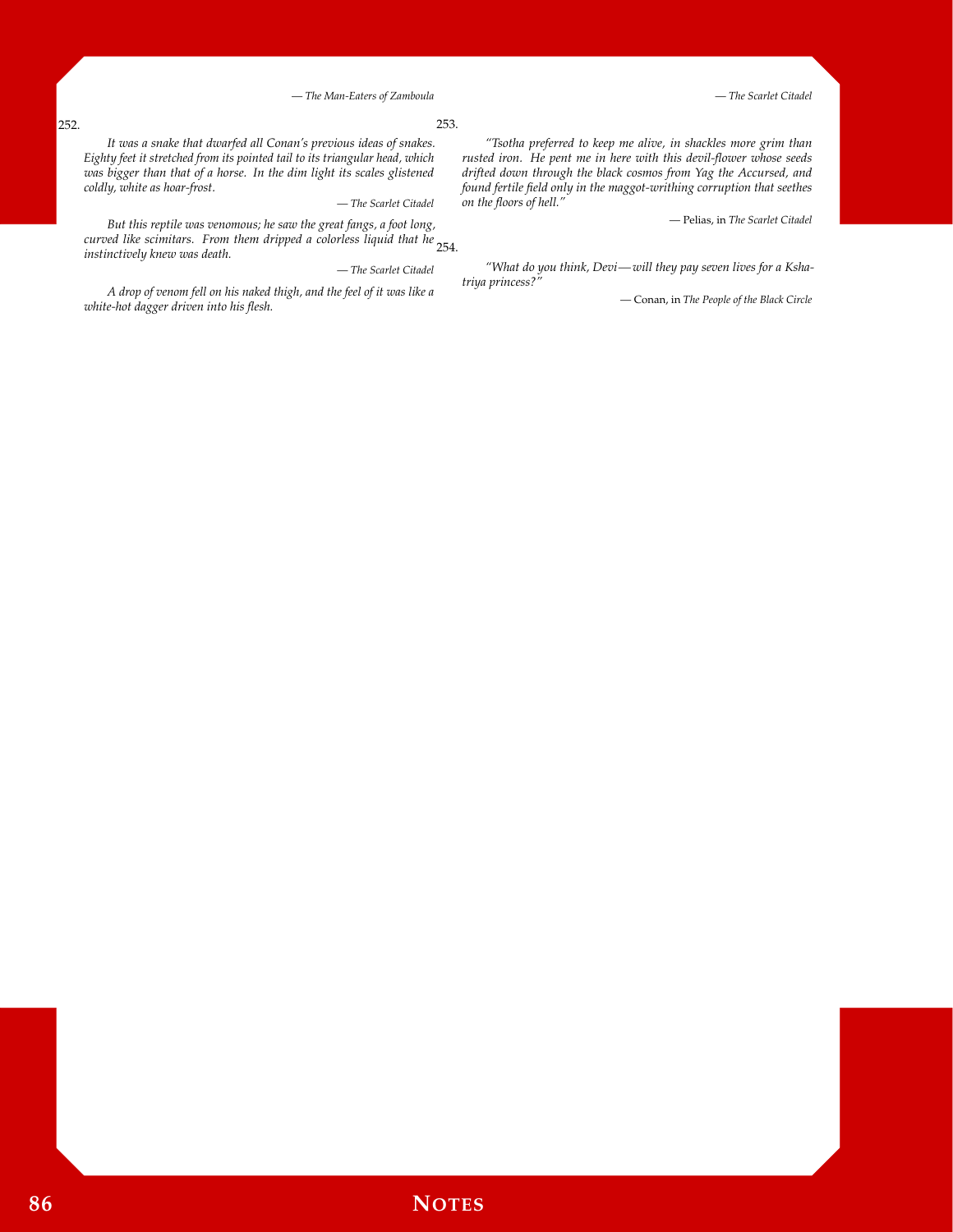— *The Man-Eaters of Zamboula*

252.

*It was a snake that dwarfed all Conan's previous ideas of snakes. Eighty feet it stretched from its pointed tail to its triangular head, which was bigger than that of a horse. In the dim light its scales glistened coldly, white as hoar-frost.*

— *The Scarlet Citadel*

*But this reptile was venomous; he saw the great fangs, a foot long, curved like scimitars. From them dripped a colorless liquid that he instinctively knew was death.*

— *The Scarlet Citadel*

*A drop of venom fell on his naked thigh, and the feel of it was like a white-hot dagger driven into his flesh.*

— *The Scarlet Citadel*

253.

*"Tsotha preferred to keep me alive, in shackles more grim than rusted iron. He pent me in here with this devil-flower whose seeds drifted down through the black cosmos from Yag the Accursed, and found fertile field only in the maggot-writhing corruption that seethes on the floors of hell."*

— Pelias, in *The Scarlet Citadel*

254.

*"What do you think, Devi—will they pay seven lives for a Kshatriya princess?"*

— Conan, in *The People of the Black Circle*